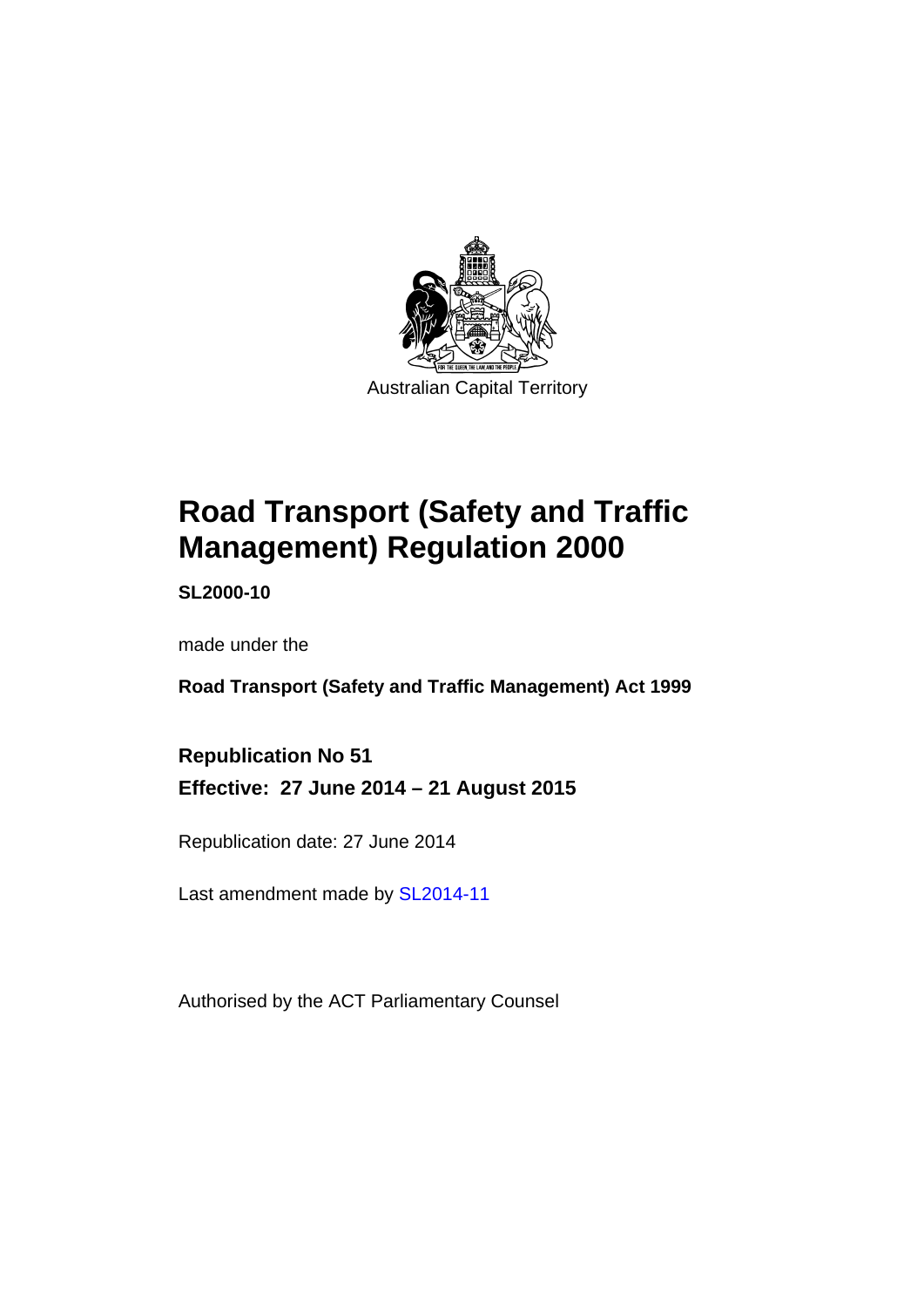Australian Capital Territory

# Road Transport (Safety and Traffic Management) Regulation 2000

**SL2000-10**

made under the

**Road Transport (Safety and Traffic Management) Act 1999**

**Republication No 51**

**Effective: 27 June 2014 – 21 August 2015**

Republication date: 27 June 2014

Last amendment made by SL2014-11

Authorised by the ACT Parliamentary Counsel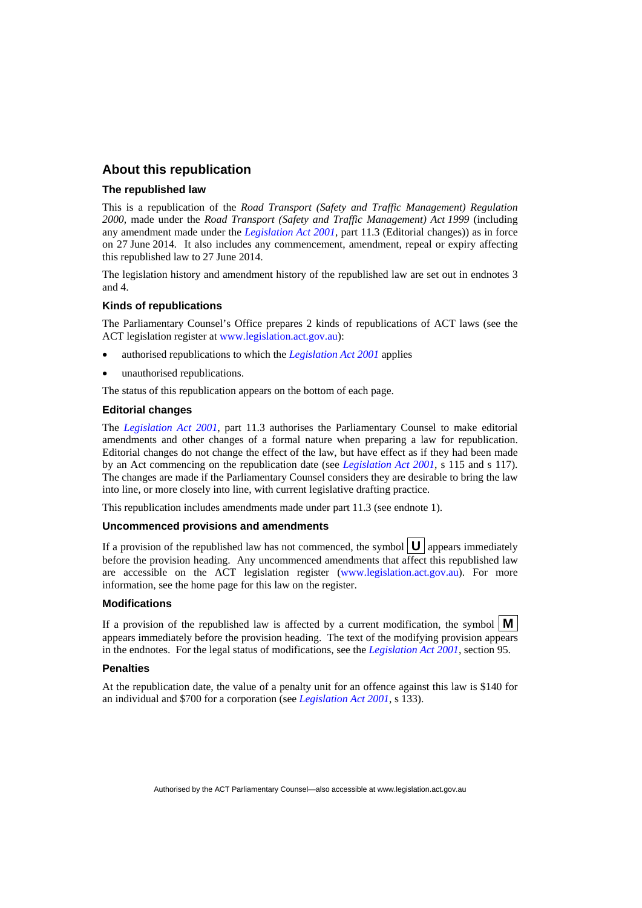## About this republication

### The republished law

This is a republication of the *Road Transport (Safety and Traffic Management) Regulation 2000*, made under the *Road Transport (Safety and Traffic Management) Act 1999* (including any amendment made under the *Legislation Act 2001*, part 11.3 (Editorial changes)) as in force on 27 June 2014. It also includes any commencement, amendment, repeal or expiry affecting this republished law to 27 June 2014.

The legislation history and amendment history of the republished law are set out in endnotes 3 and 4.

### Kinds of republications

The Parliamentary Counsel's Office prepares 2 kinds of republications of ACT laws (see the ACT legislation register at www.legislation.act.gov.au):

- authorised republications to which the *Legislation Act 2001* applies
- unauthorised republications.

The status of this republication appears on the bottom of each page.

### Editorial changes

The *Legislation Act 2001*, part 11.3 authorises the Parliamentary Counsel to make editorial amendments and other changes of a formal nature when preparing a law for republication. Editorial changes do not change the effect of the law, but have effect as if they had been made by an Act commencing on the republication date (see *Legislation Act 2001*, s 115 and s 117). The changes are made if the Parliamentary Counsel considers they are desirable to bring the law into line, or more closely into line, with current legislative drafting practice.

This republication includes amendments made under part 11.3 (see endnote 1).

### Uncommenced provisions and amendments

If a provision of the republished law has not commenced, the symbol **U** appears immediately before the provision heading. Any uncommenced amendments that affect this republished law are accessible on the ACT legislation register (www.legislation.act.gov.au). For more information, see the home page for this law on the register.

### Modifications

If a provision of the republished law is affected by a current modification, the symbol **M** appears immediately before the provision heading. The text of the modifying provision appears in the endnotes. For the legal status of modifications, see the *Legislation Act 2001*, section 95.

### Penalties

At the republication date, the value of a penalty unit for an offence against this law is $140 for an individual and $700 for a corporation (see *Legislation Act 2001*, s 133).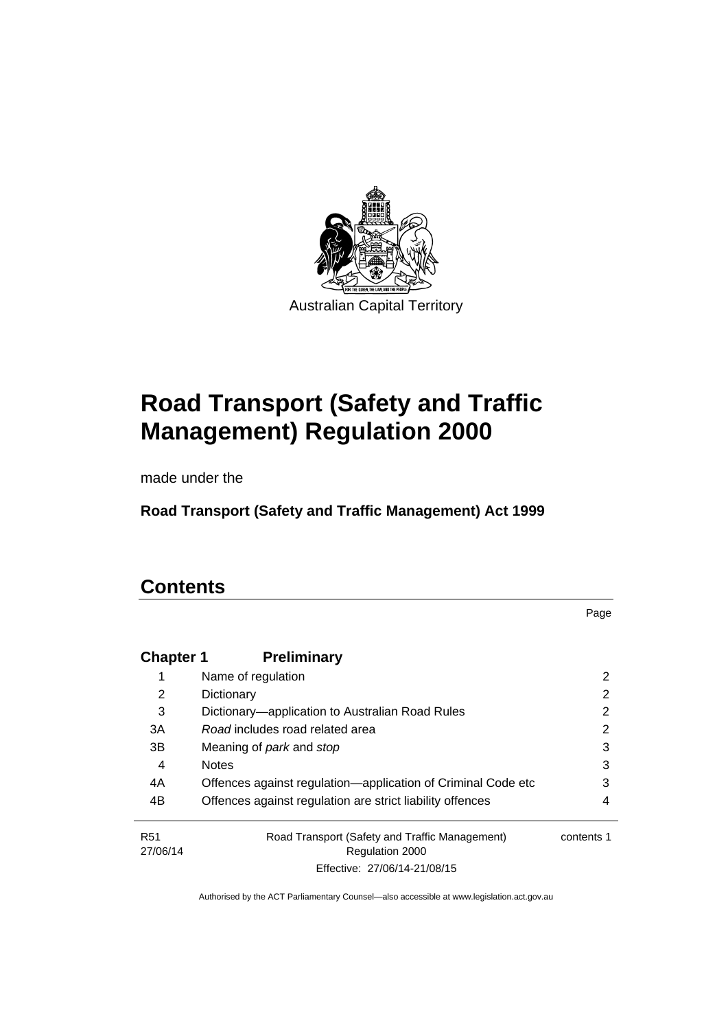Australian Capital Territory

# Road Transport (Safety and Traffic Management) Regulation 2000

made under the

**Road Transport (Safety and Traffic Management) Act 1999**

## Contents

| | | Page |
|---|---|---|
| **Chapter 1** | **Preliminary** | |
| 1 | Name of regulation | 2 |
| 2 | Dictionary | 2 |
| 3 | Dictionary—application to Australian Road Rules | 2 |
| 3A | *Road* includes road related area | 2 |
| 3B | Meaning of *park* and *stop* | 3 |
| 4 | Notes | 3 |
| 4A | Offences against regulation—application of Criminal Code etc | 3 |
| 4B | Offences against regulation are strict liability offences | 4 |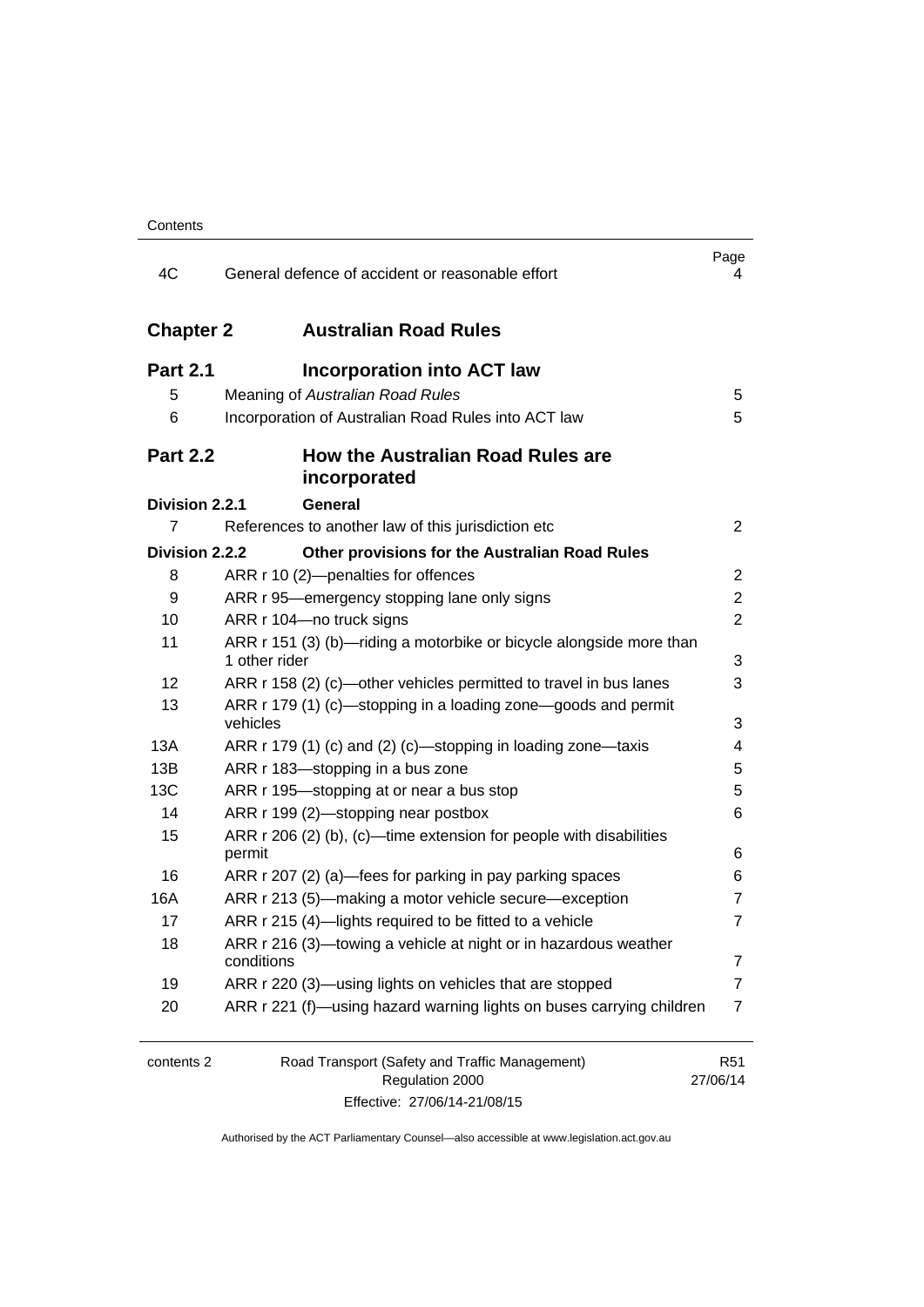| | | Page |
|---|---|---|
| 4C | General defence of accident or reasonable effort | 4 |
| **Chapter 2** | **Australian Road Rules** | |
| **Part 2.1** | **Incorporation into ACT law** | |
| 5 | Meaning of *Australian Road Rules* | 5 |
| 6 | Incorporation of Australian Road Rules into ACT law | 5 |
| **Part 2.2** | **How the Australian Road Rules are incorporated** | |
| **Division 2.2.1** | **General** | |
| 7 | References to another law of this jurisdiction etc | 2 |
| **Division 2.2.2** | **Other provisions for the Australian Road Rules** | |
| 8 | ARR r 10 (2)—penalties for offences | 2 |
| 9 | ARR r 95—emergency stopping lane only signs | 2 |
| 10 | ARR r 104—no truck signs | 2 |
| 11 | ARR r 151 (3) (b)—riding a motorbike or bicycle alongside more than 1 other rider | 3 |
| 12 | ARR r 158 (2) (c)—other vehicles permitted to travel in bus lanes | 3 |
| 13 | ARR r 179 (1) (c)—stopping in a loading zone—goods and permit vehicles | 3 |
| 13A | ARR r 179 (1) (c) and (2) (c)—stopping in loading zone—taxis | 4 |
| 13B | ARR r 183—stopping in a bus zone | 5 |
| 13C | ARR r 195—stopping at or near a bus stop | 5 |
| 14 | ARR r 199 (2)—stopping near postbox | 6 |
| 15 | ARR r 206 (2) (b), (c)—time extension for people with disabilities permit | 6 |
| 16 | ARR r 207 (2) (a)—fees for parking in pay parking spaces | 6 |
| 16A | ARR r 213 (5)—making a motor vehicle secure—exception | 7 |
| 17 | ARR r 215 (4)—lights required to be fitted to a vehicle | 7 |
| 18 | ARR r 216 (3)—towing a vehicle at night or in hazardous weather conditions | 7 |
| 19 | ARR r 220 (3)—using lights on vehicles that are stopped | 7 |
| 20 | ARR r 221 (f)—using hazard warning lights on buses carrying children | 7 |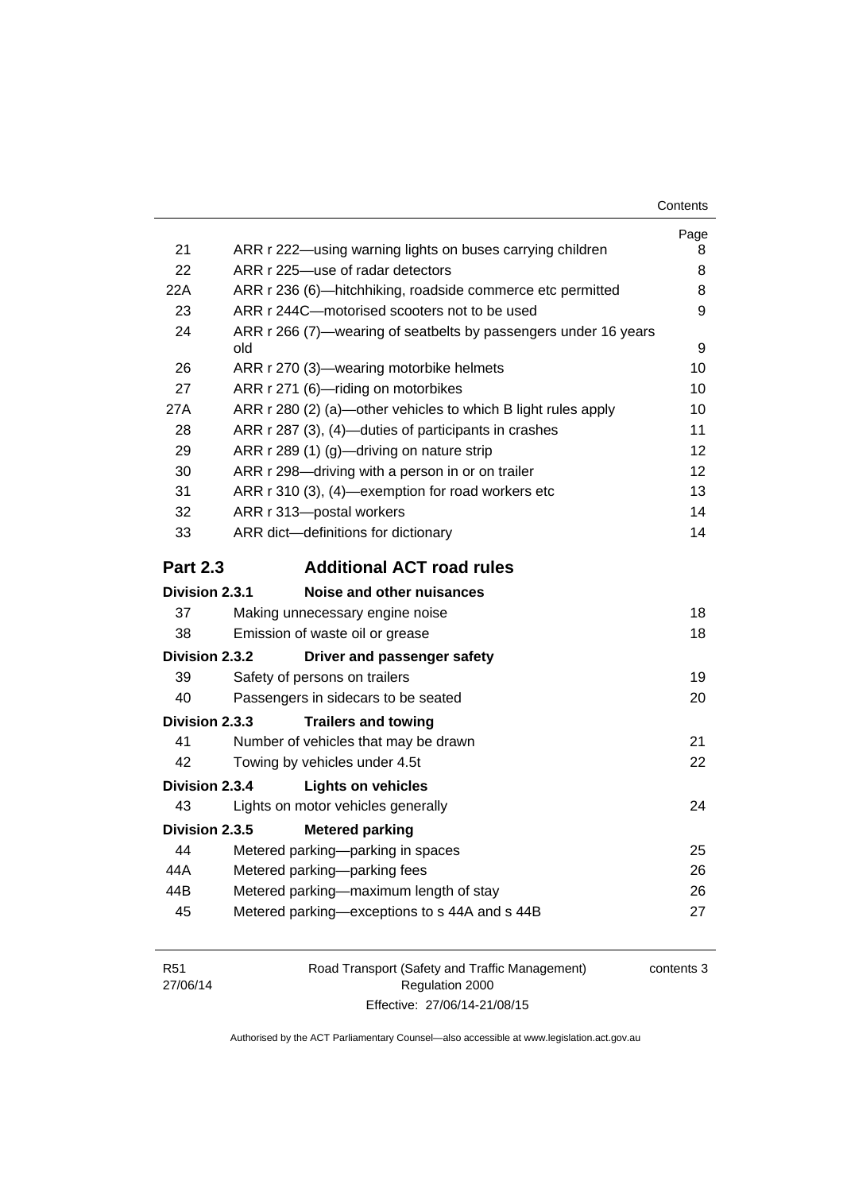| | | Page |
|---|---|---|
| 21 | ARR r 222—using warning lights on buses carrying children | 8 |
| 22 | ARR r 225—use of radar detectors | 8 |
| 22A | ARR r 236 (6)—hitchhiking, roadside commerce etc permitted | 8 |
| 23 | ARR r 244C—motorised scooters not to be used | 9 |
| 24 | ARR r 266 (7)—wearing of seatbelts by passengers under 16 years old | 9 |
| 26 | ARR r 270 (3)—wearing motorbike helmets | 10 |
| 27 | ARR r 271 (6)—riding on motorbikes | 10 |
| 27A | ARR r 280 (2) (a)—other vehicles to which B light rules apply | 10 |
| 28 | ARR r 287 (3), (4)—duties of participants in crashes | 11 |
| 29 | ARR r 289 (1) (g)—driving on nature strip | 12 |
| 30 | ARR r 298—driving with a person in or on trailer | 12 |
| 31 | ARR r 310 (3), (4)—exemption for road workers etc | 13 |
| 32 | ARR r 313—postal workers | 14 |
| 33 | ARR dict—definitions for dictionary | 14 |

**Part 2.3 Additional ACT road rules**

**Division 2.3.1 Noise and other nuisances**

| | | |
|---|---|---|
| 37 | Making unnecessary engine noise | 18 |
| 38 | Emission of waste oil or grease | 18 |

**Division 2.3.2 Driver and passenger safety**

| | | |
|---|---|---|
| 39 | Safety of persons on trailers | 19 |
| 40 | Passengers in sidecars to be seated | 20 |

**Division 2.3.3 Trailers and towing**

| | | |
|---|---|---|
| 41 | Number of vehicles that may be drawn | 21 |
| 42 | Towing by vehicles under 4.5t | 22 |

**Division 2.3.4 Lights on vehicles**

| | | |
|---|---|---|
| 43 | Lights on motor vehicles generally | 24 |

**Division 2.3.5 Metered parking**

| | | |
|---|---|---|
| 44 | Metered parking—parking in spaces | 25 |
| 44A | Metered parking—parking fees | 26 |
| 44B | Metered parking—maximum length of stay | 26 |
| 45 | Metered parking—exceptions to s 44A and s 44B | 27 |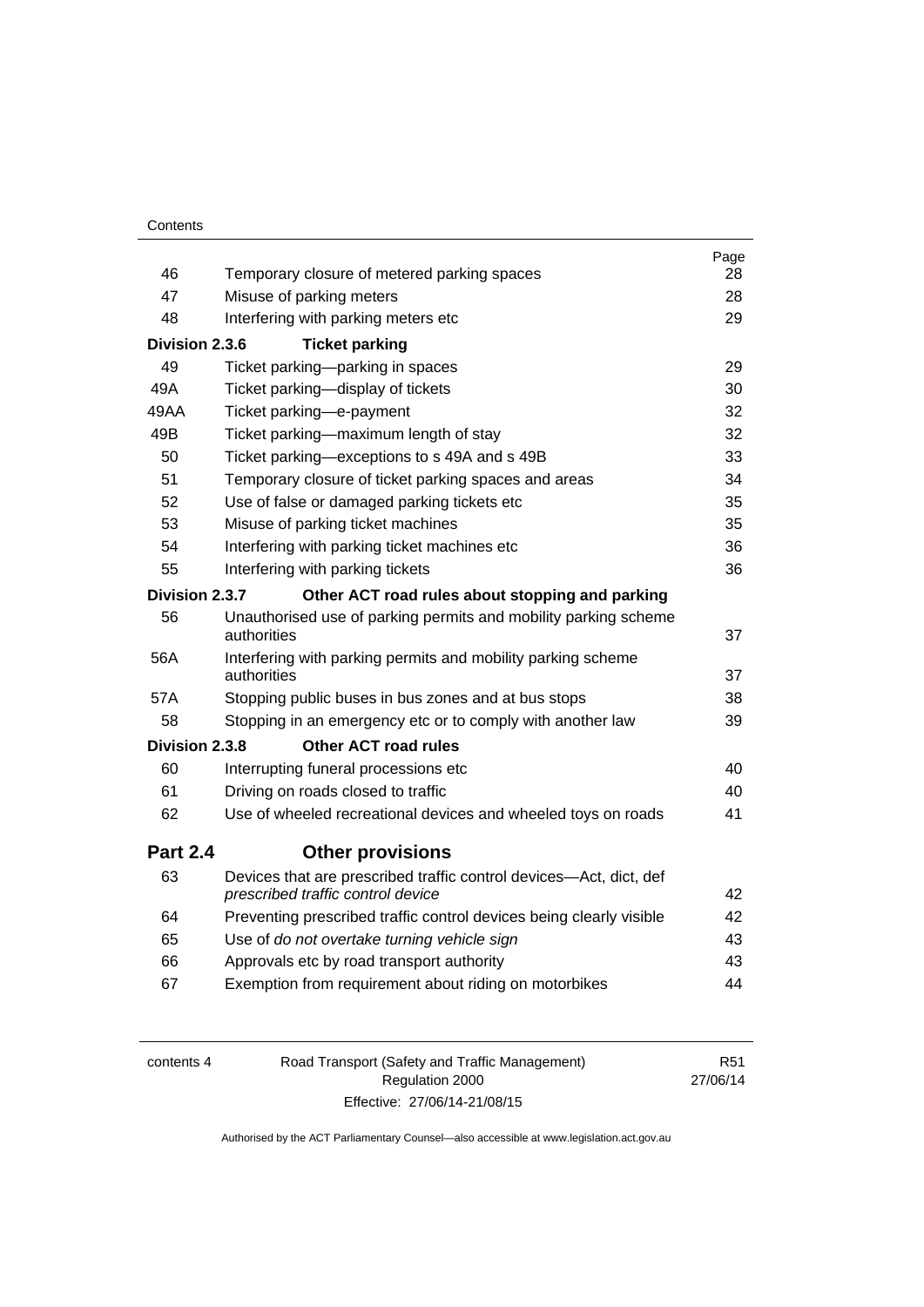| | | Page |
|---|---|---|
| 46 | Temporary closure of metered parking spaces | 28 |
| 47 | Misuse of parking meters | 28 |
| 48 | Interfering with parking meters etc | 29 |
| **Division 2.3.6** | **Ticket parking** | |
| 49 | Ticket parking—parking in spaces | 29 |
| 49A | Ticket parking—display of tickets | 30 |
| 49AA | Ticket parking—e-payment | 32 |
| 49B | Ticket parking—maximum length of stay | 32 |
| 50 | Ticket parking—exceptions to s 49A and s 49B | 33 |
| 51 | Temporary closure of ticket parking spaces and areas | 34 |
| 52 | Use of false or damaged parking tickets etc | 35 |
| 53 | Misuse of parking ticket machines | 35 |
| 54 | Interfering with parking ticket machines etc | 36 |
| 55 | Interfering with parking tickets | 36 |
| **Division 2.3.7** | **Other ACT road rules about stopping and parking** | |
| 56 | Unauthorised use of parking permits and mobility parking scheme authorities | 37 |
| 56A | Interfering with parking permits and mobility parking scheme authorities | 37 |
| 57A | Stopping public buses in bus zones and at bus stops | 38 |
| 58 | Stopping in an emergency etc or to comply with another law | 39 |
| **Division 2.3.8** | **Other ACT road rules** | |
| 60 | Interrupting funeral processions etc | 40 |
| 61 | Driving on roads closed to traffic | 40 |
| 62 | Use of wheeled recreational devices and wheeled toys on roads | 41 |
| **Part 2.4** | **Other provisions** | |
| 63 | Devices that are prescribed traffic control devices—Act, dict, def *prescribed traffic control device* | 42 |
| 64 | Preventing prescribed traffic control devices being clearly visible | 42 |
| 65 | Use of *do not overtake turning vehicle sign* | 43 |
| 66 | Approvals etc by road transport authority | 43 |
| 67 | Exemption from requirement about riding on motorbikes | 44 |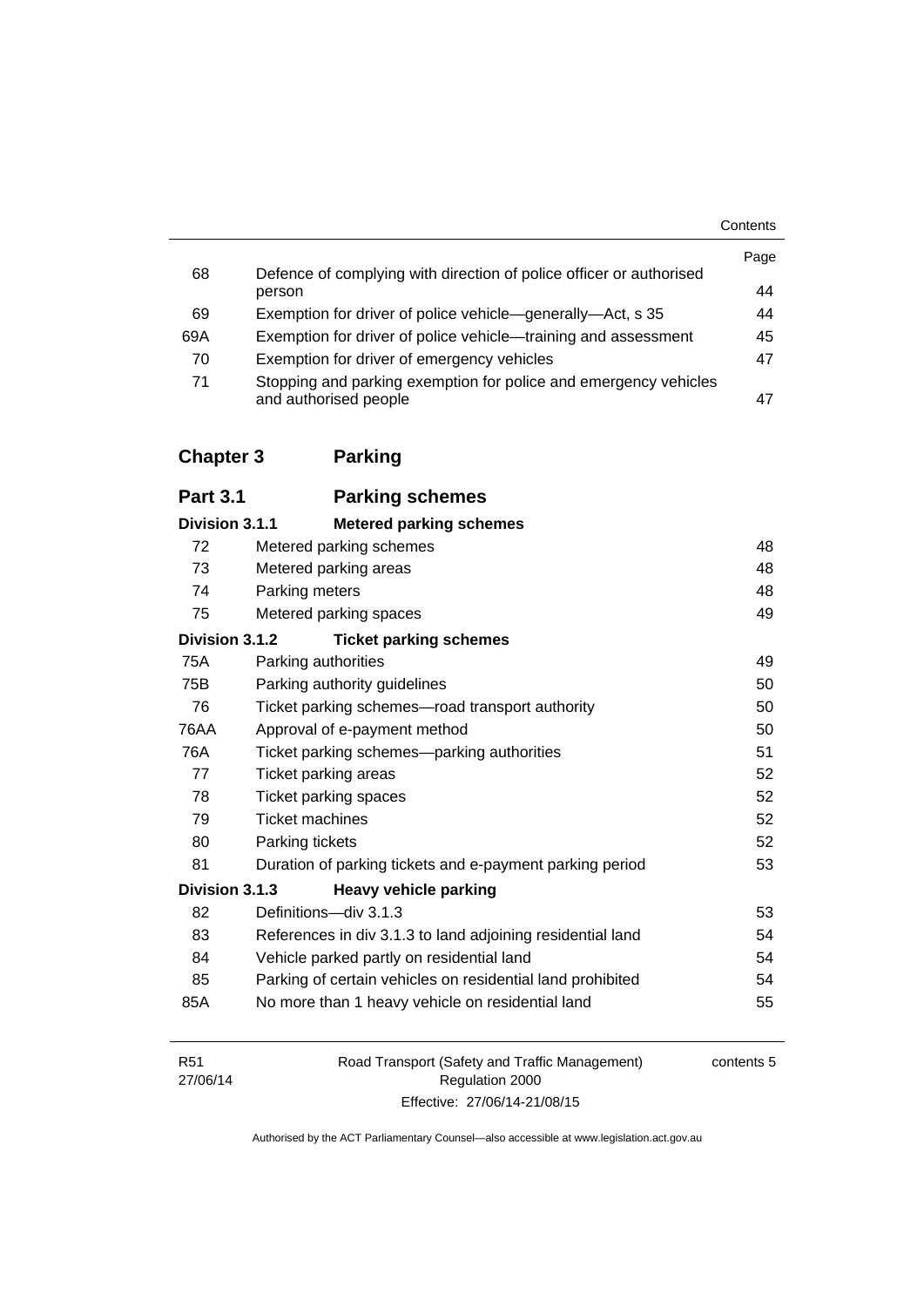| | | Page |
|---|---|---|
| 68 | Defence of complying with direction of police officer or authorised person | 44 |
| 69 | Exemption for driver of police vehicle—generally—Act, s 35 | 44 |
| 69A | Exemption for driver of police vehicle—training and assessment | 45 |
| 70 | Exemption for driver of emergency vehicles | 47 |
| 71 | Stopping and parking exemption for police and emergency vehicles and authorised people | 47 |

## Chapter 3 Parking

### Part 3.1 Parking schemes

#### Division 3.1.1 Metered parking schemes

| | | |
|---|---|---|
| 72 | Metered parking schemes | 48 |
| 73 | Metered parking areas | 48 |
| 74 | Parking meters | 48 |
| 75 | Metered parking spaces | 49 |

#### Division 3.1.2 Ticket parking schemes

| | | |
|---|---|---|
| 75A | Parking authorities | 49 |
| 75B | Parking authority guidelines | 50 |
| 76 | Ticket parking schemes—road transport authority | 50 |
| 76AA | Approval of e-payment method | 50 |
| 76A | Ticket parking schemes—parking authorities | 51 |
| 77 | Ticket parking areas | 52 |
| 78 | Ticket parking spaces | 52 |
| 79 | Ticket machines | 52 |
| 80 | Parking tickets | 52 |
| 81 | Duration of parking tickets and e-payment parking period | 53 |

#### Division 3.1.3 Heavy vehicle parking

| | | |
|---|---|---|
| 82 | Definitions—div 3.1.3 | 53 |
| 83 | References in div 3.1.3 to land adjoining residential land | 54 |
| 84 | Vehicle parked partly on residential land | 54 |
| 85 | Parking of certain vehicles on residential land prohibited | 54 |
| 85A | No more than 1 heavy vehicle on residential land | 55 |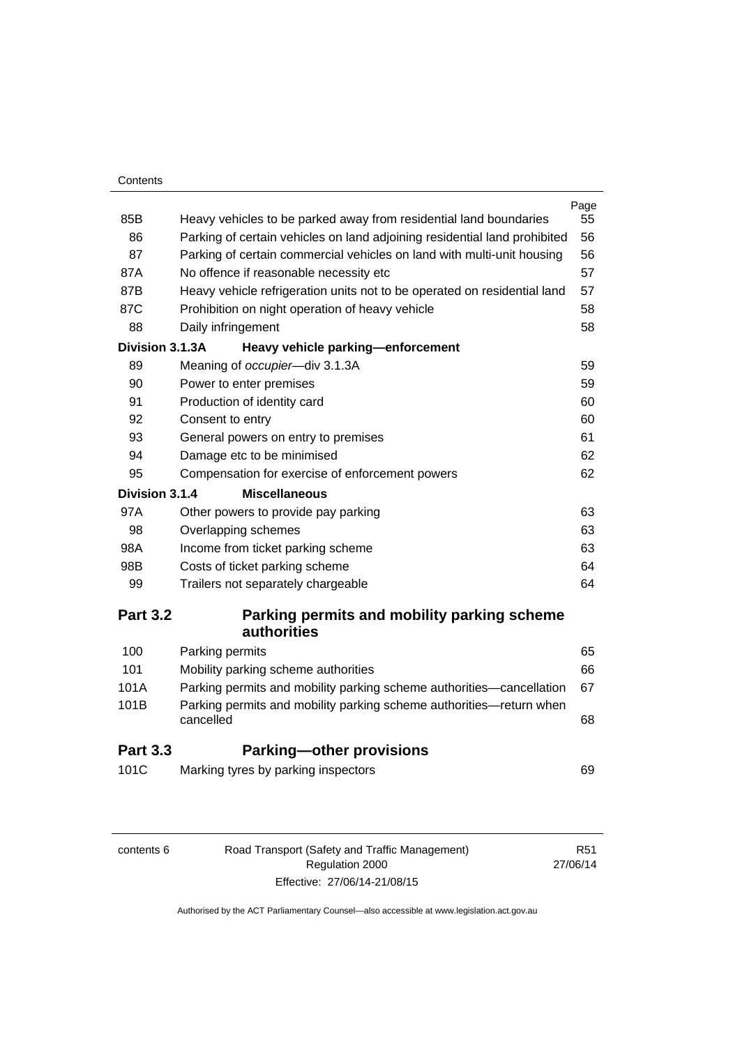| | | Page |
|---|---|---|
| 85B | Heavy vehicles to be parked away from residential land boundaries | 55 |
| 86 | Parking of certain vehicles on land adjoining residential land prohibited | 56 |
| 87 | Parking of certain commercial vehicles on land with multi-unit housing | 56 |
| 87A | No offence if reasonable necessity etc | 57 |
| 87B | Heavy vehicle refrigeration units not to be operated on residential land | 57 |
| 87C | Prohibition on night operation of heavy vehicle | 58 |
| 88 | Daily infringement | 58 |
| **Division 3.1.3A** | **Heavy vehicle parking—enforcement** | |
| 89 | Meaning of *occupier*—div 3.1.3A | 59 |
| 90 | Power to enter premises | 59 |
| 91 | Production of identity card | 60 |
| 92 | Consent to entry | 60 |
| 93 | General powers on entry to premises | 61 |
| 94 | Damage etc to be minimised | 62 |
| 95 | Compensation for exercise of enforcement powers | 62 |
| **Division 3.1.4** | **Miscellaneous** | |
| 97A | Other powers to provide pay parking | 63 |
| 98 | Overlapping schemes | 63 |
| 98A | Income from ticket parking scheme | 63 |
| 98B | Costs of ticket parking scheme | 64 |
| 99 | Trailers not separately chargeable | 64 |

## Part 3.2 Parking permits and mobility parking scheme authorities

| | | |
|---|---|---|
| 100 | Parking permits | 65 |
| 101 | Mobility parking scheme authorities | 66 |
| 101A | Parking permits and mobility parking scheme authorities—cancellation | 67 |
| 101B | Parking permits and mobility parking scheme authorities—return when cancelled | 68 |

## Part 3.3 Parking—other provisions

| | | |
|---|---|---|
| 101C | Marking tyres by parking inspectors | 69 |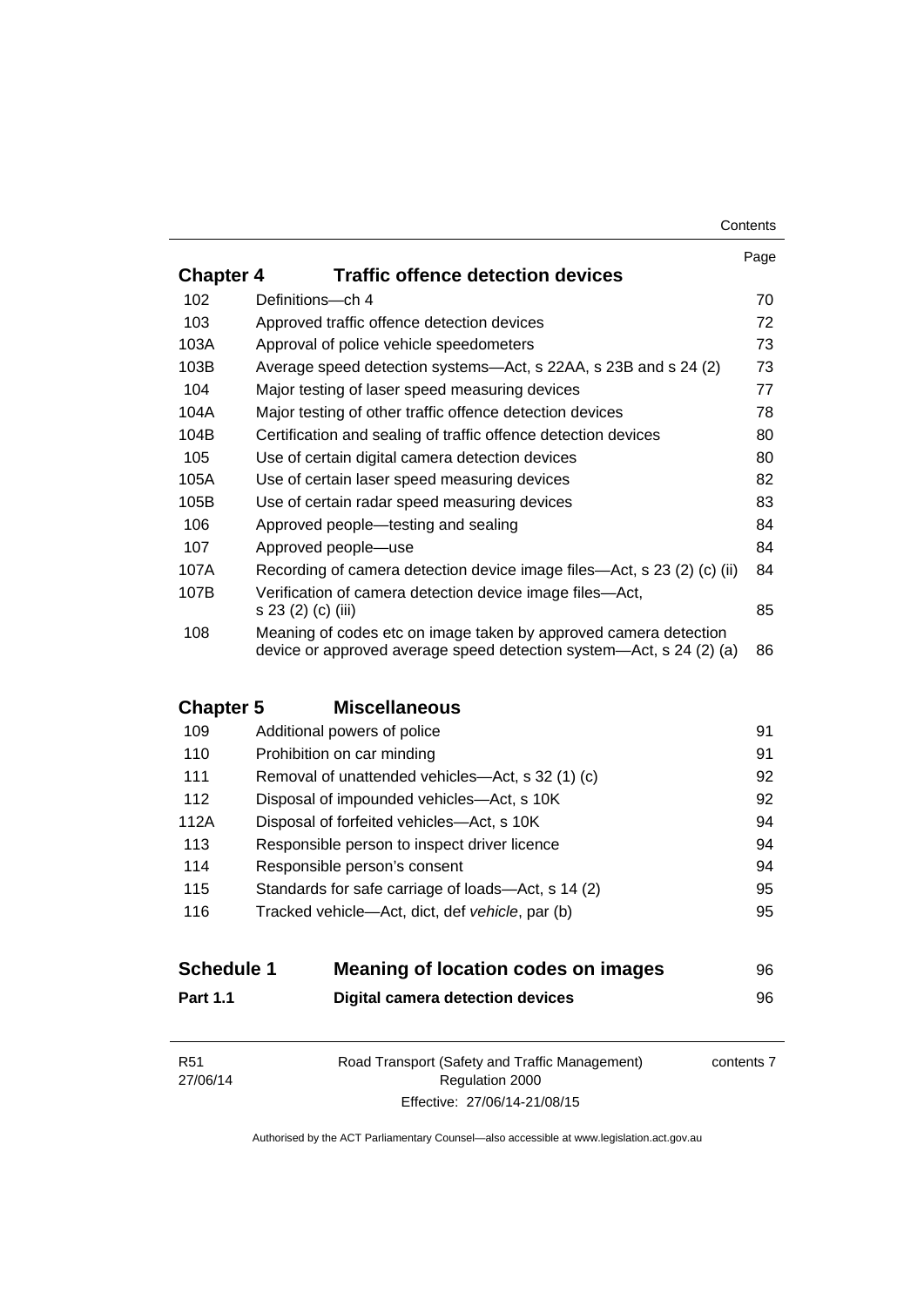| | | Page |
|---|---|---|
| **Chapter 4** | **Traffic offence detection devices** | |
| 102 | Definitions—ch 4 | 70 |
| 103 | Approved traffic offence detection devices | 72 |
| 103A | Approval of police vehicle speedometers | 73 |
| 103B | Average speed detection systems—Act, s 22AA, s 23B and s 24 (2) | 73 |
| 104 | Major testing of laser speed measuring devices | 77 |
| 104A | Major testing of other traffic offence detection devices | 78 |
| 104B | Certification and sealing of traffic offence detection devices | 80 |
| 105 | Use of certain digital camera detection devices | 80 |
| 105A | Use of certain laser speed measuring devices | 82 |
| 105B | Use of certain radar speed measuring devices | 83 |
| 106 | Approved people—testing and sealing | 84 |
| 107 | Approved people—use | 84 |
| 107A | Recording of camera detection device image files—Act, s 23 (2) (c) (ii) | 84 |
| 107B | Verification of camera detection device image files—Act, s 23 (2) (c) (iii) | 85 |
| 108 | Meaning of codes etc on image taken by approved camera detection device or approved average speed detection system—Act, s 24 (2) (a) | 86 |
| **Chapter 5** | **Miscellaneous** | |
| 109 | Additional powers of police | 91 |
| 110 | Prohibition on car minding | 91 |
| 111 | Removal of unattended vehicles—Act, s 32 (1) (c) | 92 |
| 112 | Disposal of impounded vehicles—Act, s 10K | 92 |
| 112A | Disposal of forfeited vehicles—Act, s 10K | 94 |
| 113 | Responsible person to inspect driver licence | 94 |
| 114 | Responsible person's consent | 94 |
| 115 | Standards for safe carriage of loads—Act, s 14 (2) | 95 |
| 116 | Tracked vehicle—Act, dict, def *vehicle*, par (b) | 95 |
| **Schedule 1** | **Meaning of location codes on images** | 96 |
| **Part 1.1** | **Digital camera detection devices** | 96 |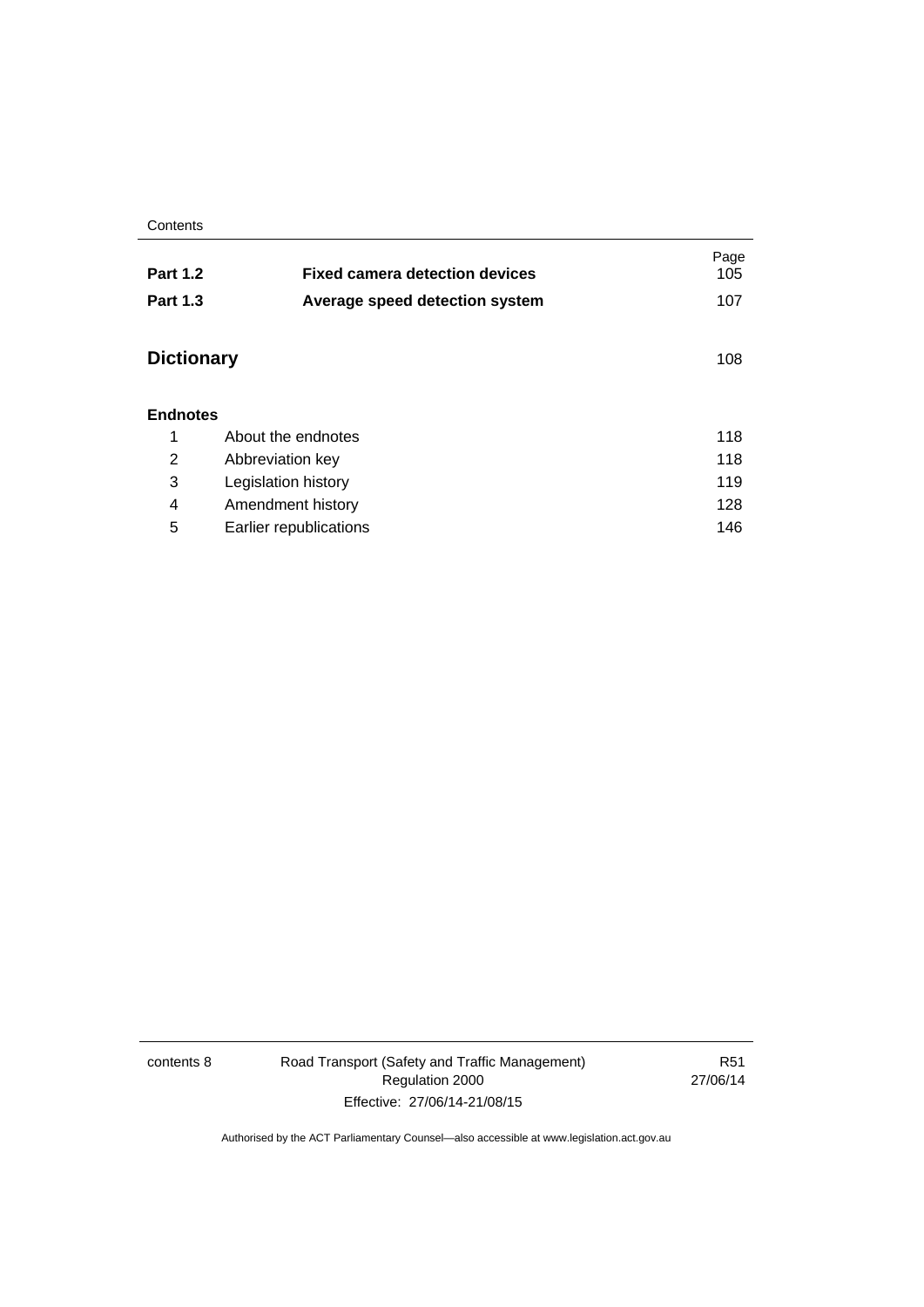| | | Page |
|---|---|---|
| **Part 1.2** | **Fixed camera detection devices** | 105 |
| **Part 1.3** | **Average speed detection system** | 107 |

| | | |
|---|---|---|
| **Dictionary** | | 108 |

**Endnotes**

| | | |
|---|---|---|
| 1 | About the endnotes | 118 |
| 2 | Abbreviation key | 118 |
| 3 | Legislation history | 119 |
| 4 | Amendment history | 128 |
| 5 | Earlier republications | 146 |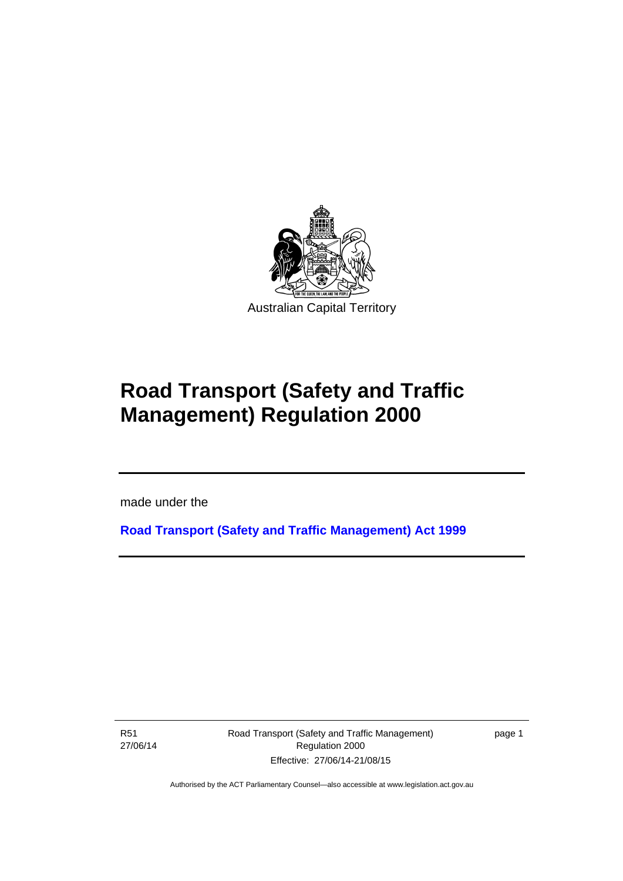Australian Capital Territory

# Road Transport (Safety and Traffic Management) Regulation 2000

made under the

**Road Transport (Safety and Traffic Management) Act 1999**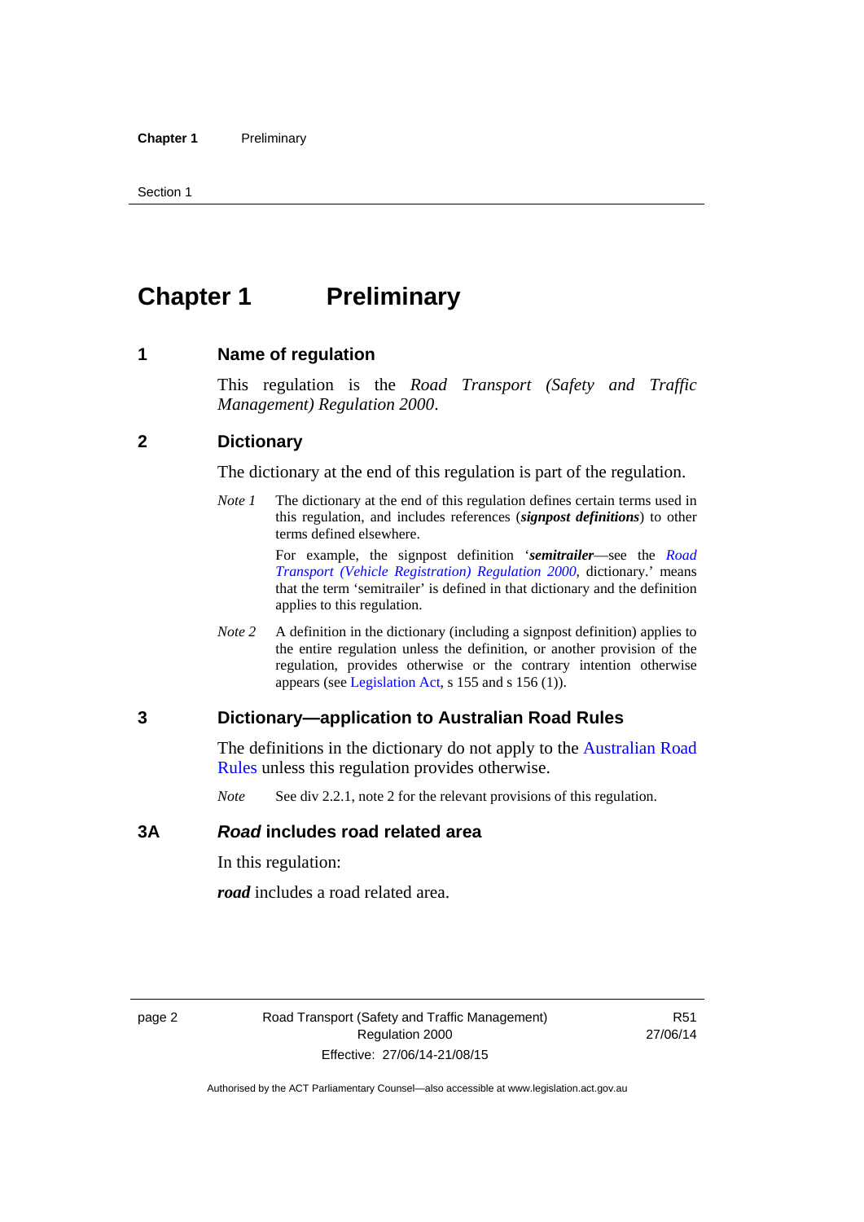// Chapter 1 Preliminary

# Chapter 1 Preliminary

## 1 Name of regulation

This regulation is the *Road Transport (Safety and Traffic Management) Regulation 2000*.

## 2 Dictionary

The dictionary at the end of this regulation is part of the regulation.

*Note 1* The dictionary at the end of this regulation defines certain terms used in this regulation, and includes references (***signpost definitions***) to other terms defined elsewhere.

For example, the signpost definition '***semitrailer***—see the *Road Transport (Vehicle Registration) Regulation 2000*, dictionary.' means that the term 'semitrailer' is defined in that dictionary and the definition applies to this regulation.

*Note 2* A definition in the dictionary (including a signpost definition) applies to the entire regulation unless the definition, or another provision of the regulation, provides otherwise or the contrary intention otherwise appears (see Legislation Act, s 155 and s 156 (1)).

## 3 Dictionary—application to Australian Road Rules

The definitions in the dictionary do not apply to the Australian Road Rules unless this regulation provides otherwise.

*Note* See div 2.2.1, note 2 for the relevant provisions of this regulation.

## 3A *Road* includes road related area

In this regulation:

***road*** includes a road related area.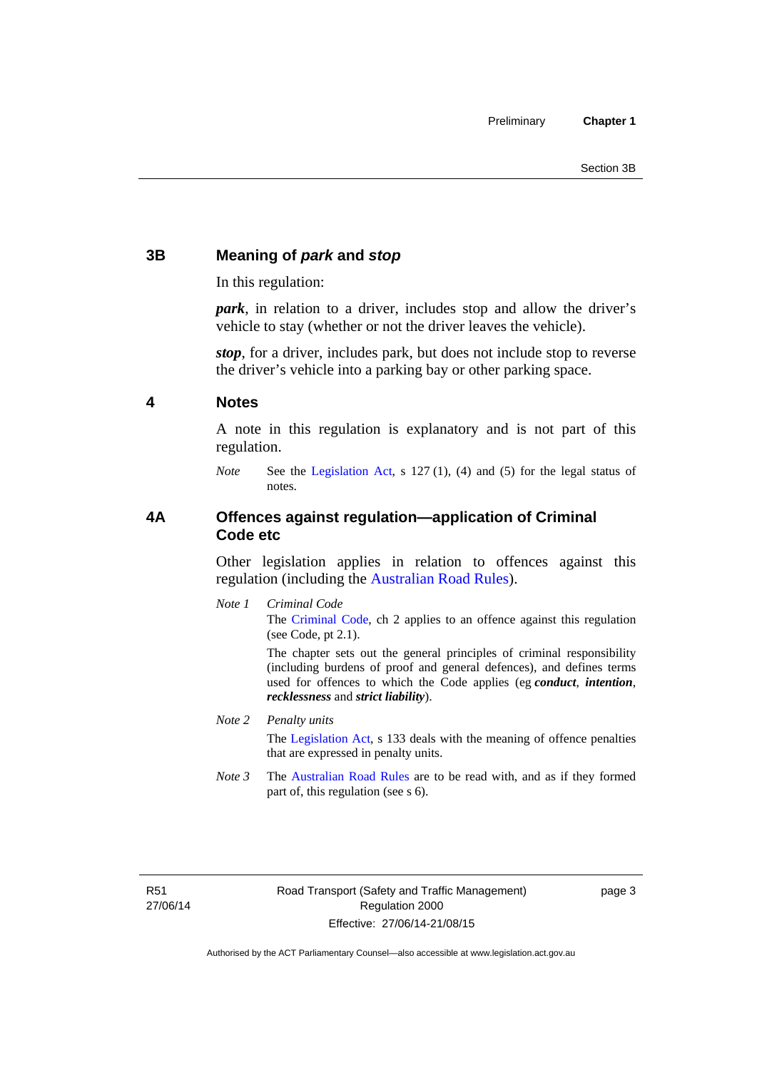## 3B Meaning of *park* and *stop*

In this regulation:

***park***, in relation to a driver, includes stop and allow the driver's vehicle to stay (whether or not the driver leaves the vehicle).

***stop***, for a driver, includes park, but does not include stop to reverse the driver's vehicle into a parking bay or other parking space.

## 4 Notes

A note in this regulation is explanatory and is not part of this regulation.

*Note* See the Legislation Act, s 127 (1), (4) and (5) for the legal status of notes.

## 4A Offences against regulation—application of Criminal Code etc

Other legislation applies in relation to offences against this regulation (including the Australian Road Rules).

*Note 1* *Criminal Code*

The Criminal Code, ch 2 applies to an offence against this regulation (see Code, pt 2.1).

The chapter sets out the general principles of criminal responsibility (including burdens of proof and general defences), and defines terms used for offences to which the Code applies (eg ***conduct***, ***intention***, ***recklessness*** and ***strict liability***).

*Note 2* *Penalty units*

The Legislation Act, s 133 deals with the meaning of offence penalties that are expressed in penalty units.

*Note 3* The Australian Road Rules are to be read with, and as if they formed part of, this regulation (see s 6).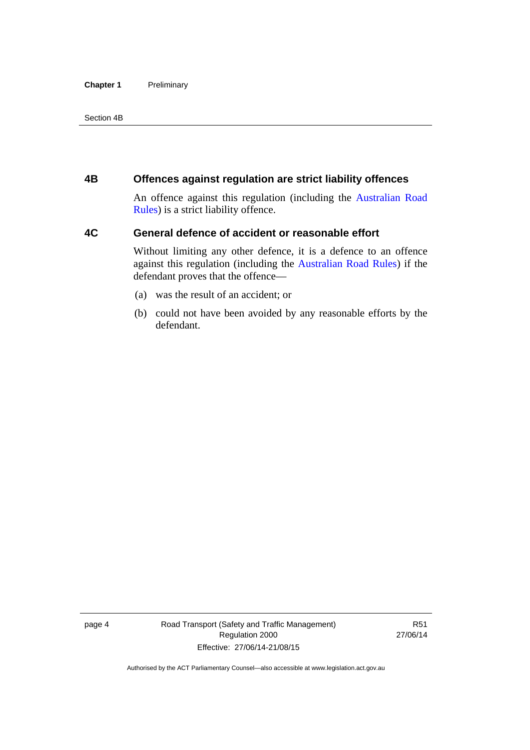## 4B Offences against regulation are strict liability offences

An offence against this regulation (including the Australian Road Rules) is a strict liability offence.

## 4C General defence of accident or reasonable effort

Without limiting any other defence, it is a defence to an offence against this regulation (including the Australian Road Rules) if the defendant proves that the offence—

(a) was the result of an accident; or

(b) could not have been avoided by any reasonable efforts by the defendant.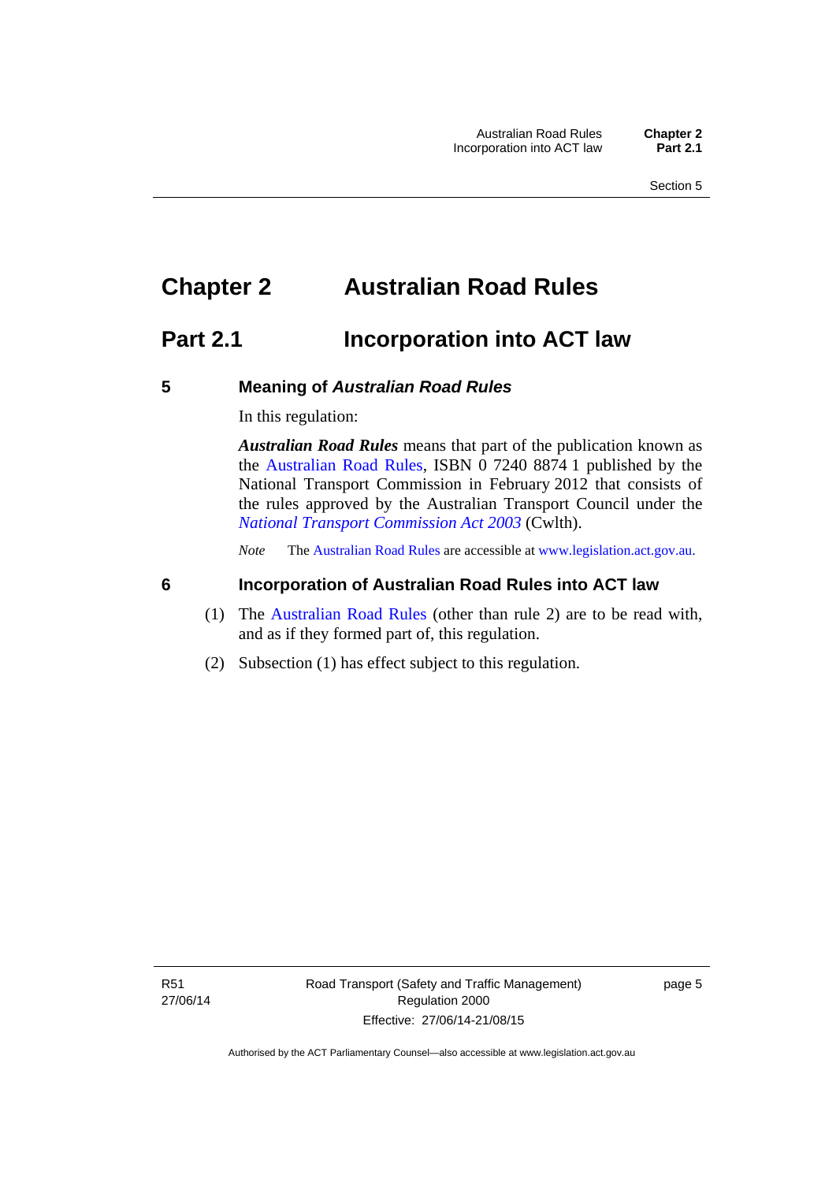# Chapter 2 Australian Road Rules

## Part 2.1 Incorporation into ACT law

### 5 Meaning of *Australian Road Rules*

In this regulation:

***Australian Road Rules*** means that part of the publication known as the Australian Road Rules, ISBN 0 7240 8874 1 published by the National Transport Commission in February 2012 that consists of the rules approved by the Australian Transport Council under the *National Transport Commission Act 2003* (Cwlth).

*Note* The Australian Road Rules are accessible at www.legislation.act.gov.au.

### 6 Incorporation of Australian Road Rules into ACT law

(1) The Australian Road Rules (other than rule 2) are to be read with, and as if they formed part of, this regulation.

(2) Subsection (1) has effect subject to this regulation.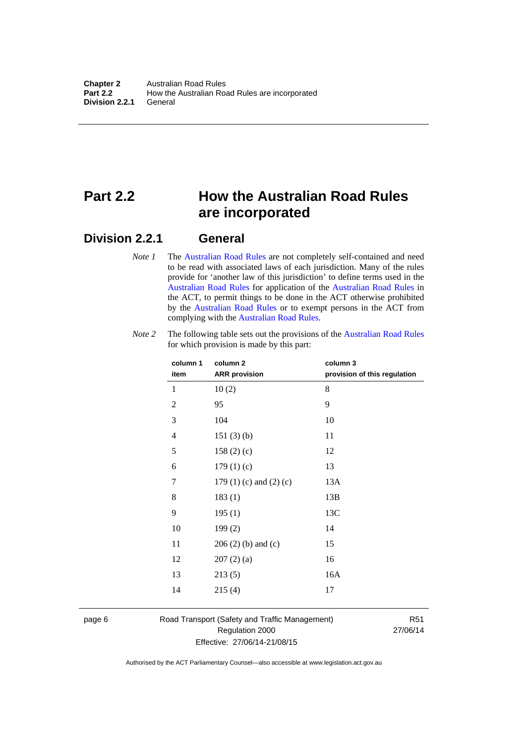# Part 2.2 How the Australian Road Rules are incorporated

## Division 2.2.1 General

*Note 1* The Australian Road Rules are not completely self-contained and need to be read with associated laws of each jurisdiction. Many of the rules provide for 'another law of this jurisdiction' to define terms used in the Australian Road Rules for application of the Australian Road Rules in the ACT, to permit things to be done in the ACT otherwise prohibited by the Australian Road Rules or to exempt persons in the ACT from complying with the Australian Road Rules.

*Note 2* The following table sets out the provisions of the Australian Road Rules for which provision is made by this part:

| column 1 item | column 2 ARR provision | column 3 provision of this regulation |
|---|---|---|
| 1 | 10 (2) | 8 |
| 2 | 95 | 9 |
| 3 | 104 | 10 |
| 4 | 151 (3) (b) | 11 |
| 5 | 158 (2) (c) | 12 |
| 6 | 179 (1) (c) | 13 |
| 7 | 179 (1) (c) and (2) (c) | 13A |
| 8 | 183 (1) | 13B |
| 9 | 195 (1) | 13C |
| 10 | 199 (2) | 14 |
| 11 | 206 (2) (b) and (c) | 15 |
| 12 | 207 (2) (a) | 16 |
| 13 | 213 (5) | 16A |
| 14 | 215 (4) | 17 |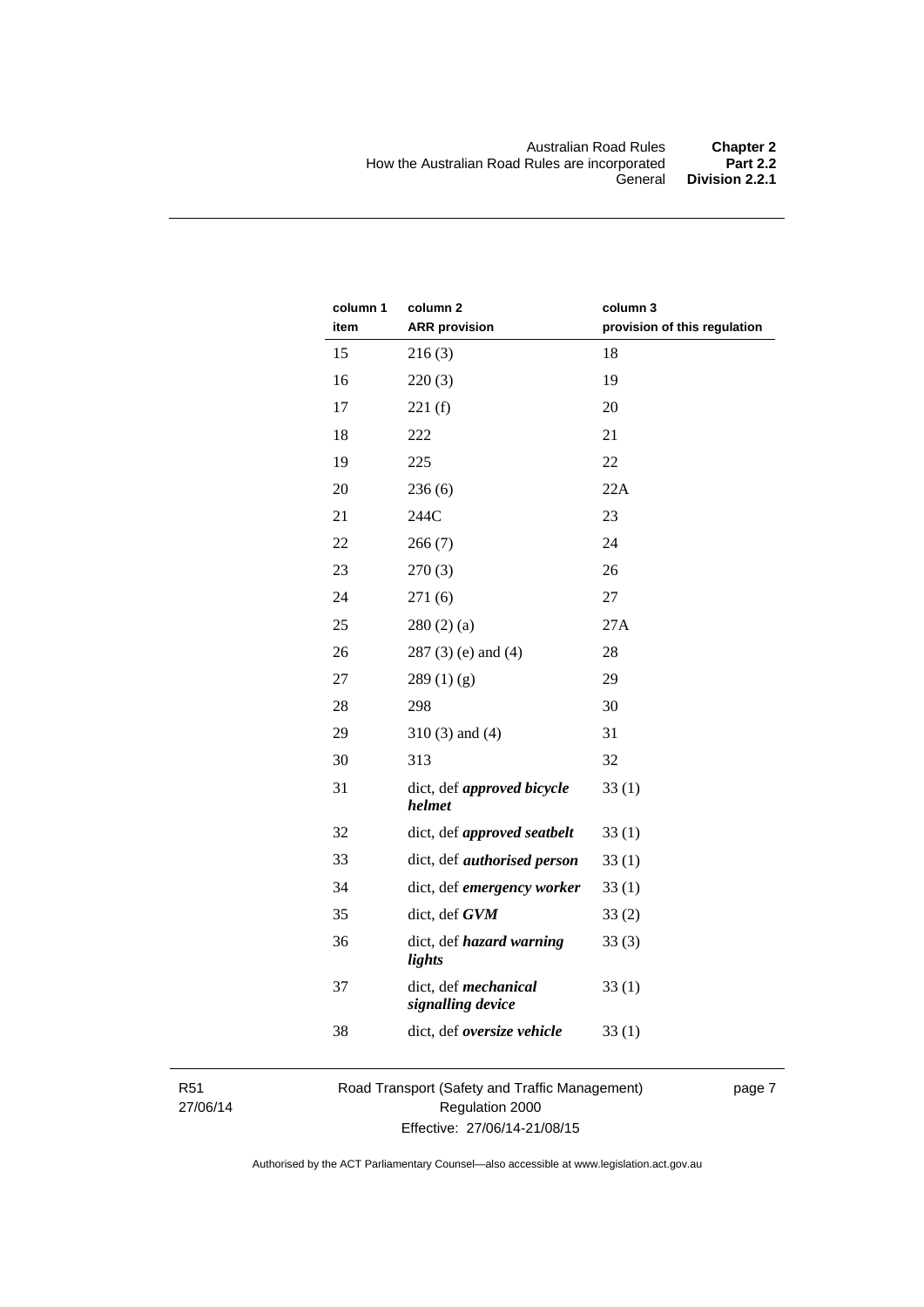| column 1 item | column 2 ARR provision | column 3 provision of this regulation |
|---|---|---|
| 15 | 216 (3) | 18 |
| 16 | 220 (3) | 19 |
| 17 | 221 (f) | 20 |
| 18 | 222 | 21 |
| 19 | 225 | 22 |
| 20 | 236 (6) | 22A |
| 21 | 244C | 23 |
| 22 | 266 (7) | 24 |
| 23 | 270 (3) | 26 |
| 24 | 271 (6) | 27 |
| 25 | 280 (2) (a) | 27A |
| 26 | 287 (3) (e) and (4) | 28 |
| 27 | 289 (1) (g) | 29 |
| 28 | 298 | 30 |
| 29 | 310 (3) and (4) | 31 |
| 30 | 313 | 32 |
| 31 | dict, def ***approved bicycle helmet*** | 33 (1) |
| 32 | dict, def ***approved seatbelt*** | 33 (1) |
| 33 | dict, def ***authorised person*** | 33 (1) |
| 34 | dict, def ***emergency worker*** | 33 (1) |
| 35 | dict, def ***GVM*** | 33 (2) |
| 36 | dict, def ***hazard warning lights*** | 33 (3) |
| 37 | dict, def ***mechanical signalling device*** | 33 (1) |
| 38 | dict, def ***oversize vehicle*** | 33 (1) |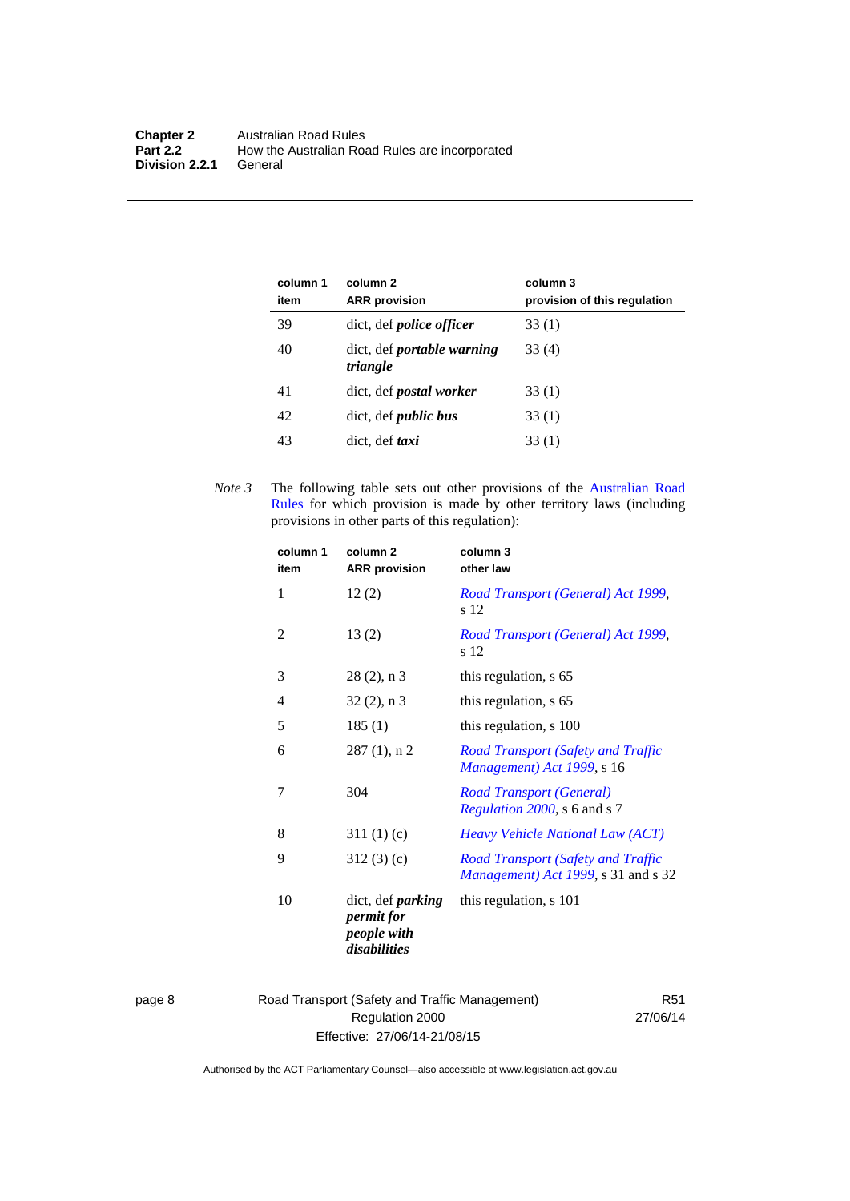| column 1 item | column 2 ARR provision | column 3 provision of this regulation |
|---|---|---|
| 39 | dict, def ***police officer*** | 33 (1) |
| 40 | dict, def ***portable warning triangle*** | 33 (4) |
| 41 | dict, def ***postal worker*** | 33 (1) |
| 42 | dict, def ***public bus*** | 33 (1) |
| 43 | dict, def ***taxi*** | 33 (1) |

*Note 3* The following table sets out other provisions of the Australian Road Rules for which provision is made by other territory laws (including provisions in other parts of this regulation):

| column 1 item | column 2 ARR provision | column 3 other law |
|---|---|---|
| 1 | 12 (2) | *Road Transport (General) Act 1999*, s 12 |
| 2 | 13 (2) | *Road Transport (General) Act 1999*, s 12 |
| 3 | 28 (2), n 3 | this regulation, s 65 |
| 4 | 32 (2), n 3 | this regulation, s 65 |
| 5 | 185 (1) | this regulation, s 100 |
| 6 | 287 (1), n 2 | *Road Transport (Safety and Traffic Management) Act 1999*, s 16 |
| 7 | 304 | *Road Transport (General) Regulation 2000*, s 6 and s 7 |
| 8 | 311 (1) (c) | *Heavy Vehicle National Law (ACT)* |
| 9 | 312 (3) (c) | *Road Transport (Safety and Traffic Management) Act 1999*, s 31 and s 32 |
| 10 | dict, def ***parking permit for people with disabilities*** | this regulation, s 101 |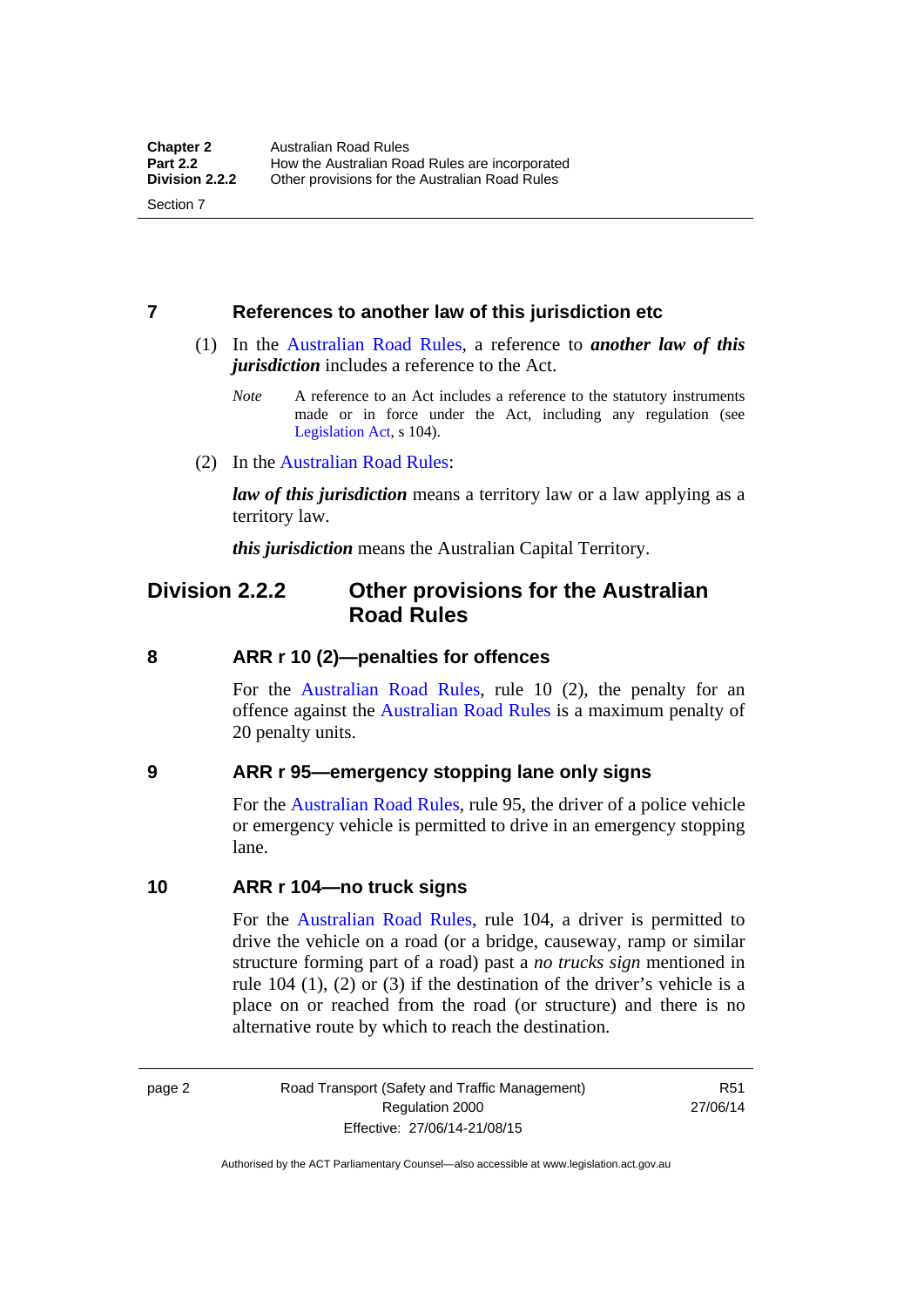### 7 References to another law of this jurisdiction etc

(1) In the Australian Road Rules, a reference to ***another law of this jurisdiction*** includes a reference to the Act.

*Note* A reference to an Act includes a reference to the statutory instruments made or in force under the Act, including any regulation (see Legislation Act, s 104).

(2) In the Australian Road Rules:

***law of this jurisdiction*** means a territory law or a law applying as a territory law.

***this jurisdiction*** means the Australian Capital Territory.

## Division 2.2.2 Other provisions for the Australian Road Rules

### 8 ARR r 10 (2)—penalties for offences

For the Australian Road Rules, rule 10 (2), the penalty for an offence against the Australian Road Rules is a maximum penalty of 20 penalty units.

### 9 ARR r 95—emergency stopping lane only signs

For the Australian Road Rules, rule 95, the driver of a police vehicle or emergency vehicle is permitted to drive in an emergency stopping lane.

### 10 ARR r 104—no truck signs

For the Australian Road Rules, rule 104, a driver is permitted to drive the vehicle on a road (or a bridge, causeway, ramp or similar structure forming part of a road) past a *no trucks sign* mentioned in rule 104 (1), (2) or (3) if the destination of the driver's vehicle is a place on or reached from the road (or structure) and there is no alternative route by which to reach the destination.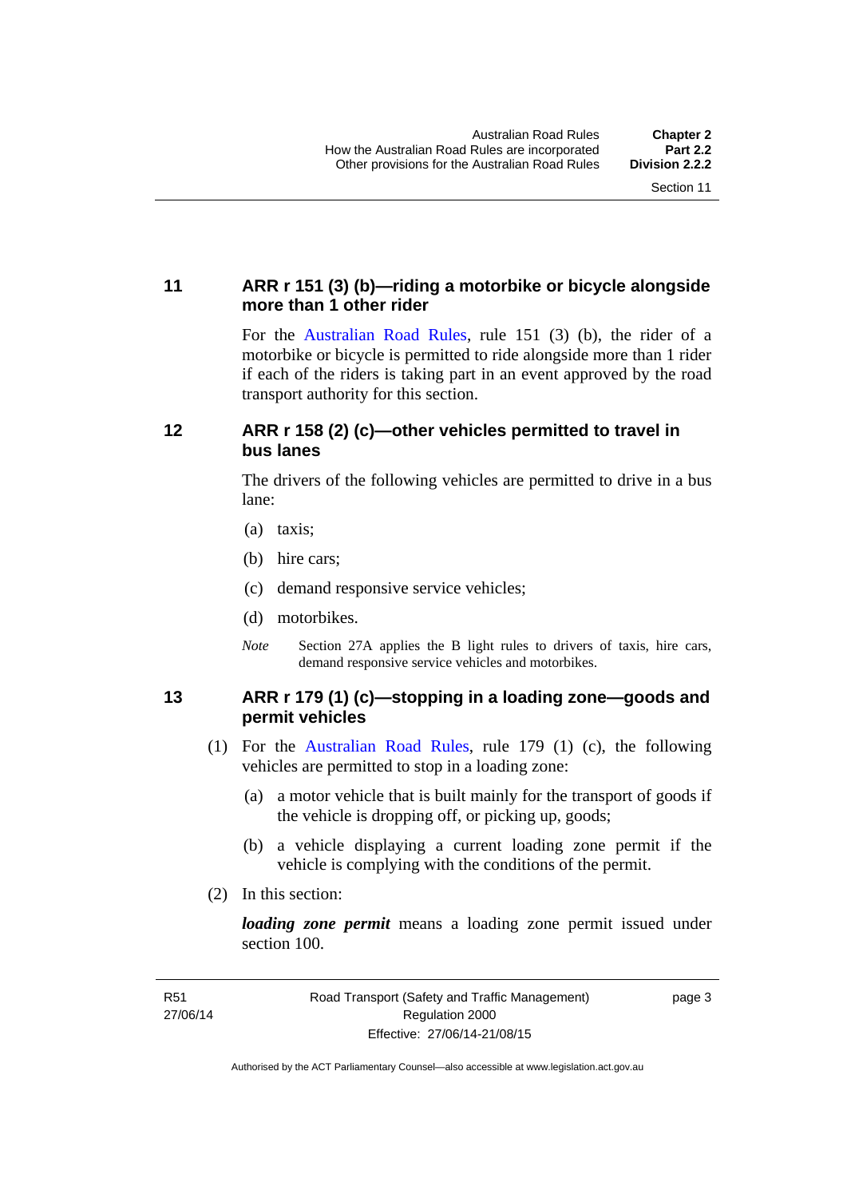### 11 ARR r 151 (3) (b)—riding a motorbike or bicycle alongside more than 1 other rider

For the Australian Road Rules, rule 151 (3) (b), the rider of a motorbike or bicycle is permitted to ride alongside more than 1 rider if each of the riders is taking part in an event approved by the road transport authority for this section.

### 12 ARR r 158 (2) (c)—other vehicles permitted to travel in bus lanes

The drivers of the following vehicles are permitted to drive in a bus lane:

(a) taxis;

(b) hire cars;

(c) demand responsive service vehicles;

(d) motorbikes.

*Note* Section 27A applies the B light rules to drivers of taxis, hire cars, demand responsive service vehicles and motorbikes.

### 13 ARR r 179 (1) (c)—stopping in a loading zone—goods and permit vehicles

(1) For the Australian Road Rules, rule 179 (1) (c), the following vehicles are permitted to stop in a loading zone:

(a) a motor vehicle that is built mainly for the transport of goods if the vehicle is dropping off, or picking up, goods;

(b) a vehicle displaying a current loading zone permit if the vehicle is complying with the conditions of the permit.

(2) In this section:

***loading zone permit*** means a loading zone permit issued under section 100.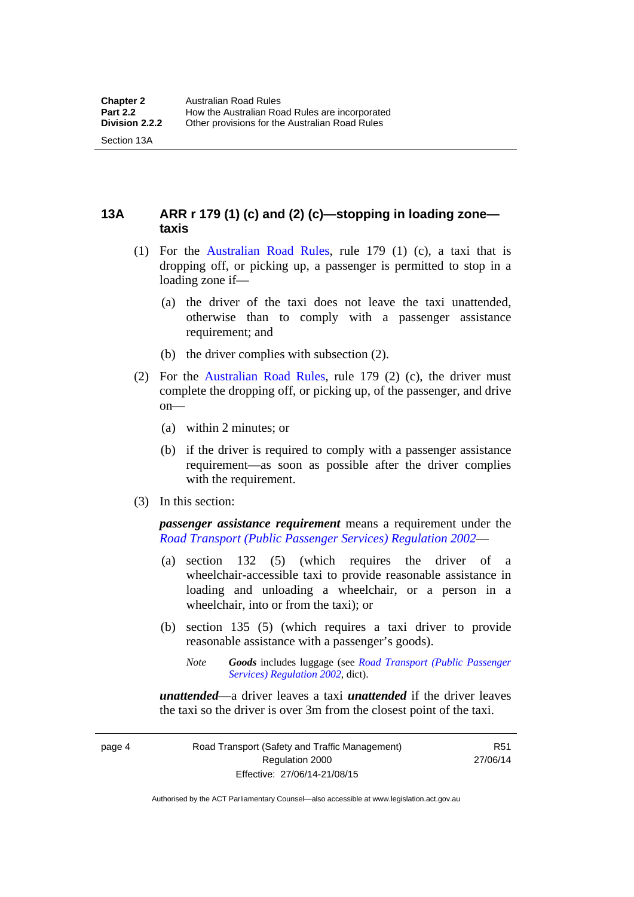## 13A ARR r 179 (1) (c) and (2) (c)—stopping in loading zone—taxis

(1) For the Australian Road Rules, rule 179 (1) (c), a taxi that is dropping off, or picking up, a passenger is permitted to stop in a loading zone if—

(a) the driver of the taxi does not leave the taxi unattended, otherwise than to comply with a passenger assistance requirement; and

(b) the driver complies with subsection (2).

(2) For the Australian Road Rules, rule 179 (2) (c), the driver must complete the dropping off, or picking up, of the passenger, and drive on—

(a) within 2 minutes; or

(b) if the driver is required to comply with a passenger assistance requirement—as soon as possible after the driver complies with the requirement.

(3) In this section:

***passenger assistance requirement*** means a requirement under the *Road Transport (Public Passenger Services) Regulation 2002*—

(a) section 132 (5) (which requires the driver of a wheelchair-accessible taxi to provide reasonable assistance in loading and unloading a wheelchair, or a person in a wheelchair, into or from the taxi); or

(b) section 135 (5) (which requires a taxi driver to provide reasonable assistance with a passenger's goods).

*Note* ***Goods*** includes luggage (see *Road Transport (Public Passenger Services) Regulation 2002*, dict).

***unattended***—a driver leaves a taxi ***unattended*** if the driver leaves the taxi so the driver is over 3m from the closest point of the taxi.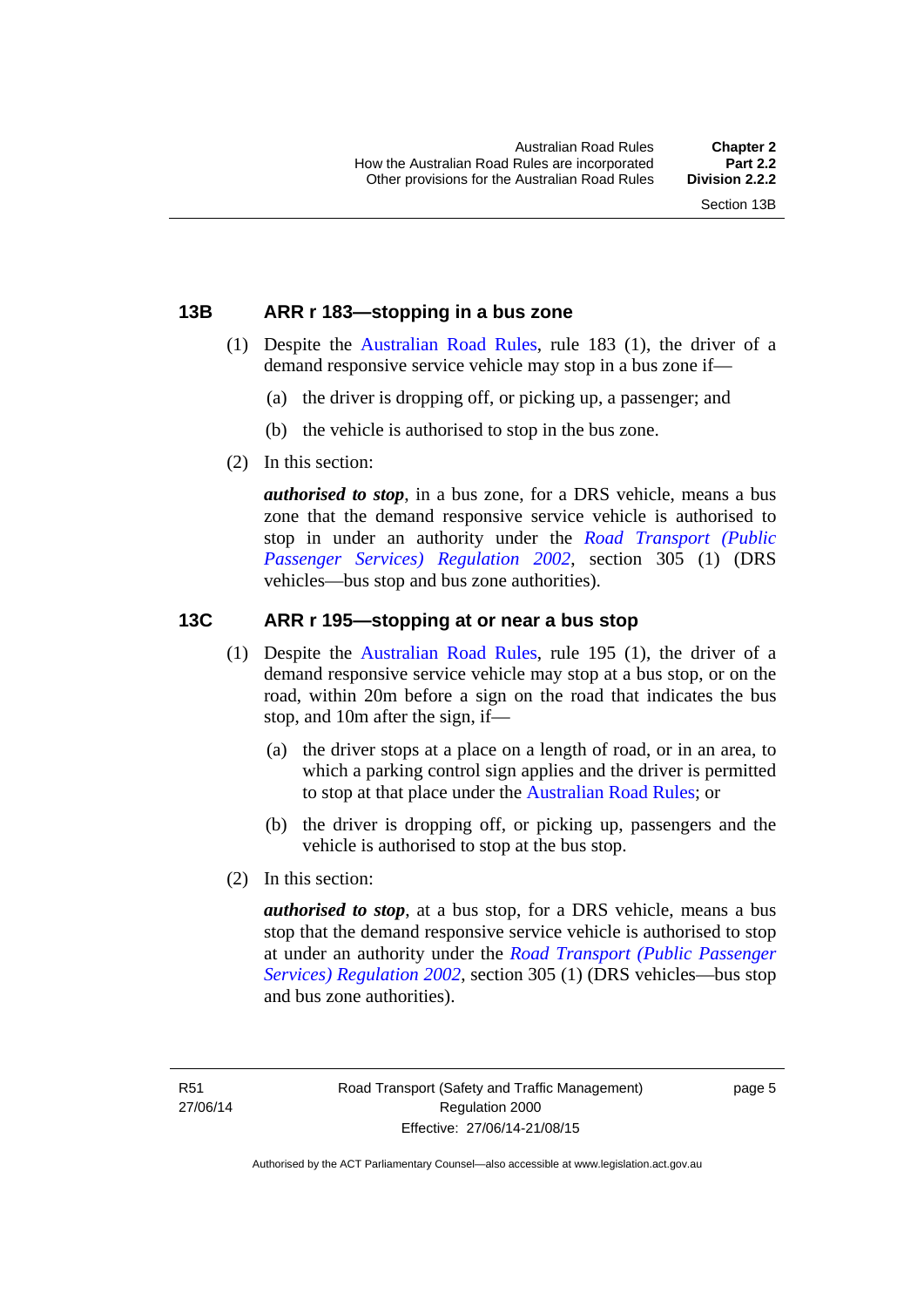### 13B ARR r 183—stopping in a bus zone

(1) Despite the Australian Road Rules, rule 183 (1), the driver of a demand responsive service vehicle may stop in a bus zone if—

(a) the driver is dropping off, or picking up, a passenger; and

(b) the vehicle is authorised to stop in the bus zone.

(2) In this section:

***authorised to stop***, in a bus zone, for a DRS vehicle, means a bus zone that the demand responsive service vehicle is authorised to stop in under an authority under the *Road Transport (Public Passenger Services) Regulation 2002*, section 305 (1) (DRS vehicles—bus stop and bus zone authorities).

### 13C ARR r 195—stopping at or near a bus stop

(1) Despite the Australian Road Rules, rule 195 (1), the driver of a demand responsive service vehicle may stop at a bus stop, or on the road, within 20m before a sign on the road that indicates the bus stop, and 10m after the sign, if—

(a) the driver stops at a place on a length of road, or in an area, to which a parking control sign applies and the driver is permitted to stop at that place under the Australian Road Rules; or

(b) the driver is dropping off, or picking up, passengers and the vehicle is authorised to stop at the bus stop.

(2) In this section:

***authorised to stop***, at a bus stop, for a DRS vehicle, means a bus stop that the demand responsive service vehicle is authorised to stop at under an authority under the *Road Transport (Public Passenger Services) Regulation 2002*, section 305 (1) (DRS vehicles—bus stop and bus zone authorities).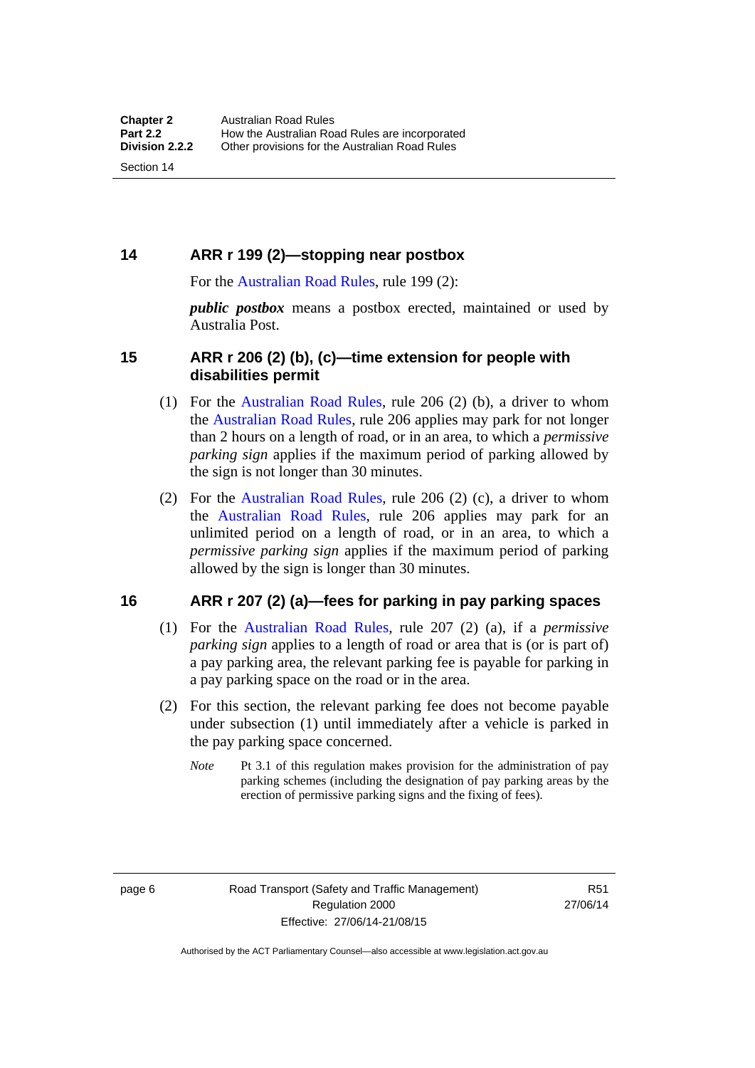## 14 ARR r 199 (2)—stopping near postbox

For the Australian Road Rules, rule 199 (2):

***public postbox*** means a postbox erected, maintained or used by Australia Post.

## 15 ARR r 206 (2) (b), (c)—time extension for people with disabilities permit

(1) For the Australian Road Rules, rule 206 (2) (b), a driver to whom the Australian Road Rules, rule 206 applies may park for not longer than 2 hours on a length of road, or in an area, to which a *permissive parking sign* applies if the maximum period of parking allowed by the sign is not longer than 30 minutes.

(2) For the Australian Road Rules, rule 206 (2) (c), a driver to whom the Australian Road Rules, rule 206 applies may park for an unlimited period on a length of road, or in an area, to which a *permissive parking sign* applies if the maximum period of parking allowed by the sign is longer than 30 minutes.

## 16 ARR r 207 (2) (a)—fees for parking in pay parking spaces

(1) For the Australian Road Rules, rule 207 (2) (a), if a *permissive parking sign* applies to a length of road or area that is (or is part of) a pay parking area, the relevant parking fee is payable for parking in a pay parking space on the road or in the area.

(2) For this section, the relevant parking fee does not become payable under subsection (1) until immediately after a vehicle is parked in the pay parking space concerned.

*Note* Pt 3.1 of this regulation makes provision for the administration of pay parking schemes (including the designation of pay parking areas by the erection of permissive parking signs and the fixing of fees).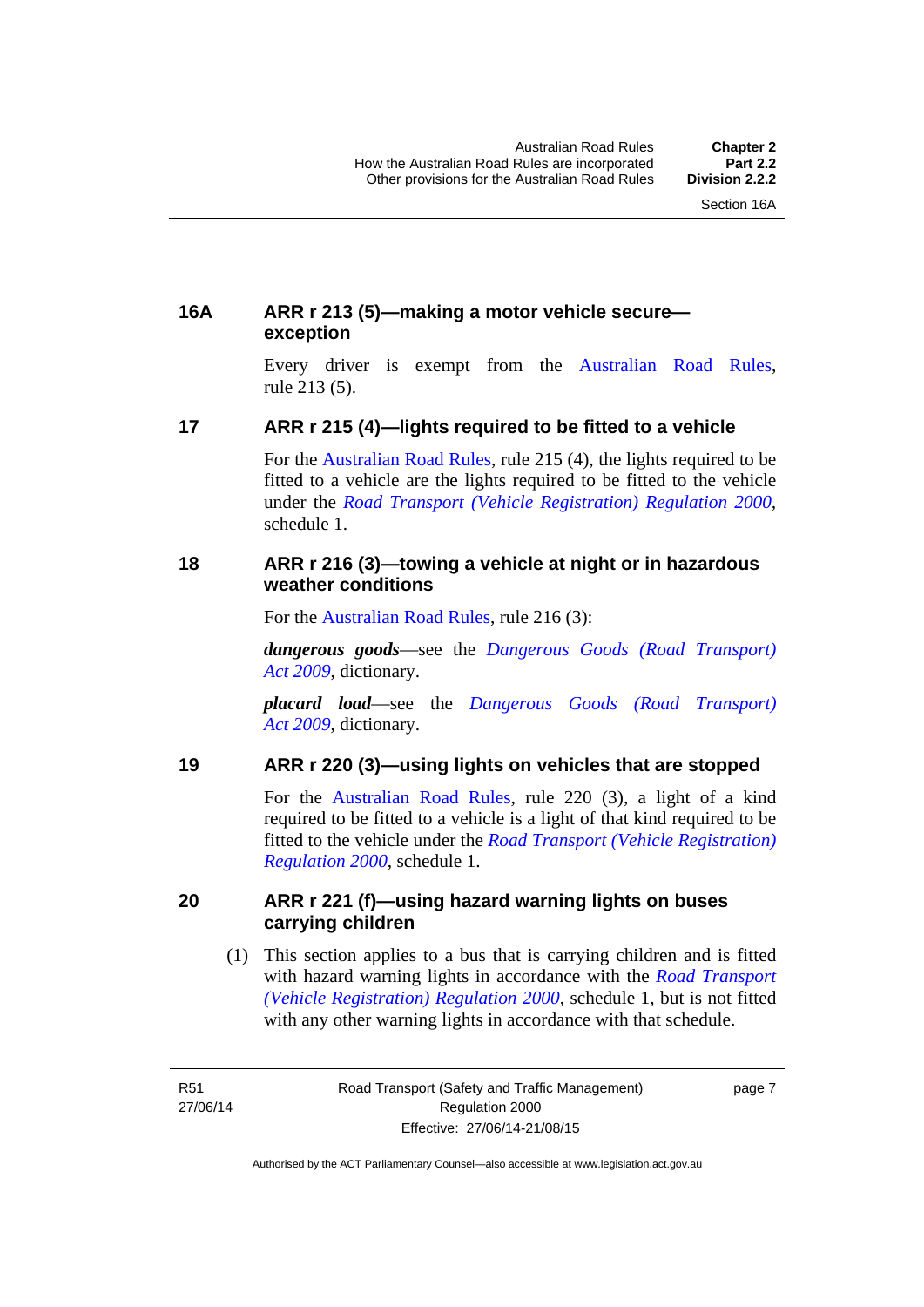### 16A ARR r 213 (5)—making a motor vehicle secure—exception

Every driver is exempt from the Australian Road Rules, rule 213 (5).

### 17 ARR r 215 (4)—lights required to be fitted to a vehicle

For the Australian Road Rules, rule 215 (4), the lights required to be fitted to a vehicle are the lights required to be fitted to the vehicle under the *Road Transport (Vehicle Registration) Regulation 2000*, schedule 1.

### 18 ARR r 216 (3)—towing a vehicle at night or in hazardous weather conditions

For the Australian Road Rules, rule 216 (3):

***dangerous goods***—see the *Dangerous Goods (Road Transport) Act 2009*, dictionary.

***placard load***—see the *Dangerous Goods (Road Transport) Act 2009*, dictionary.

### 19 ARR r 220 (3)—using lights on vehicles that are stopped

For the Australian Road Rules, rule 220 (3), a light of a kind required to be fitted to a vehicle is a light of that kind required to be fitted to the vehicle under the *Road Transport (Vehicle Registration) Regulation 2000*, schedule 1.

### 20 ARR r 221 (f)—using hazard warning lights on buses carrying children

(1) This section applies to a bus that is carrying children and is fitted with hazard warning lights in accordance with the *Road Transport (Vehicle Registration) Regulation 2000*, schedule 1, but is not fitted with any other warning lights in accordance with that schedule.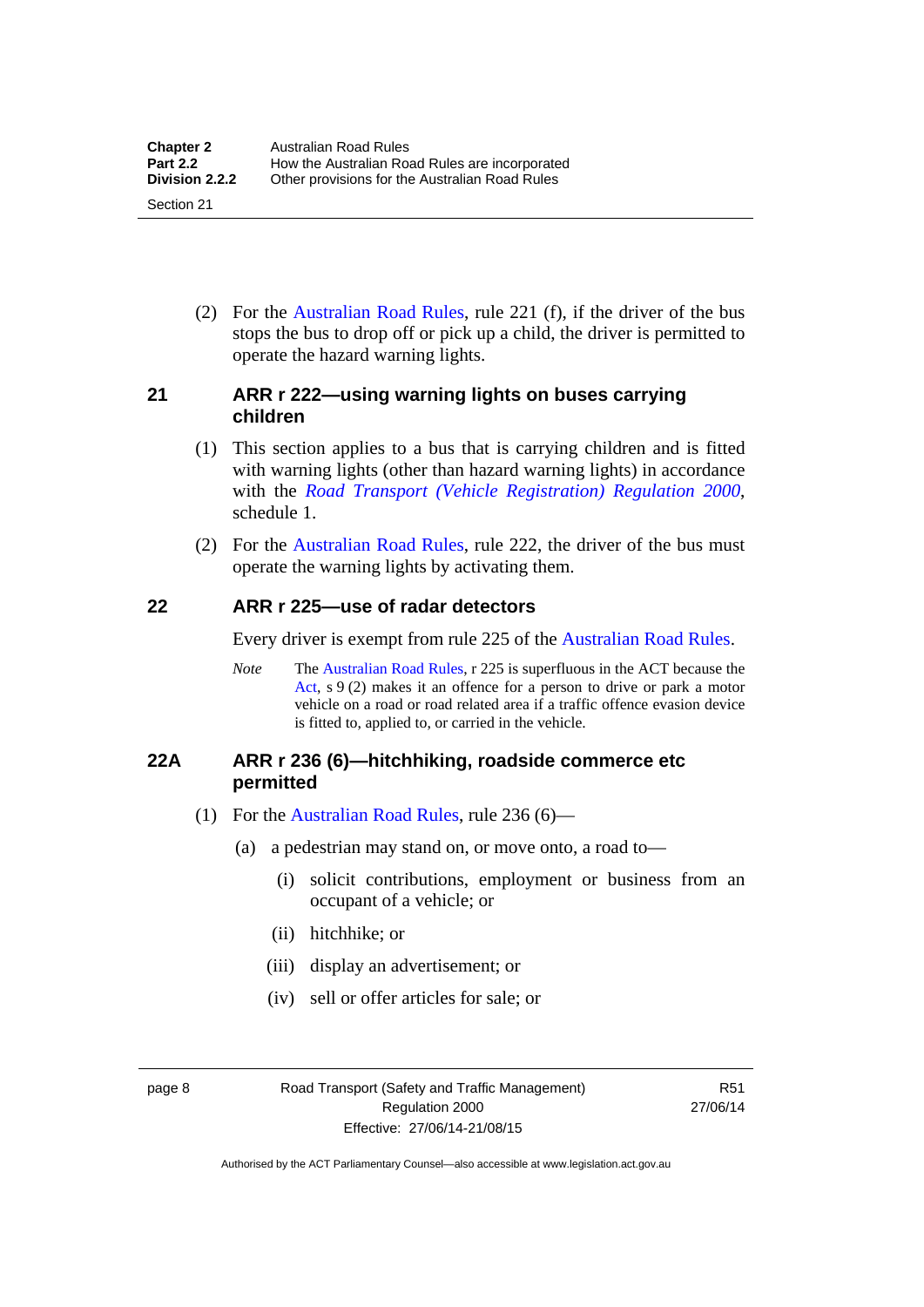(2) For the Australian Road Rules, rule 221 (f), if the driver of the bus stops the bus to drop off or pick up a child, the driver is permitted to operate the hazard warning lights.

### 21 ARR r 222—using warning lights on buses carrying children

(1) This section applies to a bus that is carrying children and is fitted with warning lights (other than hazard warning lights) in accordance with the *Road Transport (Vehicle Registration) Regulation 2000*, schedule 1.

(2) For the Australian Road Rules, rule 222, the driver of the bus must operate the warning lights by activating them.

### 22 ARR r 225—use of radar detectors

Every driver is exempt from rule 225 of the Australian Road Rules.

*Note* The Australian Road Rules, r 225 is superfluous in the ACT because the Act, s 9 (2) makes it an offence for a person to drive or park a motor vehicle on a road or road related area if a traffic offence evasion device is fitted to, applied to, or carried in the vehicle.

### 22A ARR r 236 (6)—hitchhiking, roadside commerce etc permitted

(1) For the Australian Road Rules, rule 236 (6)—

(a) a pedestrian may stand on, or move onto, a road to—

(i) solicit contributions, employment or business from an occupant of a vehicle; or

(ii) hitchhike; or

(iii) display an advertisement; or

(iv) sell or offer articles for sale; or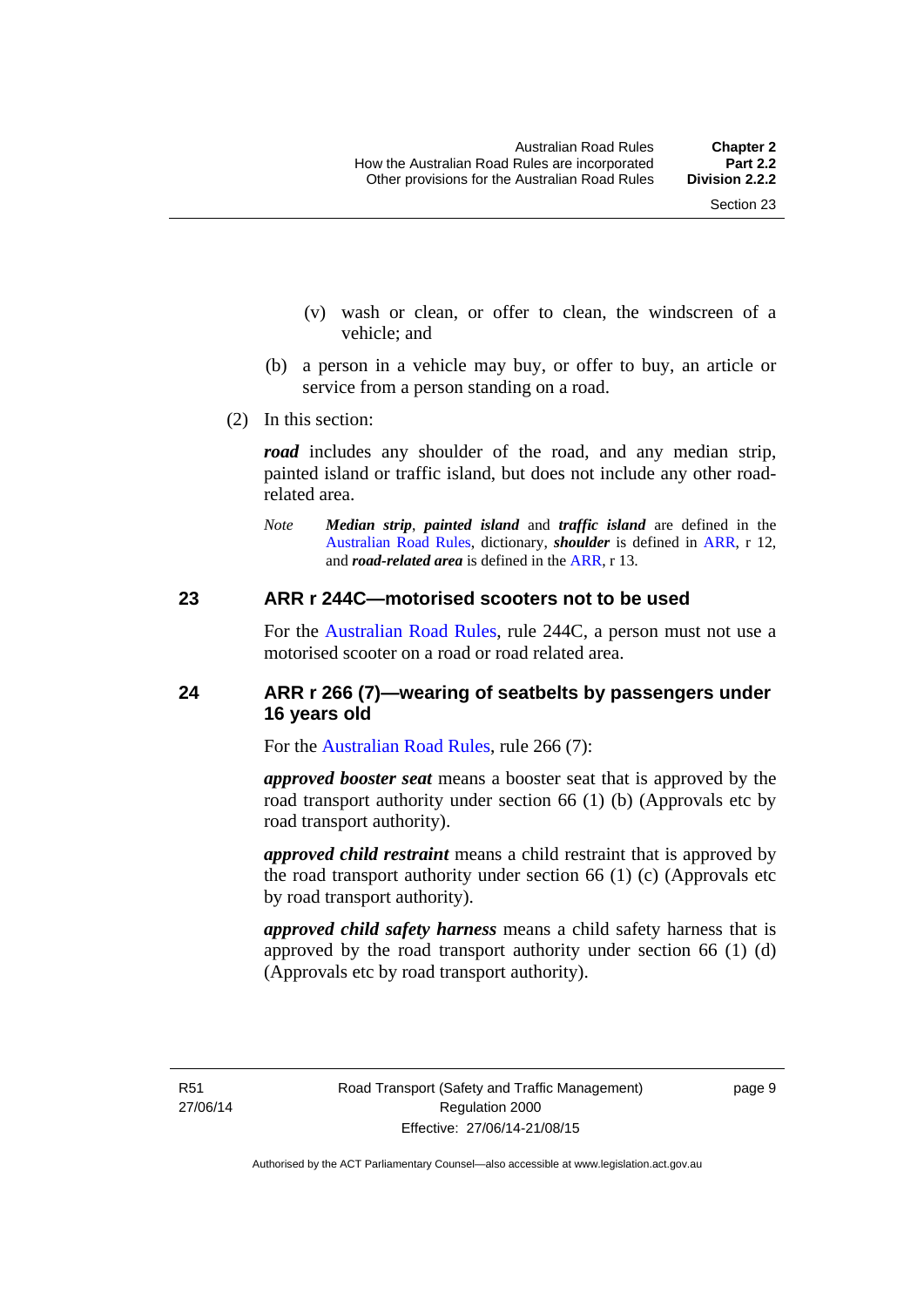(v) wash or clean, or offer to clean, the windscreen of a vehicle; and

(b) a person in a vehicle may buy, or offer to buy, an article or service from a person standing on a road.

(2) In this section:

***road*** includes any shoulder of the road, and any median strip, painted island or traffic island, but does not include any other road-related area.

*Note* ***Median strip***, ***painted island*** and ***traffic island*** are defined in the Australian Road Rules, dictionary, ***shoulder*** is defined in ARR, r 12, and ***road-related area*** is defined in the ARR, r 13.

## 23 ARR r 244C—motorised scooters not to be used

For the Australian Road Rules, rule 244C, a person must not use a motorised scooter on a road or road related area.

## 24 ARR r 266 (7)—wearing of seatbelts by passengers under 16 years old

For the Australian Road Rules, rule 266 (7):

***approved booster seat*** means a booster seat that is approved by the road transport authority under section 66 (1) (b) (Approvals etc by road transport authority).

***approved child restraint*** means a child restraint that is approved by the road transport authority under section 66 (1) (c) (Approvals etc by road transport authority).

***approved child safety harness*** means a child safety harness that is approved by the road transport authority under section 66 (1) (d) (Approvals etc by road transport authority).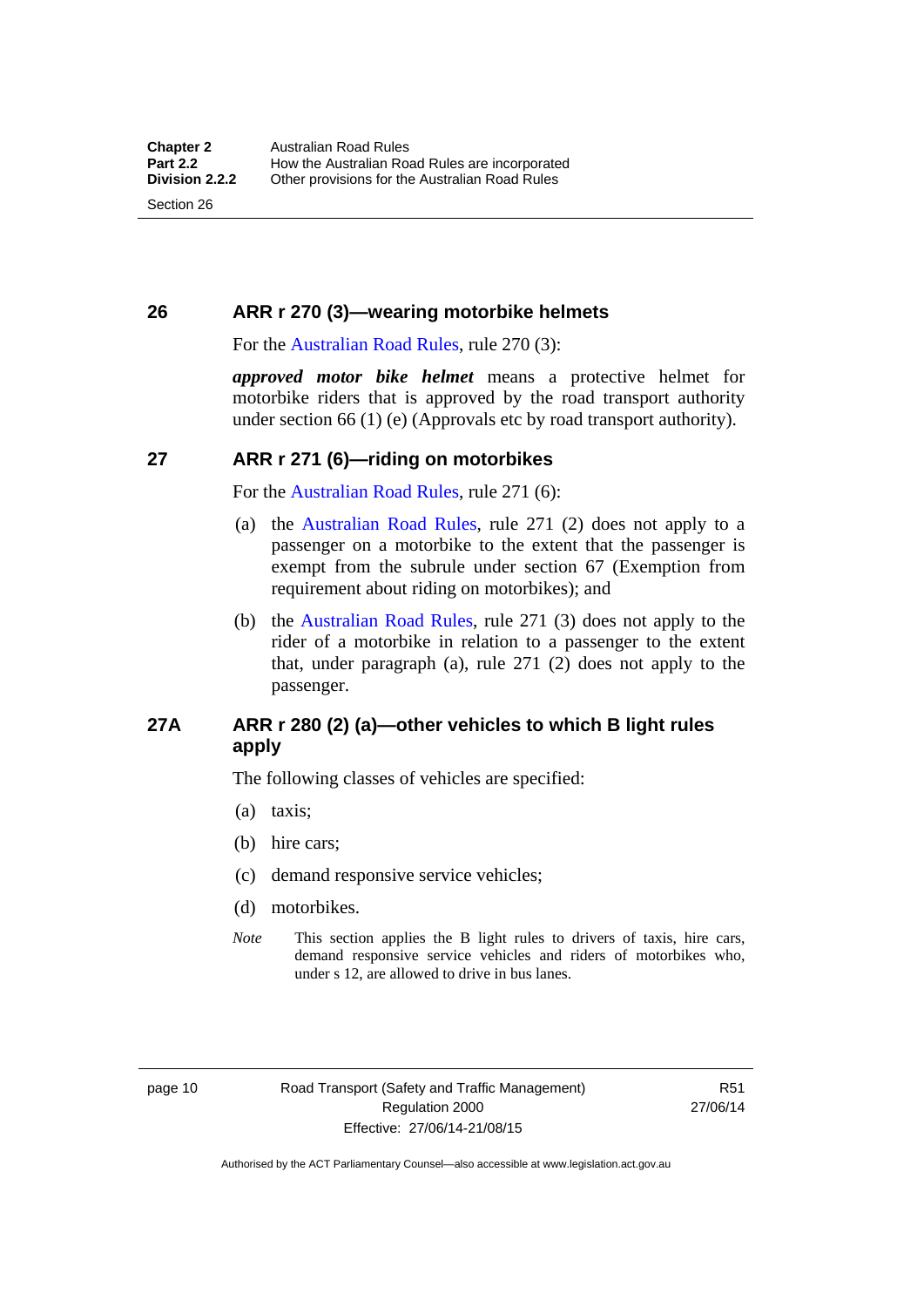## 26 ARR r 270 (3)—wearing motorbike helmets

For the Australian Road Rules, rule 270 (3):

***approved motor bike helmet*** means a protective helmet for motorbike riders that is approved by the road transport authority under section 66 (1) (e) (Approvals etc by road transport authority).

## 27 ARR r 271 (6)—riding on motorbikes

For the Australian Road Rules, rule 271 (6):

(a) the Australian Road Rules, rule 271 (2) does not apply to a passenger on a motorbike to the extent that the passenger is exempt from the subrule under section 67 (Exemption from requirement about riding on motorbikes); and

(b) the Australian Road Rules, rule 271 (3) does not apply to the rider of a motorbike in relation to a passenger to the extent that, under paragraph (a), rule 271 (2) does not apply to the passenger.

## 27A ARR r 280 (2) (a)—other vehicles to which B light rules apply

The following classes of vehicles are specified:

(a) taxis;

(b) hire cars;

(c) demand responsive service vehicles;

(d) motorbikes.

*Note* This section applies the B light rules to drivers of taxis, hire cars, demand responsive service vehicles and riders of motorbikes who, under s 12, are allowed to drive in bus lanes.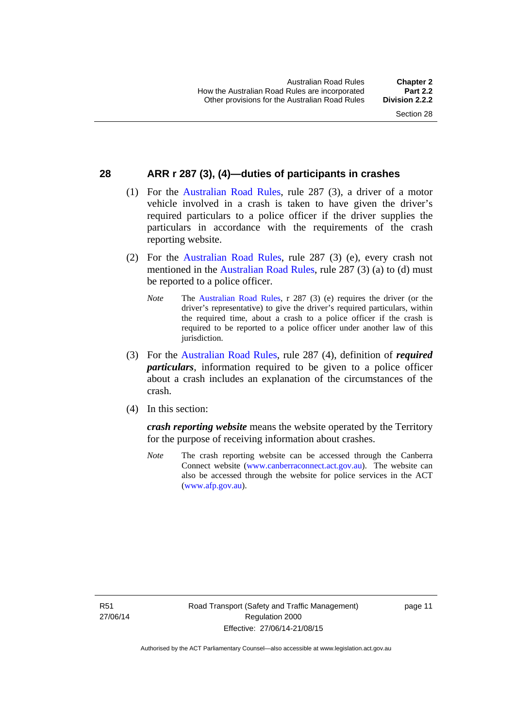## 28 ARR r 287 (3), (4)—duties of participants in crashes

(1) For the Australian Road Rules, rule 287 (3), a driver of a motor vehicle involved in a crash is taken to have given the driver's required particulars to a police officer if the driver supplies the particulars in accordance with the requirements of the crash reporting website.

(2) For the Australian Road Rules, rule 287 (3) (e), every crash not mentioned in the Australian Road Rules, rule 287 (3) (a) to (d) must be reported to a police officer.

*Note* The Australian Road Rules, r 287 (3) (e) requires the driver (or the driver's representative) to give the driver's required particulars, within the required time, about a crash to a police officer if the crash is required to be reported to a police officer under another law of this jurisdiction.

(3) For the Australian Road Rules, rule 287 (4), definition of ***required particulars***, information required to be given to a police officer about a crash includes an explanation of the circumstances of the crash.

(4) In this section:

***crash reporting website*** means the website operated by the Territory for the purpose of receiving information about crashes.

*Note* The crash reporting website can be accessed through the Canberra Connect website (www.canberraconnect.act.gov.au). The website can also be accessed through the website for police services in the ACT (www.afp.gov.au).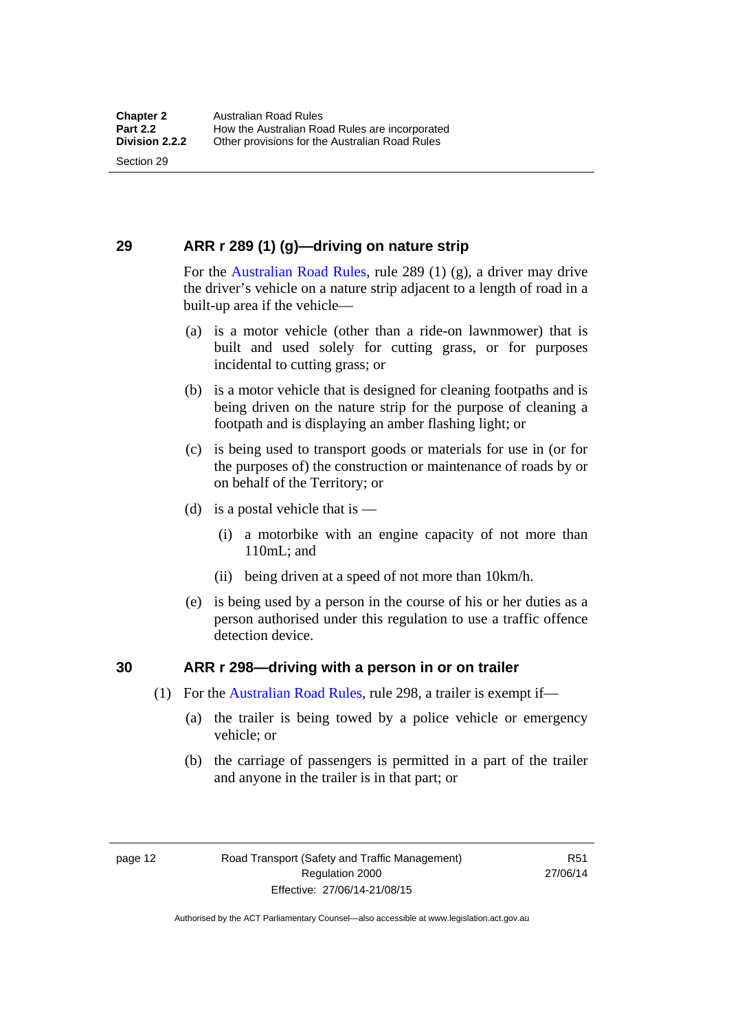## 29 ARR r 289 (1) (g)—driving on nature strip

For the Australian Road Rules, rule 289 (1) (g), a driver may drive the driver's vehicle on a nature strip adjacent to a length of road in a built-up area if the vehicle—

(a) is a motor vehicle (other than a ride-on lawnmower) that is built and used solely for cutting grass, or for purposes incidental to cutting grass; or

(b) is a motor vehicle that is designed for cleaning footpaths and is being driven on the nature strip for the purpose of cleaning a footpath and is displaying an amber flashing light; or

(c) is being used to transport goods or materials for use in (or for the purposes of) the construction or maintenance of roads by or on behalf of the Territory; or

(d) is a postal vehicle that is —

  (i) a motorbike with an engine capacity of not more than 110mL; and

  (ii) being driven at a speed of not more than 10km/h.

(e) is being used by a person in the course of his or her duties as a person authorised under this regulation to use a traffic offence detection device.

## 30 ARR r 298—driving with a person in or on trailer

(1) For the Australian Road Rules, rule 298, a trailer is exempt if—

(a) the trailer is being towed by a police vehicle or emergency vehicle; or

(b) the carriage of passengers is permitted in a part of the trailer and anyone in the trailer is in that part; or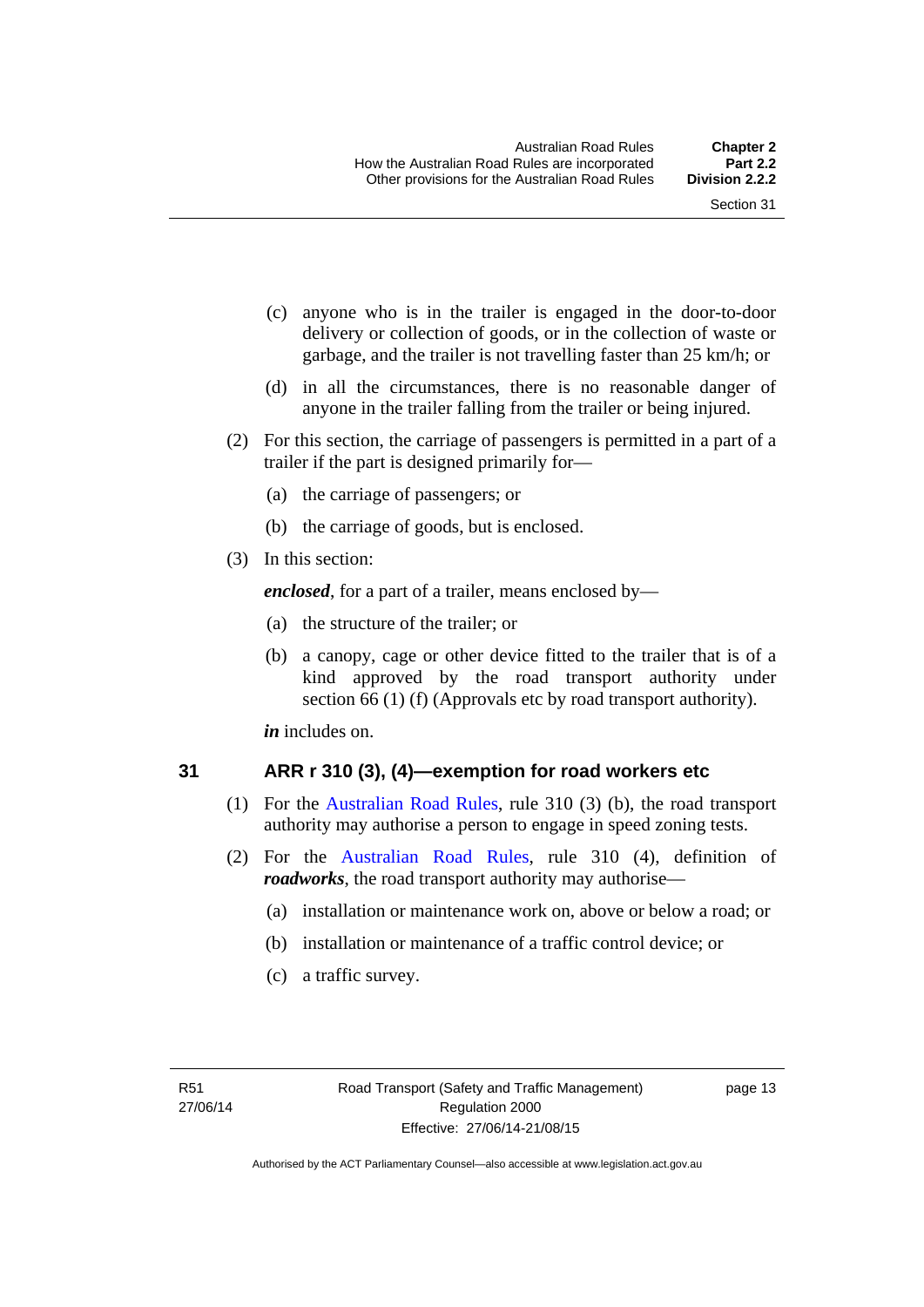(c) anyone who is in the trailer is engaged in the door-to-door delivery or collection of goods, or in the collection of waste or garbage, and the trailer is not travelling faster than 25 km/h; or

(d) in all the circumstances, there is no reasonable danger of anyone in the trailer falling from the trailer or being injured.

(2) For this section, the carriage of passengers is permitted in a part of a trailer if the part is designed primarily for—

(a) the carriage of passengers; or

(b) the carriage of goods, but is enclosed.

(3) In this section:

***enclosed***, for a part of a trailer, means enclosed by—

(a) the structure of the trailer; or

(b) a canopy, cage or other device fitted to the trailer that is of a kind approved by the road transport authority under section 66 (1) (f) (Approvals etc by road transport authority).

***in*** includes on.

### 31 ARR r 310 (3), (4)—exemption for road workers etc

(1) For the Australian Road Rules, rule 310 (3) (b), the road transport authority may authorise a person to engage in speed zoning tests.

(2) For the Australian Road Rules, rule 310 (4), definition of ***roadworks***, the road transport authority may authorise—

(a) installation or maintenance work on, above or below a road; or

(b) installation or maintenance of a traffic control device; or

(c) a traffic survey.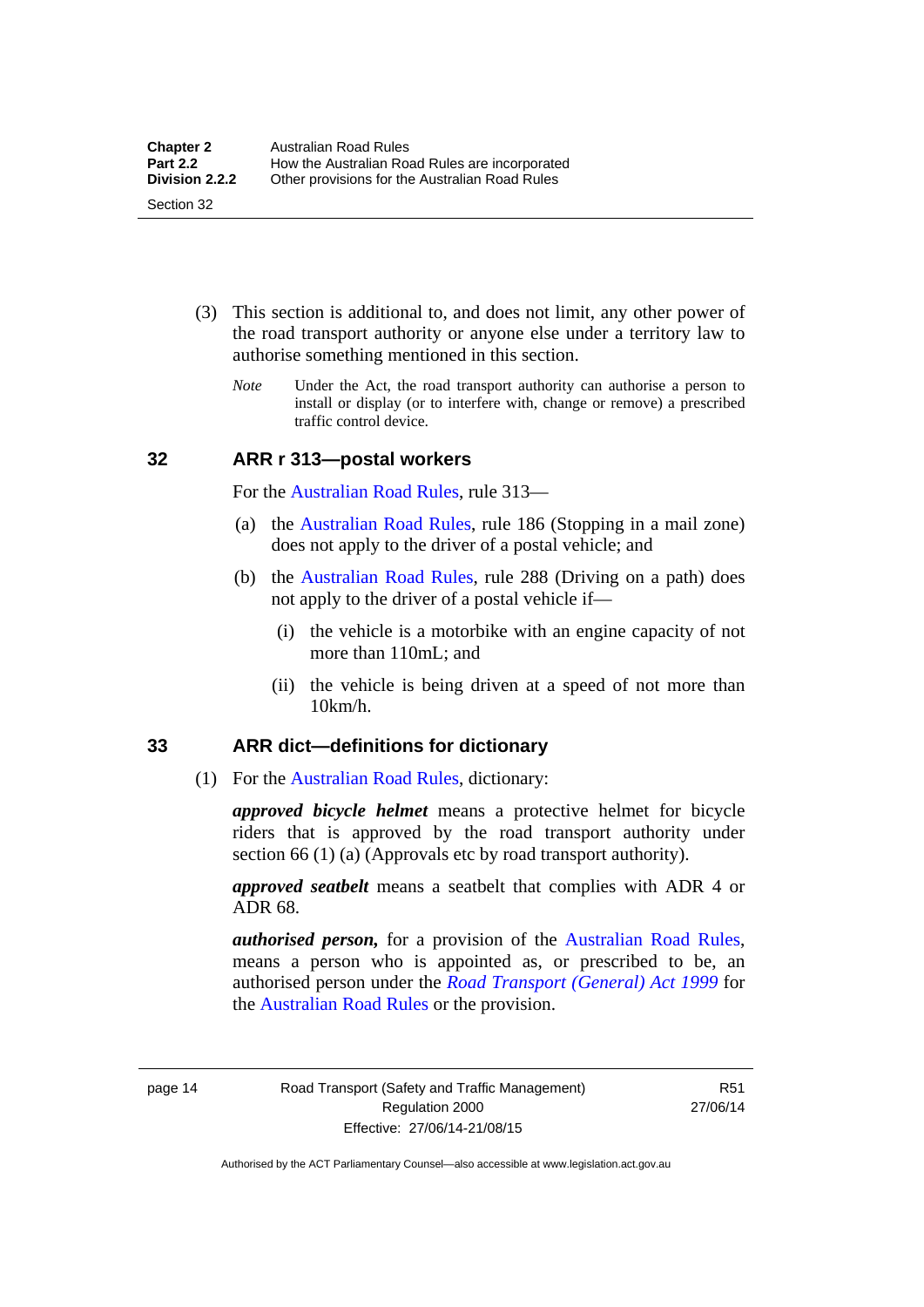(3) This section is additional to, and does not limit, any other power of the road transport authority or anyone else under a territory law to authorise something mentioned in this section.

*Note* Under the Act, the road transport authority can authorise a person to install or display (or to interfere with, change or remove) a prescribed traffic control device.

## 32 ARR r 313—postal workers

For the Australian Road Rules, rule 313—

(a) the Australian Road Rules, rule 186 (Stopping in a mail zone) does not apply to the driver of a postal vehicle; and

(b) the Australian Road Rules, rule 288 (Driving on a path) does not apply to the driver of a postal vehicle if—

(i) the vehicle is a motorbike with an engine capacity of not more than 110mL; and

(ii) the vehicle is being driven at a speed of not more than 10km/h.

## 33 ARR dict—definitions for dictionary

(1) For the Australian Road Rules, dictionary:

***approved bicycle helmet*** means a protective helmet for bicycle riders that is approved by the road transport authority under section 66 (1) (a) (Approvals etc by road transport authority).

***approved seatbelt*** means a seatbelt that complies with ADR 4 or ADR 68.

***authorised person,*** for a provision of the Australian Road Rules, means a person who is appointed as, or prescribed to be, an authorised person under the *Road Transport (General) Act 1999* for the Australian Road Rules or the provision.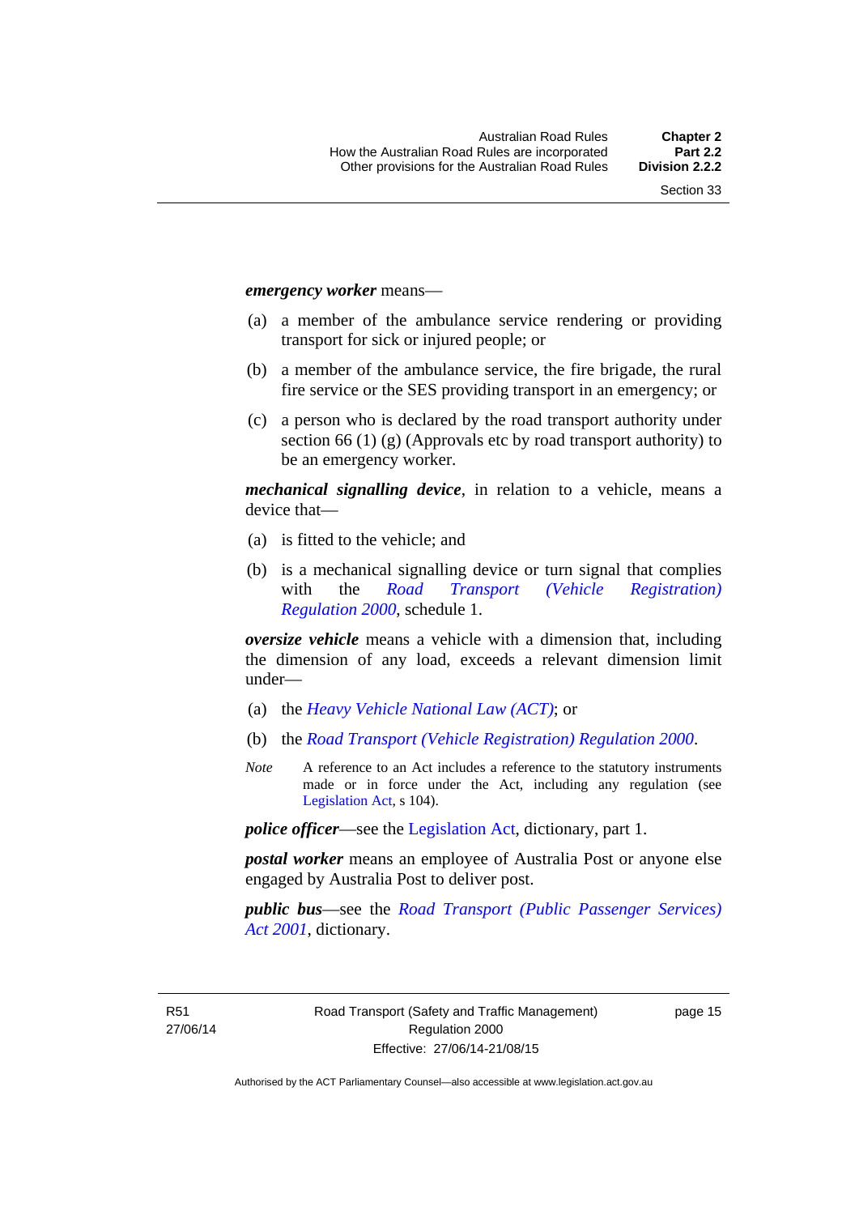***emergency worker*** means—

(a) a member of the ambulance service rendering or providing transport for sick or injured people; or

(b) a member of the ambulance service, the fire brigade, the rural fire service or the SES providing transport in an emergency; or

(c) a person who is declared by the road transport authority under section 66 (1) (g) (Approvals etc by road transport authority) to be an emergency worker.

***mechanical signalling device***, in relation to a vehicle, means a device that—

(a) is fitted to the vehicle; and

(b) is a mechanical signalling device or turn signal that complies with the *Road Transport (Vehicle Registration) Regulation 2000*, schedule 1.

***oversize vehicle*** means a vehicle with a dimension that, including the dimension of any load, exceeds a relevant dimension limit under—

(a) the *Heavy Vehicle National Law (ACT)*; or

(b) the *Road Transport (Vehicle Registration) Regulation 2000*.

*Note* A reference to an Act includes a reference to the statutory instruments made or in force under the Act, including any regulation (see Legislation Act, s 104).

***police officer***—see the Legislation Act, dictionary, part 1.

***postal worker*** means an employee of Australia Post or anyone else engaged by Australia Post to deliver post.

***public bus***—see the *Road Transport (Public Passenger Services) Act 2001*, dictionary.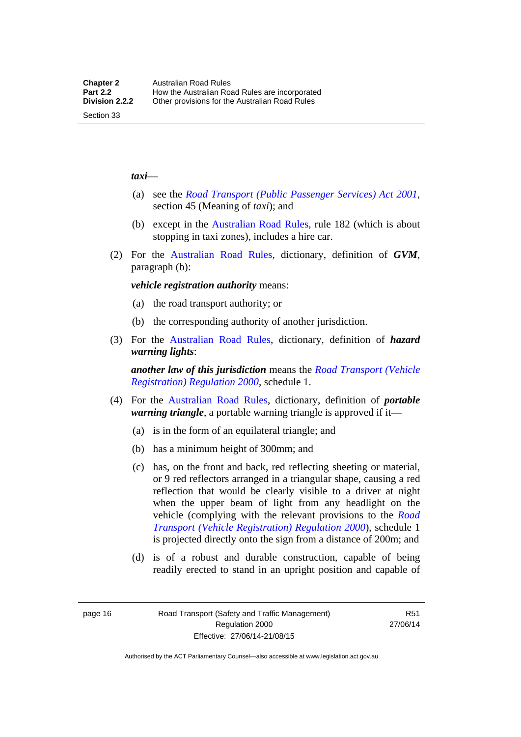***taxi***—

(a) see the *Road Transport (Public Passenger Services) Act 2001*, section 45 (Meaning of *taxi*); and

(b) except in the Australian Road Rules, rule 182 (which is about stopping in taxi zones), includes a hire car.

(2) For the Australian Road Rules, dictionary, definition of ***GVM***, paragraph (b):

***vehicle registration authority*** means:

(a) the road transport authority; or

(b) the corresponding authority of another jurisdiction.

(3) For the Australian Road Rules, dictionary, definition of ***hazard warning lights***:

***another law of this jurisdiction*** means the *Road Transport (Vehicle Registration) Regulation 2000*, schedule 1.

(4) For the Australian Road Rules, dictionary, definition of ***portable warning triangle***, a portable warning triangle is approved if it—

(a) is in the form of an equilateral triangle; and

(b) has a minimum height of 300mm; and

(c) has, on the front and back, red reflecting sheeting or material, or 9 red reflectors arranged in a triangular shape, causing a red reflection that would be clearly visible to a driver at night when the upper beam of light from any headlight on the vehicle (complying with the relevant provisions to the *Road Transport (Vehicle Registration) Regulation 2000*), schedule 1 is projected directly onto the sign from a distance of 200m; and

(d) is of a robust and durable construction, capable of being readily erected to stand in an upright position and capable of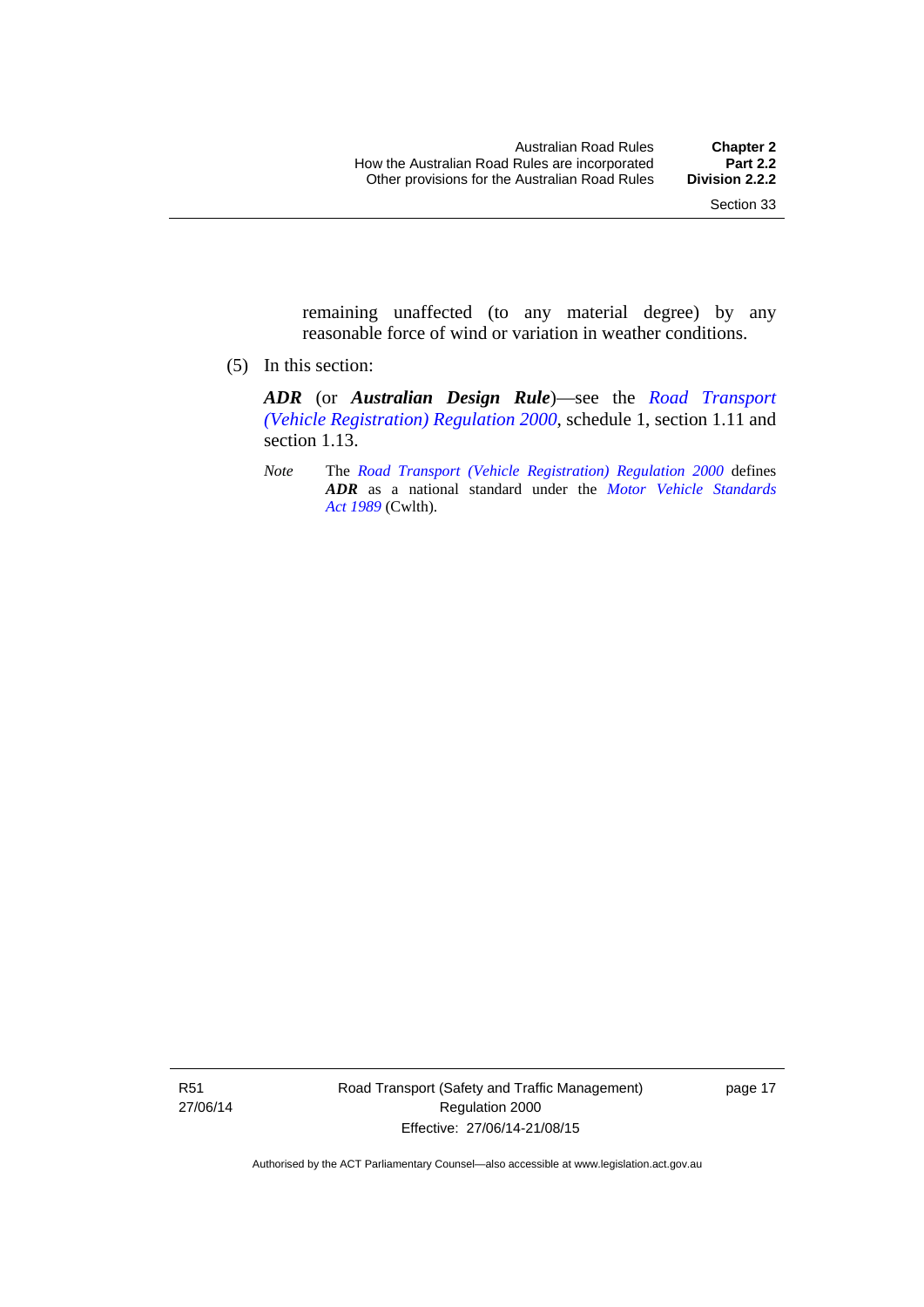remaining unaffected (to any material degree) by any reasonable force of wind or variation in weather conditions.

(5) In this section:

***ADR*** (or ***Australian Design Rule***)—see the *Road Transport (Vehicle Registration) Regulation 2000*, schedule 1, section 1.11 and section 1.13.

*Note* The *Road Transport (Vehicle Registration) Regulation 2000* defines ***ADR*** as a national standard under the *Motor Vehicle Standards Act 1989* (Cwlth).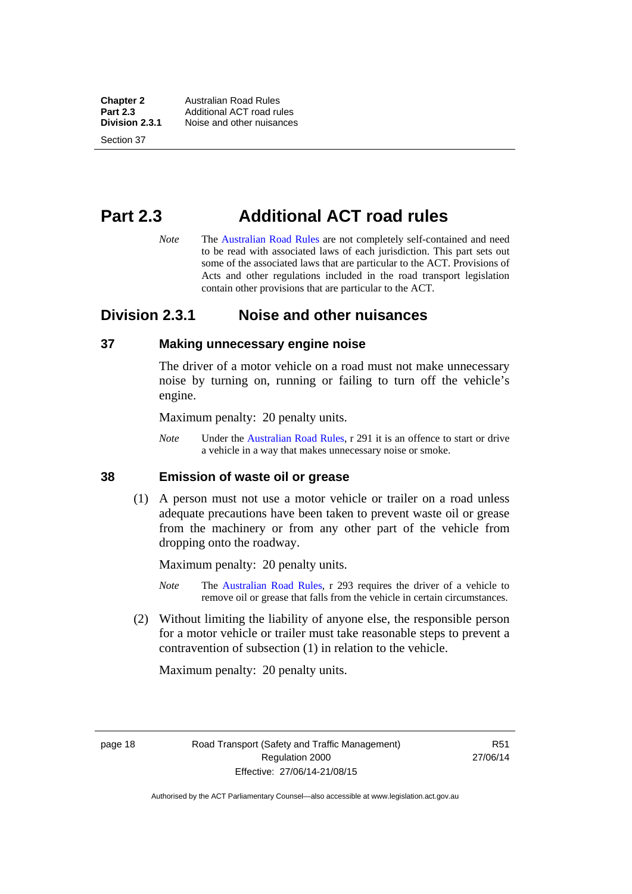# Part 2.3 Additional ACT road rules

*Note* The Australian Road Rules are not completely self-contained and need to be read with associated laws of each jurisdiction. This part sets out some of the associated laws that are particular to the ACT. Provisions of Acts and other regulations included in the road transport legislation contain other provisions that are particular to the ACT.

## Division 2.3.1 Noise and other nuisances

### 37 Making unnecessary engine noise

The driver of a motor vehicle on a road must not make unnecessary noise by turning on, running or failing to turn off the vehicle's engine.

Maximum penalty: 20 penalty units.

*Note* Under the Australian Road Rules, r 291 it is an offence to start or drive a vehicle in a way that makes unnecessary noise or smoke.

### 38 Emission of waste oil or grease

(1) A person must not use a motor vehicle or trailer on a road unless adequate precautions have been taken to prevent waste oil or grease from the machinery or from any other part of the vehicle from dropping onto the roadway.

Maximum penalty: 20 penalty units.

*Note* The Australian Road Rules, r 293 requires the driver of a vehicle to remove oil or grease that falls from the vehicle in certain circumstances.

(2) Without limiting the liability of anyone else, the responsible person for a motor vehicle or trailer must take reasonable steps to prevent a contravention of subsection (1) in relation to the vehicle.

Maximum penalty: 20 penalty units.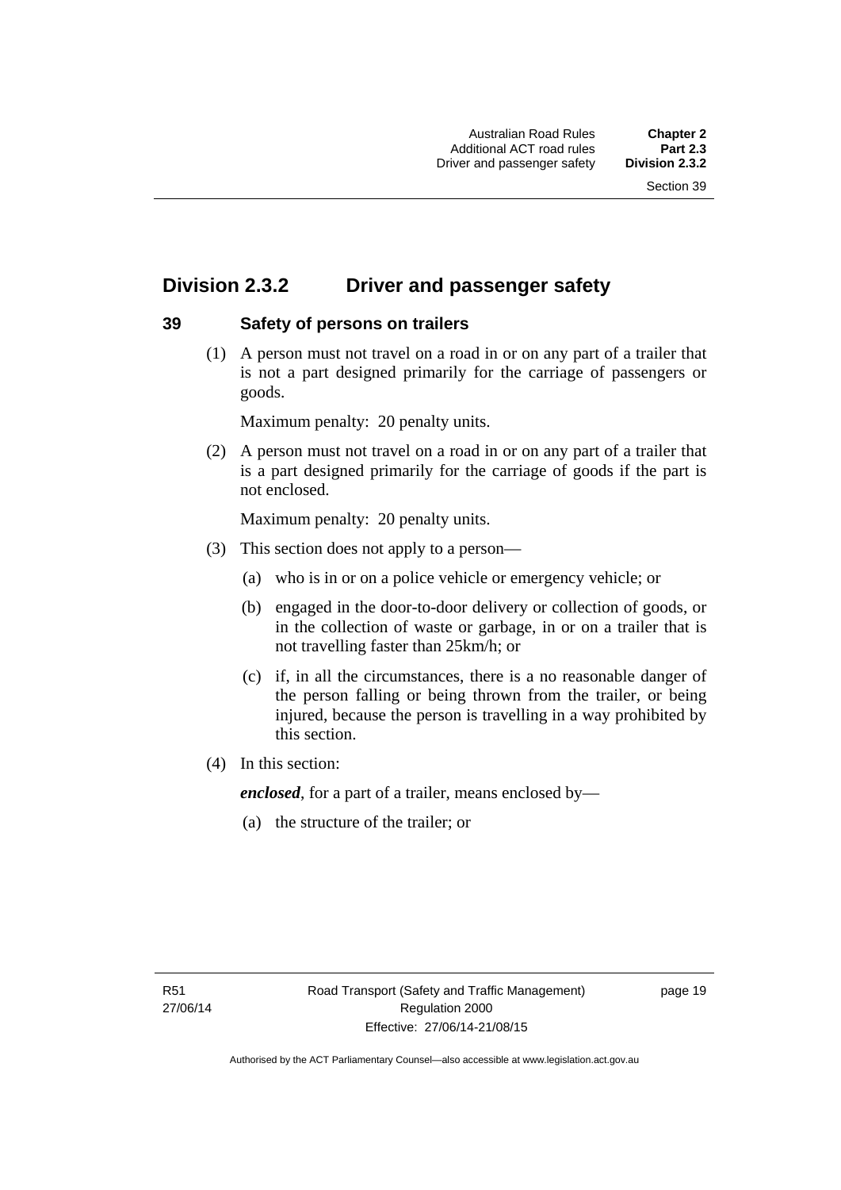## Division 2.3.2 Driver and passenger safety

### 39 Safety of persons on trailers

(1) A person must not travel on a road in or on any part of a trailer that is not a part designed primarily for the carriage of passengers or goods.

Maximum penalty: 20 penalty units.

(2) A person must not travel on a road in or on any part of a trailer that is a part designed primarily for the carriage of goods if the part is not enclosed.

Maximum penalty: 20 penalty units.

(3) This section does not apply to a person—

(a) who is in or on a police vehicle or emergency vehicle; or

(b) engaged in the door-to-door delivery or collection of goods, or in the collection of waste or garbage, in or on a trailer that is not travelling faster than 25km/h; or

(c) if, in all the circumstances, there is a no reasonable danger of the person falling or being thrown from the trailer, or being injured, because the person is travelling in a way prohibited by this section.

(4) In this section:

***enclosed***, for a part of a trailer, means enclosed by—

(a) the structure of the trailer; or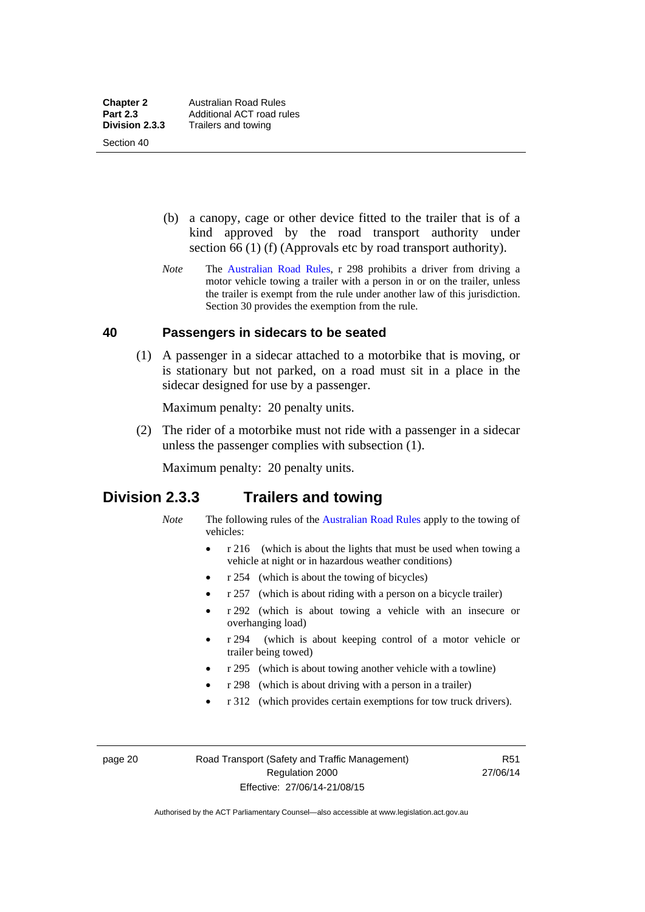(b) a canopy, cage or other device fitted to the trailer that is of a kind approved by the road transport authority under section 66 (1) (f) (Approvals etc by road transport authority).

*Note* The Australian Road Rules, r 298 prohibits a driver from driving a motor vehicle towing a trailer with a person in or on the trailer, unless the trailer is exempt from the rule under another law of this jurisdiction. Section 30 provides the exemption from the rule.

### 40 Passengers in sidecars to be seated

(1) A passenger in a sidecar attached to a motorbike that is moving, or is stationary but not parked, on a road must sit in a place in the sidecar designed for use by a passenger.

Maximum penalty: 20 penalty units.

(2) The rider of a motorbike must not ride with a passenger in a sidecar unless the passenger complies with subsection (1).

Maximum penalty: 20 penalty units.

## Division 2.3.3 Trailers and towing

*Note* The following rules of the Australian Road Rules apply to the towing of vehicles:

- r 216 (which is about the lights that must be used when towing a vehicle at night or in hazardous weather conditions)
- r 254 (which is about the towing of bicycles)
- r 257 (which is about riding with a person on a bicycle trailer)
- r 292 (which is about towing a vehicle with an insecure or overhanging load)
- r 294 (which is about keeping control of a motor vehicle or trailer being towed)
- r 295 (which is about towing another vehicle with a towline)
- r 298 (which is about driving with a person in a trailer)
- r 312 (which provides certain exemptions for tow truck drivers).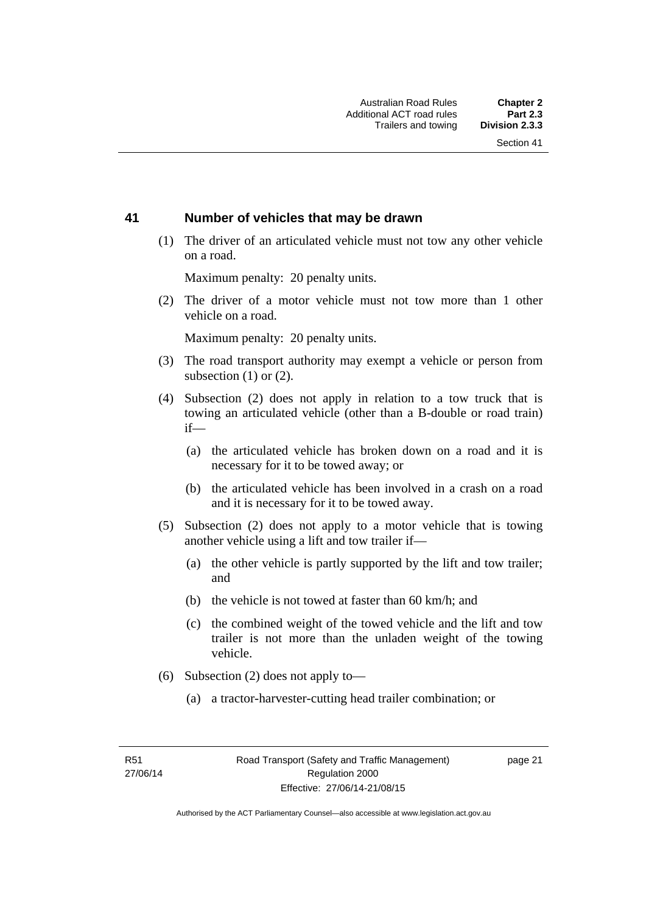## 41 Number of vehicles that may be drawn

(1) The driver of an articulated vehicle must not tow any other vehicle on a road.

Maximum penalty: 20 penalty units.

(2) The driver of a motor vehicle must not tow more than 1 other vehicle on a road.

Maximum penalty: 20 penalty units.

(3) The road transport authority may exempt a vehicle or person from subsection (1) or (2).

(4) Subsection (2) does not apply in relation to a tow truck that is towing an articulated vehicle (other than a B-double or road train) if—

(a) the articulated vehicle has broken down on a road and it is necessary for it to be towed away; or

(b) the articulated vehicle has been involved in a crash on a road and it is necessary for it to be towed away.

(5) Subsection (2) does not apply to a motor vehicle that is towing another vehicle using a lift and tow trailer if—

(a) the other vehicle is partly supported by the lift and tow trailer; and

(b) the vehicle is not towed at faster than 60 km/h; and

(c) the combined weight of the towed vehicle and the lift and tow trailer is not more than the unladen weight of the towing vehicle.

(6) Subsection (2) does not apply to—

(a) a tractor-harvester-cutting head trailer combination; or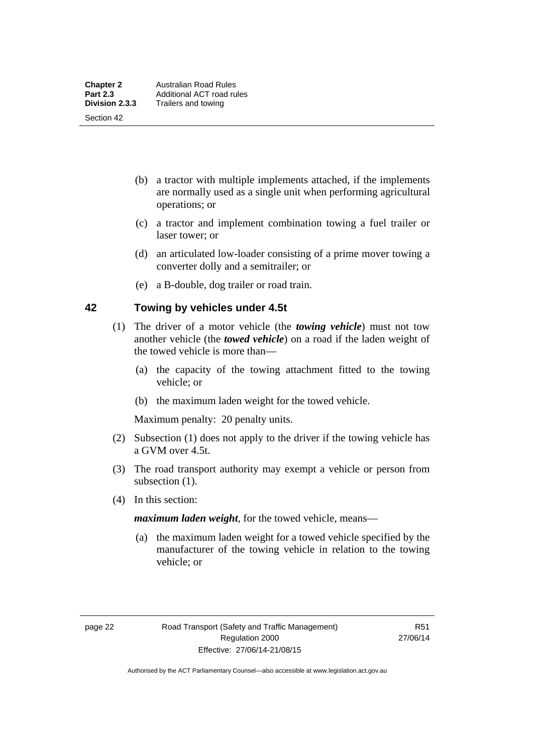(b) a tractor with multiple implements attached, if the implements are normally used as a single unit when performing agricultural operations; or

(c) a tractor and implement combination towing a fuel trailer or laser tower; or

(d) an articulated low-loader consisting of a prime mover towing a converter dolly and a semitrailer; or

(e) a B-double, dog trailer or road train.

## 42 Towing by vehicles under 4.5t

(1) The driver of a motor vehicle (the ***towing vehicle***) must not tow another vehicle (the ***towed vehicle***) on a road if the laden weight of the towed vehicle is more than—

(a) the capacity of the towing attachment fitted to the towing vehicle; or

(b) the maximum laden weight for the towed vehicle.

Maximum penalty: 20 penalty units.

(2) Subsection (1) does not apply to the driver if the towing vehicle has a GVM over 4.5t.

(3) The road transport authority may exempt a vehicle or person from subsection (1).

(4) In this section:

***maximum laden weight***, for the towed vehicle, means—

(a) the maximum laden weight for a towed vehicle specified by the manufacturer of the towing vehicle in relation to the towing vehicle; or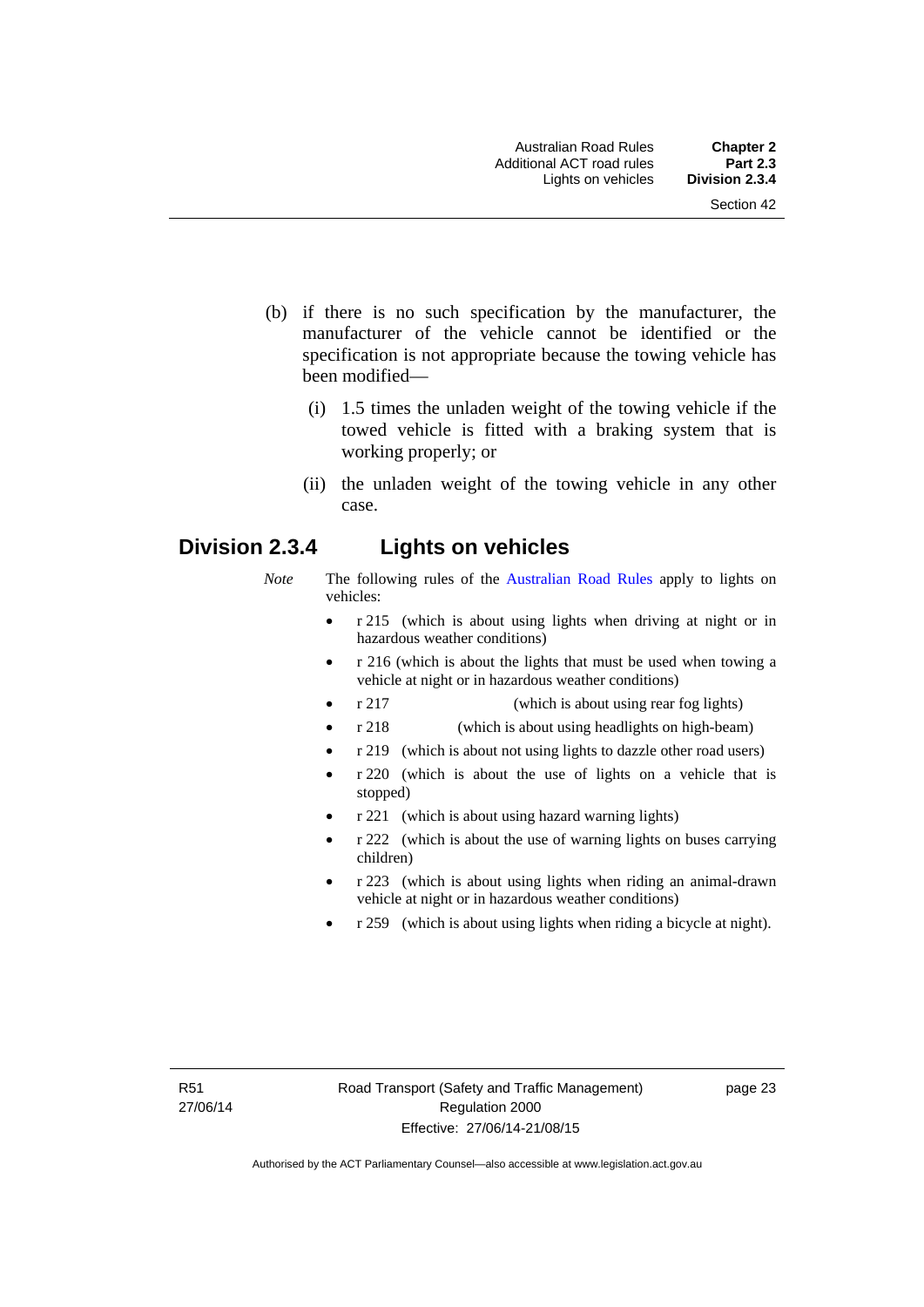(b) if there is no such specification by the manufacturer, the manufacturer of the vehicle cannot be identified or the specification is not appropriate because the towing vehicle has been modified—

  (i) 1.5 times the unladen weight of the towing vehicle if the towed vehicle is fitted with a braking system that is working properly; or

  (ii) the unladen weight of the towing vehicle in any other case.

## Division 2.3.4 Lights on vehicles

*Note* The following rules of the Australian Road Rules apply to lights on vehicles:

- r 215 (which is about using lights when driving at night or in hazardous weather conditions)
- r 216 (which is about the lights that must be used when towing a vehicle at night or in hazardous weather conditions)
- r 217 (which is about using rear fog lights)
- r 218 (which is about using headlights on high-beam)
- r 219 (which is about not using lights to dazzle other road users)
- r 220 (which is about the use of lights on a vehicle that is stopped)
- r 221 (which is about using hazard warning lights)
- r 222 (which is about the use of warning lights on buses carrying children)
- r 223 (which is about using lights when riding an animal-drawn vehicle at night or in hazardous weather conditions)
- r 259 (which is about using lights when riding a bicycle at night).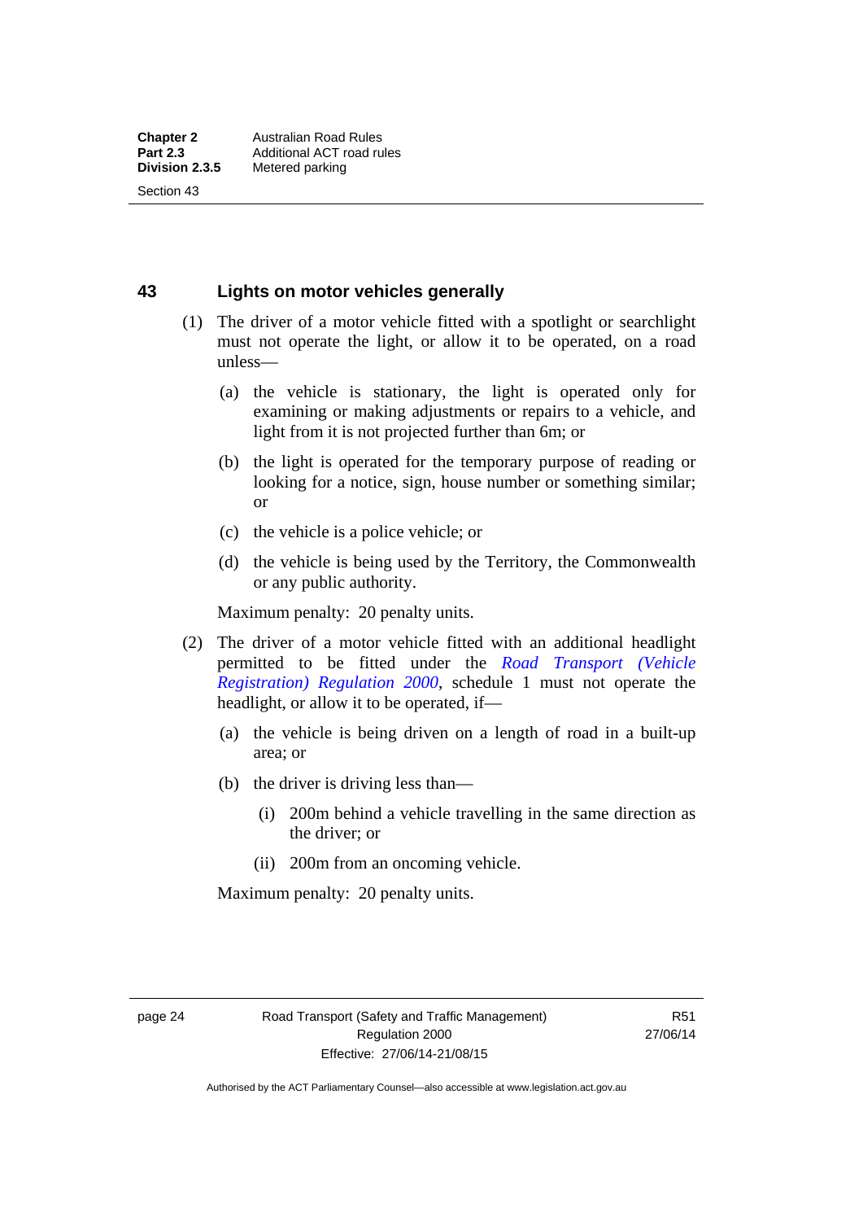## 43 Lights on motor vehicles generally

(1) The driver of a motor vehicle fitted with a spotlight or searchlight must not operate the light, or allow it to be operated, on a road unless—

(a) the vehicle is stationary, the light is operated only for examining or making adjustments or repairs to a vehicle, and light from it is not projected further than 6m; or

(b) the light is operated for the temporary purpose of reading or looking for a notice, sign, house number or something similar; or

(c) the vehicle is a police vehicle; or

(d) the vehicle is being used by the Territory, the Commonwealth or any public authority.

Maximum penalty: 20 penalty units.

(2) The driver of a motor vehicle fitted with an additional headlight permitted to be fitted under the *Road Transport (Vehicle Registration) Regulation 2000*, schedule 1 must not operate the headlight, or allow it to be operated, if—

(a) the vehicle is being driven on a length of road in a built-up area; or

(b) the driver is driving less than—

(i) 200m behind a vehicle travelling in the same direction as the driver; or

(ii) 200m from an oncoming vehicle.

Maximum penalty: 20 penalty units.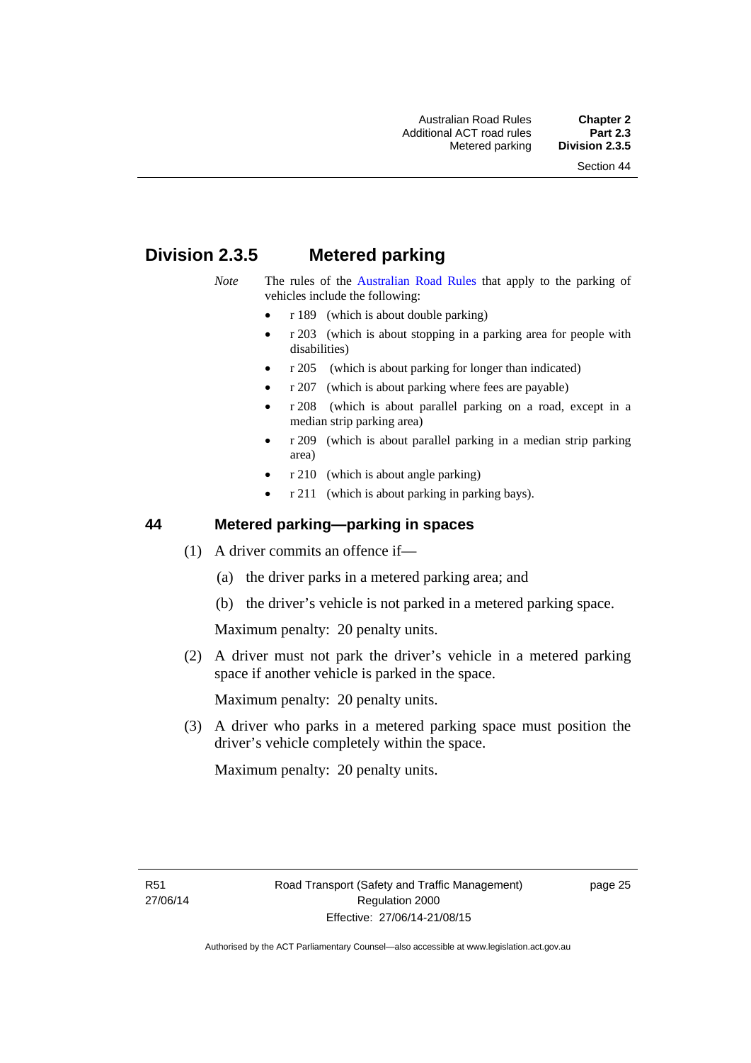## Division 2.3.5 Metered parking

*Note* The rules of the Australian Road Rules that apply to the parking of vehicles include the following:

- r 189 (which is about double parking)
- r 203 (which is about stopping in a parking area for people with disabilities)
- r 205 (which is about parking for longer than indicated)
- r 207 (which is about parking where fees are payable)
- r 208 (which is about parallel parking on a road, except in a median strip parking area)
- r 209 (which is about parallel parking in a median strip parking area)
- r 210 (which is about angle parking)
- r 211 (which is about parking in parking bays).

### 44 Metered parking—parking in spaces

(1) A driver commits an offence if—

(a) the driver parks in a metered parking area; and

(b) the driver's vehicle is not parked in a metered parking space.

Maximum penalty: 20 penalty units.

(2) A driver must not park the driver's vehicle in a metered parking space if another vehicle is parked in the space.

Maximum penalty: 20 penalty units.

(3) A driver who parks in a metered parking space must position the driver's vehicle completely within the space.

Maximum penalty: 20 penalty units.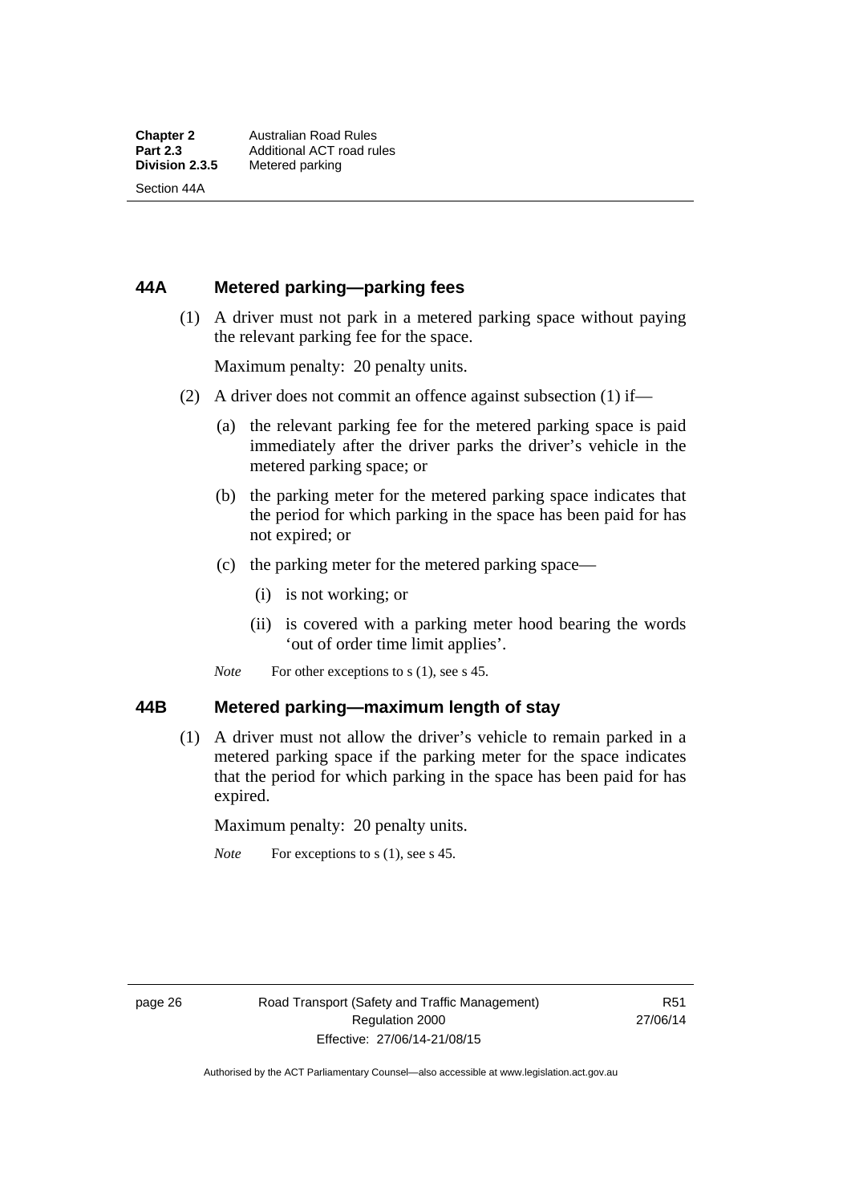## 44A Metered parking—parking fees

(1) A driver must not park in a metered parking space without paying the relevant parking fee for the space.

Maximum penalty: 20 penalty units.

(2) A driver does not commit an offence against subsection (1) if—

(a) the relevant parking fee for the metered parking space is paid immediately after the driver parks the driver's vehicle in the metered parking space; or

(b) the parking meter for the metered parking space indicates that the period for which parking in the space has been paid for has not expired; or

(c) the parking meter for the metered parking space—

(i) is not working; or

(ii) is covered with a parking meter hood bearing the words 'out of order time limit applies'.

*Note* For other exceptions to s (1), see s 45.

## 44B Metered parking—maximum length of stay

(1) A driver must not allow the driver's vehicle to remain parked in a metered parking space if the parking meter for the space indicates that the period for which parking in the space has been paid for has expired.

Maximum penalty: 20 penalty units.

*Note* For exceptions to s (1), see s 45.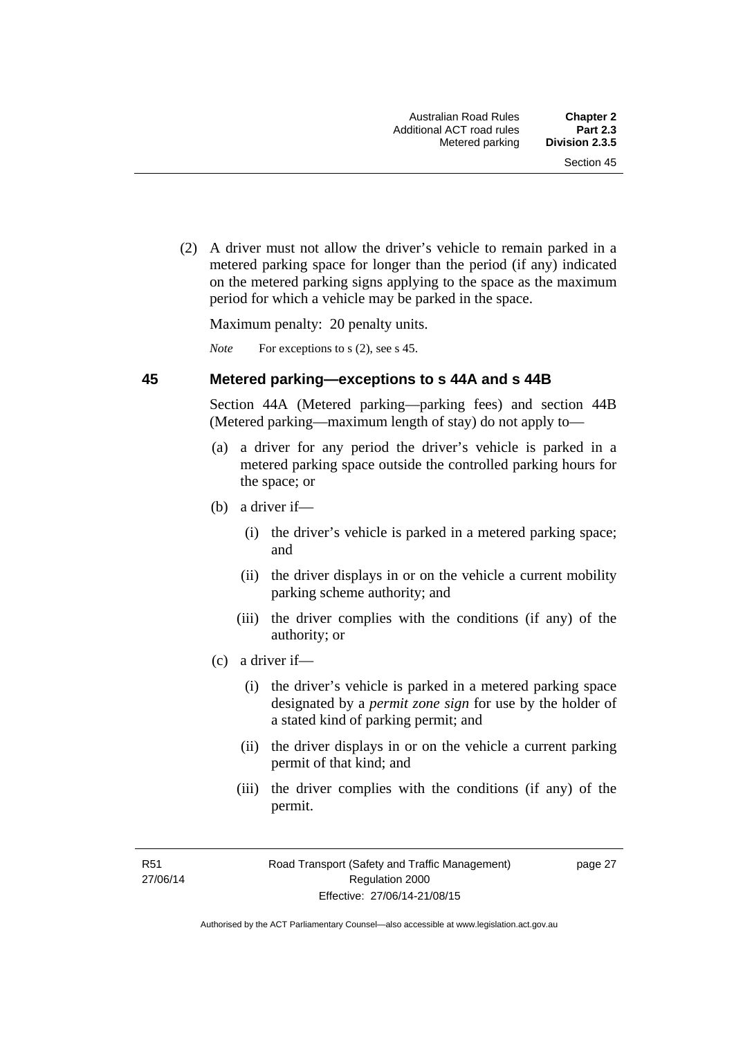(2) A driver must not allow the driver's vehicle to remain parked in a metered parking space for longer than the period (if any) indicated on the metered parking signs applying to the space as the maximum period for which a vehicle may be parked in the space.

Maximum penalty: 20 penalty units.

*Note* For exceptions to s (2), see s 45.

## 45 Metered parking—exceptions to s 44A and s 44B

Section 44A (Metered parking—parking fees) and section 44B (Metered parking—maximum length of stay) do not apply to—

(a) a driver for any period the driver's vehicle is parked in a metered parking space outside the controlled parking hours for the space; or

(b) a driver if—

(i) the driver's vehicle is parked in a metered parking space; and

(ii) the driver displays in or on the vehicle a current mobility parking scheme authority; and

(iii) the driver complies with the conditions (if any) of the authority; or

(c) a driver if—

(i) the driver's vehicle is parked in a metered parking space designated by a ***permit zone sign*** for use by the holder of a stated kind of parking permit; and

(ii) the driver displays in or on the vehicle a current parking permit of that kind; and

(iii) the driver complies with the conditions (if any) of the permit.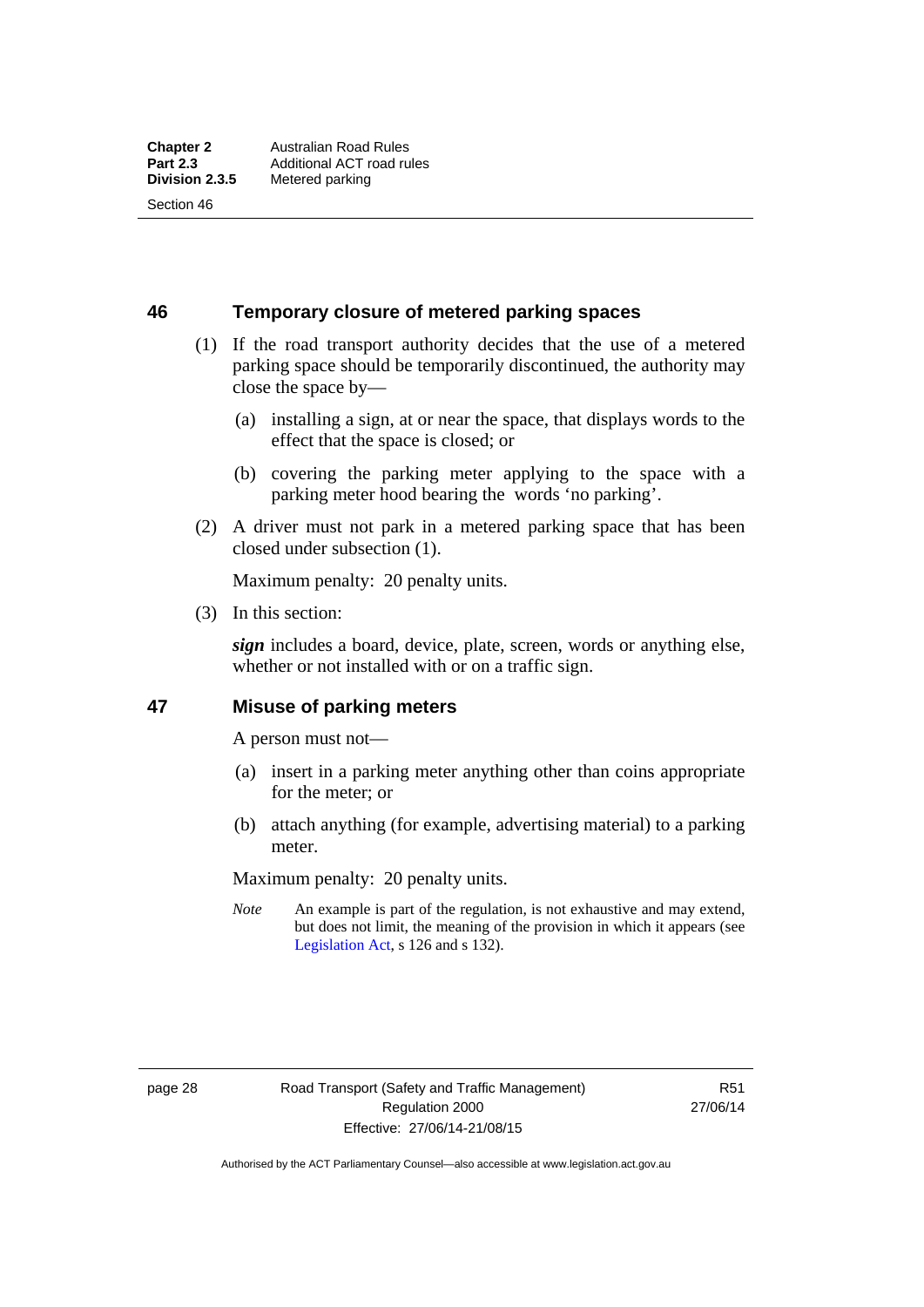## 46 Temporary closure of metered parking spaces

(1) If the road transport authority decides that the use of a metered parking space should be temporarily discontinued, the authority may close the space by—

(a) installing a sign, at or near the space, that displays words to the effect that the space is closed; or

(b) covering the parking meter applying to the space with a parking meter hood bearing the words 'no parking'.

(2) A driver must not park in a metered parking space that has been closed under subsection (1).

Maximum penalty: 20 penalty units.

(3) In this section:

***sign*** includes a board, device, plate, screen, words or anything else, whether or not installed with or on a traffic sign.

## 47 Misuse of parking meters

A person must not—

(a) insert in a parking meter anything other than coins appropriate for the meter; or

(b) attach anything (for example, advertising material) to a parking meter.

Maximum penalty: 20 penalty units.

*Note* An example is part of the regulation, is not exhaustive and may extend, but does not limit, the meaning of the provision in which it appears (see Legislation Act, s 126 and s 132).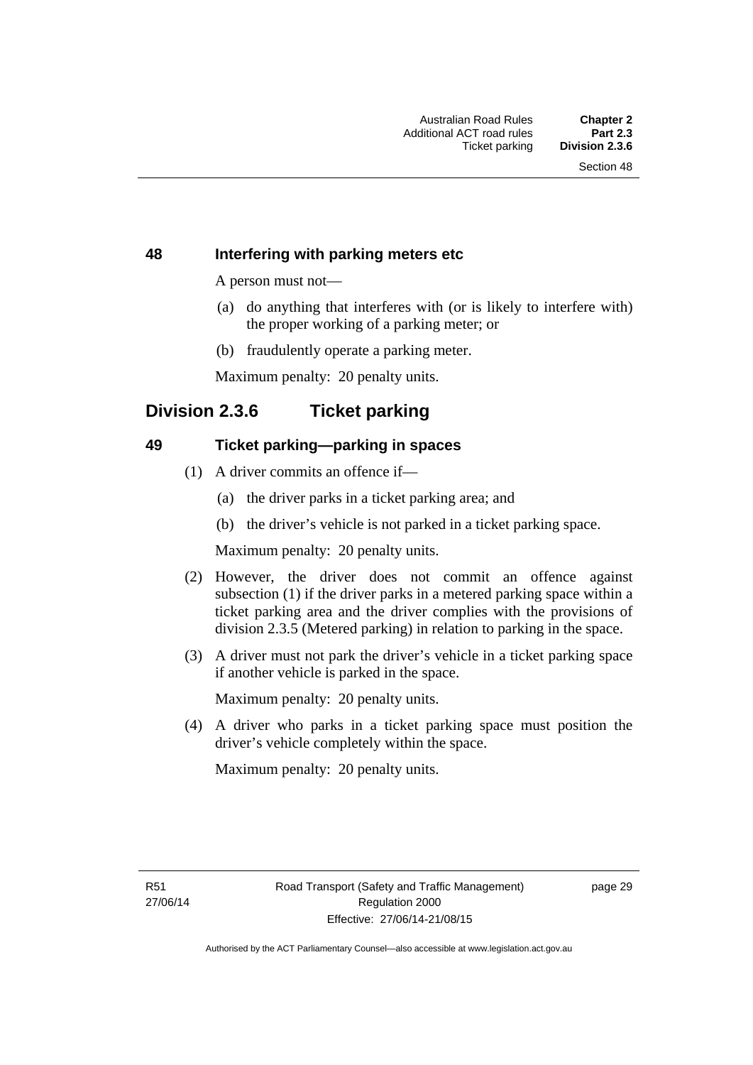### 48 Interfering with parking meters etc

A person must not—

(a) do anything that interferes with (or is likely to interfere with) the proper working of a parking meter; or

(b) fraudulently operate a parking meter.

Maximum penalty: 20 penalty units.

## Division 2.3.6 Ticket parking

### 49 Ticket parking—parking in spaces

(1) A driver commits an offence if—

(a) the driver parks in a ticket parking area; and

(b) the driver's vehicle is not parked in a ticket parking space.

Maximum penalty: 20 penalty units.

(2) However, the driver does not commit an offence against subsection (1) if the driver parks in a metered parking space within a ticket parking area and the driver complies with the provisions of division 2.3.5 (Metered parking) in relation to parking in the space.

(3) A driver must not park the driver's vehicle in a ticket parking space if another vehicle is parked in the space.

Maximum penalty: 20 penalty units.

(4) A driver who parks in a ticket parking space must position the driver's vehicle completely within the space.

Maximum penalty: 20 penalty units.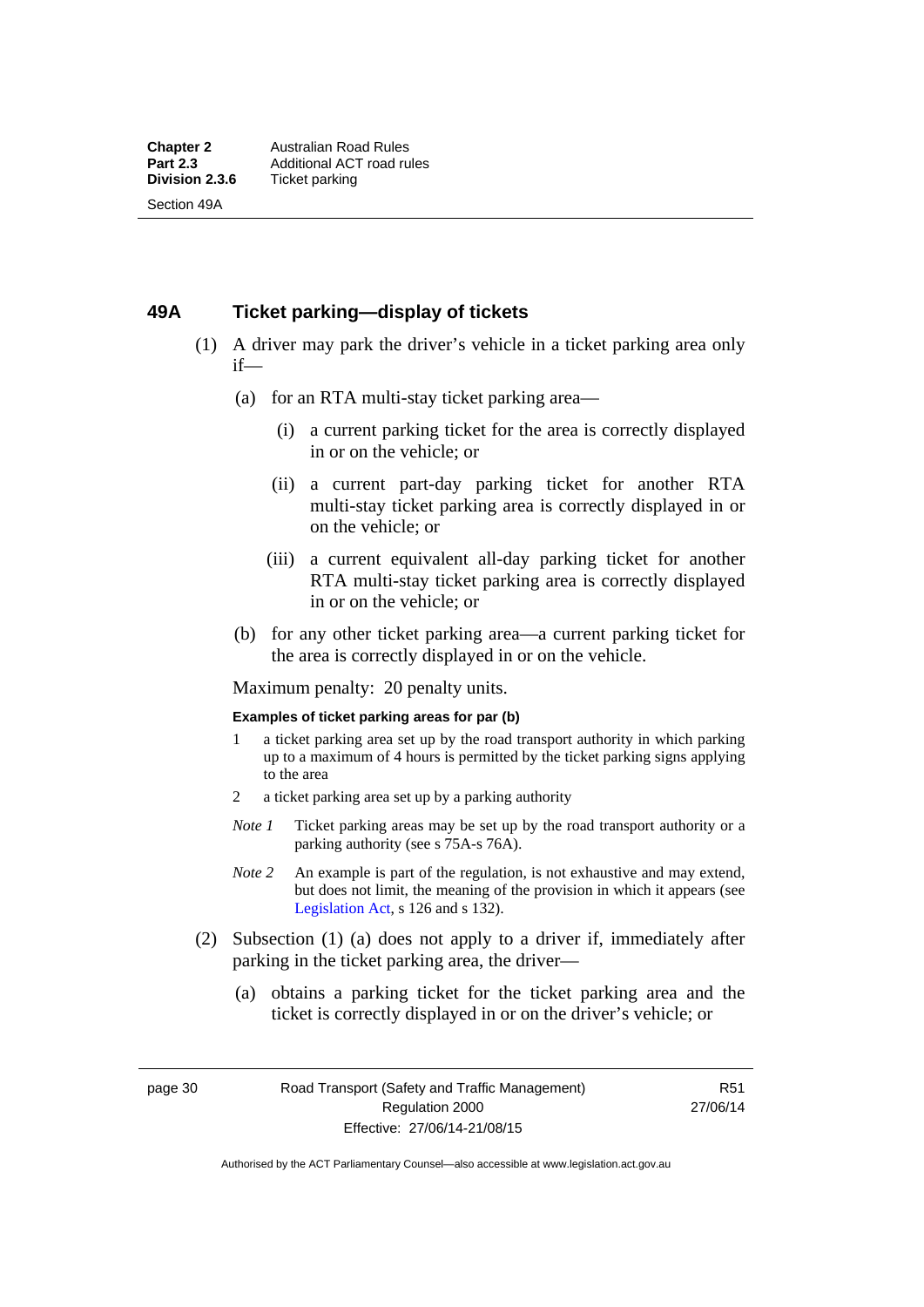## 49A Ticket parking—display of tickets

(1) A driver may park the driver's vehicle in a ticket parking area only if—

(a) for an RTA multi-stay ticket parking area—

(i) a current parking ticket for the area is correctly displayed in or on the vehicle; or

(ii) a current part-day parking ticket for another RTA multi-stay ticket parking area is correctly displayed in or on the vehicle; or

(iii) a current equivalent all-day parking ticket for another RTA multi-stay ticket parking area is correctly displayed in or on the vehicle; or

(b) for any other ticket parking area—a current parking ticket for the area is correctly displayed in or on the vehicle.

Maximum penalty: 20 penalty units.

**Examples of ticket parking areas for par (b)**

1 a ticket parking area set up by the road transport authority in which parking up to a maximum of 4 hours is permitted by the ticket parking signs applying to the area

2 a ticket parking area set up by a parking authority

*Note 1* Ticket parking areas may be set up by the road transport authority or a parking authority (see s 75A-s 76A).

*Note 2* An example is part of the regulation, is not exhaustive and may extend, but does not limit, the meaning of the provision in which it appears (see Legislation Act, s 126 and s 132).

(2) Subsection (1) (a) does not apply to a driver if, immediately after parking in the ticket parking area, the driver—

(a) obtains a parking ticket for the ticket parking area and the ticket is correctly displayed in or on the driver's vehicle; or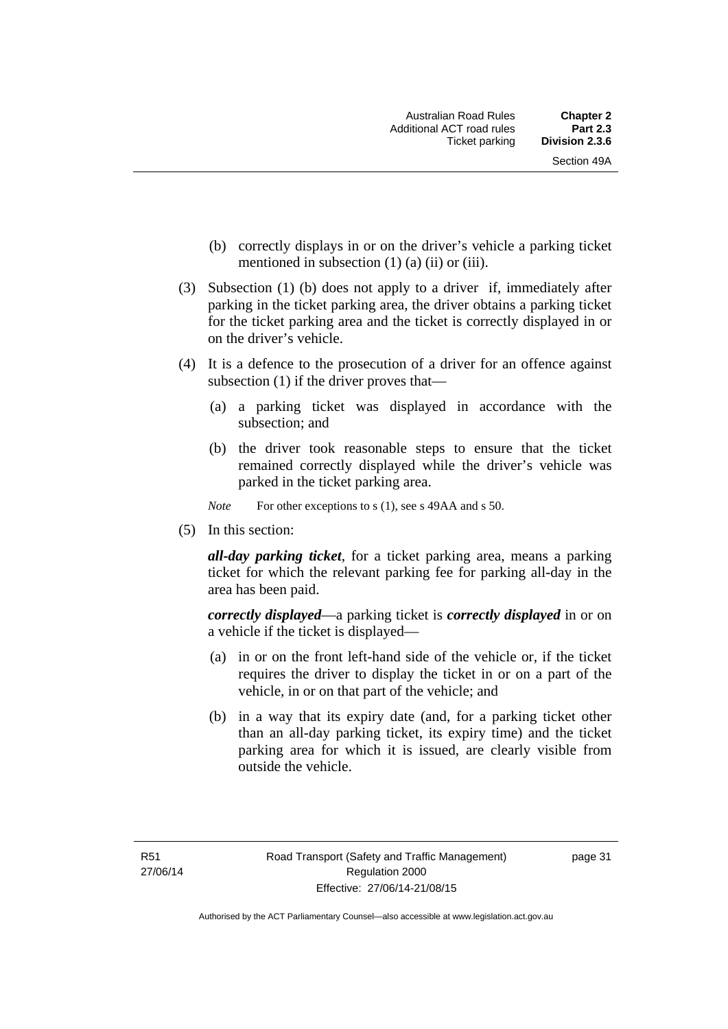(b) correctly displays in or on the driver's vehicle a parking ticket mentioned in subsection (1) (a) (ii) or (iii).

(3) Subsection (1) (b) does not apply to a driver if, immediately after parking in the ticket parking area, the driver obtains a parking ticket for the ticket parking area and the ticket is correctly displayed in or on the driver's vehicle.

(4) It is a defence to the prosecution of a driver for an offence against subsection (1) if the driver proves that—

(a) a parking ticket was displayed in accordance with the subsection; and

(b) the driver took reasonable steps to ensure that the ticket remained correctly displayed while the driver's vehicle was parked in the ticket parking area.

*Note* For other exceptions to s (1), see s 49AA and s 50.

(5) In this section:

***all-day parking ticket***, for a ticket parking area, means a parking ticket for which the relevant parking fee for parking all-day in the area has been paid.

***correctly displayed***—a parking ticket is ***correctly displayed*** in or on a vehicle if the ticket is displayed—

(a) in or on the front left-hand side of the vehicle or, if the ticket requires the driver to display the ticket in or on a part of the vehicle, in or on that part of the vehicle; and

(b) in a way that its expiry date (and, for a parking ticket other than an all-day parking ticket, its expiry time) and the ticket parking area for which it is issued, are clearly visible from outside the vehicle.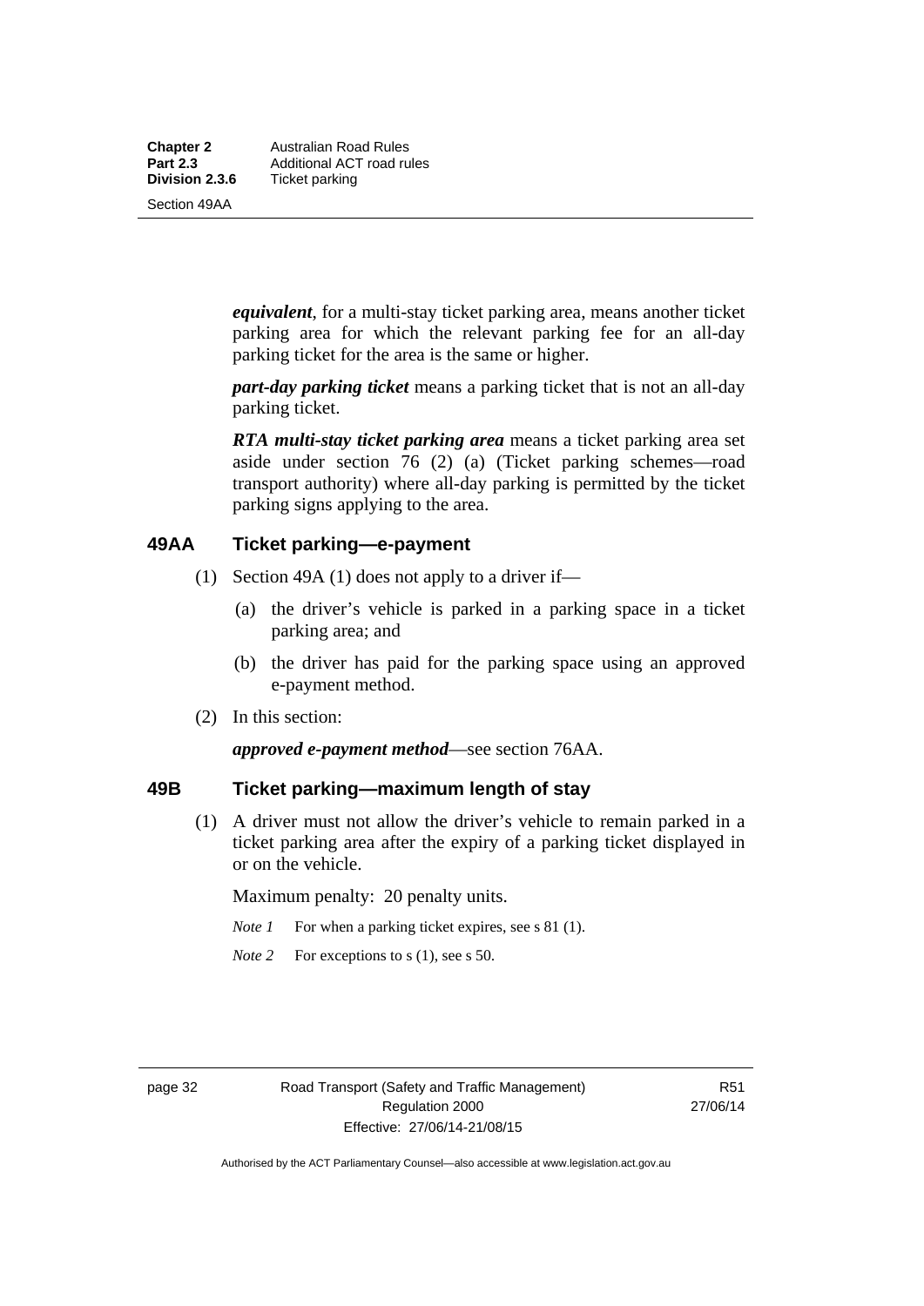***equivalent***, for a multi-stay ticket parking area, means another ticket parking area for which the relevant parking fee for an all-day parking ticket for the area is the same or higher.

***part-day parking ticket*** means a parking ticket that is not an all-day parking ticket.

***RTA multi-stay ticket parking area*** means a ticket parking area set aside under section 76 (2) (a) (Ticket parking schemes—road transport authority) where all-day parking is permitted by the ticket parking signs applying to the area.

## 49AA Ticket parking—e-payment

(1) Section 49A (1) does not apply to a driver if—

(a) the driver's vehicle is parked in a parking space in a ticket parking area; and

(b) the driver has paid for the parking space using an approved e-payment method.

(2) In this section:

***approved e-payment method***—see section 76AA.

## 49B Ticket parking—maximum length of stay

(1) A driver must not allow the driver's vehicle to remain parked in a ticket parking area after the expiry of a parking ticket displayed in or on the vehicle.

Maximum penalty: 20 penalty units.

*Note 1* For when a parking ticket expires, see s 81 (1).

*Note 2* For exceptions to s (1), see s 50.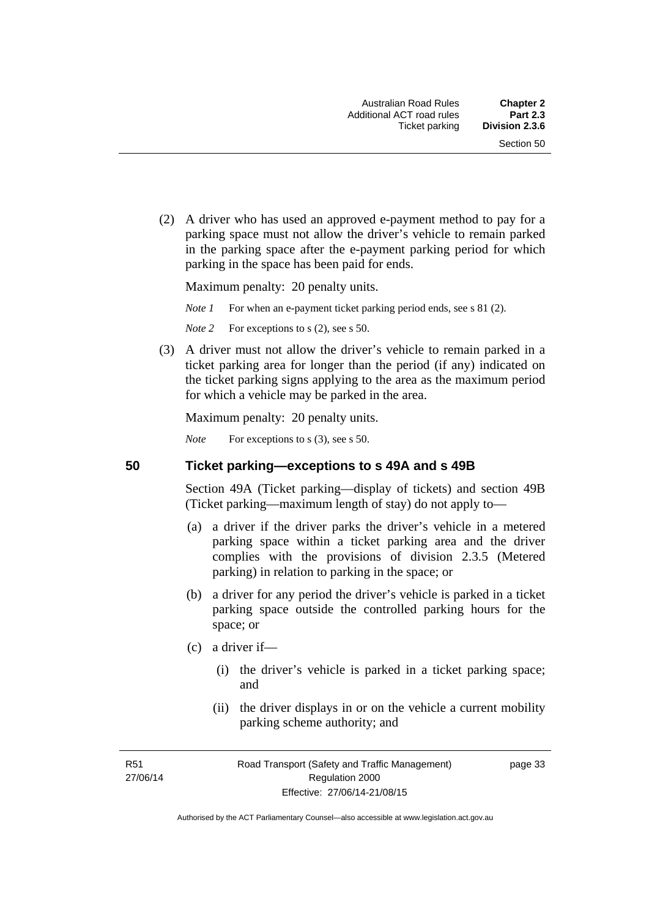(2) A driver who has used an approved e-payment method to pay for a parking space must not allow the driver's vehicle to remain parked in the parking space after the e-payment parking period for which parking in the space has been paid for ends.

Maximum penalty: 20 penalty units.

*Note 1* For when an e-payment ticket parking period ends, see s 81 (2).

*Note 2* For exceptions to s (2), see s 50.

(3) A driver must not allow the driver's vehicle to remain parked in a ticket parking area for longer than the period (if any) indicated on the ticket parking signs applying to the area as the maximum period for which a vehicle may be parked in the area.

Maximum penalty: 20 penalty units.

*Note* For exceptions to s (3), see s 50.

## 50 Ticket parking—exceptions to s 49A and s 49B

Section 49A (Ticket parking—display of tickets) and section 49B (Ticket parking—maximum length of stay) do not apply to—

(a) a driver if the driver parks the driver's vehicle in a metered parking space within a ticket parking area and the driver complies with the provisions of division 2.3.5 (Metered parking) in relation to parking in the space; or

(b) a driver for any period the driver's vehicle is parked in a ticket parking space outside the controlled parking hours for the space; or

(c) a driver if—

(i) the driver's vehicle is parked in a ticket parking space; and

(ii) the driver displays in or on the vehicle a current mobility parking scheme authority; and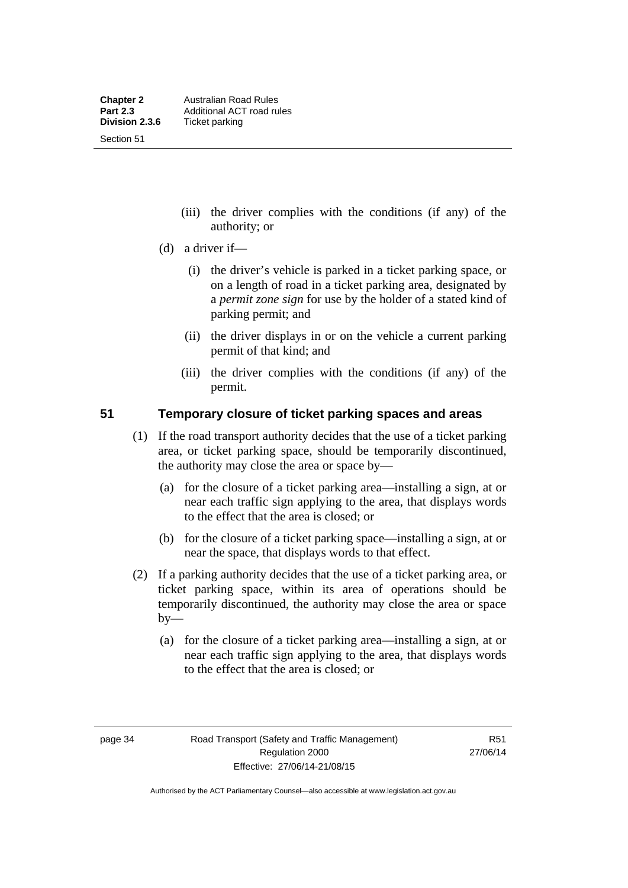(iii) the driver complies with the conditions (if any) of the authority; or

(d) a driver if—

(i) the driver's vehicle is parked in a ticket parking space, or on a length of road in a ticket parking area, designated by a *permit zone sign* for use by the holder of a stated kind of parking permit; and

(ii) the driver displays in or on the vehicle a current parking permit of that kind; and

(iii) the driver complies with the conditions (if any) of the permit.

## 51 Temporary closure of ticket parking spaces and areas

(1) If the road transport authority decides that the use of a ticket parking area, or ticket parking space, should be temporarily discontinued, the authority may close the area or space by—

(a) for the closure of a ticket parking area—installing a sign, at or near each traffic sign applying to the area, that displays words to the effect that the area is closed; or

(b) for the closure of a ticket parking space—installing a sign, at or near the space, that displays words to that effect.

(2) If a parking authority decides that the use of a ticket parking area, or ticket parking space, within its area of operations should be temporarily discontinued, the authority may close the area or space by—

(a) for the closure of a ticket parking area—installing a sign, at or near each traffic sign applying to the area, that displays words to the effect that the area is closed; or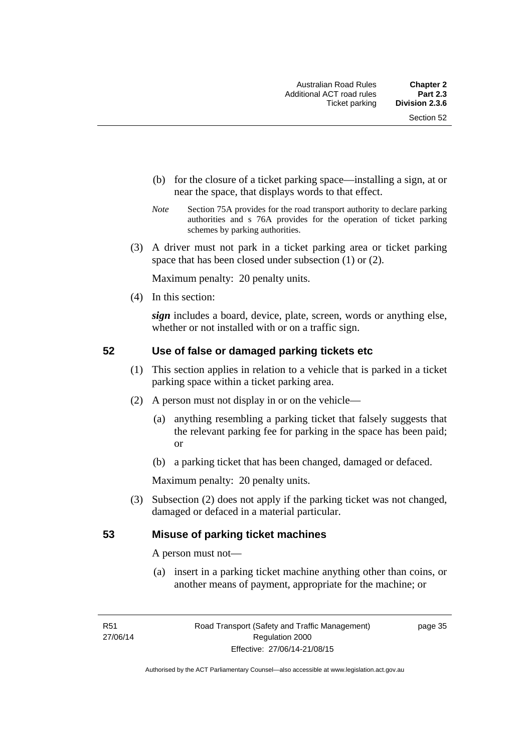(b) for the closure of a ticket parking space—installing a sign, at or near the space, that displays words to that effect.

*Note* Section 75A provides for the road transport authority to declare parking authorities and s 76A provides for the operation of ticket parking schemes by parking authorities.

(3) A driver must not park in a ticket parking area or ticket parking space that has been closed under subsection (1) or (2).

Maximum penalty: 20 penalty units.

(4) In this section:

***sign*** includes a board, device, plate, screen, words or anything else, whether or not installed with or on a traffic sign.

## 52 Use of false or damaged parking tickets etc

(1) This section applies in relation to a vehicle that is parked in a ticket parking space within a ticket parking area.

(2) A person must not display in or on the vehicle—

(a) anything resembling a parking ticket that falsely suggests that the relevant parking fee for parking in the space has been paid; or

(b) a parking ticket that has been changed, damaged or defaced.

Maximum penalty: 20 penalty units.

(3) Subsection (2) does not apply if the parking ticket was not changed, damaged or defaced in a material particular.

## 53 Misuse of parking ticket machines

A person must not—

(a) insert in a parking ticket machine anything other than coins, or another means of payment, appropriate for the machine; or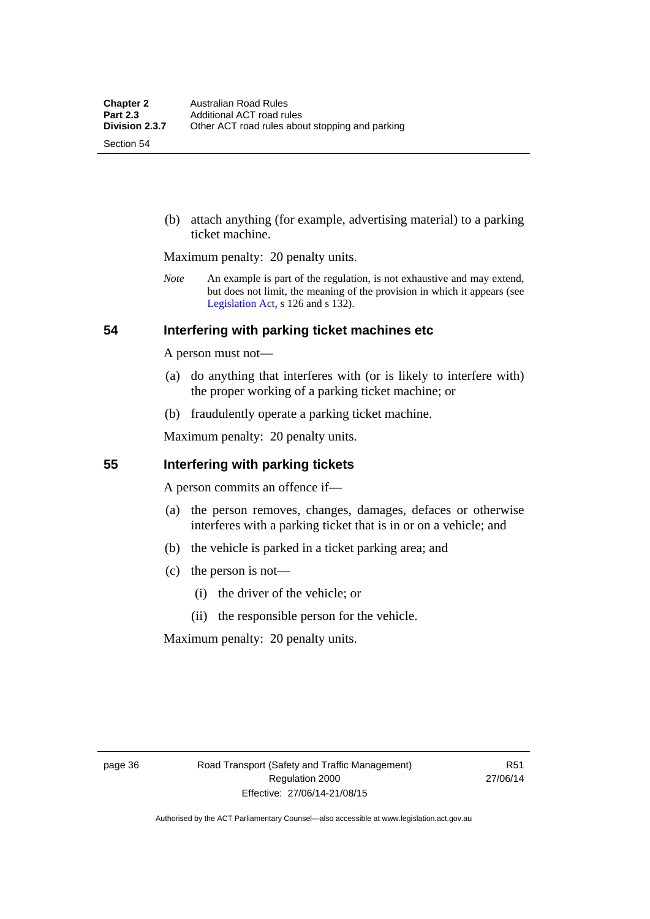(b) attach anything (for example, advertising material) to a parking ticket machine.

Maximum penalty: 20 penalty units.

*Note* An example is part of the regulation, is not exhaustive and may extend, but does not limit, the meaning of the provision in which it appears (see Legislation Act, s 126 and s 132).

## 54 Interfering with parking ticket machines etc

A person must not—

(a) do anything that interferes with (or is likely to interfere with) the proper working of a parking ticket machine; or

(b) fraudulently operate a parking ticket machine.

Maximum penalty: 20 penalty units.

## 55 Interfering with parking tickets

A person commits an offence if—

(a) the person removes, changes, damages, defaces or otherwise interferes with a parking ticket that is in or on a vehicle; and

(b) the vehicle is parked in a ticket parking area; and

(c) the person is not—

(i) the driver of the vehicle; or

(ii) the responsible person for the vehicle.

Maximum penalty: 20 penalty units.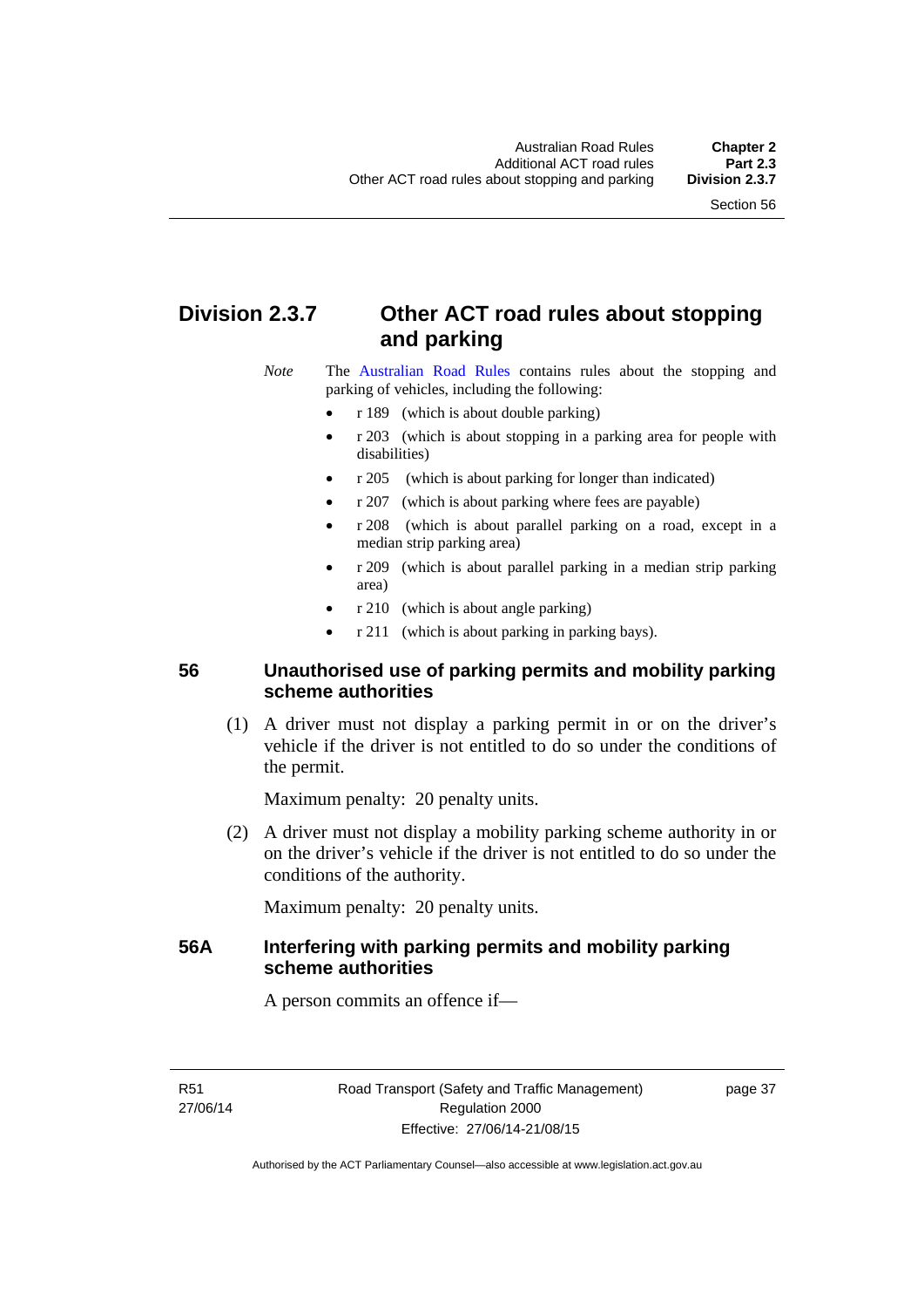## Division 2.3.7 Other ACT road rules about stopping and parking

*Note* The Australian Road Rules contains rules about the stopping and parking of vehicles, including the following:

- r 189 (which is about double parking)
- r 203 (which is about stopping in a parking area for people with disabilities)
- r 205 (which is about parking for longer than indicated)
- r 207 (which is about parking where fees are payable)
- r 208 (which is about parallel parking on a road, except in a median strip parking area)
- r 209 (which is about parallel parking in a median strip parking area)
- r 210 (which is about angle parking)
- r 211 (which is about parking in parking bays).

### 56 Unauthorised use of parking permits and mobility parking scheme authorities

(1) A driver must not display a parking permit in or on the driver's vehicle if the driver is not entitled to do so under the conditions of the permit.

Maximum penalty: 20 penalty units.

(2) A driver must not display a mobility parking scheme authority in or on the driver's vehicle if the driver is not entitled to do so under the conditions of the authority.

Maximum penalty: 20 penalty units.

### 56A Interfering with parking permits and mobility parking scheme authorities

A person commits an offence if—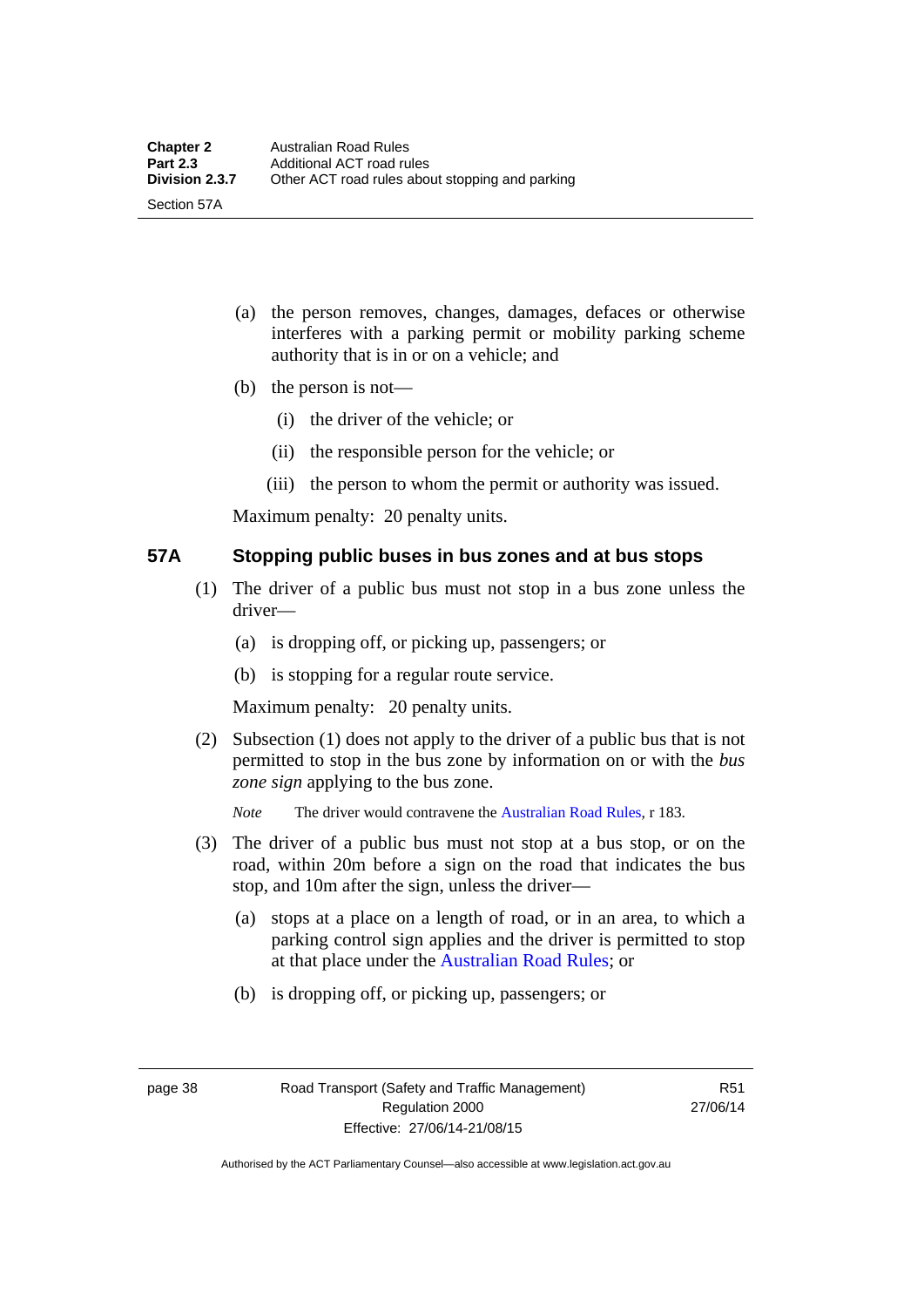(a) the person removes, changes, damages, defaces or otherwise interferes with a parking permit or mobility parking scheme authority that is in or on a vehicle; and

(b) the person is not—

(i) the driver of the vehicle; or

(ii) the responsible person for the vehicle; or

(iii) the person to whom the permit or authority was issued.

Maximum penalty: 20 penalty units.

### 57A Stopping public buses in bus zones and at bus stops

(1) The driver of a public bus must not stop in a bus zone unless the driver—

(a) is dropping off, or picking up, passengers; or

(b) is stopping for a regular route service.

Maximum penalty: 20 penalty units.

(2) Subsection (1) does not apply to the driver of a public bus that is not permitted to stop in the bus zone by information on or with the *bus zone sign* applying to the bus zone.

*Note* The driver would contravene the Australian Road Rules, r 183.

(3) The driver of a public bus must not stop at a bus stop, or on the road, within 20m before a sign on the road that indicates the bus stop, and 10m after the sign, unless the driver—

(a) stops at a place on a length of road, or in an area, to which a parking control sign applies and the driver is permitted to stop at that place under the Australian Road Rules; or

(b) is dropping off, or picking up, passengers; or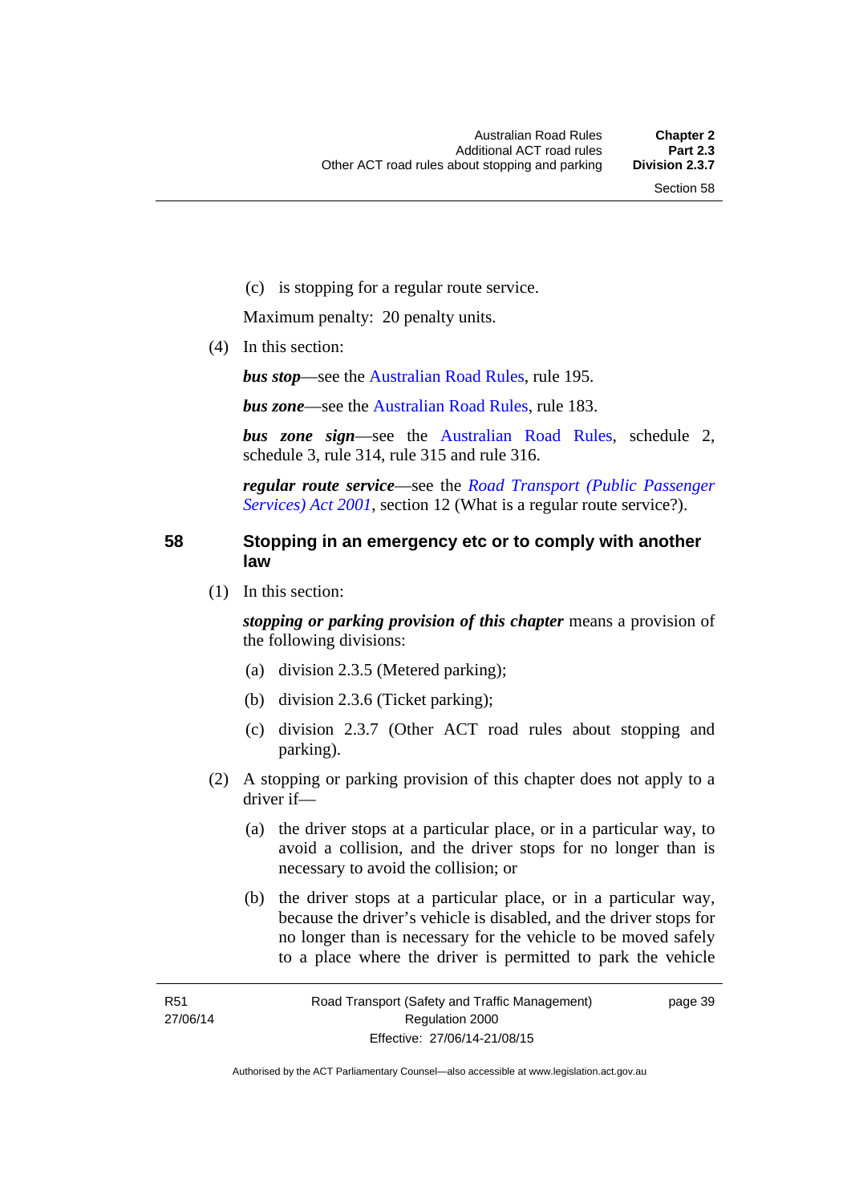(c) is stopping for a regular route service.

Maximum penalty: 20 penalty units.

(4) In this section:

***bus stop***—see the Australian Road Rules, rule 195.

***bus zone***—see the Australian Road Rules, rule 183.

***bus zone sign***—see the Australian Road Rules, schedule 2, schedule 3, rule 314, rule 315 and rule 316.

***regular route service***—see the *Road Transport (Public Passenger Services) Act 2001*, section 12 (What is a regular route service?).

## 58 Stopping in an emergency etc or to comply with another law

(1) In this section:

***stopping or parking provision of this chapter*** means a provision of the following divisions:

(a) division 2.3.5 (Metered parking);

(b) division 2.3.6 (Ticket parking);

(c) division 2.3.7 (Other ACT road rules about stopping and parking).

(2) A stopping or parking provision of this chapter does not apply to a driver if—

(a) the driver stops at a particular place, or in a particular way, to avoid a collision, and the driver stops for no longer than is necessary to avoid the collision; or

(b) the driver stops at a particular place, or in a particular way, because the driver's vehicle is disabled, and the driver stops for no longer than is necessary for the vehicle to be moved safely to a place where the driver is permitted to park the vehicle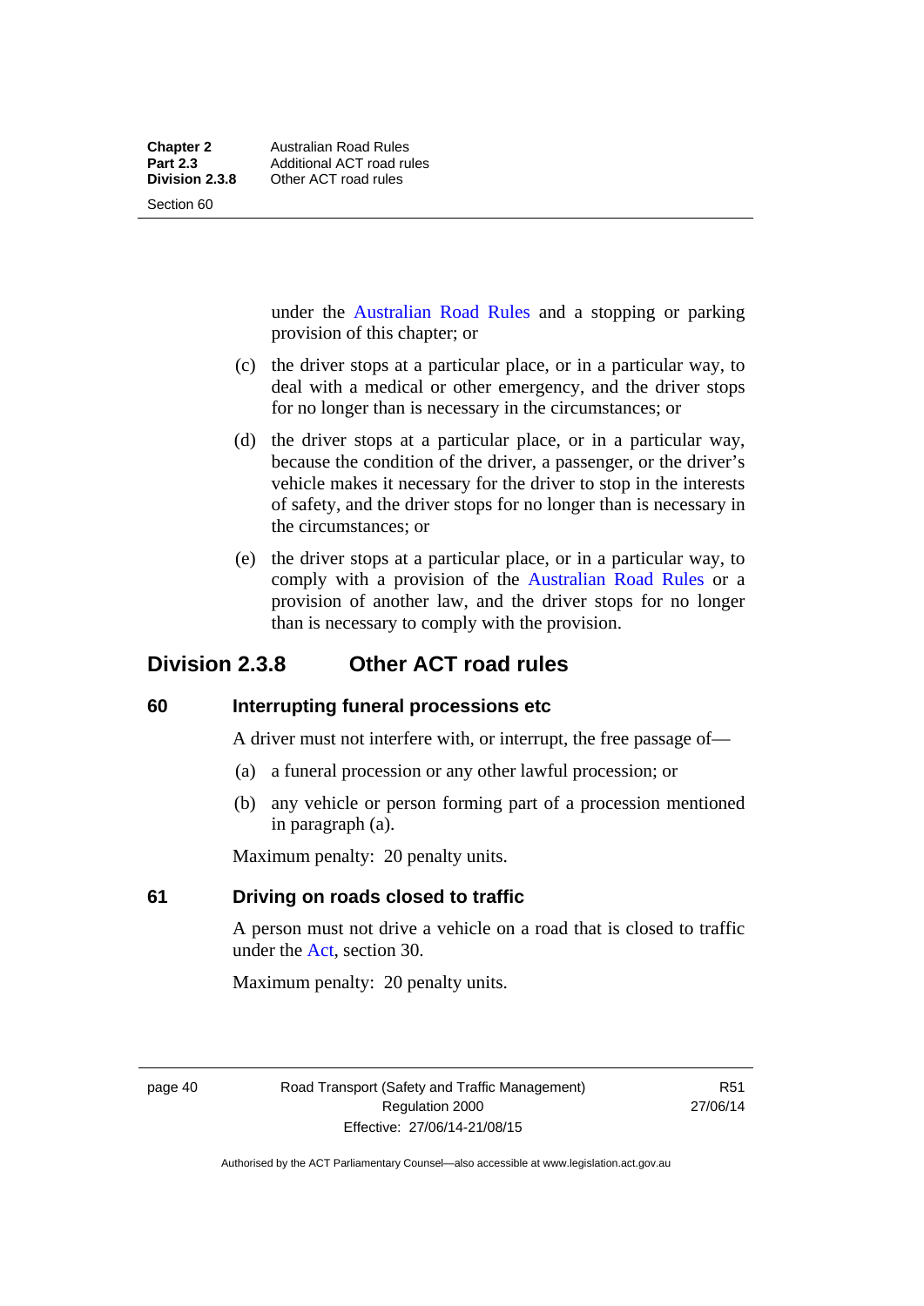under the Australian Road Rules and a stopping or parking provision of this chapter; or

(c) the driver stops at a particular place, or in a particular way, to deal with a medical or other emergency, and the driver stops for no longer than is necessary in the circumstances; or

(d) the driver stops at a particular place, or in a particular way, because the condition of the driver, a passenger, or the driver's vehicle makes it necessary for the driver to stop in the interests of safety, and the driver stops for no longer than is necessary in the circumstances; or

(e) the driver stops at a particular place, or in a particular way, to comply with a provision of the Australian Road Rules or a provision of another law, and the driver stops for no longer than is necessary to comply with the provision.

## Division 2.3.8 Other ACT road rules

### 60 Interrupting funeral processions etc

A driver must not interfere with, or interrupt, the free passage of—

(a) a funeral procession or any other lawful procession; or

(b) any vehicle or person forming part of a procession mentioned in paragraph (a).

Maximum penalty: 20 penalty units.

### 61 Driving on roads closed to traffic

A person must not drive a vehicle on a road that is closed to traffic under the Act, section 30.

Maximum penalty: 20 penalty units.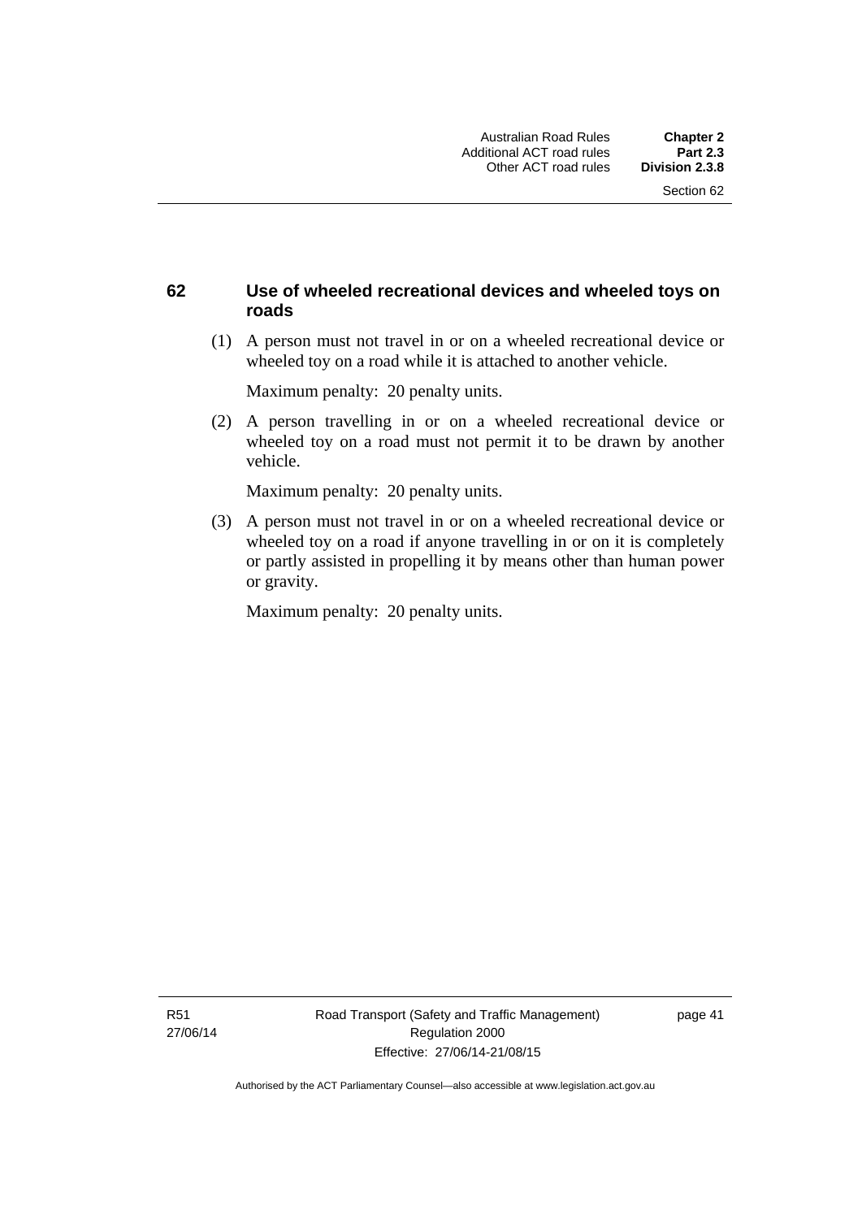## 62 Use of wheeled recreational devices and wheeled toys on roads

(1) A person must not travel in or on a wheeled recreational device or wheeled toy on a road while it is attached to another vehicle.

Maximum penalty: 20 penalty units.

(2) A person travelling in or on a wheeled recreational device or wheeled toy on a road must not permit it to be drawn by another vehicle.

Maximum penalty: 20 penalty units.

(3) A person must not travel in or on a wheeled recreational device or wheeled toy on a road if anyone travelling in or on it is completely or partly assisted in propelling it by means other than human power or gravity.

Maximum penalty: 20 penalty units.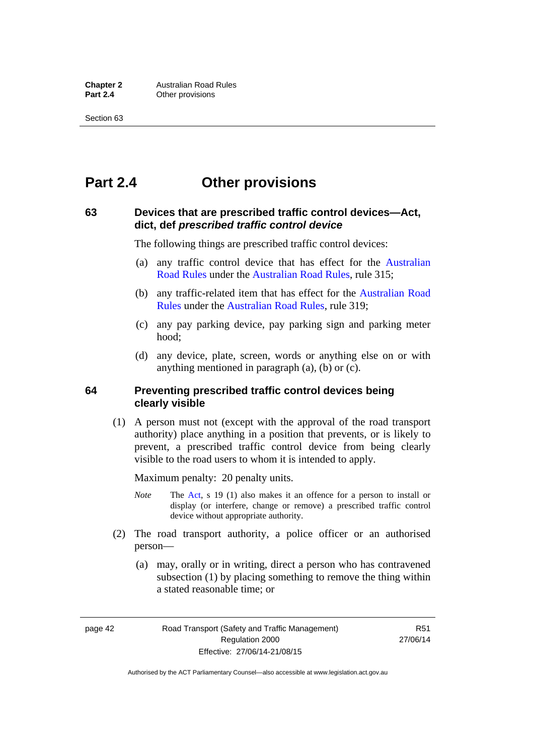# Part 2.4 Other provisions

## 63 Devices that are prescribed traffic control devices—Act, dict, def *prescribed traffic control device*

The following things are prescribed traffic control devices:

(a) any traffic control device that has effect for the Australian Road Rules under the Australian Road Rules, rule 315;

(b) any traffic-related item that has effect for the Australian Road Rules under the Australian Road Rules, rule 319;

(c) any pay parking device, pay parking sign and parking meter hood;

(d) any device, plate, screen, words or anything else on or with anything mentioned in paragraph (a), (b) or (c).

## 64 Preventing prescribed traffic control devices being clearly visible

(1) A person must not (except with the approval of the road transport authority) place anything in a position that prevents, or is likely to prevent, a prescribed traffic control device from being clearly visible to the road users to whom it is intended to apply.

Maximum penalty: 20 penalty units.

*Note* The Act, s 19 (1) also makes it an offence for a person to install or display (or interfere, change or remove) a prescribed traffic control device without appropriate authority.

(2) The road transport authority, a police officer or an authorised person—

(a) may, orally or in writing, direct a person who has contravened subsection (1) by placing something to remove the thing within a stated reasonable time; or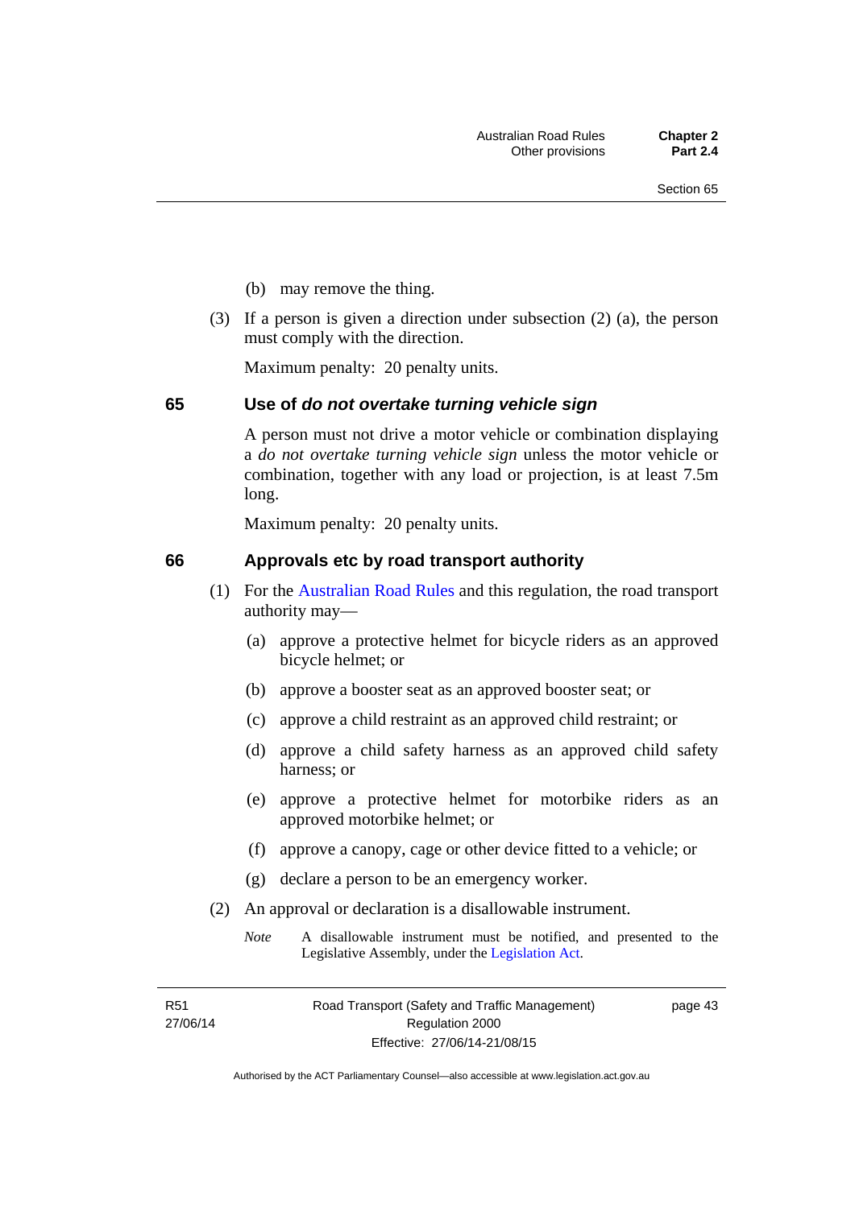(b) may remove the thing.

(3) If a person is given a direction under subsection (2) (a), the person must comply with the direction.

Maximum penalty: 20 penalty units.

## 65 Use of *do not overtake turning vehicle sign*

A person must not drive a motor vehicle or combination displaying a *do not overtake turning vehicle sign* unless the motor vehicle or combination, together with any load or projection, is at least 7.5m long.

Maximum penalty: 20 penalty units.

## 66 Approvals etc by road transport authority

(1) For the Australian Road Rules and this regulation, the road transport authority may—

(a) approve a protective helmet for bicycle riders as an approved bicycle helmet; or

(b) approve a booster seat as an approved booster seat; or

(c) approve a child restraint as an approved child restraint; or

(d) approve a child safety harness as an approved child safety harness; or

(e) approve a protective helmet for motorbike riders as an approved motorbike helmet; or

(f) approve a canopy, cage or other device fitted to a vehicle; or

(g) declare a person to be an emergency worker.

(2) An approval or declaration is a disallowable instrument.

*Note* A disallowable instrument must be notified, and presented to the Legislative Assembly, under the Legislation Act.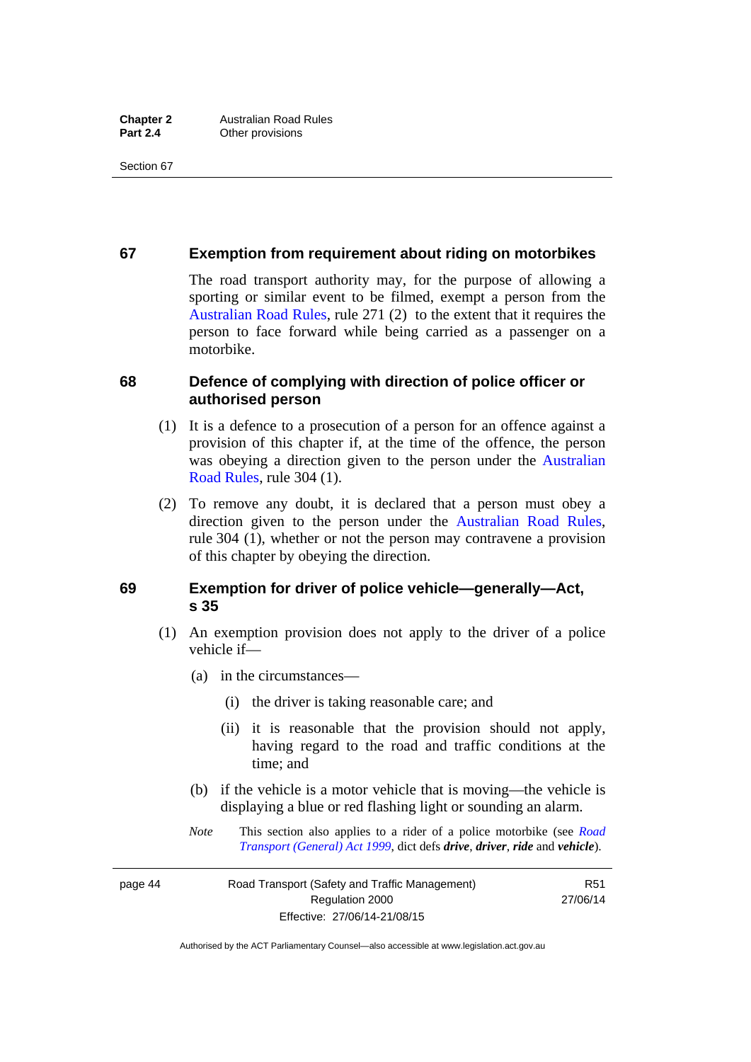## 67 Exemption from requirement about riding on motorbikes

The road transport authority may, for the purpose of allowing a sporting or similar event to be filmed, exempt a person from the Australian Road Rules, rule 271 (2) to the extent that it requires the person to face forward while being carried as a passenger on a motorbike.

## 68 Defence of complying with direction of police officer or authorised person

(1) It is a defence to a prosecution of a person for an offence against a provision of this chapter if, at the time of the offence, the person was obeying a direction given to the person under the Australian Road Rules, rule 304 (1).

(2) To remove any doubt, it is declared that a person must obey a direction given to the person under the Australian Road Rules, rule 304 (1), whether or not the person may contravene a provision of this chapter by obeying the direction.

## 69 Exemption for driver of police vehicle—generally—Act, s 35

(1) An exemption provision does not apply to the driver of a police vehicle if—

(a) in the circumstances—

(i) the driver is taking reasonable care; and

(ii) it is reasonable that the provision should not apply, having regard to the road and traffic conditions at the time; and

(b) if the vehicle is a motor vehicle that is moving—the vehicle is displaying a blue or red flashing light or sounding an alarm.

*Note* This section also applies to a rider of a police motorbike (see *Road Transport (General) Act 1999*, dict defs ***drive***, ***driver***, ***ride*** and ***vehicle***).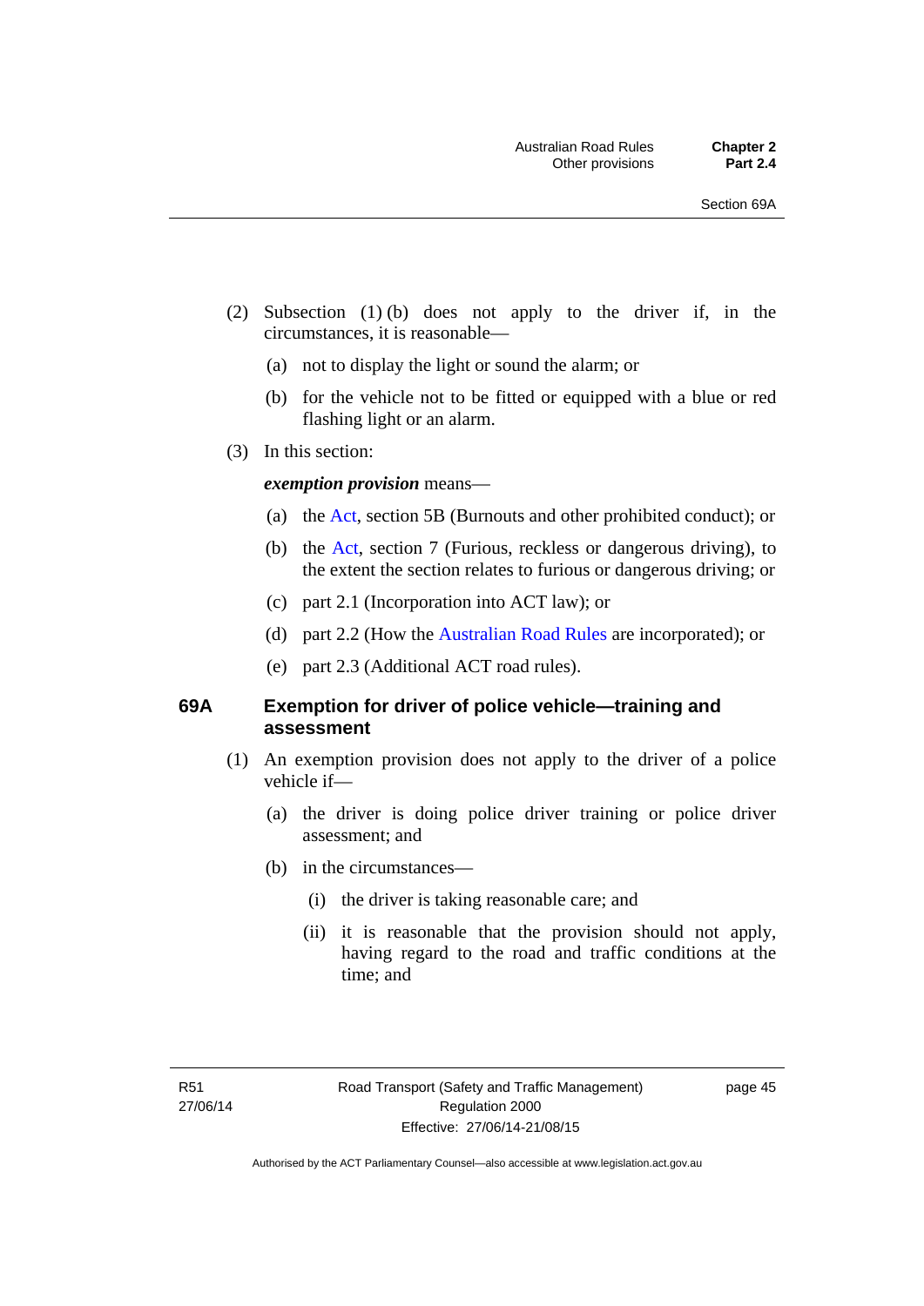(2) Subsection (1) (b) does not apply to the driver if, in the circumstances, it is reasonable—

(a) not to display the light or sound the alarm; or

(b) for the vehicle not to be fitted or equipped with a blue or red flashing light or an alarm.

(3) In this section:

***exemption provision*** means—

(a) the Act, section 5B (Burnouts and other prohibited conduct); or

(b) the Act, section 7 (Furious, reckless or dangerous driving), to the extent the section relates to furious or dangerous driving; or

(c) part 2.1 (Incorporation into ACT law); or

(d) part 2.2 (How the Australian Road Rules are incorporated); or

(e) part 2.3 (Additional ACT road rules).

### 69A Exemption for driver of police vehicle—training and assessment

(1) An exemption provision does not apply to the driver of a police vehicle if—

(a) the driver is doing police driver training or police driver assessment; and

(b) in the circumstances—

(i) the driver is taking reasonable care; and

(ii) it is reasonable that the provision should not apply, having regard to the road and traffic conditions at the time; and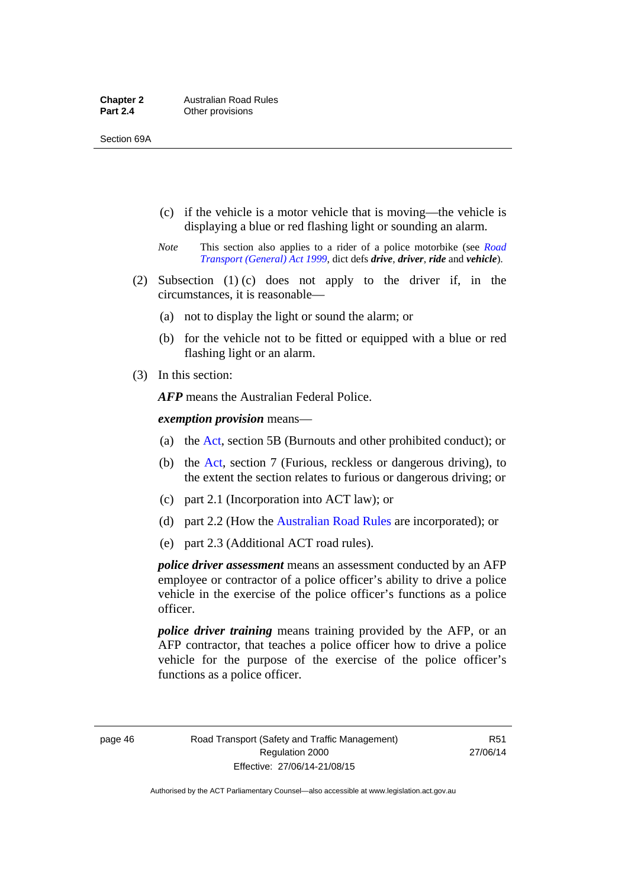(c) if the vehicle is a motor vehicle that is moving—the vehicle is displaying a blue or red flashing light or sounding an alarm.

*Note* This section also applies to a rider of a police motorbike (see *Road Transport (General) Act 1999*, dict defs ***drive***, ***driver***, ***ride*** and ***vehicle***).

(2) Subsection (1) (c) does not apply to the driver if, in the circumstances, it is reasonable—

(a) not to display the light or sound the alarm; or

(b) for the vehicle not to be fitted or equipped with a blue or red flashing light or an alarm.

(3) In this section:

***AFP*** means the Australian Federal Police.

***exemption provision*** means—

(a) the Act, section 5B (Burnouts and other prohibited conduct); or

(b) the Act, section 7 (Furious, reckless or dangerous driving), to the extent the section relates to furious or dangerous driving; or

(c) part 2.1 (Incorporation into ACT law); or

(d) part 2.2 (How the Australian Road Rules are incorporated); or

(e) part 2.3 (Additional ACT road rules).

***police driver assessment*** means an assessment conducted by an AFP employee or contractor of a police officer's ability to drive a police vehicle in the exercise of the police officer's functions as a police officer.

***police driver training*** means training provided by the AFP, or an AFP contractor, that teaches a police officer how to drive a police vehicle for the purpose of the exercise of the police officer's functions as a police officer.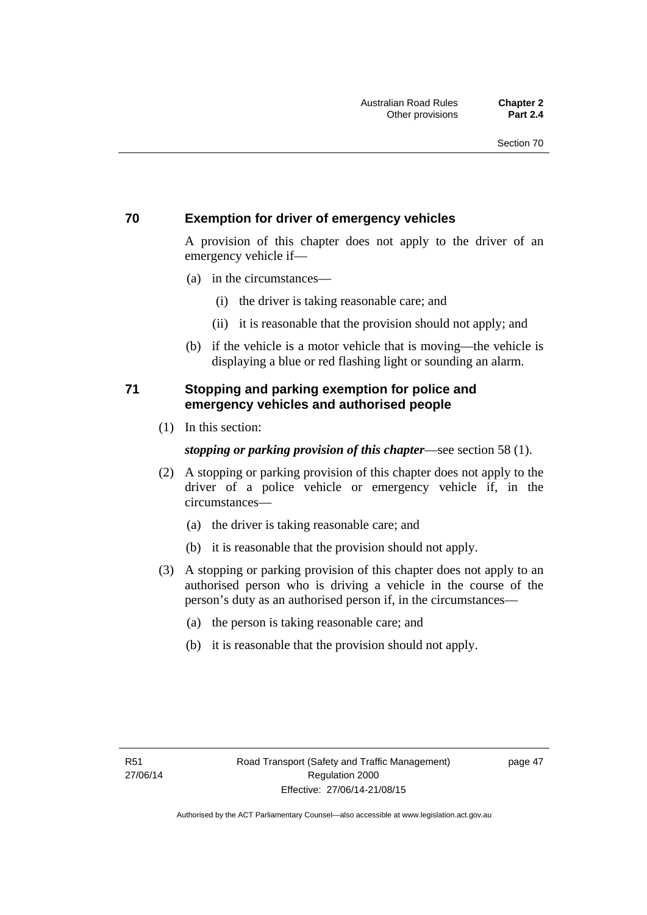## 70 Exemption for driver of emergency vehicles

A provision of this chapter does not apply to the driver of an emergency vehicle if—

(a) in the circumstances—

(i) the driver is taking reasonable care; and

(ii) it is reasonable that the provision should not apply; and

(b) if the vehicle is a motor vehicle that is moving—the vehicle is displaying a blue or red flashing light or sounding an alarm.

## 71 Stopping and parking exemption for police and emergency vehicles and authorised people

(1) In this section:

***stopping or parking provision of this chapter***—see section 58 (1).

(2) A stopping or parking provision of this chapter does not apply to the driver of a police vehicle or emergency vehicle if, in the circumstances—

(a) the driver is taking reasonable care; and

(b) it is reasonable that the provision should not apply.

(3) A stopping or parking provision of this chapter does not apply to an authorised person who is driving a vehicle in the course of the person's duty as an authorised person if, in the circumstances—

(a) the person is taking reasonable care; and

(b) it is reasonable that the provision should not apply.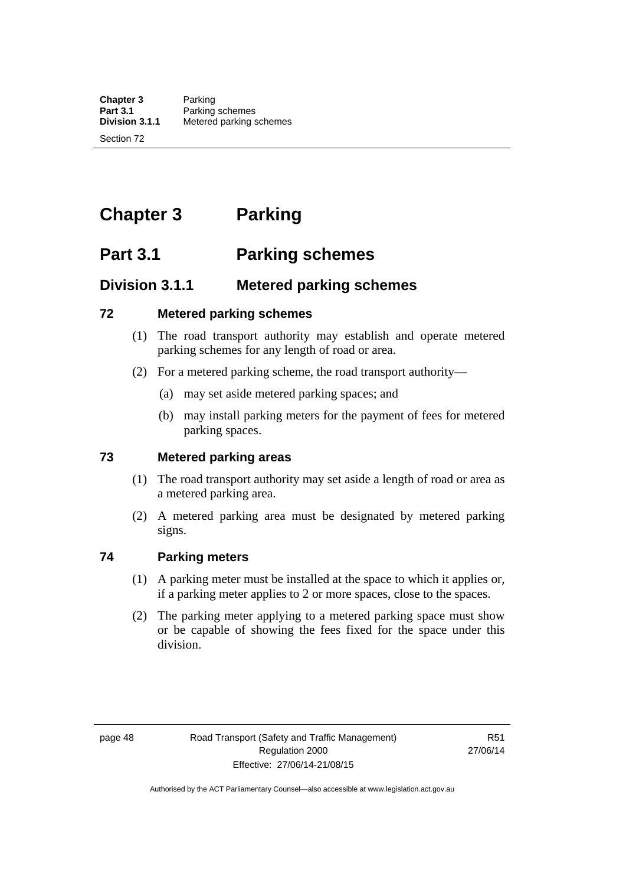# Chapter 3 Parking

## Part 3.1 Parking schemes

### Division 3.1.1 Metered parking schemes

#### 72 Metered parking schemes

(1) The road transport authority may establish and operate metered parking schemes for any length of road or area.

(2) For a metered parking scheme, the road transport authority—

(a) may set aside metered parking spaces; and

(b) may install parking meters for the payment of fees for metered parking spaces.

#### 73 Metered parking areas

(1) The road transport authority may set aside a length of road or area as a metered parking area.

(2) A metered parking area must be designated by metered parking signs.

#### 74 Parking meters

(1) A parking meter must be installed at the space to which it applies or, if a parking meter applies to 2 or more spaces, close to the spaces.

(2) The parking meter applying to a metered parking space must show or be capable of showing the fees fixed for the space under this division.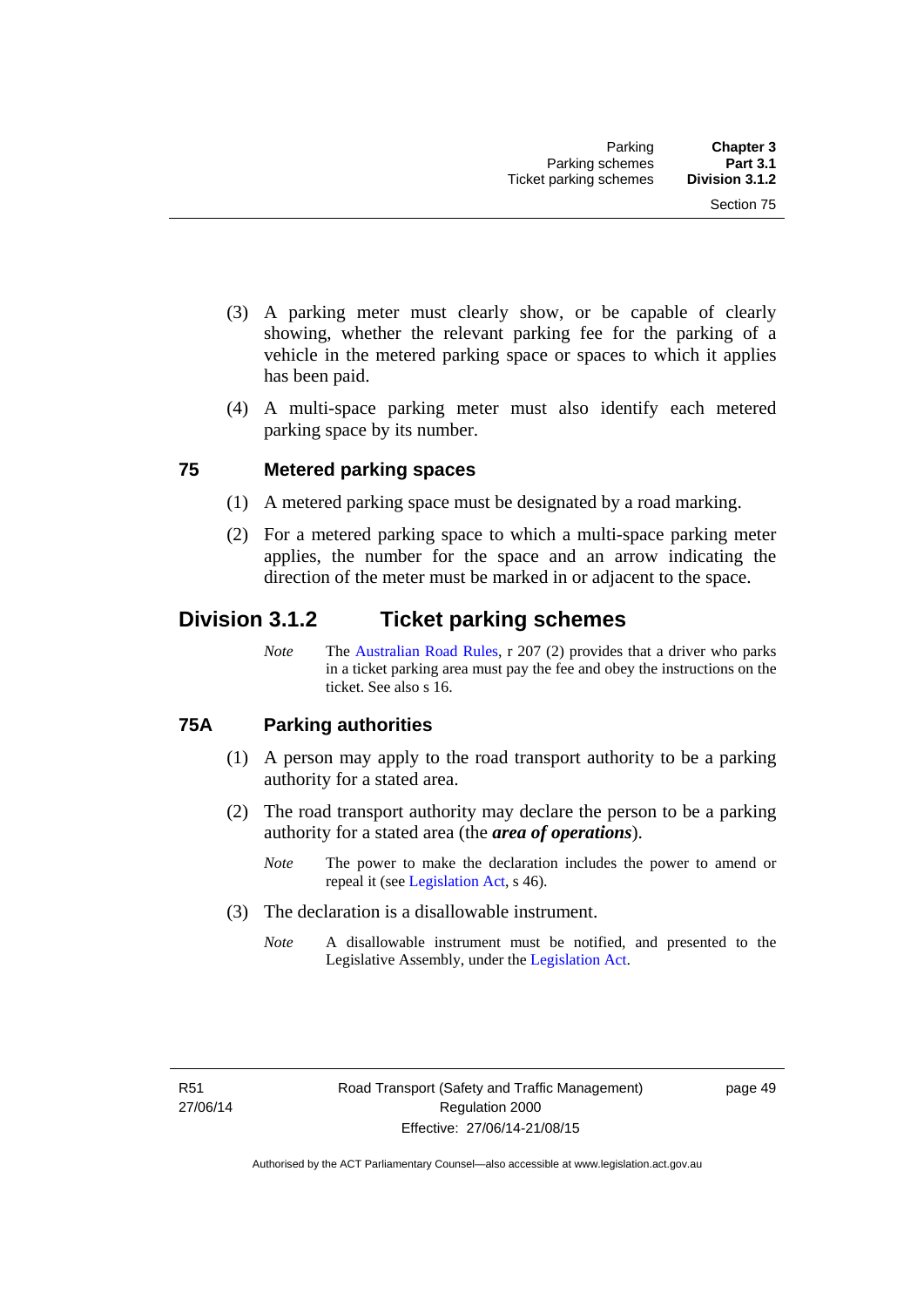(3) A parking meter must clearly show, or be capable of clearly showing, whether the relevant parking fee for the parking of a vehicle in the metered parking space or spaces to which it applies has been paid.

(4) A multi-space parking meter must also identify each metered parking space by its number.

### 75 Metered parking spaces

(1) A metered parking space must be designated by a road marking.

(2) For a metered parking space to which a multi-space parking meter applies, the number for the space and an arrow indicating the direction of the meter must be marked in or adjacent to the space.

## Division 3.1.2 Ticket parking schemes

*Note* The Australian Road Rules, r 207 (2) provides that a driver who parks in a ticket parking area must pay the fee and obey the instructions on the ticket. See also s 16.

### 75A Parking authorities

(1) A person may apply to the road transport authority to be a parking authority for a stated area.

(2) The road transport authority may declare the person to be a parking authority for a stated area (the ***area of operations***).

*Note* The power to make the declaration includes the power to amend or repeal it (see Legislation Act, s 46).

(3) The declaration is a disallowable instrument.

*Note* A disallowable instrument must be notified, and presented to the Legislative Assembly, under the Legislation Act.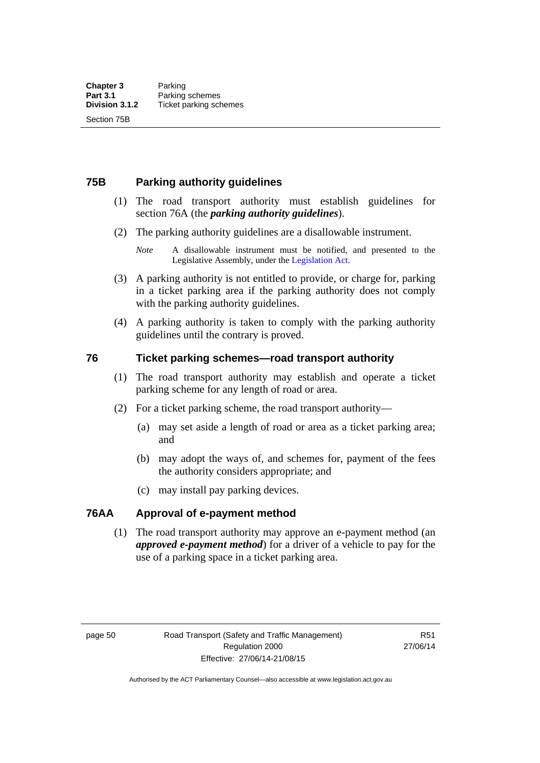## 75B Parking authority guidelines

(1) The road transport authority must establish guidelines for section 76A (the ***parking authority guidelines***).

(2) The parking authority guidelines are a disallowable instrument.

*Note* A disallowable instrument must be notified, and presented to the Legislative Assembly, under the Legislation Act.

(3) A parking authority is not entitled to provide, or charge for, parking in a ticket parking area if the parking authority does not comply with the parking authority guidelines.

(4) A parking authority is taken to comply with the parking authority guidelines until the contrary is proved.

## 76 Ticket parking schemes—road transport authority

(1) The road transport authority may establish and operate a ticket parking scheme for any length of road or area.

(2) For a ticket parking scheme, the road transport authority—

(a) may set aside a length of road or area as a ticket parking area; and

(b) may adopt the ways of, and schemes for, payment of the fees the authority considers appropriate; and

(c) may install pay parking devices.

## 76AA Approval of e-payment method

(1) The road transport authority may approve an e-payment method (an ***approved e-payment method***) for a driver of a vehicle to pay for the use of a parking space in a ticket parking area.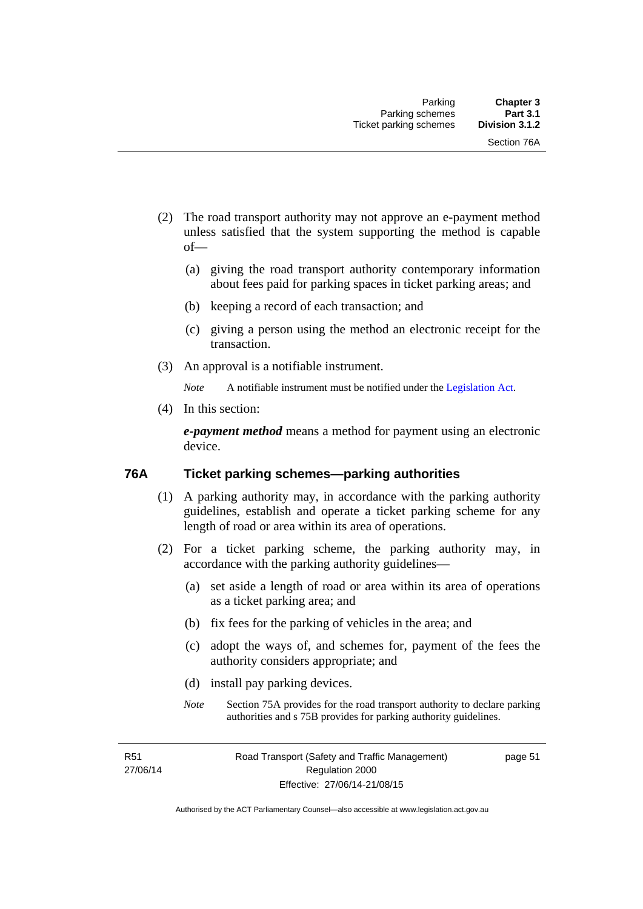(2) The road transport authority may not approve an e-payment method unless satisfied that the system supporting the method is capable of—

  (a) giving the road transport authority contemporary information about fees paid for parking spaces in ticket parking areas; and

  (b) keeping a record of each transaction; and

  (c) giving a person using the method an electronic receipt for the transaction.

(3) An approval is a notifiable instrument.

*Note* A notifiable instrument must be notified under the Legislation Act.

(4) In this section:

***e-payment method*** means a method for payment using an electronic device.

### 76A Ticket parking schemes—parking authorities

(1) A parking authority may, in accordance with the parking authority guidelines, establish and operate a ticket parking scheme for any length of road or area within its area of operations.

(2) For a ticket parking scheme, the parking authority may, in accordance with the parking authority guidelines—

  (a) set aside a length of road or area within its area of operations as a ticket parking area; and

  (b) fix fees for the parking of vehicles in the area; and

  (c) adopt the ways of, and schemes for, payment of the fees the authority considers appropriate; and

  (d) install pay parking devices.

*Note* Section 75A provides for the road transport authority to declare parking authorities and s 75B provides for parking authority guidelines.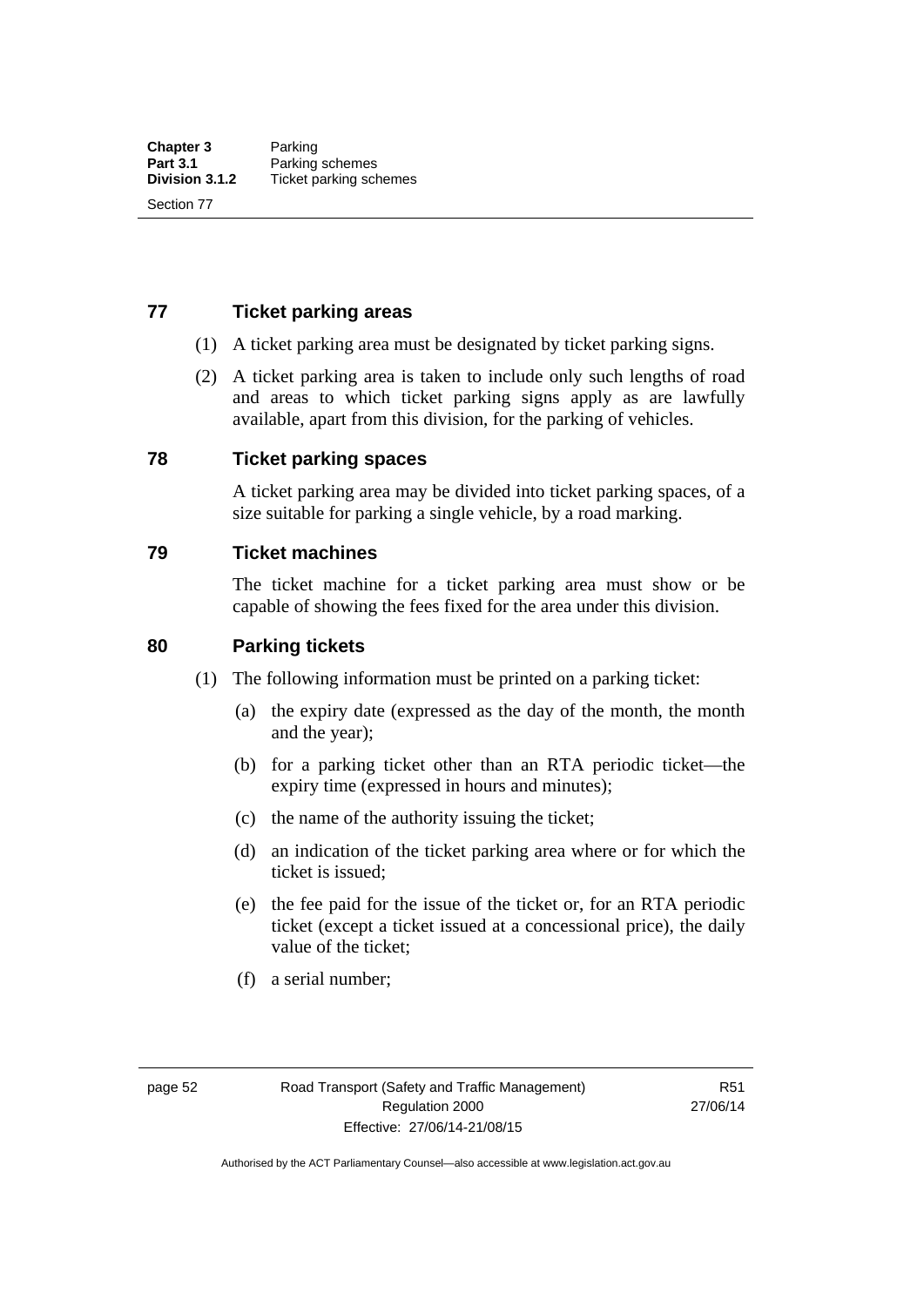## 77 Ticket parking areas

(1) A ticket parking area must be designated by ticket parking signs.

(2) A ticket parking area is taken to include only such lengths of road and areas to which ticket parking signs apply as are lawfully available, apart from this division, for the parking of vehicles.

## 78 Ticket parking spaces

A ticket parking area may be divided into ticket parking spaces, of a size suitable for parking a single vehicle, by a road marking.

## 79 Ticket machines

The ticket machine for a ticket parking area must show or be capable of showing the fees fixed for the area under this division.

## 80 Parking tickets

(1) The following information must be printed on a parking ticket:

(a) the expiry date (expressed as the day of the month, the month and the year);

(b) for a parking ticket other than an RTA periodic ticket—the expiry time (expressed in hours and minutes);

(c) the name of the authority issuing the ticket;

(d) an indication of the ticket parking area where or for which the ticket is issued;

(e) the fee paid for the issue of the ticket or, for an RTA periodic ticket (except a ticket issued at a concessional price), the daily value of the ticket;

(f) a serial number;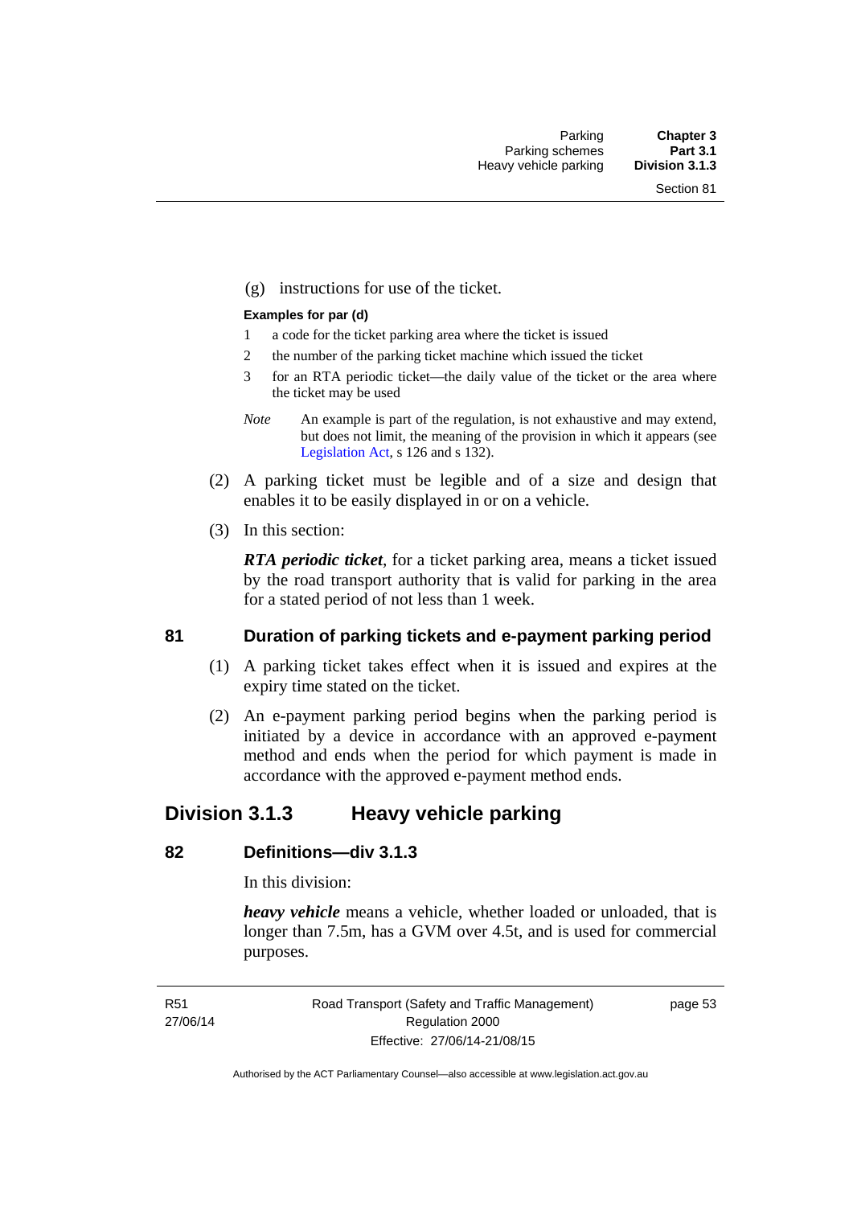(g) instructions for use of the ticket.

**Examples for par (d)**

1 a code for the ticket parking area where the ticket is issued

2 the number of the parking ticket machine which issued the ticket

3 for an RTA periodic ticket—the daily value of the ticket or the area where the ticket may be used

*Note* An example is part of the regulation, is not exhaustive and may extend, but does not limit, the meaning of the provision in which it appears (see Legislation Act, s 126 and s 132).

(2) A parking ticket must be legible and of a size and design that enables it to be easily displayed in or on a vehicle.

(3) In this section:

***RTA periodic ticket***, for a ticket parking area, means a ticket issued by the road transport authority that is valid for parking in the area for a stated period of not less than 1 week.

### 81 Duration of parking tickets and e-payment parking period

(1) A parking ticket takes effect when it is issued and expires at the expiry time stated on the ticket.

(2) An e-payment parking period begins when the parking period is initiated by a device in accordance with an approved e-payment method and ends when the period for which payment is made in accordance with the approved e-payment method ends.

## Division 3.1.3 Heavy vehicle parking

### 82 Definitions—div 3.1.3

In this division:

***heavy vehicle*** means a vehicle, whether loaded or unloaded, that is longer than 7.5m, has a GVM over 4.5t, and is used for commercial purposes.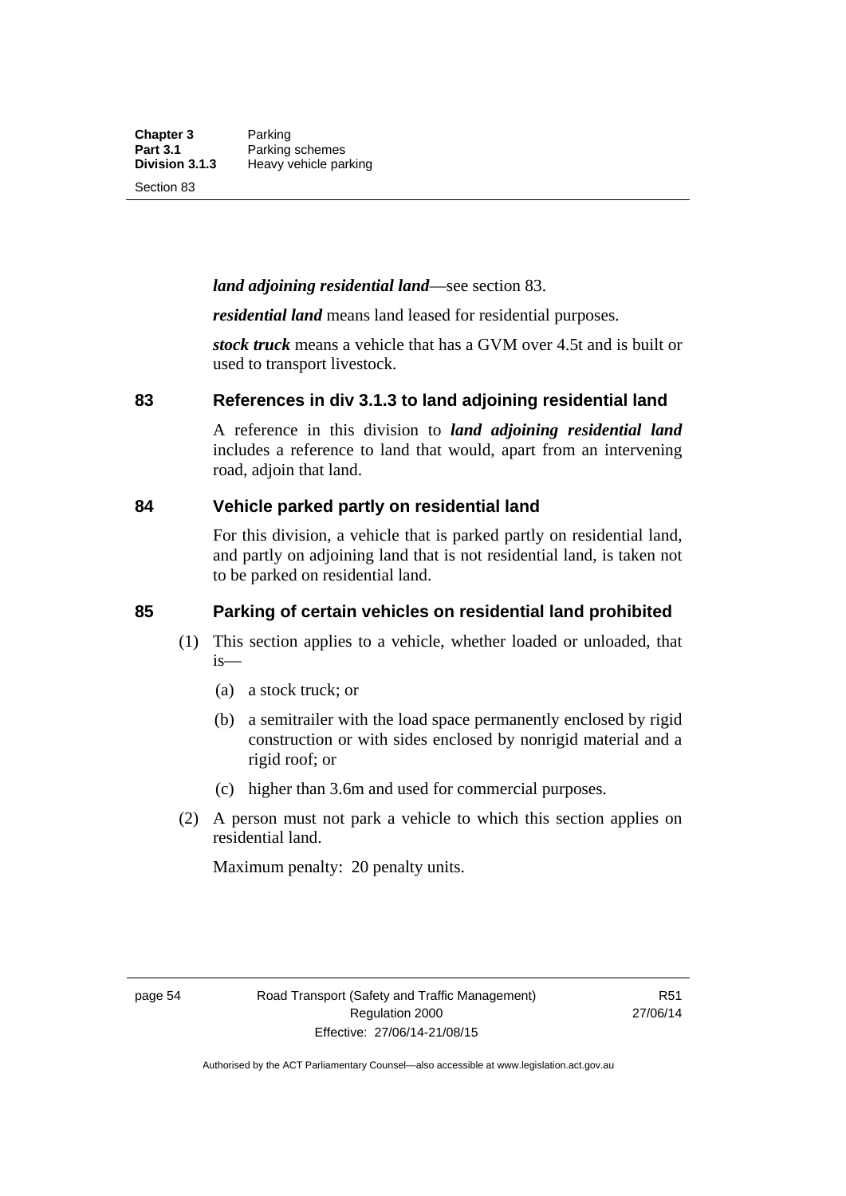***land adjoining residential land***—see section 83.

***residential land*** means land leased for residential purposes.

***stock truck*** means a vehicle that has a GVM over 4.5t and is built or used to transport livestock.

## 83 References in div 3.1.3 to land adjoining residential land

A reference in this division to ***land adjoining residential land*** includes a reference to land that would, apart from an intervening road, adjoin that land.

## 84 Vehicle parked partly on residential land

For this division, a vehicle that is parked partly on residential land, and partly on adjoining land that is not residential land, is taken not to be parked on residential land.

## 85 Parking of certain vehicles on residential land prohibited

(1) This section applies to a vehicle, whether loaded or unloaded, that is—

(a) a stock truck; or

(b) a semitrailer with the load space permanently enclosed by rigid construction or with sides enclosed by nonrigid material and a rigid roof; or

(c) higher than 3.6m and used for commercial purposes.

(2) A person must not park a vehicle to which this section applies on residential land.

Maximum penalty: 20 penalty units.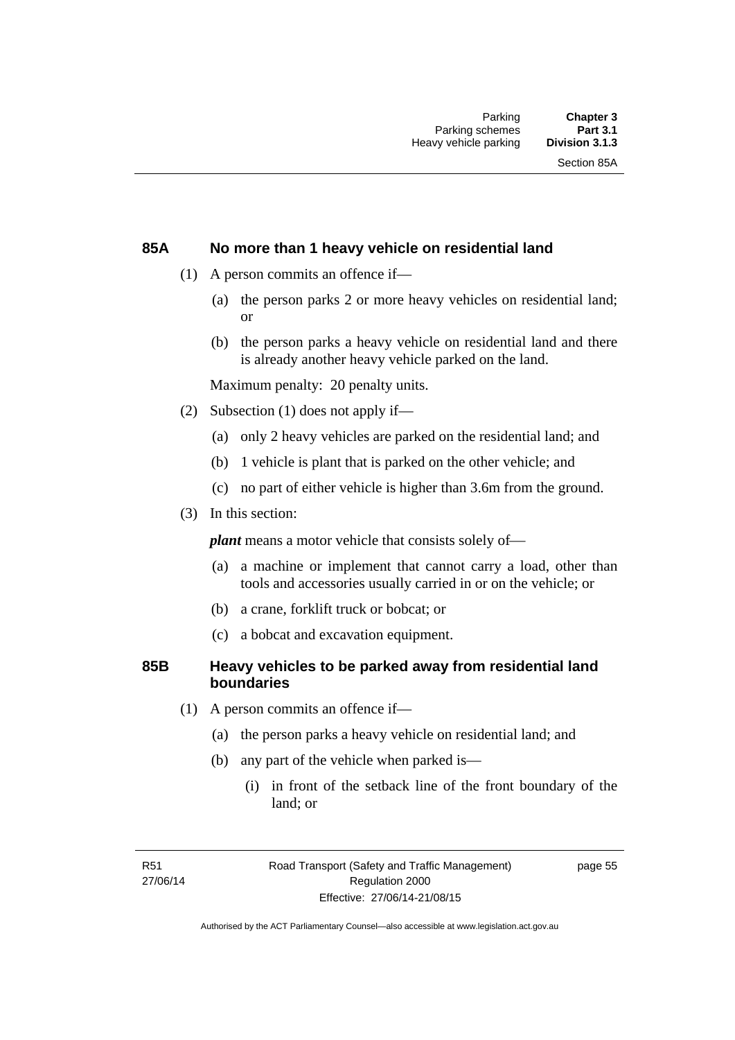### 85A No more than 1 heavy vehicle on residential land

(1) A person commits an offence if—

(a) the person parks 2 or more heavy vehicles on residential land; or

(b) the person parks a heavy vehicle on residential land and there is already another heavy vehicle parked on the land.

Maximum penalty: 20 penalty units.

(2) Subsection (1) does not apply if—

(a) only 2 heavy vehicles are parked on the residential land; and

(b) 1 vehicle is plant that is parked on the other vehicle; and

(c) no part of either vehicle is higher than 3.6m from the ground.

(3) In this section:

***plant*** means a motor vehicle that consists solely of—

(a) a machine or implement that cannot carry a load, other than tools and accessories usually carried in or on the vehicle; or

(b) a crane, forklift truck or bobcat; or

(c) a bobcat and excavation equipment.

### 85B Heavy vehicles to be parked away from residential land boundaries

(1) A person commits an offence if—

(a) the person parks a heavy vehicle on residential land; and

(b) any part of the vehicle when parked is—

(i) in front of the setback line of the front boundary of the land; or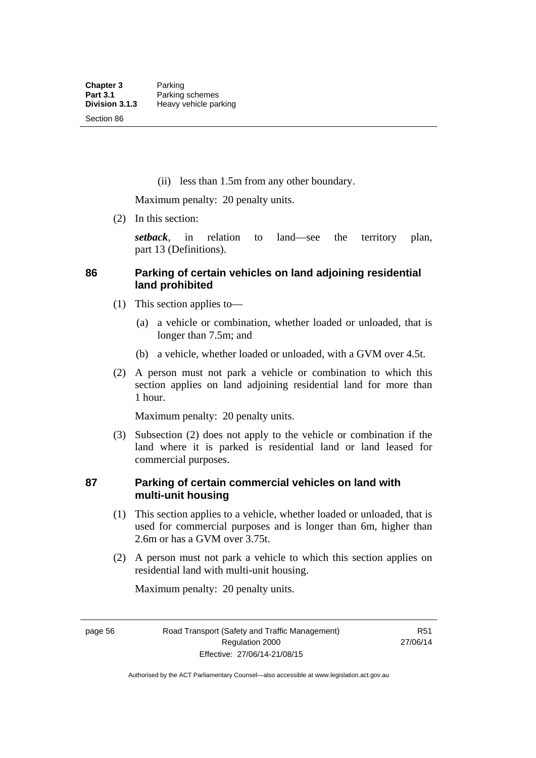(ii) less than 1.5m from any other boundary.

Maximum penalty: 20 penalty units.

(2) In this section:

***setback***, in relation to land—see the territory plan, part 13 (Definitions).

## 86 Parking of certain vehicles on land adjoining residential land prohibited

(1) This section applies to—

(a) a vehicle or combination, whether loaded or unloaded, that is longer than 7.5m; and

(b) a vehicle, whether loaded or unloaded, with a GVM over 4.5t.

(2) A person must not park a vehicle or combination to which this section applies on land adjoining residential land for more than 1 hour.

Maximum penalty: 20 penalty units.

(3) Subsection (2) does not apply to the vehicle or combination if the land where it is parked is residential land or land leased for commercial purposes.

## 87 Parking of certain commercial vehicles on land with multi-unit housing

(1) This section applies to a vehicle, whether loaded or unloaded, that is used for commercial purposes and is longer than 6m, higher than 2.6m or has a GVM over 3.75t.

(2) A person must not park a vehicle to which this section applies on residential land with multi-unit housing.

Maximum penalty: 20 penalty units.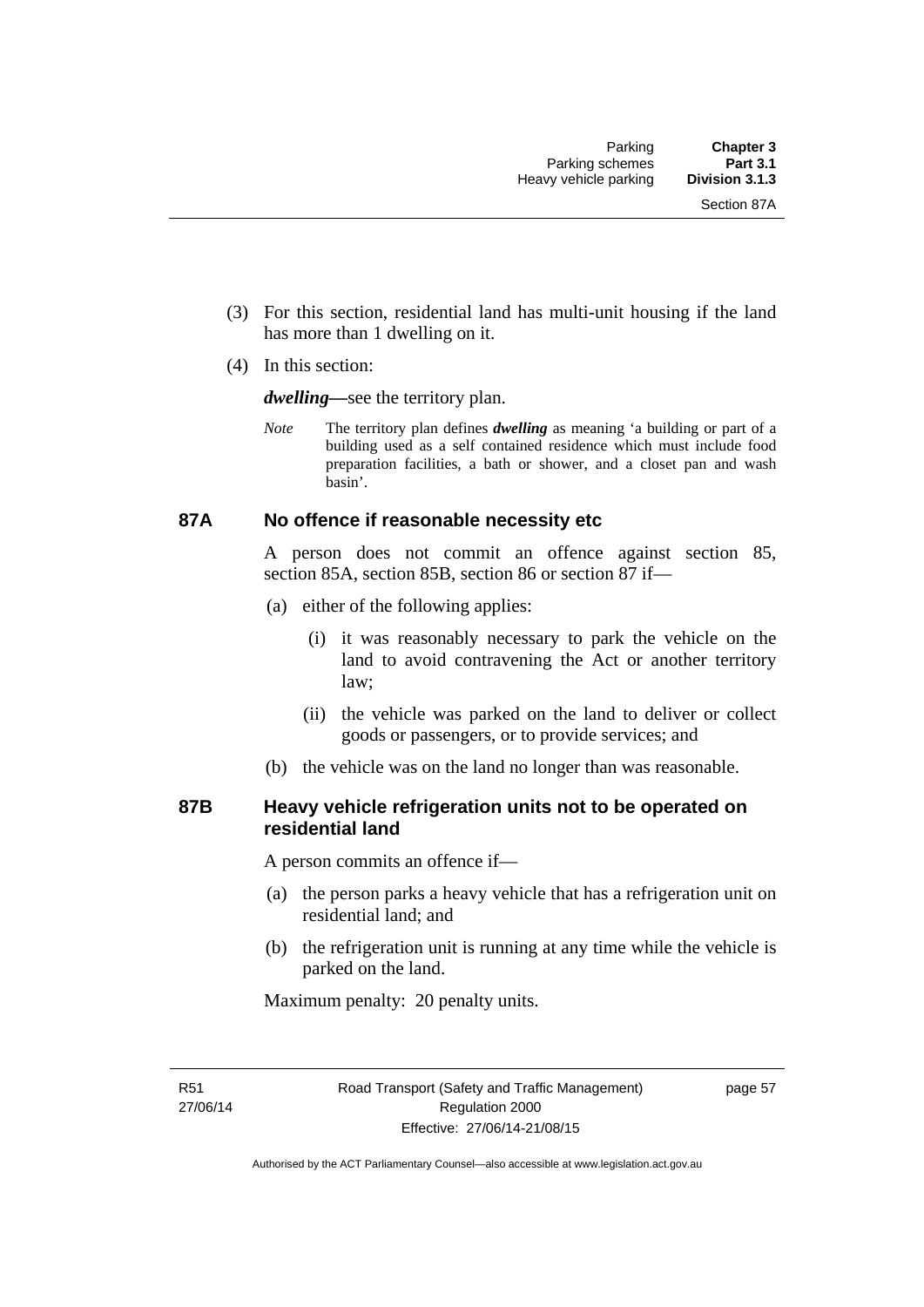(3) For this section, residential land has multi-unit housing if the land has more than 1 dwelling on it.

(4) In this section:

***dwelling***—see the territory plan.

*Note* The territory plan defines ***dwelling*** as meaning 'a building or part of a building used as a self contained residence which must include food preparation facilities, a bath or shower, and a closet pan and wash basin'.

### 87A No offence if reasonable necessity etc

A person does not commit an offence against section 85, section 85A, section 85B, section 86 or section 87 if—

(a) either of the following applies:

(i) it was reasonably necessary to park the vehicle on the land to avoid contravening the Act or another territory law;

(ii) the vehicle was parked on the land to deliver or collect goods or passengers, or to provide services; and

(b) the vehicle was on the land no longer than was reasonable.

### 87B Heavy vehicle refrigeration units not to be operated on residential land

A person commits an offence if—

(a) the person parks a heavy vehicle that has a refrigeration unit on residential land; and

(b) the refrigeration unit is running at any time while the vehicle is parked on the land.

Maximum penalty: 20 penalty units.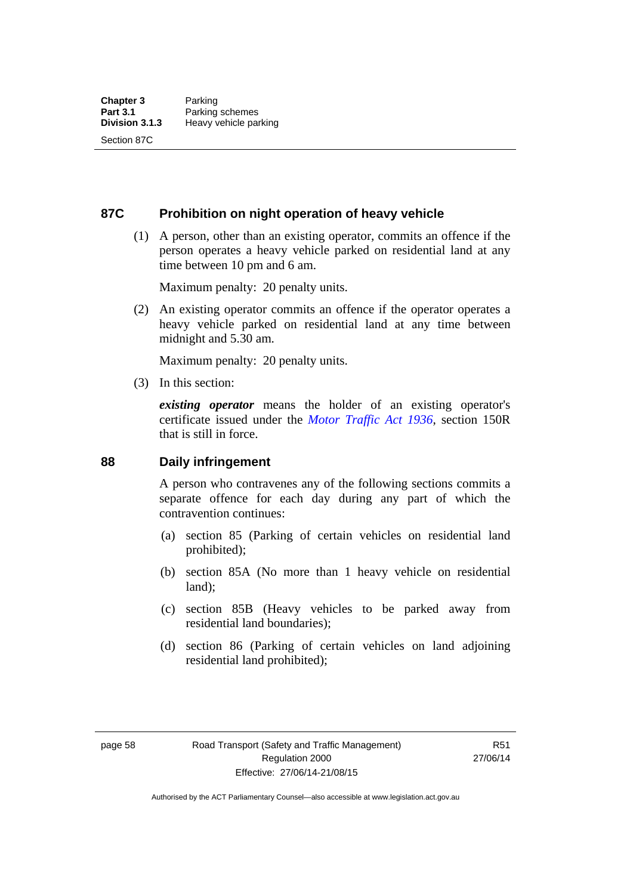## 87C Prohibition on night operation of heavy vehicle

(1) A person, other than an existing operator, commits an offence if the person operates a heavy vehicle parked on residential land at any time between 10 pm and 6 am.

Maximum penalty: 20 penalty units.

(2) An existing operator commits an offence if the operator operates a heavy vehicle parked on residential land at any time between midnight and 5.30 am.

Maximum penalty: 20 penalty units.

(3) In this section:

***existing operator*** means the holder of an existing operator's certificate issued under the *Motor Traffic Act 1936*, section 150R that is still in force.

## 88 Daily infringement

A person who contravenes any of the following sections commits a separate offence for each day during any part of which the contravention continues:

(a) section 85 (Parking of certain vehicles on residential land prohibited);

(b) section 85A (No more than 1 heavy vehicle on residential land);

(c) section 85B (Heavy vehicles to be parked away from residential land boundaries);

(d) section 86 (Parking of certain vehicles on land adjoining residential land prohibited);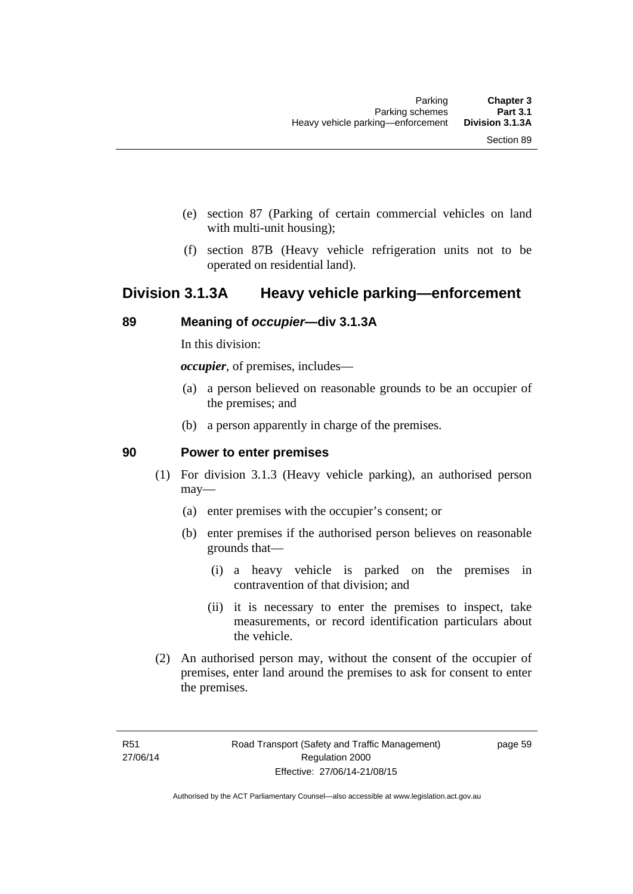(e) section 87 (Parking of certain commercial vehicles on land with multi-unit housing);

(f) section 87B (Heavy vehicle refrigeration units not to be operated on residential land).

## Division 3.1.3A Heavy vehicle parking—enforcement

### 89 Meaning of *occupier*—div 3.1.3A

In this division:

***occupier***, of premises, includes—

(a) a person believed on reasonable grounds to be an occupier of the premises; and

(b) a person apparently in charge of the premises.

### 90 Power to enter premises

(1) For division 3.1.3 (Heavy vehicle parking), an authorised person may—

(a) enter premises with the occupier's consent; or

(b) enter premises if the authorised person believes on reasonable grounds that—

(i) a heavy vehicle is parked on the premises in contravention of that division; and

(ii) it is necessary to enter the premises to inspect, take measurements, or record identification particulars about the vehicle.

(2) An authorised person may, without the consent of the occupier of premises, enter land around the premises to ask for consent to enter the premises.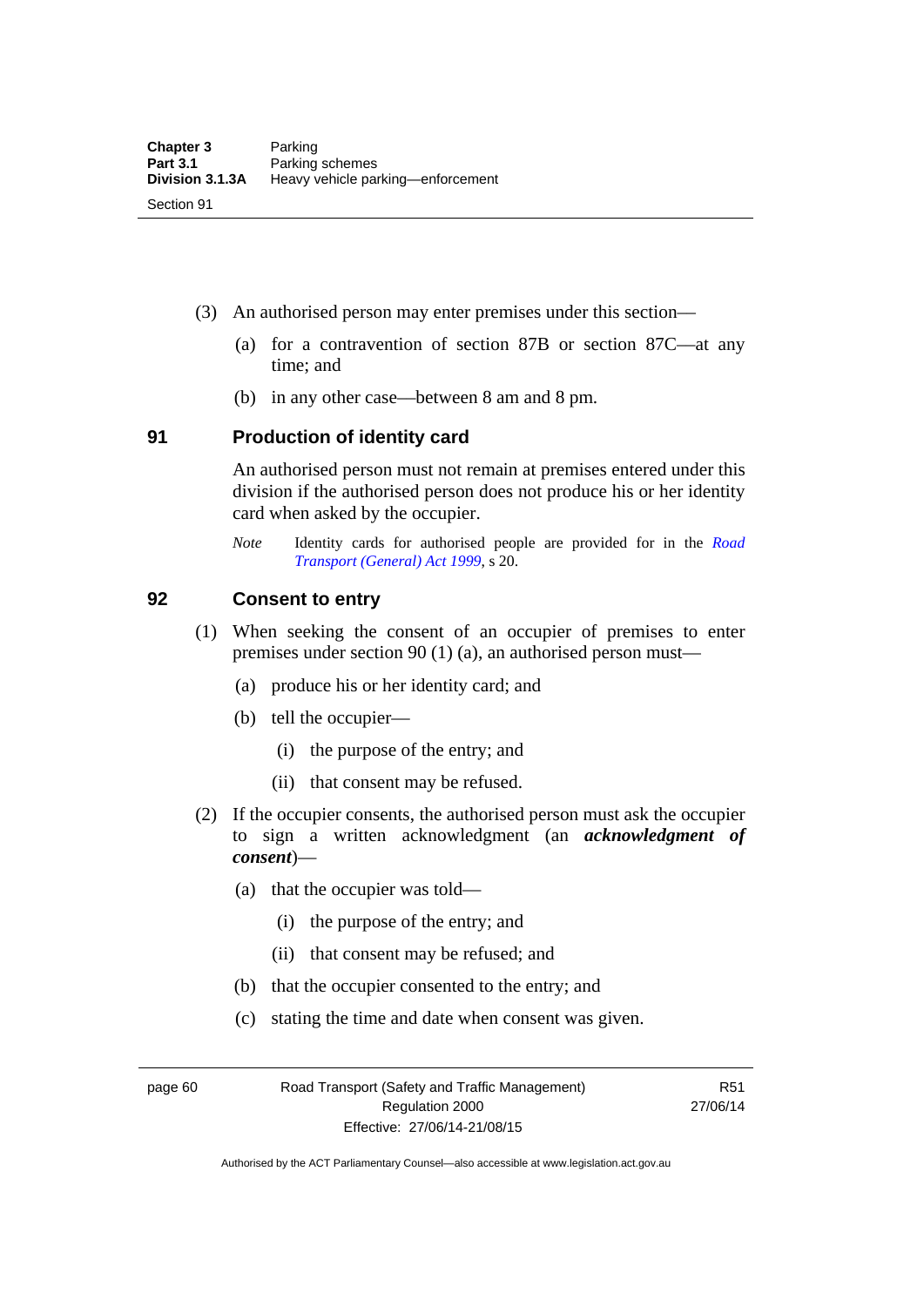(3) An authorised person may enter premises under this section—

(a) for a contravention of section 87B or section 87C—at any time; and

(b) in any other case—between 8 am and 8 pm.

## 91 Production of identity card

An authorised person must not remain at premises entered under this division if the authorised person does not produce his or her identity card when asked by the occupier.

*Note* Identity cards for authorised people are provided for in the *Road Transport (General) Act 1999*, s 20.

## 92 Consent to entry

(1) When seeking the consent of an occupier of premises to enter premises under section 90 (1) (a), an authorised person must—

(a) produce his or her identity card; and

(b) tell the occupier—

(i) the purpose of the entry; and

(ii) that consent may be refused.

(2) If the occupier consents, the authorised person must ask the occupier to sign a written acknowledgment (an ***acknowledgment of consent***)—

(a) that the occupier was told—

(i) the purpose of the entry; and

(ii) that consent may be refused; and

(b) that the occupier consented to the entry; and

(c) stating the time and date when consent was given.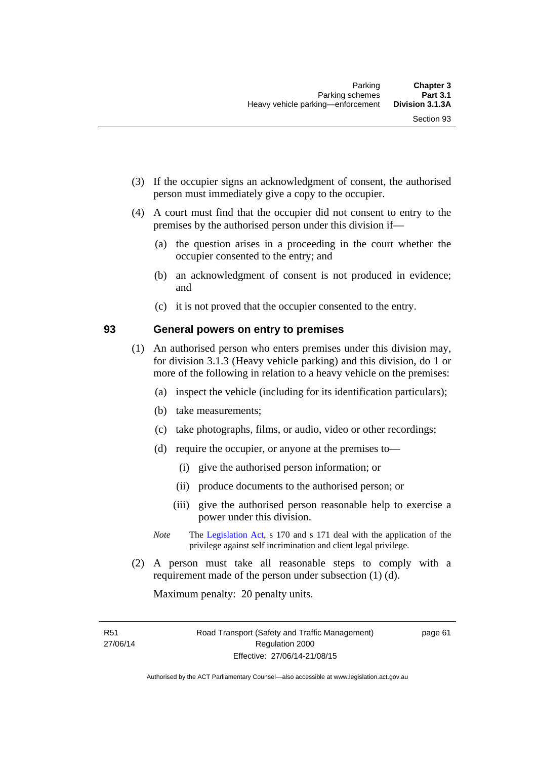(3) If the occupier signs an acknowledgment of consent, the authorised person must immediately give a copy to the occupier.

(4) A court must find that the occupier did not consent to entry to the premises by the authorised person under this division if—

(a) the question arises in a proceeding in the court whether the occupier consented to the entry; and

(b) an acknowledgment of consent is not produced in evidence; and

(c) it is not proved that the occupier consented to the entry.

### 93 General powers on entry to premises

(1) An authorised person who enters premises under this division may, for division 3.1.3 (Heavy vehicle parking) and this division, do 1 or more of the following in relation to a heavy vehicle on the premises:

(a) inspect the vehicle (including for its identification particulars);

(b) take measurements;

(c) take photographs, films, or audio, video or other recordings;

(d) require the occupier, or anyone at the premises to—

(i) give the authorised person information; or

(ii) produce documents to the authorised person; or

(iii) give the authorised person reasonable help to exercise a power under this division.

*Note* The Legislation Act, s 170 and s 171 deal with the application of the privilege against self incrimination and client legal privilege.

(2) A person must take all reasonable steps to comply with a requirement made of the person under subsection (1) (d).

Maximum penalty: 20 penalty units.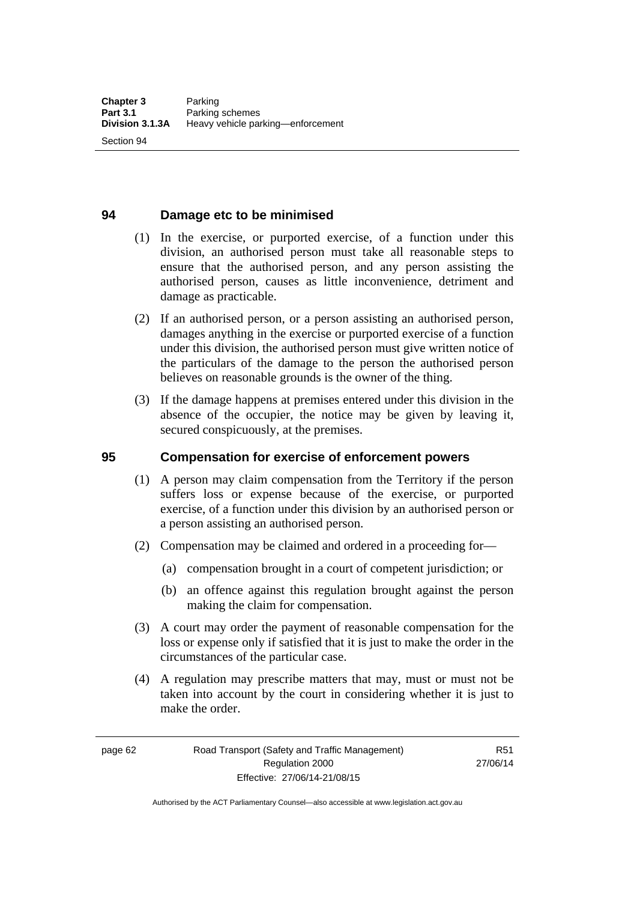## 94 Damage etc to be minimised

(1) In the exercise, or purported exercise, of a function under this division, an authorised person must take all reasonable steps to ensure that the authorised person, and any person assisting the authorised person, causes as little inconvenience, detriment and damage as practicable.

(2) If an authorised person, or a person assisting an authorised person, damages anything in the exercise or purported exercise of a function under this division, the authorised person must give written notice of the particulars of the damage to the person the authorised person believes on reasonable grounds is the owner of the thing.

(3) If the damage happens at premises entered under this division in the absence of the occupier, the notice may be given by leaving it, secured conspicuously, at the premises.

## 95 Compensation for exercise of enforcement powers

(1) A person may claim compensation from the Territory if the person suffers loss or expense because of the exercise, or purported exercise, of a function under this division by an authorised person or a person assisting an authorised person.

(2) Compensation may be claimed and ordered in a proceeding for—

- (a) compensation brought in a court of competent jurisdiction; or
- (b) an offence against this regulation brought against the person making the claim for compensation.

(3) A court may order the payment of reasonable compensation for the loss or expense only if satisfied that it is just to make the order in the circumstances of the particular case.

(4) A regulation may prescribe matters that may, must or must not be taken into account by the court in considering whether it is just to make the order.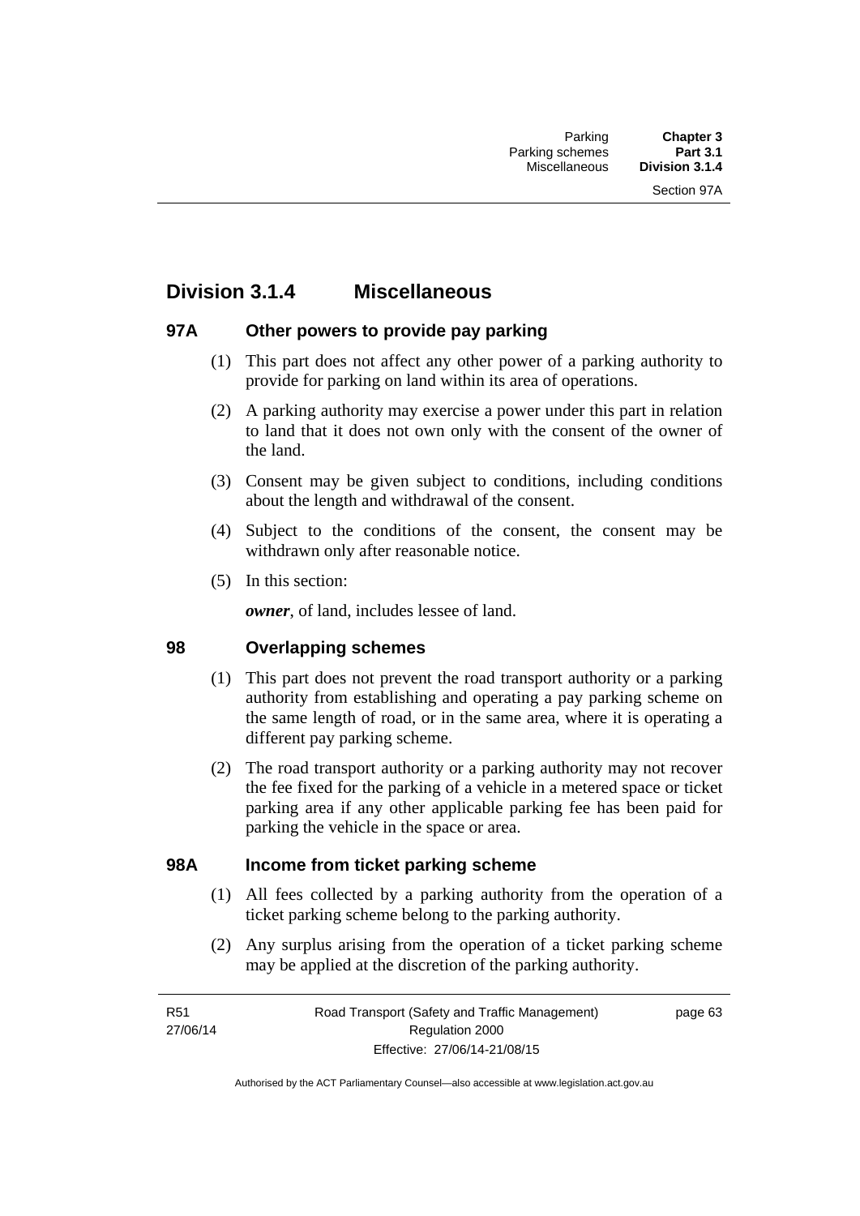# Division 3.1.4 Miscellaneous

## 97A Other powers to provide pay parking

(1) This part does not affect any other power of a parking authority to provide for parking on land within its area of operations.

(2) A parking authority may exercise a power under this part in relation to land that it does not own only with the consent of the owner of the land.

(3) Consent may be given subject to conditions, including conditions about the length and withdrawal of the consent.

(4) Subject to the conditions of the consent, the consent may be withdrawn only after reasonable notice.

(5) In this section:

***owner***, of land, includes lessee of land.

## 98 Overlapping schemes

(1) This part does not prevent the road transport authority or a parking authority from establishing and operating a pay parking scheme on the same length of road, or in the same area, where it is operating a different pay parking scheme.

(2) The road transport authority or a parking authority may not recover the fee fixed for the parking of a vehicle in a metered space or ticket parking area if any other applicable parking fee has been paid for parking the vehicle in the space or area.

## 98A Income from ticket parking scheme

(1) All fees collected by a parking authority from the operation of a ticket parking scheme belong to the parking authority.

(2) Any surplus arising from the operation of a ticket parking scheme may be applied at the discretion of the parking authority.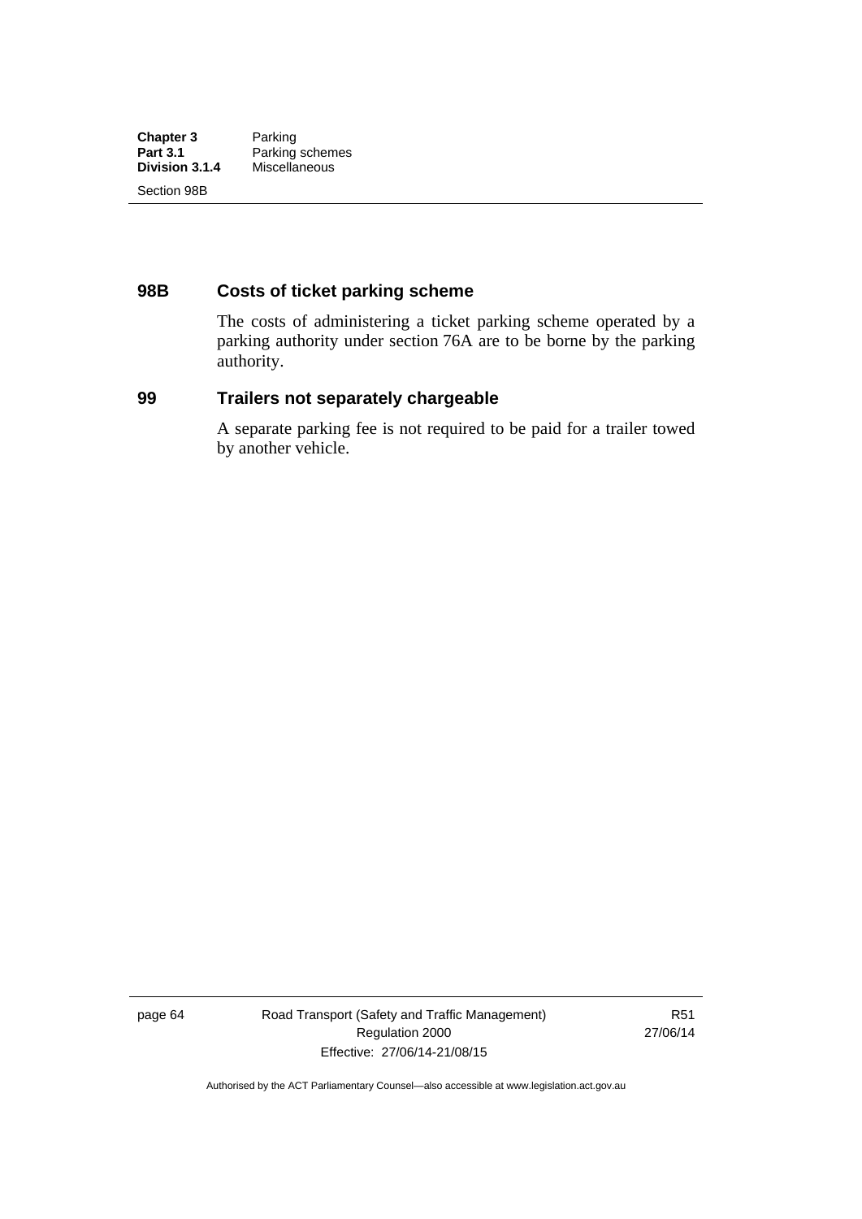## 98B Costs of ticket parking scheme

The costs of administering a ticket parking scheme operated by a parking authority under section 76A are to be borne by the parking authority.

## 99 Trailers not separately chargeable

A separate parking fee is not required to be paid for a trailer towed by another vehicle.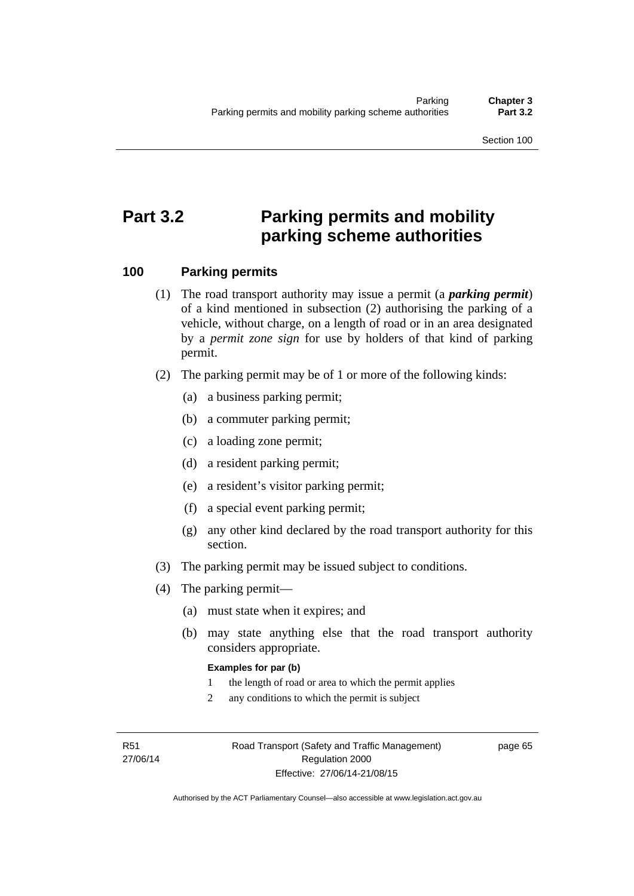# Part 3.2 Parking permits and mobility parking scheme authorities

## 100 Parking permits

(1) The road transport authority may issue a permit (a ***parking permit***) of a kind mentioned in subsection (2) authorising the parking of a vehicle, without charge, on a length of road or in an area designated by a *permit zone sign* for use by holders of that kind of parking permit.

(2) The parking permit may be of 1 or more of the following kinds:

(a) a business parking permit;

(b) a commuter parking permit;

(c) a loading zone permit;

(d) a resident parking permit;

(e) a resident's visitor parking permit;

(f) a special event parking permit;

(g) any other kind declared by the road transport authority for this section.

(3) The parking permit may be issued subject to conditions.

(4) The parking permit—

(a) must state when it expires; and

(b) may state anything else that the road transport authority considers appropriate.

**Examples for par (b)**

1 the length of road or area to which the permit applies

2 any conditions to which the permit is subject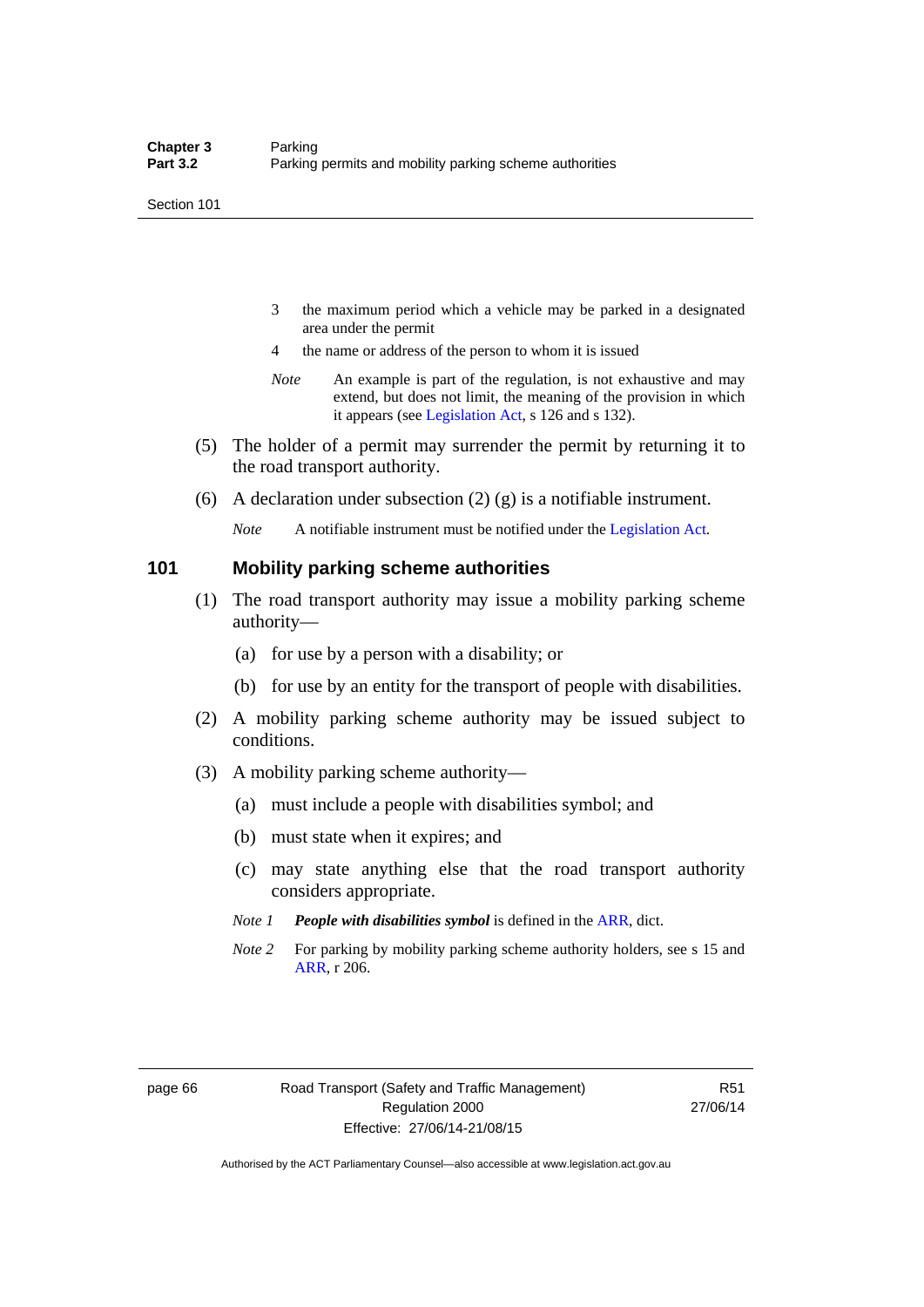3 the maximum period which a vehicle may be parked in a designated area under the permit

4 the name or address of the person to whom it is issued

*Note* An example is part of the regulation, is not exhaustive and may extend, but does not limit, the meaning of the provision in which it appears (see Legislation Act, s 126 and s 132).

(5) The holder of a permit may surrender the permit by returning it to the road transport authority.

(6) A declaration under subsection (2) (g) is a notifiable instrument.

*Note* A notifiable instrument must be notified under the Legislation Act.

## 101 Mobility parking scheme authorities

(1) The road transport authority may issue a mobility parking scheme authority—

(a) for use by a person with a disability; or

(b) for use by an entity for the transport of people with disabilities.

(2) A mobility parking scheme authority may be issued subject to conditions.

(3) A mobility parking scheme authority—

(a) must include a people with disabilities symbol; and

(b) must state when it expires; and

(c) may state anything else that the road transport authority considers appropriate.

*Note 1* ***People with disabilities symbol*** is defined in the ARR, dict.

*Note 2* For parking by mobility parking scheme authority holders, see s 15 and ARR, r 206.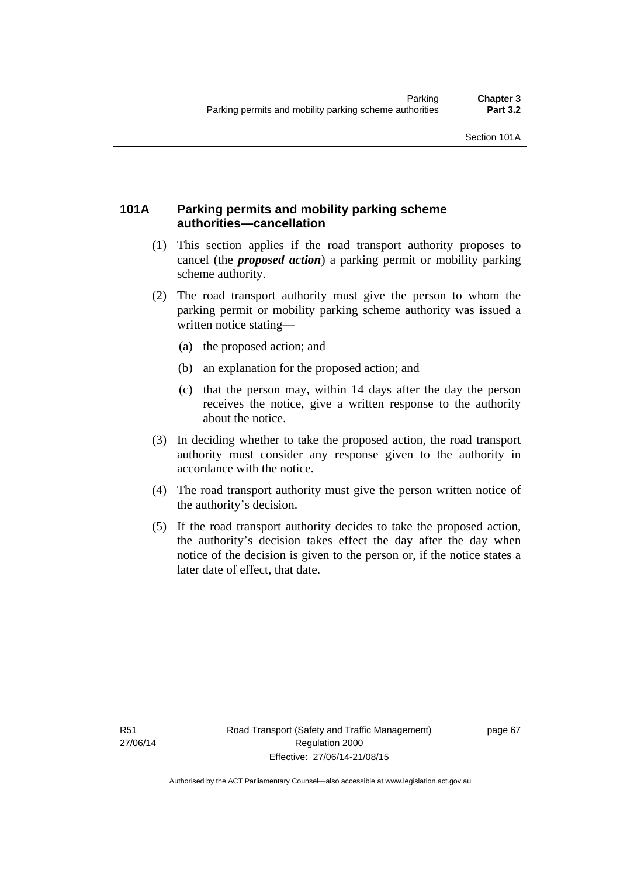### 101A Parking permits and mobility parking scheme authorities—cancellation

(1) This section applies if the road transport authority proposes to cancel (the ***proposed action***) a parking permit or mobility parking scheme authority.

(2) The road transport authority must give the person to whom the parking permit or mobility parking scheme authority was issued a written notice stating—

(a) the proposed action; and

(b) an explanation for the proposed action; and

(c) that the person may, within 14 days after the day the person receives the notice, give a written response to the authority about the notice.

(3) In deciding whether to take the proposed action, the road transport authority must consider any response given to the authority in accordance with the notice.

(4) The road transport authority must give the person written notice of the authority's decision.

(5) If the road transport authority decides to take the proposed action, the authority's decision takes effect the day after the day when notice of the decision is given to the person or, if the notice states a later date of effect, that date.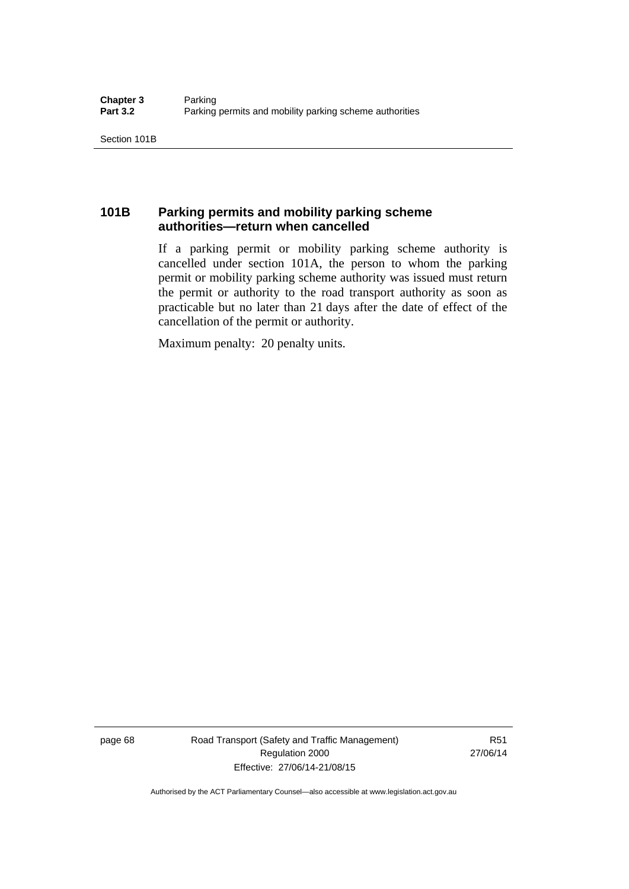## 101B Parking permits and mobility parking scheme authorities—return when cancelled

If a parking permit or mobility parking scheme authority is cancelled under section 101A, the person to whom the parking permit or mobility parking scheme authority was issued must return the permit or authority to the road transport authority as soon as practicable but no later than 21 days after the date of effect of the cancellation of the permit or authority.

Maximum penalty: 20 penalty units.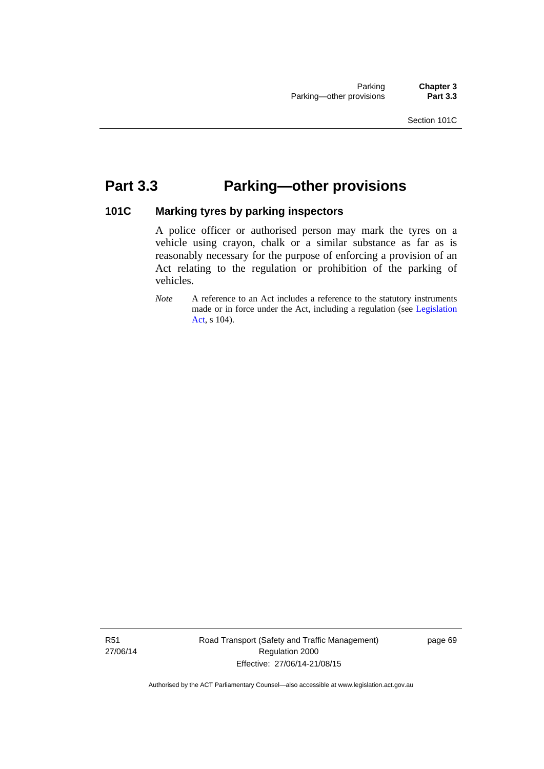# Part 3.3 Parking—other provisions

## 101C Marking tyres by parking inspectors

A police officer or authorised person may mark the tyres on a vehicle using crayon, chalk or a similar substance as far as is reasonably necessary for the purpose of enforcing a provision of an Act relating to the regulation or prohibition of the parking of vehicles.

*Note* A reference to an Act includes a reference to the statutory instruments made or in force under the Act, including a regulation (see Legislation Act, s 104).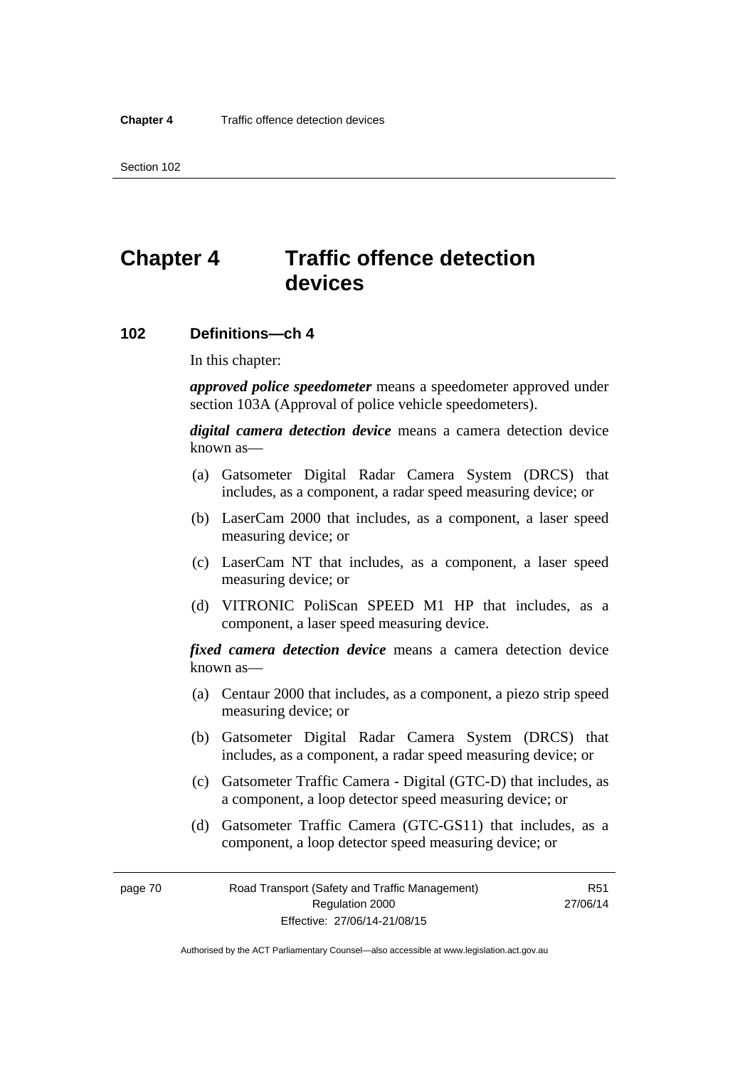# Chapter 4 Traffic offence detection devices

## 102 Definitions—ch 4

In this chapter:

***approved police speedometer*** means a speedometer approved under section 103A (Approval of police vehicle speedometers).

***digital camera detection device*** means a camera detection device known as—

(a) Gatsometer Digital Radar Camera System (DRCS) that includes, as a component, a radar speed measuring device; or

(b) LaserCam 2000 that includes, as a component, a laser speed measuring device; or

(c) LaserCam NT that includes, as a component, a laser speed measuring device; or

(d) VITRONIC PoliScan SPEED M1 HP that includes, as a component, a laser speed measuring device.

***fixed camera detection device*** means a camera detection device known as—

(a) Centaur 2000 that includes, as a component, a piezo strip speed measuring device; or

(b) Gatsometer Digital Radar Camera System (DRCS) that includes, as a component, a radar speed measuring device; or

(c) Gatsometer Traffic Camera - Digital (GTC-D) that includes, as a component, a loop detector speed measuring device; or

(d) Gatsometer Traffic Camera (GTC-GS11) that includes, as a component, a loop detector speed measuring device; or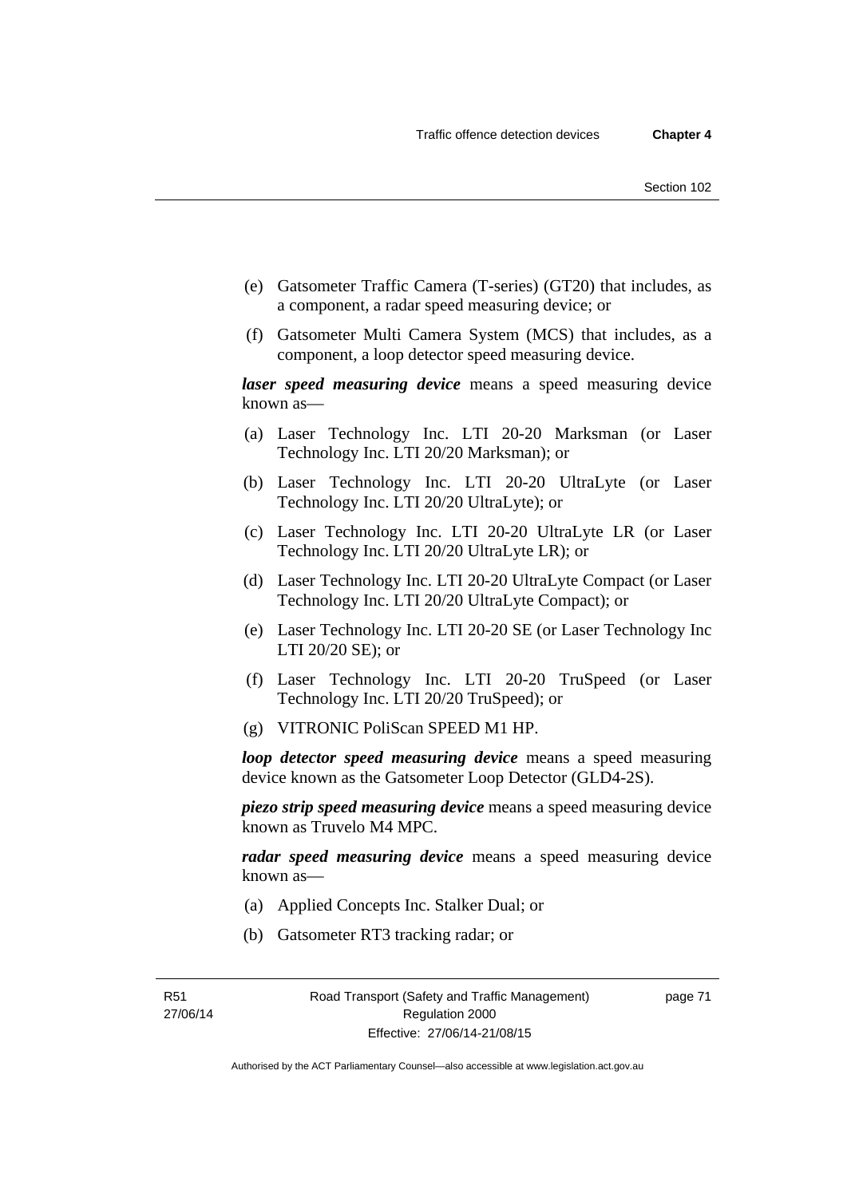(e) Gatsometer Traffic Camera (T-series) (GT20) that includes, as a component, a radar speed measuring device; or

(f) Gatsometer Multi Camera System (MCS) that includes, as a component, a loop detector speed measuring device.

***laser speed measuring device*** means a speed measuring device known as—

(a) Laser Technology Inc. LTI 20-20 Marksman (or Laser Technology Inc. LTI 20/20 Marksman); or

(b) Laser Technology Inc. LTI 20-20 UltraLyte (or Laser Technology Inc. LTI 20/20 UltraLyte); or

(c) Laser Technology Inc. LTI 20-20 UltraLyte LR (or Laser Technology Inc. LTI 20/20 UltraLyte LR); or

(d) Laser Technology Inc. LTI 20-20 UltraLyte Compact (or Laser Technology Inc. LTI 20/20 UltraLyte Compact); or

(e) Laser Technology Inc. LTI 20-20 SE (or Laser Technology Inc LTI 20/20 SE); or

(f) Laser Technology Inc. LTI 20-20 TruSpeed (or Laser Technology Inc. LTI 20/20 TruSpeed); or

(g) VITRONIC PoliScan SPEED M1 HP.

***loop detector speed measuring device*** means a speed measuring device known as the Gatsometer Loop Detector (GLD4-2S).

***piezo strip speed measuring device*** means a speed measuring device known as Truvelo M4 MPC.

***radar speed measuring device*** means a speed measuring device known as—

(a) Applied Concepts Inc. Stalker Dual; or

(b) Gatsometer RT3 tracking radar; or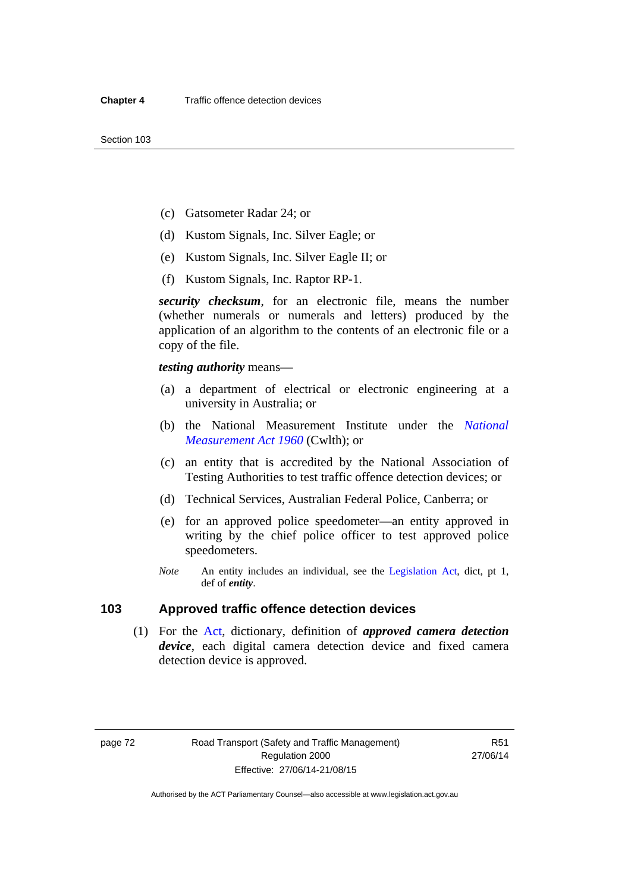(c) Gatsometer Radar 24; or

(d) Kustom Signals, Inc. Silver Eagle; or

(e) Kustom Signals, Inc. Silver Eagle II; or

(f) Kustom Signals, Inc. Raptor RP-1.

***security checksum***, for an electronic file, means the number (whether numerals or numerals and letters) produced by the application of an algorithm to the contents of an electronic file or a copy of the file.

***testing authority*** means—

(a) a department of electrical or electronic engineering at a university in Australia; or

(b) the National Measurement Institute under the *National Measurement Act 1960* (Cwlth); or

(c) an entity that is accredited by the National Association of Testing Authorities to test traffic offence detection devices; or

(d) Technical Services, Australian Federal Police, Canberra; or

(e) for an approved police speedometer—an entity approved in writing by the chief police officer to test approved police speedometers.

*Note* An entity includes an individual, see the Legislation Act, dict, pt 1, def of ***entity***.

## 103 Approved traffic offence detection devices

(1) For the Act, dictionary, definition of ***approved camera detection device***, each digital camera detection device and fixed camera detection device is approved.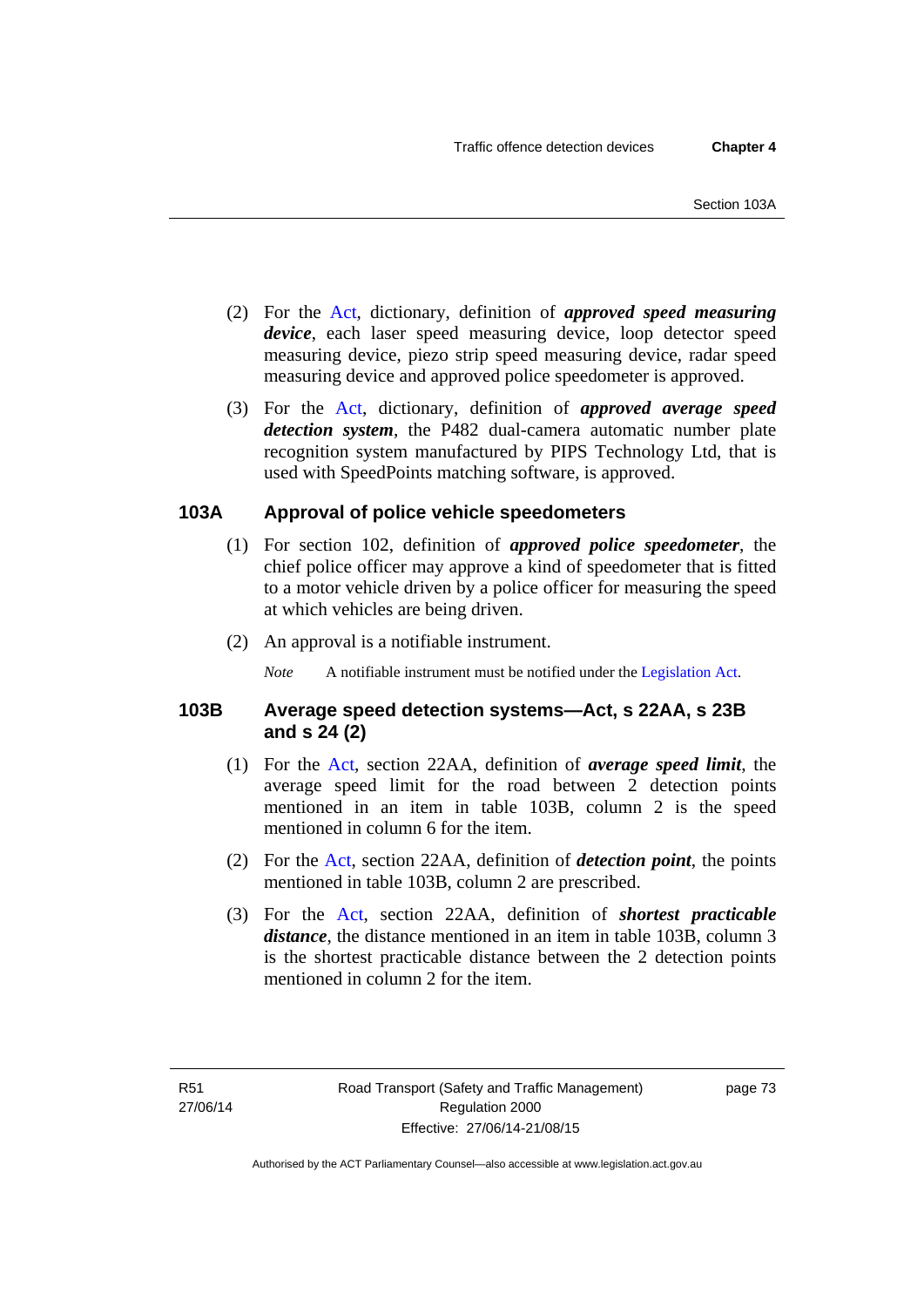(2) For the Act, dictionary, definition of ***approved speed measuring device***, each laser speed measuring device, loop detector speed measuring device, piezo strip speed measuring device, radar speed measuring device and approved police speedometer is approved.

(3) For the Act, dictionary, definition of ***approved average speed detection system***, the P482 dual-camera automatic number plate recognition system manufactured by PIPS Technology Ltd, that is used with SpeedPoints matching software, is approved.

## 103A Approval of police vehicle speedometers

(1) For section 102, definition of ***approved police speedometer***, the chief police officer may approve a kind of speedometer that is fitted to a motor vehicle driven by a police officer for measuring the speed at which vehicles are being driven.

(2) An approval is a notifiable instrument.

*Note* A notifiable instrument must be notified under the Legislation Act.

## 103B Average speed detection systems—Act, s 22AA, s 23B and s 24 (2)

(1) For the Act, section 22AA, definition of ***average speed limit***, the average speed limit for the road between 2 detection points mentioned in an item in table 103B, column 2 is the speed mentioned in column 6 for the item.

(2) For the Act, section 22AA, definition of ***detection point***, the points mentioned in table 103B, column 2 are prescribed.

(3) For the Act, section 22AA, definition of ***shortest practicable distance***, the distance mentioned in an item in table 103B, column 3 is the shortest practicable distance between the 2 detection points mentioned in column 2 for the item.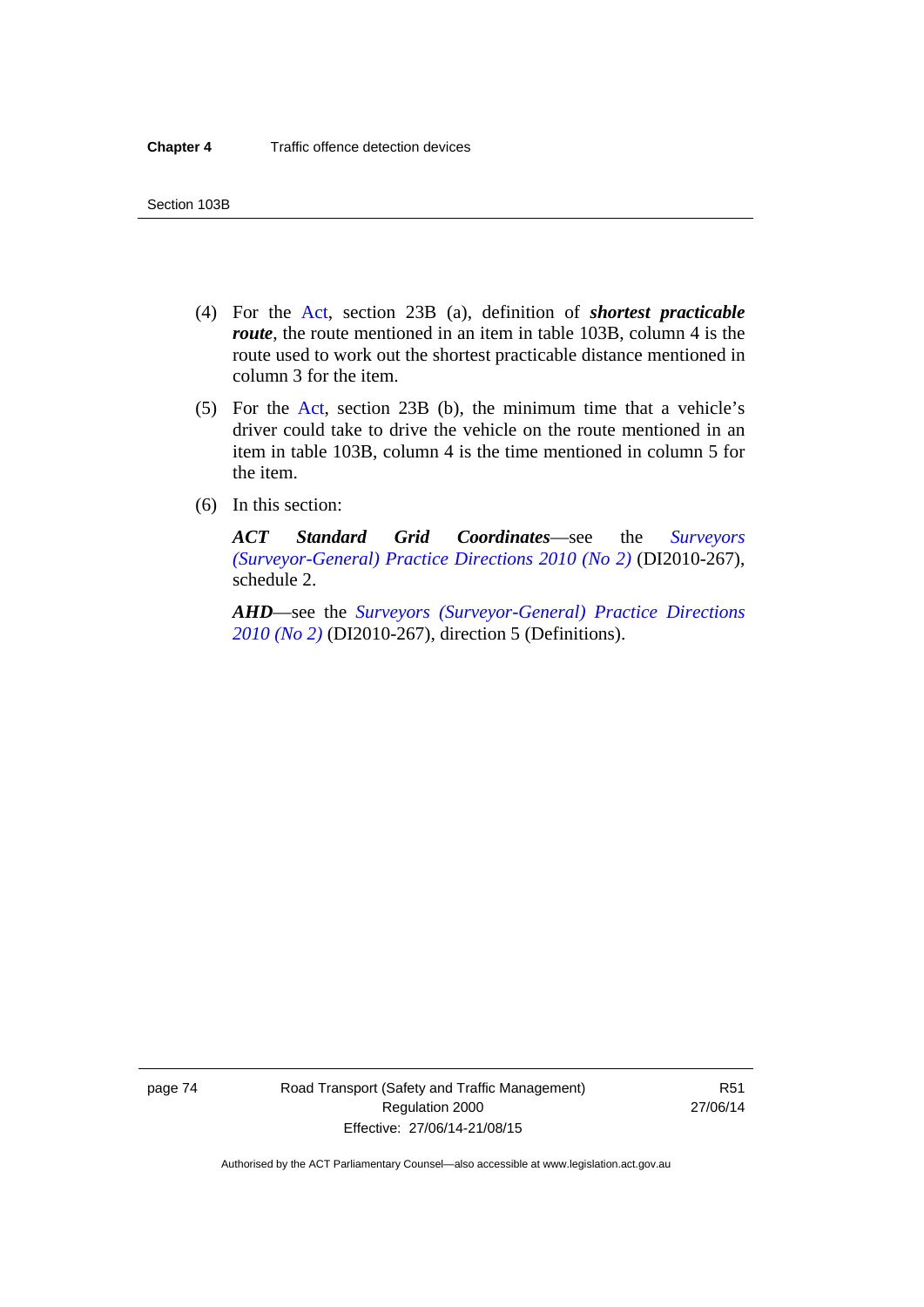(4) For the Act, section 23B (a), definition of ***shortest practicable route***, the route mentioned in an item in table 103B, column 4 is the route used to work out the shortest practicable distance mentioned in column 3 for the item.

(5) For the Act, section 23B (b), the minimum time that a vehicle's driver could take to drive the vehicle on the route mentioned in an item in table 103B, column 4 is the time mentioned in column 5 for the item.

(6) In this section:

***ACT Standard Grid Coordinates***—see the *Surveyors (Surveyor-General) Practice Directions 2010 (No 2)* (DI2010-267), schedule 2.

***AHD***—see the *Surveyors (Surveyor-General) Practice Directions 2010 (No 2)* (DI2010-267), direction 5 (Definitions).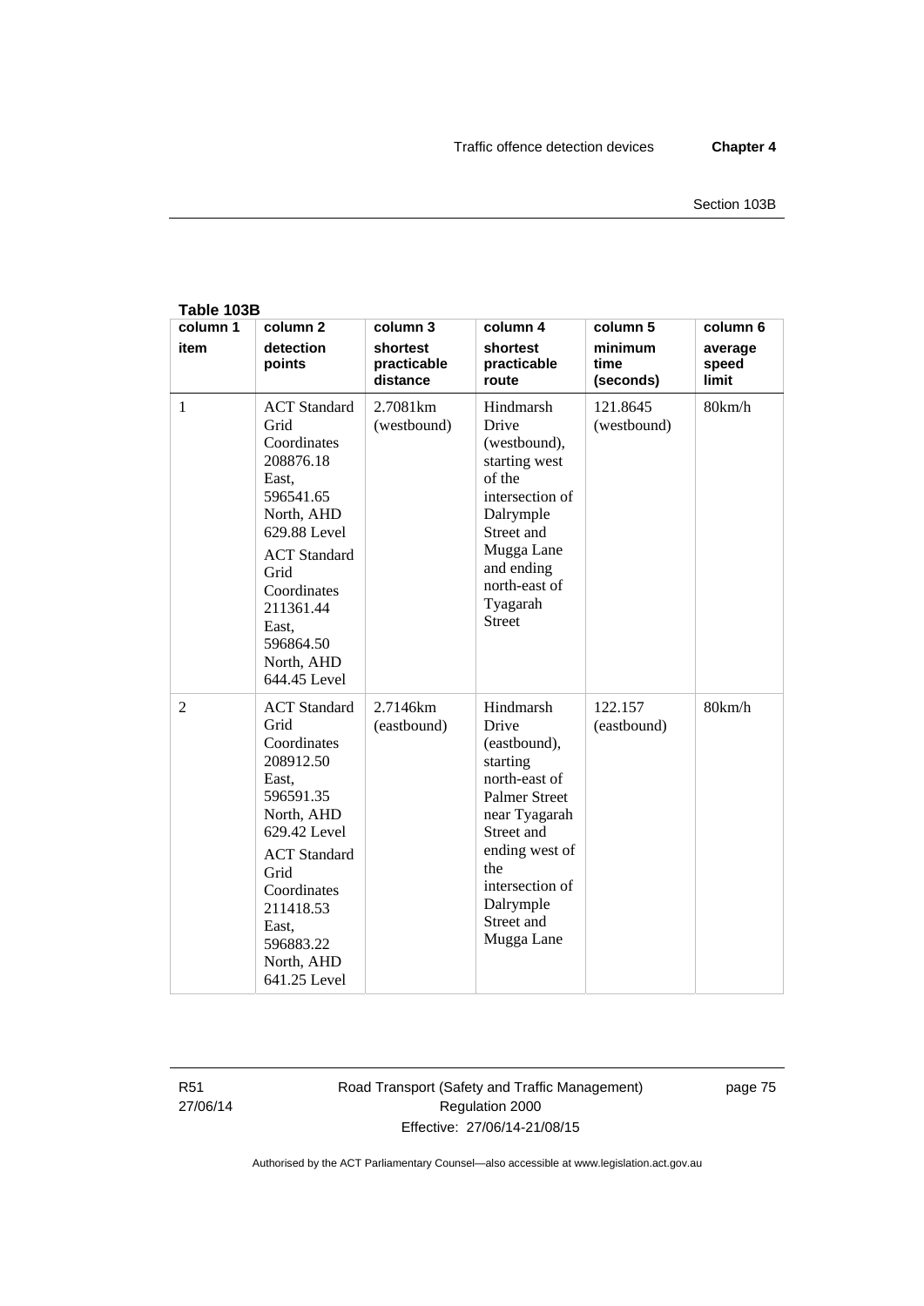**Table 103B**

| column 1<br>item | column 2<br>detection points | column 3<br>shortest practicable distance | column 4<br>shortest practicable route | column 5<br>minimum time (seconds) | column 6<br>average speed limit |
|---|---|---|---|---|---|
| 1 | ACT Standard Grid Coordinates 208876.18 East, 596541.65 North, AHD 629.88 Level<br>ACT Standard Grid Coordinates 211361.44 East, 596864.50 North, AHD 644.45 Level | 2.7081km (westbound) | Hindmarsh Drive (westbound), starting west of the intersection of Dalrymple Street and Mugga Lane and ending north-east of Tyagarah Street | 121.8645 (westbound) | 80km/h |
| 2 | ACT Standard Grid Coordinates 208912.50 East, 596591.35 North, AHD 629.42 Level<br>ACT Standard Grid Coordinates 211418.53 East, 596883.22 North, AHD 641.25 Level | 2.7146km (eastbound) | Hindmarsh Drive (eastbound), starting north-east of Palmer Street near Tyagarah Street and ending west of the intersection of Dalrymple Street and Mugga Lane | 122.157 (eastbound) | 80km/h |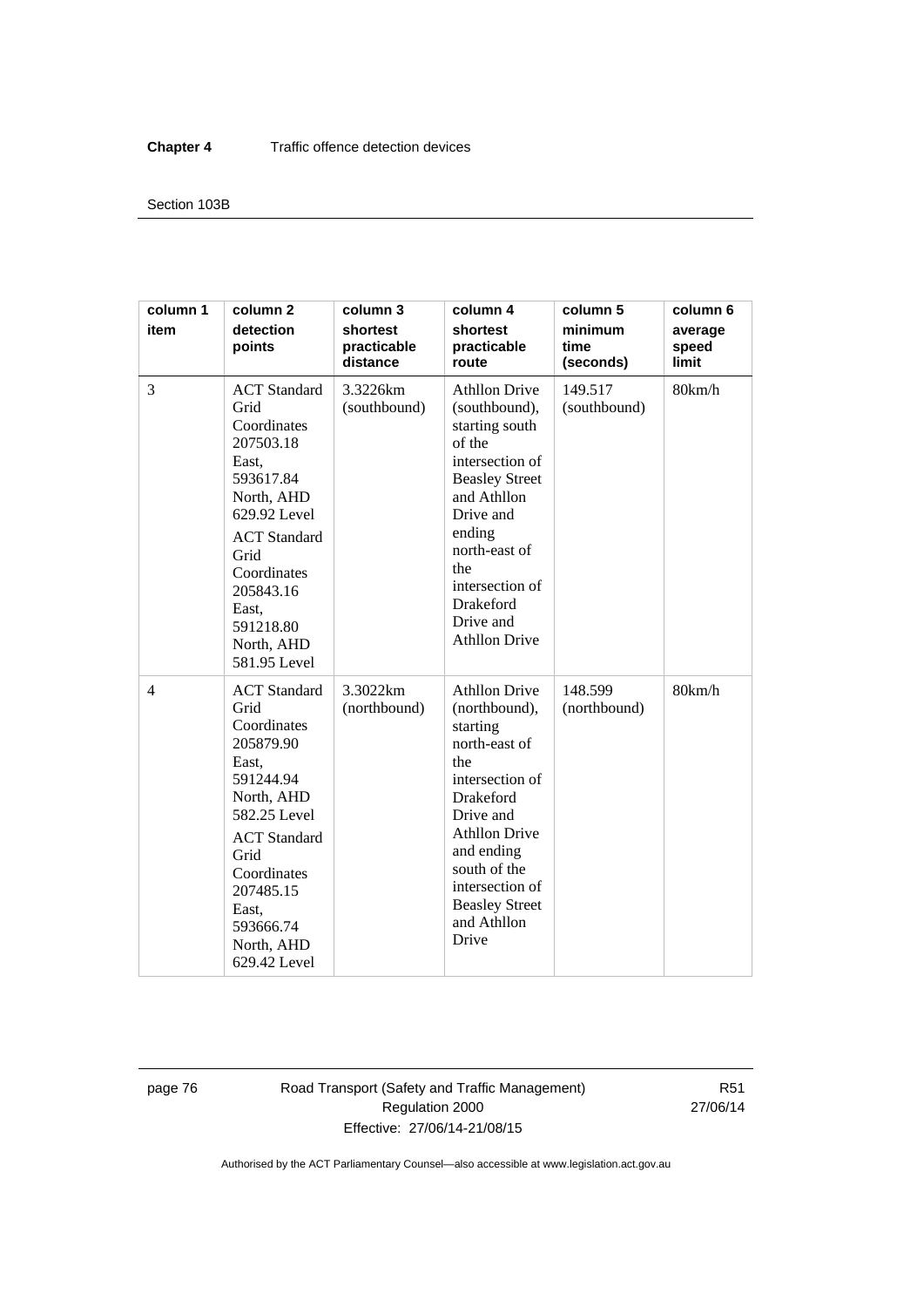| column 1 item | column 2 detection points | column 3 shortest practicable distance | column 4 shortest practicable route | column 5 minimum time (seconds) | column 6 average speed limit |
|---|---|---|---|---|---|
| 3 | ACT Standard Grid Coordinates 207503.18 East, 593617.84 North, AHD 629.92 Level<br>ACT Standard Grid Coordinates 205843.16 East, 591218.80 North, AHD 581.95 Level | 3.3226km (southbound) | Athllon Drive (southbound), starting south of the intersection of Beasley Street and Athllon Drive and ending north-east of the intersection of Drakeford Drive and Athllon Drive | 149.517 (southbound) | 80km/h |
| 4 | ACT Standard Grid Coordinates 205879.90 East, 591244.94 North, AHD 582.25 Level<br>ACT Standard Grid Coordinates 207485.15 East, 593666.74 North, AHD 629.42 Level | 3.3022km (northbound) | Athllon Drive (northbound), starting north-east of the intersection of Drakeford Drive and Athllon Drive and ending south of the intersection of Beasley Street and Athllon Drive | 148.599 (northbound) | 80km/h |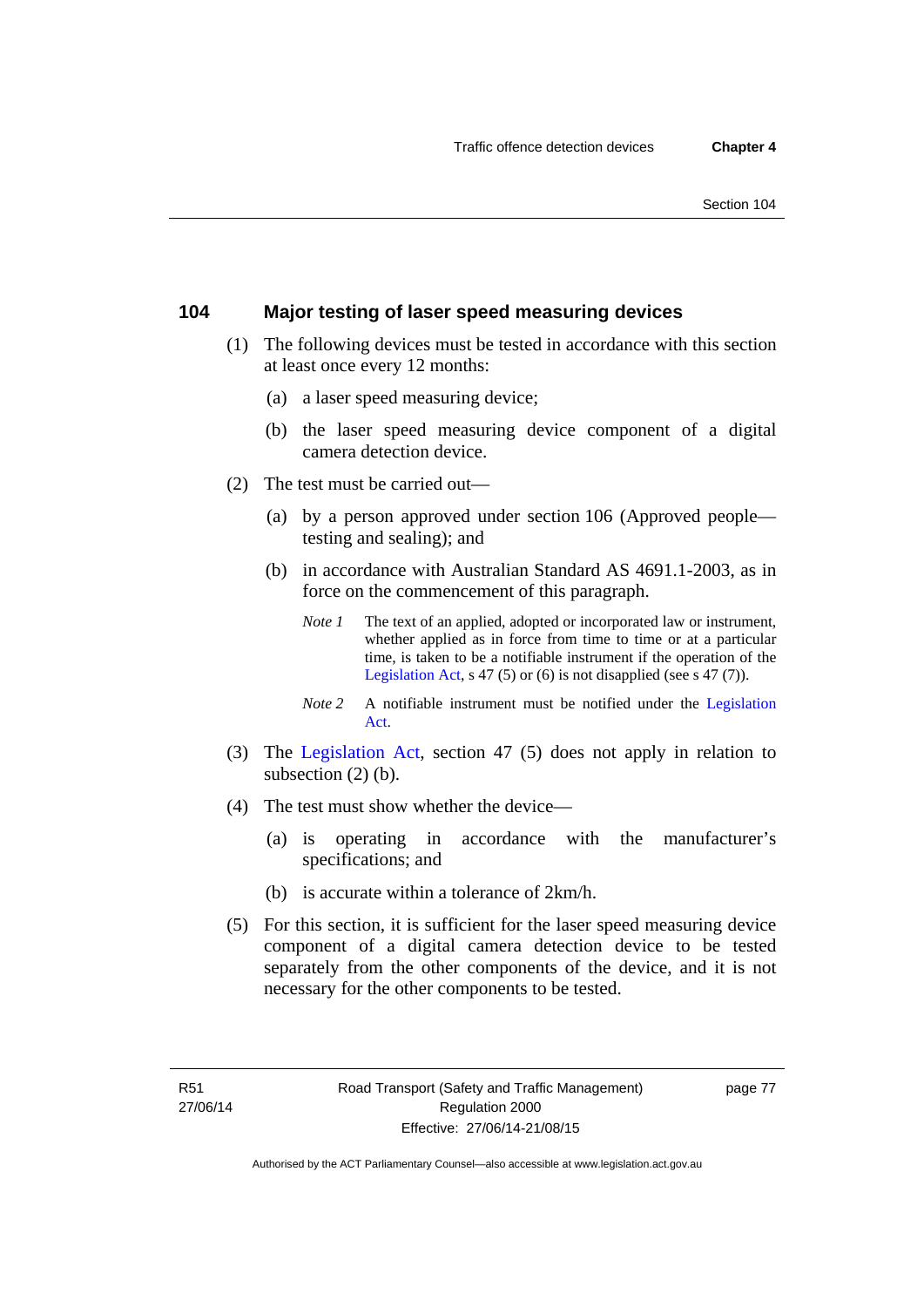## 104 Major testing of laser speed measuring devices

(1) The following devices must be tested in accordance with this section at least once every 12 months:

(a) a laser speed measuring device;

(b) the laser speed measuring device component of a digital camera detection device.

(2) The test must be carried out—

(a) by a person approved under section 106 (Approved people—testing and sealing); and

(b) in accordance with Australian Standard AS 4691.1-2003, as in force on the commencement of this paragraph.

*Note 1* The text of an applied, adopted or incorporated law or instrument, whether applied as in force from time to time or at a particular time, is taken to be a notifiable instrument if the operation of the Legislation Act, s 47 (5) or (6) is not disapplied (see s 47 (7)).

*Note 2* A notifiable instrument must be notified under the Legislation Act.

(3) The Legislation Act, section 47 (5) does not apply in relation to subsection (2) (b).

(4) The test must show whether the device—

(a) is operating in accordance with the manufacturer's specifications; and

(b) is accurate within a tolerance of 2km/h.

(5) For this section, it is sufficient for the laser speed measuring device component of a digital camera detection device to be tested separately from the other components of the device, and it is not necessary for the other components to be tested.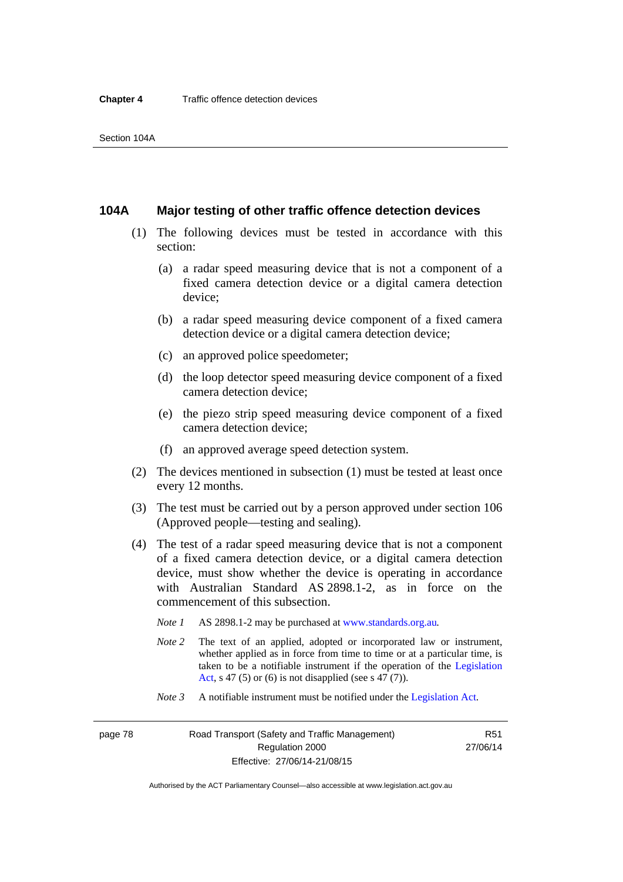## 104A Major testing of other traffic offence detection devices

(1) The following devices must be tested in accordance with this section:

(a) a radar speed measuring device that is not a component of a fixed camera detection device or a digital camera detection device;

(b) a radar speed measuring device component of a fixed camera detection device or a digital camera detection device;

(c) an approved police speedometer;

(d) the loop detector speed measuring device component of a fixed camera detection device;

(e) the piezo strip speed measuring device component of a fixed camera detection device;

(f) an approved average speed detection system.

(2) The devices mentioned in subsection (1) must be tested at least once every 12 months.

(3) The test must be carried out by a person approved under section 106 (Approved people—testing and sealing).

(4) The test of a radar speed measuring device that is not a component of a fixed camera detection device, or a digital camera detection device, must show whether the device is operating in accordance with Australian Standard AS 2898.1-2, as in force on the commencement of this subsection.

*Note 1* AS 2898.1-2 may be purchased at www.standards.org.au.

*Note 2* The text of an applied, adopted or incorporated law or instrument, whether applied as in force from time to time or at a particular time, is taken to be a notifiable instrument if the operation of the Legislation Act, s 47 (5) or (6) is not disapplied (see s 47 (7)).

*Note 3* A notifiable instrument must be notified under the Legislation Act.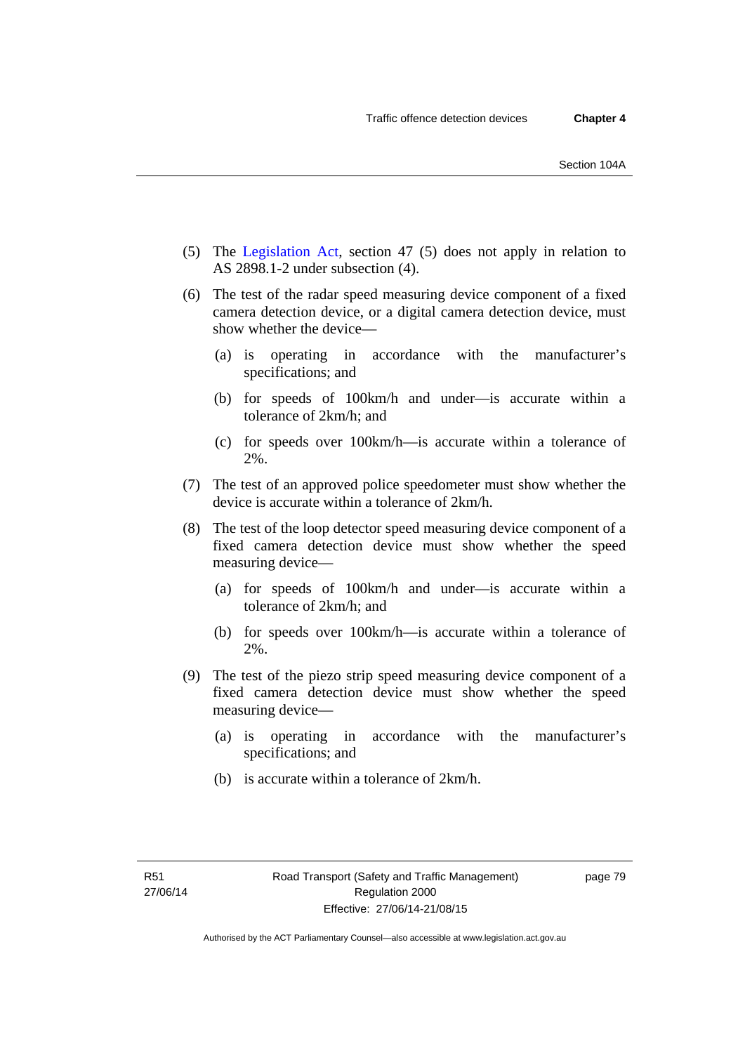(5) The Legislation Act, section 47 (5) does not apply in relation to AS 2898.1-2 under subsection (4).

(6) The test of the radar speed measuring device component of a fixed camera detection device, or a digital camera detection device, must show whether the device—

  (a) is operating in accordance with the manufacturer's specifications; and

  (b) for speeds of 100km/h and under—is accurate within a tolerance of 2km/h; and

  (c) for speeds over 100km/h—is accurate within a tolerance of 2%.

(7) The test of an approved police speedometer must show whether the device is accurate within a tolerance of 2km/h.

(8) The test of the loop detector speed measuring device component of a fixed camera detection device must show whether the speed measuring device—

  (a) for speeds of 100km/h and under—is accurate within a tolerance of 2km/h; and

  (b) for speeds over 100km/h—is accurate within a tolerance of 2%.

(9) The test of the piezo strip speed measuring device component of a fixed camera detection device must show whether the speed measuring device—

  (a) is operating in accordance with the manufacturer's specifications; and

  (b) is accurate within a tolerance of 2km/h.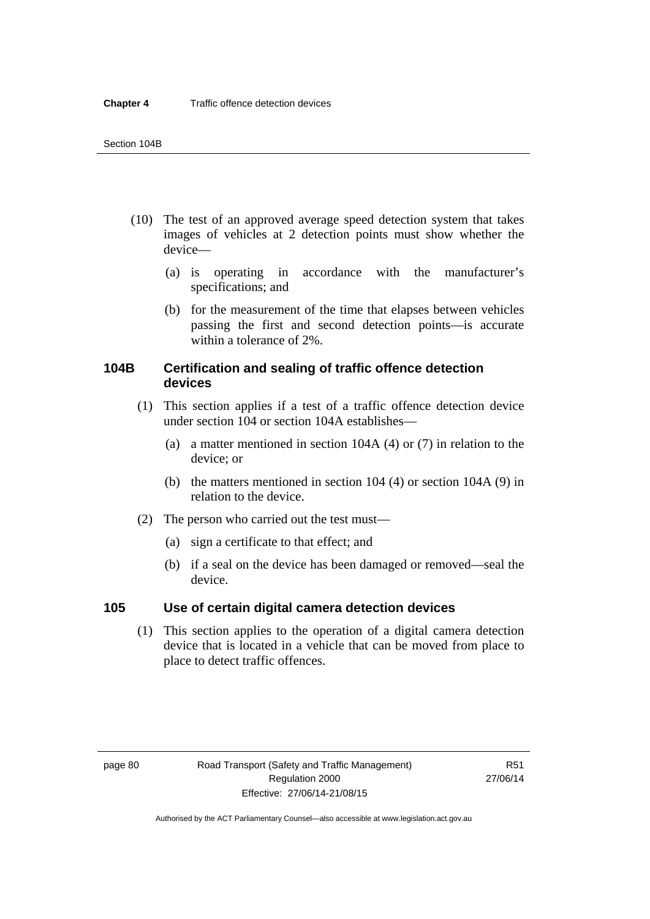(10) The test of an approved average speed detection system that takes images of vehicles at 2 detection points must show whether the device—

(a) is operating in accordance with the manufacturer's specifications; and

(b) for the measurement of the time that elapses between vehicles passing the first and second detection points—is accurate within a tolerance of 2%.

### 104B Certification and sealing of traffic offence detection devices

(1) This section applies if a test of a traffic offence detection device under section 104 or section 104A establishes—

(a) a matter mentioned in section 104A (4) or (7) in relation to the device; or

(b) the matters mentioned in section 104 (4) or section 104A (9) in relation to the device.

(2) The person who carried out the test must—

(a) sign a certificate to that effect; and

(b) if a seal on the device has been damaged or removed—seal the device.

### 105 Use of certain digital camera detection devices

(1) This section applies to the operation of a digital camera detection device that is located in a vehicle that can be moved from place to place to detect traffic offences.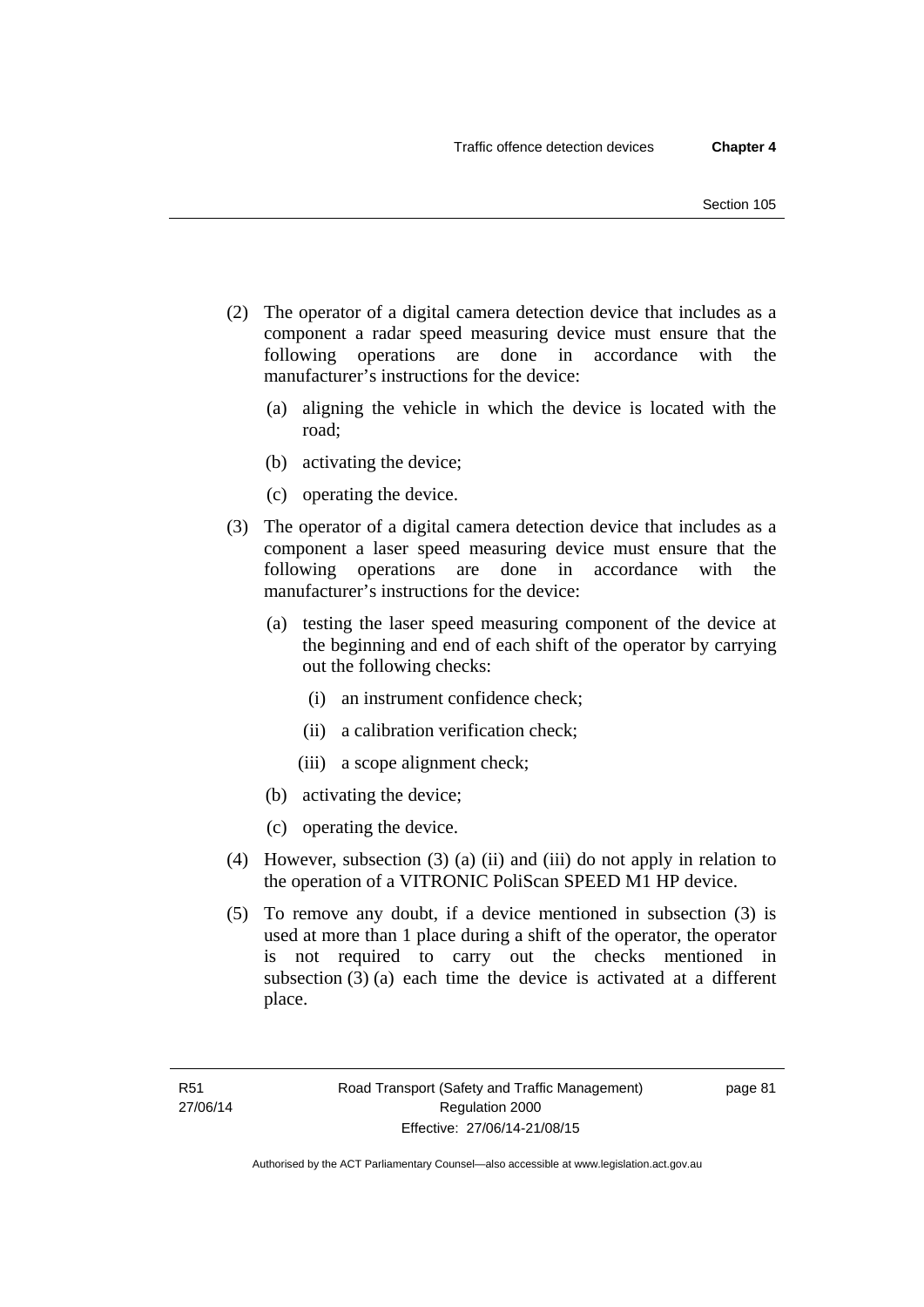(2) The operator of a digital camera detection device that includes as a component a radar speed measuring device must ensure that the following operations are done in accordance with the manufacturer's instructions for the device:

(a) aligning the vehicle in which the device is located with the road;

(b) activating the device;

(c) operating the device.

(3) The operator of a digital camera detection device that includes as a component a laser speed measuring device must ensure that the following operations are done in accordance with the manufacturer's instructions for the device:

(a) testing the laser speed measuring component of the device at the beginning and end of each shift of the operator by carrying out the following checks:

(i) an instrument confidence check;

(ii) a calibration verification check;

(iii) a scope alignment check;

(b) activating the device;

(c) operating the device.

(4) However, subsection (3) (a) (ii) and (iii) do not apply in relation to the operation of a VITRONIC PoliScan SPEED M1 HP device.

(5) To remove any doubt, if a device mentioned in subsection (3) is used at more than 1 place during a shift of the operator, the operator is not required to carry out the checks mentioned in subsection (3) (a) each time the device is activated at a different place.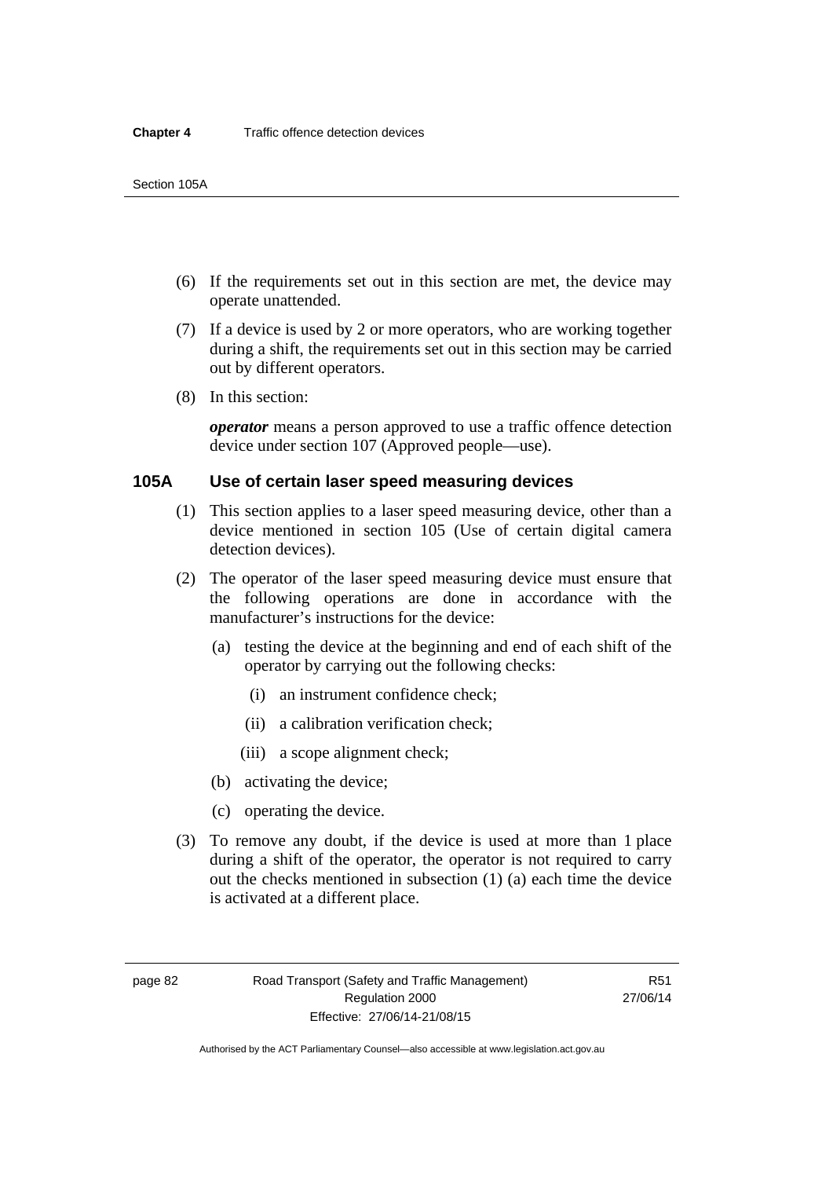(6) If the requirements set out in this section are met, the device may operate unattended.

(7) If a device is used by 2 or more operators, who are working together during a shift, the requirements set out in this section may be carried out by different operators.

(8) In this section:

***operator*** means a person approved to use a traffic offence detection device under section 107 (Approved people—use).

## 105A Use of certain laser speed measuring devices

(1) This section applies to a laser speed measuring device, other than a device mentioned in section 105 (Use of certain digital camera detection devices).

(2) The operator of the laser speed measuring device must ensure that the following operations are done in accordance with the manufacturer's instructions for the device:

- (a) testing the device at the beginning and end of each shift of the operator by carrying out the following checks:
  - (i) an instrument confidence check;
  - (ii) a calibration verification check;
  - (iii) a scope alignment check;
- (b) activating the device;
- (c) operating the device.

(3) To remove any doubt, if the device is used at more than 1 place during a shift of the operator, the operator is not required to carry out the checks mentioned in subsection (1) (a) each time the device is activated at a different place.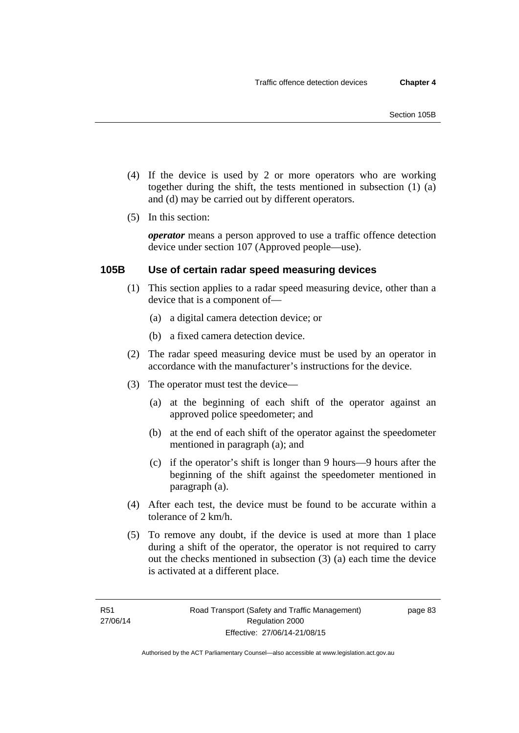(4) If the device is used by 2 or more operators who are working together during the shift, the tests mentioned in subsection (1) (a) and (d) may be carried out by different operators.

(5) In this section:

***operator*** means a person approved to use a traffic offence detection device under section 107 (Approved people—use).

### 105B Use of certain radar speed measuring devices

(1) This section applies to a radar speed measuring device, other than a device that is a component of—

(a) a digital camera detection device; or

(b) a fixed camera detection device.

(2) The radar speed measuring device must be used by an operator in accordance with the manufacturer's instructions for the device.

(3) The operator must test the device—

(a) at the beginning of each shift of the operator against an approved police speedometer; and

(b) at the end of each shift of the operator against the speedometer mentioned in paragraph (a); and

(c) if the operator's shift is longer than 9 hours—9 hours after the beginning of the shift against the speedometer mentioned in paragraph (a).

(4) After each test, the device must be found to be accurate within a tolerance of 2 km/h.

(5) To remove any doubt, if the device is used at more than 1 place during a shift of the operator, the operator is not required to carry out the checks mentioned in subsection (3) (a) each time the device is activated at a different place.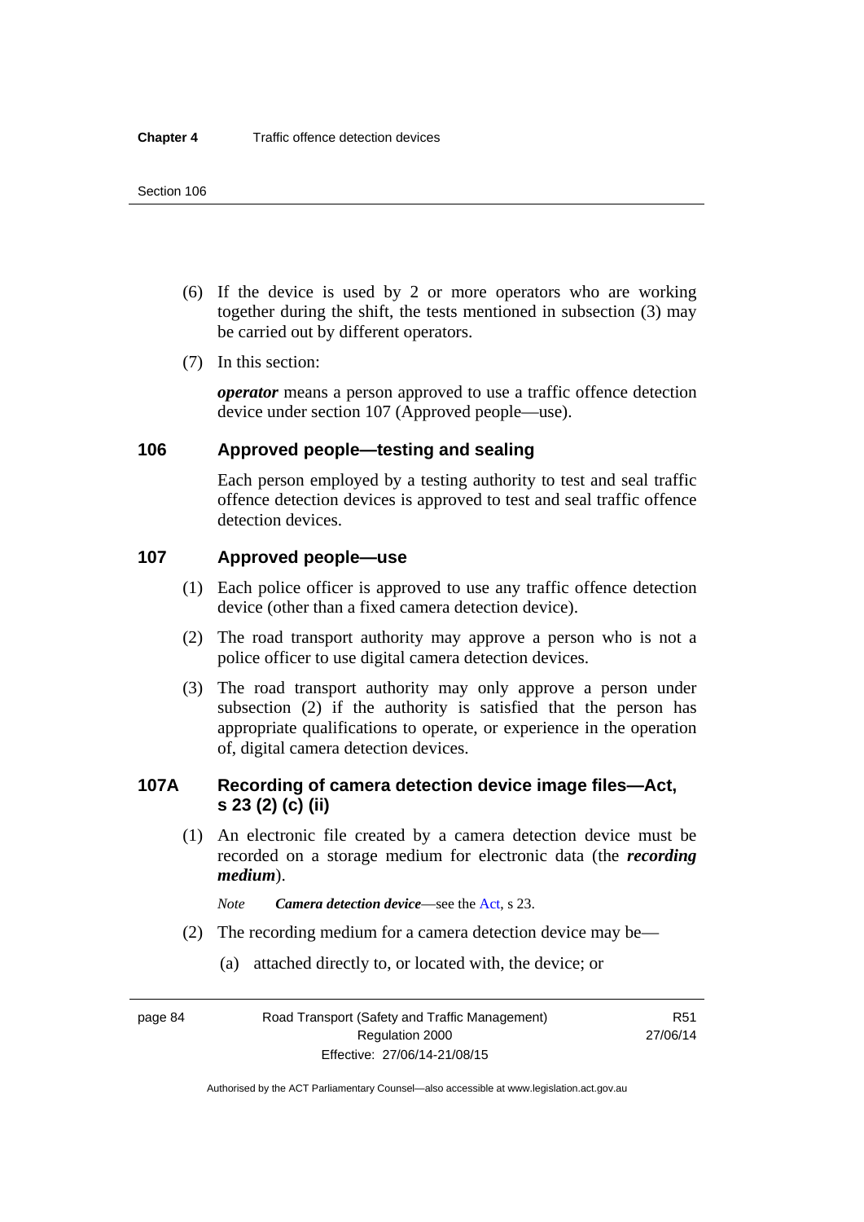(6) If the device is used by 2 or more operators who are working together during the shift, the tests mentioned in subsection (3) may be carried out by different operators.

(7) In this section:

***operator*** means a person approved to use a traffic offence detection device under section 107 (Approved people—use).

### 106 Approved people—testing and sealing

Each person employed by a testing authority to test and seal traffic offence detection devices is approved to test and seal traffic offence detection devices.

### 107 Approved people—use

(1) Each police officer is approved to use any traffic offence detection device (other than a fixed camera detection device).

(2) The road transport authority may approve a person who is not a police officer to use digital camera detection devices.

(3) The road transport authority may only approve a person under subsection (2) if the authority is satisfied that the person has appropriate qualifications to operate, or experience in the operation of, digital camera detection devices.

### 107A Recording of camera detection device image files—Act, s 23 (2) (c) (ii)

(1) An electronic file created by a camera detection device must be recorded on a storage medium for electronic data (the ***recording medium***).

*Note* ***Camera detection device***—see the Act, s 23.

(2) The recording medium for a camera detection device may be—

(a) attached directly to, or located with, the device; or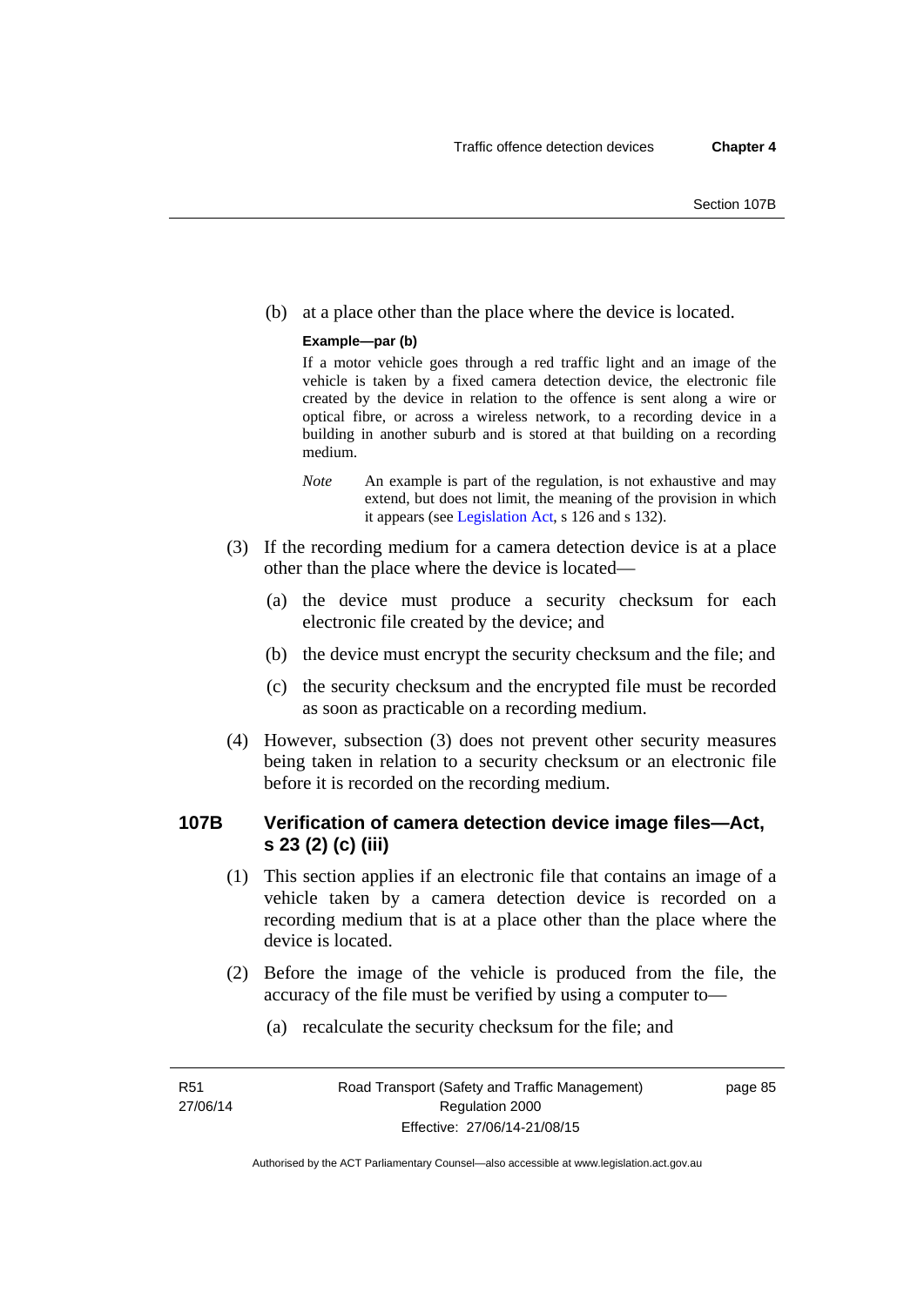(b) at a place other than the place where the device is located.

**Example—par (b)**

If a motor vehicle goes through a red traffic light and an image of the vehicle is taken by a fixed camera detection device, the electronic file created by the device in relation to the offence is sent along a wire or optical fibre, or across a wireless network, to a recording device in a building in another suburb and is stored at that building on a recording medium.

*Note* An example is part of the regulation, is not exhaustive and may extend, but does not limit, the meaning of the provision in which it appears (see Legislation Act, s 126 and s 132).

(3) If the recording medium for a camera detection device is at a place other than the place where the device is located—

(a) the device must produce a security checksum for each electronic file created by the device; and

(b) the device must encrypt the security checksum and the file; and

(c) the security checksum and the encrypted file must be recorded as soon as practicable on a recording medium.

(4) However, subsection (3) does not prevent other security measures being taken in relation to a security checksum or an electronic file before it is recorded on the recording medium.

### 107B Verification of camera detection device image files—Act, s 23 (2) (c) (iii)

(1) This section applies if an electronic file that contains an image of a vehicle taken by a camera detection device is recorded on a recording medium that is at a place other than the place where the device is located.

(2) Before the image of the vehicle is produced from the file, the accuracy of the file must be verified by using a computer to—

(a) recalculate the security checksum for the file; and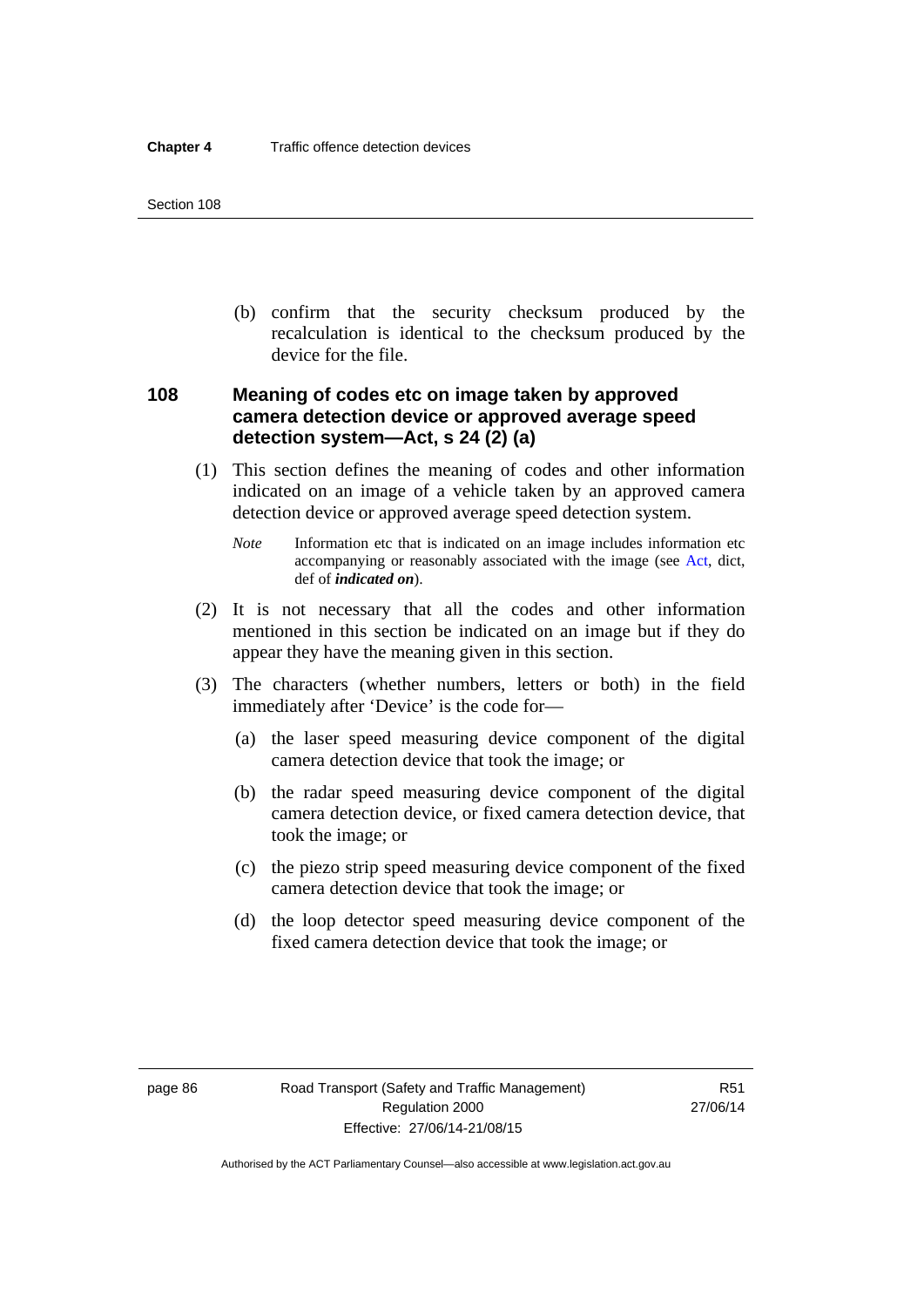(b) confirm that the security checksum produced by the recalculation is identical to the checksum produced by the device for the file.

### 108 Meaning of codes etc on image taken by approved camera detection device or approved average speed detection system—Act, s 24 (2) (a)

(1) This section defines the meaning of codes and other information indicated on an image of a vehicle taken by an approved camera detection device or approved average speed detection system.

*Note* Information etc that is indicated on an image includes information etc accompanying or reasonably associated with the image (see Act, dict, def of ***indicated on***).

(2) It is not necessary that all the codes and other information mentioned in this section be indicated on an image but if they do appear they have the meaning given in this section.

(3) The characters (whether numbers, letters or both) in the field immediately after 'Device' is the code for—

(a) the laser speed measuring device component of the digital camera detection device that took the image; or

(b) the radar speed measuring device component of the digital camera detection device, or fixed camera detection device, that took the image; or

(c) the piezo strip speed measuring device component of the fixed camera detection device that took the image; or

(d) the loop detector speed measuring device component of the fixed camera detection device that took the image; or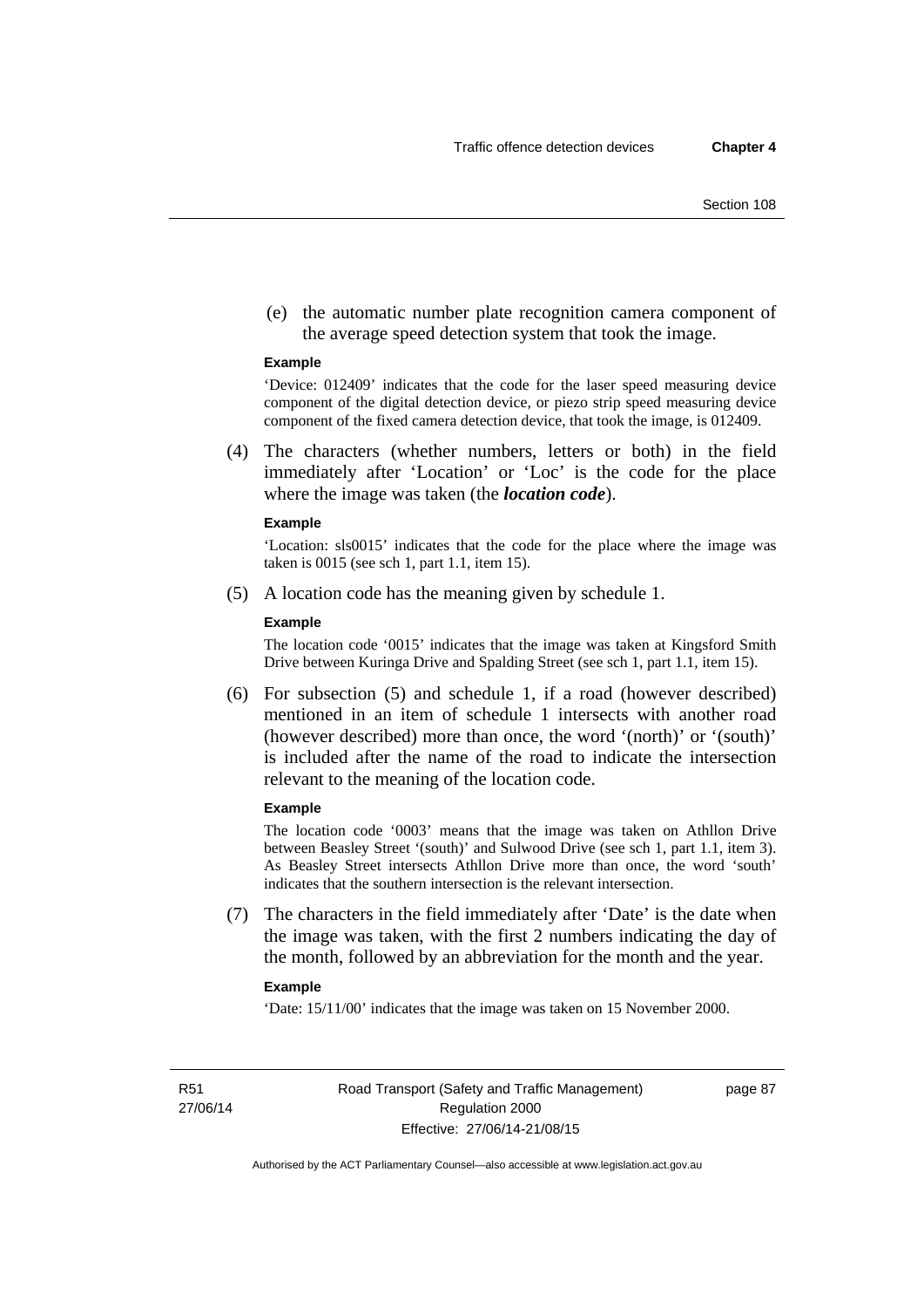(e) the automatic number plate recognition camera component of the average speed detection system that took the image.

**Example**

'Device: 012409' indicates that the code for the laser speed measuring device component of the digital detection device, or piezo strip speed measuring device component of the fixed camera detection device, that took the image, is 012409.

(4) The characters (whether numbers, letters or both) in the field immediately after 'Location' or 'Loc' is the code for the place where the image was taken (the ***location code***).

**Example**

'Location: sls0015' indicates that the code for the place where the image was taken is 0015 (see sch 1, part 1.1, item 15).

(5) A location code has the meaning given by schedule 1.

**Example**

The location code '0015' indicates that the image was taken at Kingsford Smith Drive between Kuringa Drive and Spalding Street (see sch 1, part 1.1, item 15).

(6) For subsection (5) and schedule 1, if a road (however described) mentioned in an item of schedule 1 intersects with another road (however described) more than once, the word '(north)' or '(south)' is included after the name of the road to indicate the intersection relevant to the meaning of the location code.

**Example**

The location code '0003' means that the image was taken on Athllon Drive between Beasley Street '(south)' and Sulwood Drive (see sch 1, part 1.1, item 3). As Beasley Street intersects Athllon Drive more than once, the word 'south' indicates that the southern intersection is the relevant intersection.

(7) The characters in the field immediately after 'Date' is the date when the image was taken, with the first 2 numbers indicating the day of the month, followed by an abbreviation for the month and the year.

**Example**

'Date: 15/11/00' indicates that the image was taken on 15 November 2000.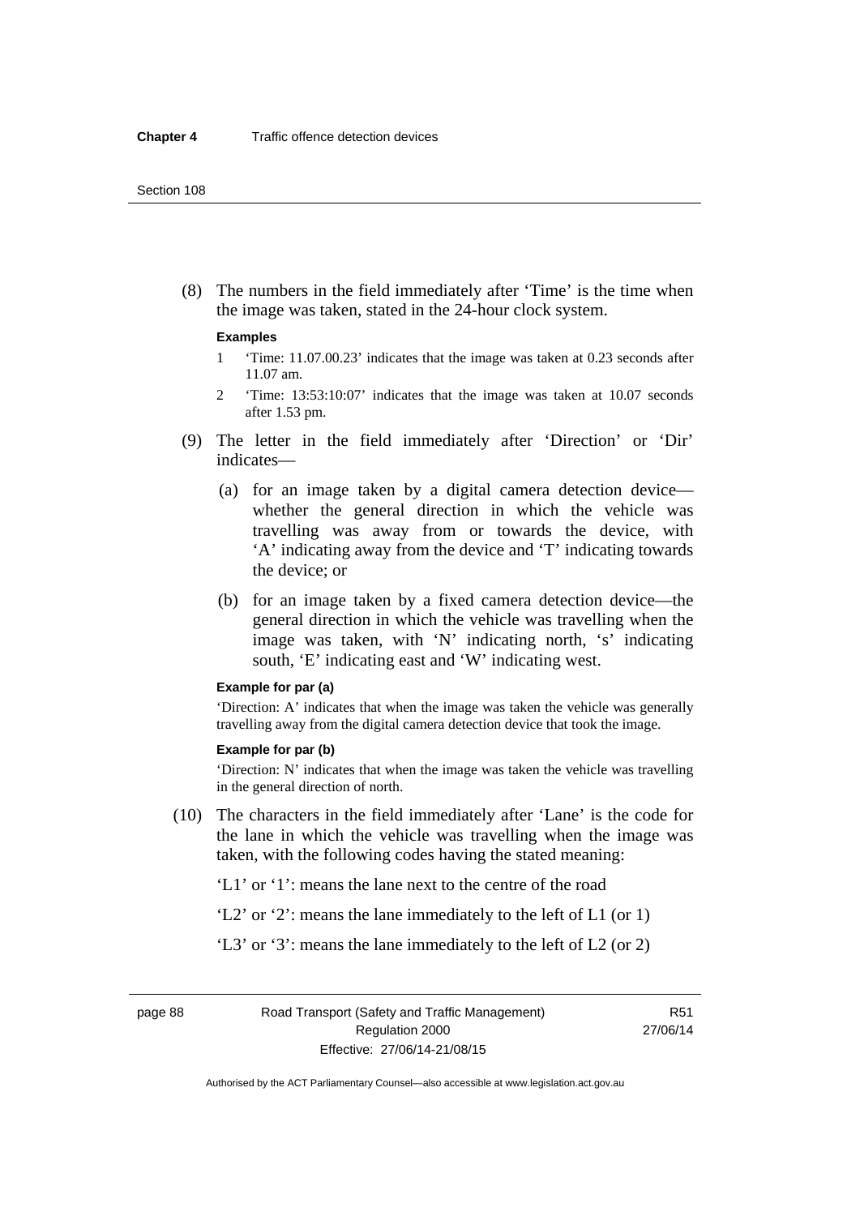(8) The numbers in the field immediately after 'Time' is the time when the image was taken, stated in the 24-hour clock system.

**Examples**

1 'Time: 11.07.00.23' indicates that the image was taken at 0.23 seconds after 11.07 am.

2 'Time: 13:53:10:07' indicates that the image was taken at 10.07 seconds after 1.53 pm.

(9) The letter in the field immediately after 'Direction' or 'Dir' indicates—

(a) for an image taken by a digital camera detection device—whether the general direction in which the vehicle was travelling was away from or towards the device, with 'A' indicating away from the device and 'T' indicating towards the device; or

(b) for an image taken by a fixed camera detection device—the general direction in which the vehicle was travelling when the image was taken, with 'N' indicating north, 's' indicating south, 'E' indicating east and 'W' indicating west.

**Example for par (a)**

'Direction: A' indicates that when the image was taken the vehicle was generally travelling away from the digital camera detection device that took the image.

**Example for par (b)**

'Direction: N' indicates that when the image was taken the vehicle was travelling in the general direction of north.

(10) The characters in the field immediately after 'Lane' is the code for the lane in which the vehicle was travelling when the image was taken, with the following codes having the stated meaning:

'L1' or '1': means the lane next to the centre of the road

'L2' or '2': means the lane immediately to the left of L1 (or 1)

'L3' or '3': means the lane immediately to the left of L2 (or 2)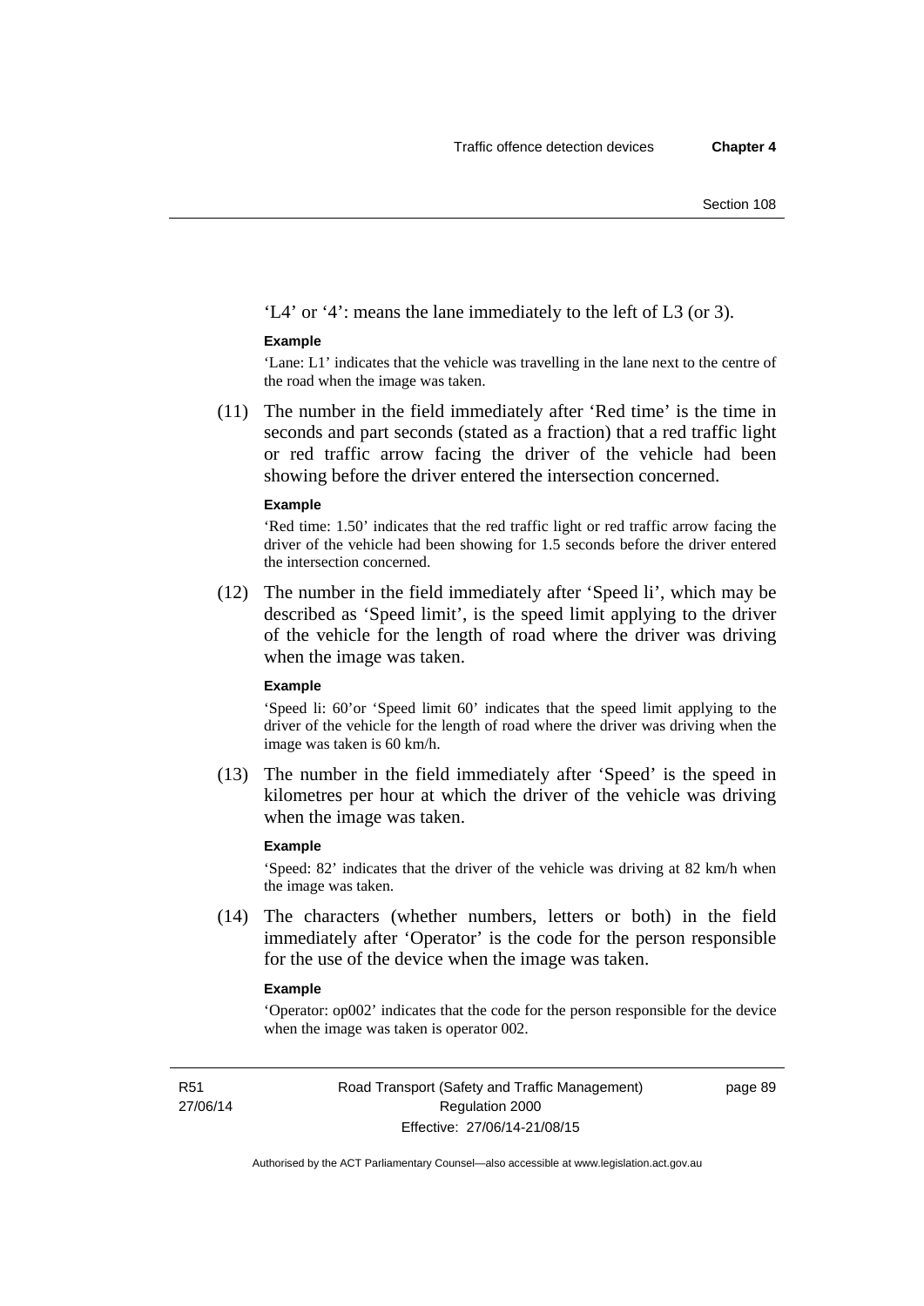'L4' or '4': means the lane immediately to the left of L3 (or 3).

**Example**

'Lane: L1' indicates that the vehicle was travelling in the lane next to the centre of the road when the image was taken.

(11) The number in the field immediately after 'Red time' is the time in seconds and part seconds (stated as a fraction) that a red traffic light or red traffic arrow facing the driver of the vehicle had been showing before the driver entered the intersection concerned.

**Example**

'Red time: 1.50' indicates that the red traffic light or red traffic arrow facing the driver of the vehicle had been showing for 1.5 seconds before the driver entered the intersection concerned.

(12) The number in the field immediately after 'Speed li', which may be described as 'Speed limit', is the speed limit applying to the driver of the vehicle for the length of road where the driver was driving when the image was taken.

**Example**

'Speed li: 60'or 'Speed limit 60' indicates that the speed limit applying to the driver of the vehicle for the length of road where the driver was driving when the image was taken is 60 km/h.

(13) The number in the field immediately after 'Speed' is the speed in kilometres per hour at which the driver of the vehicle was driving when the image was taken.

**Example**

'Speed: 82' indicates that the driver of the vehicle was driving at 82 km/h when the image was taken.

(14) The characters (whether numbers, letters or both) in the field immediately after 'Operator' is the code for the person responsible for the use of the device when the image was taken.

**Example**

'Operator: op002' indicates that the code for the person responsible for the device when the image was taken is operator 002.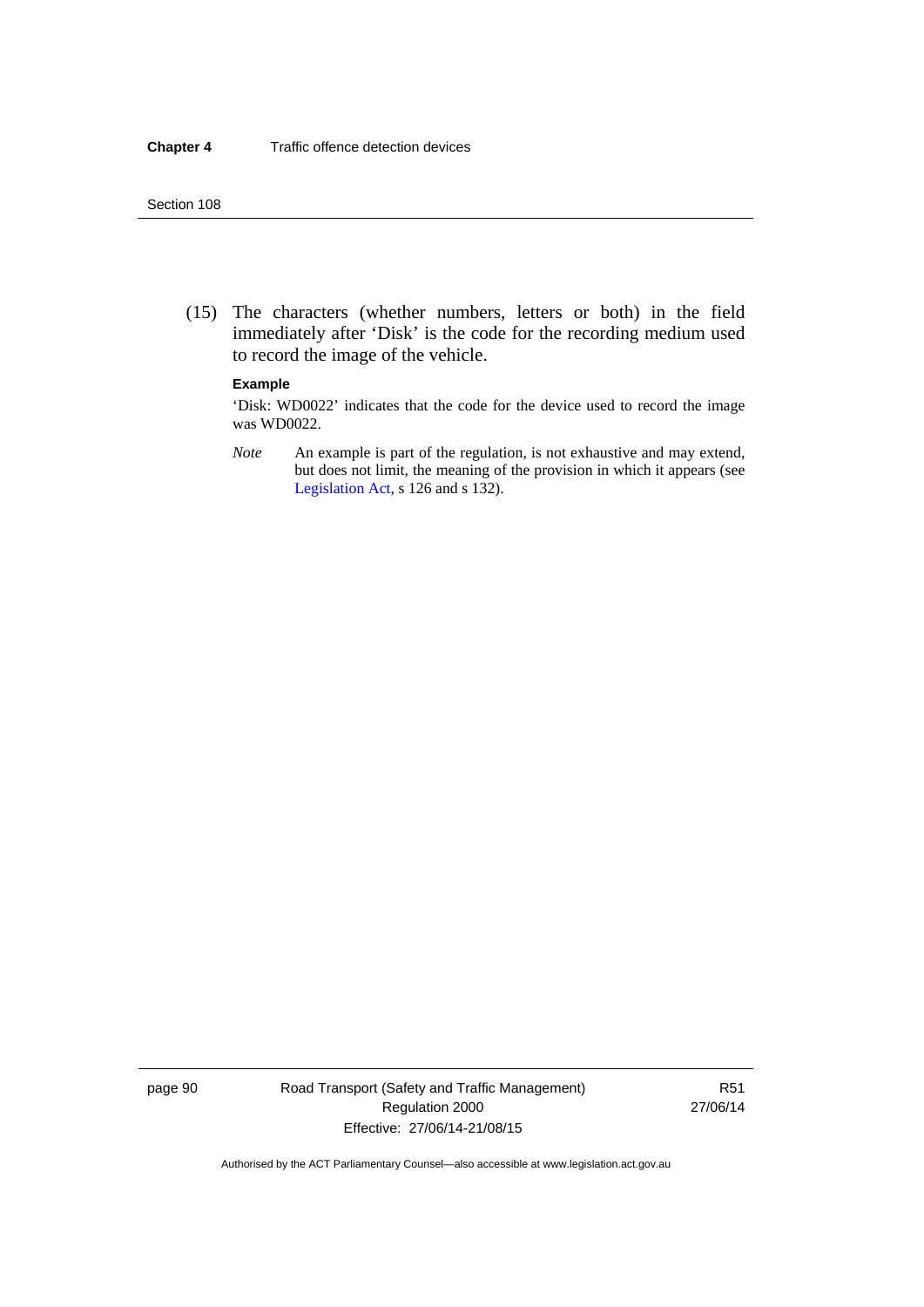(15) The characters (whether numbers, letters or both) in the field immediately after 'Disk' is the code for the recording medium used to record the image of the vehicle.

**Example**

'Disk: WD0022' indicates that the code for the device used to record the image was WD0022.

*Note* An example is part of the regulation, is not exhaustive and may extend, but does not limit, the meaning of the provision in which it appears (see Legislation Act, s 126 and s 132).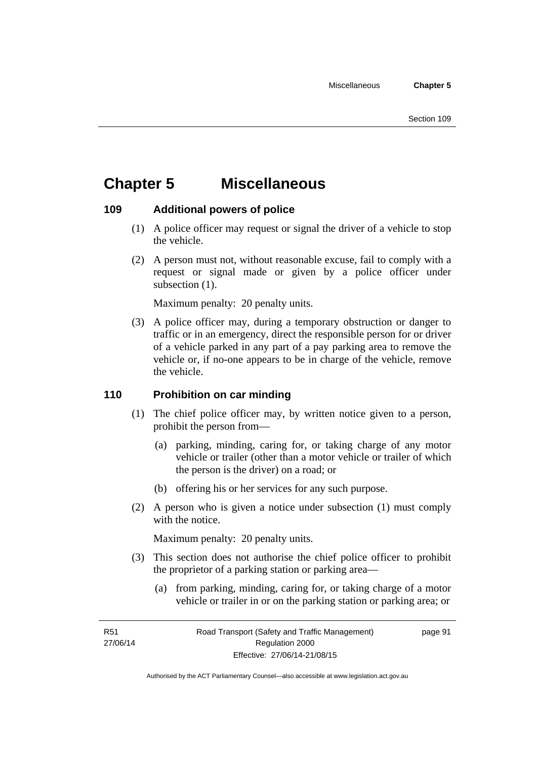# Chapter 5 Miscellaneous

## 109 Additional powers of police

(1) A police officer may request or signal the driver of a vehicle to stop the vehicle.

(2) A person must not, without reasonable excuse, fail to comply with a request or signal made or given by a police officer under subsection (1).

Maximum penalty: 20 penalty units.

(3) A police officer may, during a temporary obstruction or danger to traffic or in an emergency, direct the responsible person for or driver of a vehicle parked in any part of a pay parking area to remove the vehicle or, if no-one appears to be in charge of the vehicle, remove the vehicle.

## 110 Prohibition on car minding

(1) The chief police officer may, by written notice given to a person, prohibit the person from—

(a) parking, minding, caring for, or taking charge of any motor vehicle or trailer (other than a motor vehicle or trailer of which the person is the driver) on a road; or

(b) offering his or her services for any such purpose.

(2) A person who is given a notice under subsection (1) must comply with the notice.

Maximum penalty: 20 penalty units.

(3) This section does not authorise the chief police officer to prohibit the proprietor of a parking station or parking area—

(a) from parking, minding, caring for, or taking charge of a motor vehicle or trailer in or on the parking station or parking area; or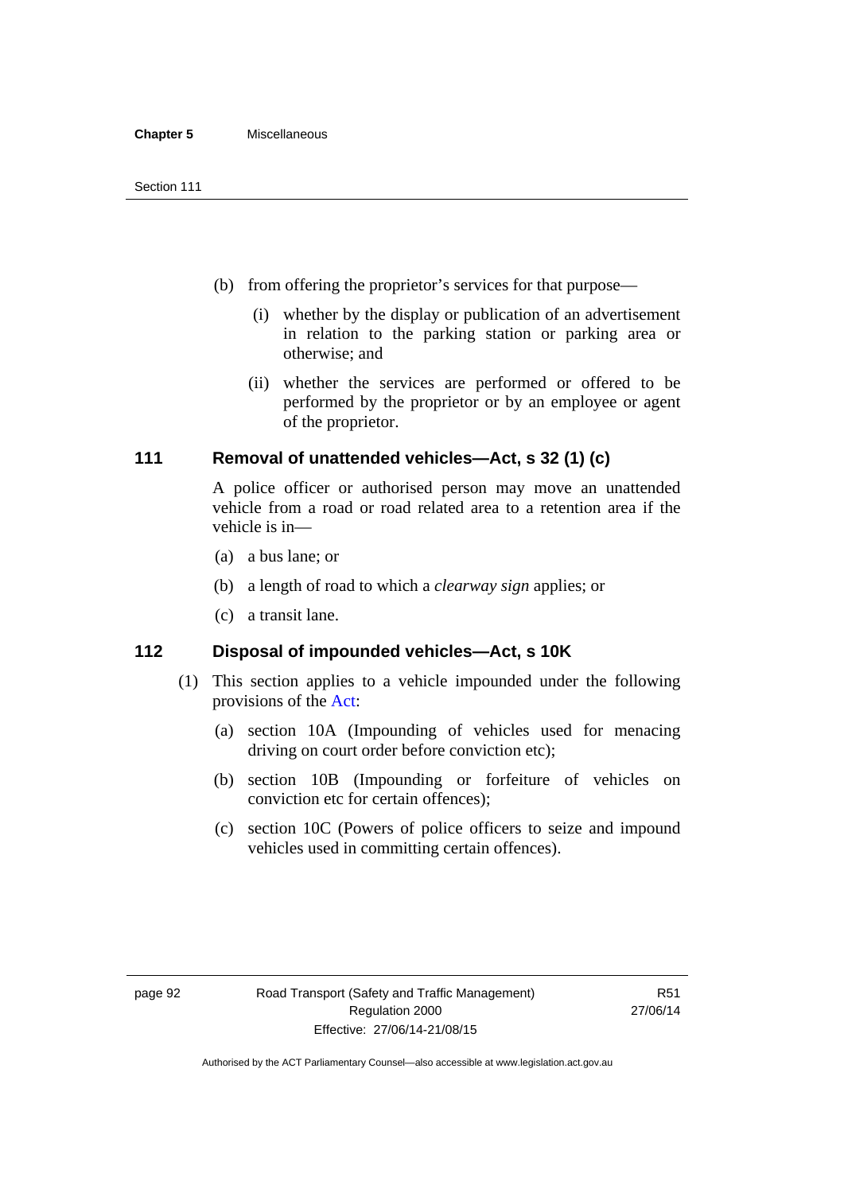(b) from offering the proprietor's services for that purpose—

   (i) whether by the display or publication of an advertisement in relation to the parking station or parking area or otherwise; and

   (ii) whether the services are performed or offered to be performed by the proprietor or by an employee or agent of the proprietor.

## 111 Removal of unattended vehicles—Act, s 32 (1) (c)

A police officer or authorised person may move an unattended vehicle from a road or road related area to a retention area if the vehicle is in—

(a) a bus lane; or

(b) a length of road to which a *clearway sign* applies; or

(c) a transit lane.

## 112 Disposal of impounded vehicles—Act, s 10K

(1) This section applies to a vehicle impounded under the following provisions of the Act:

   (a) section 10A (Impounding of vehicles used for menacing driving on court order before conviction etc);

   (b) section 10B (Impounding or forfeiture of vehicles on conviction etc for certain offences);

   (c) section 10C (Powers of police officers to seize and impound vehicles used in committing certain offences).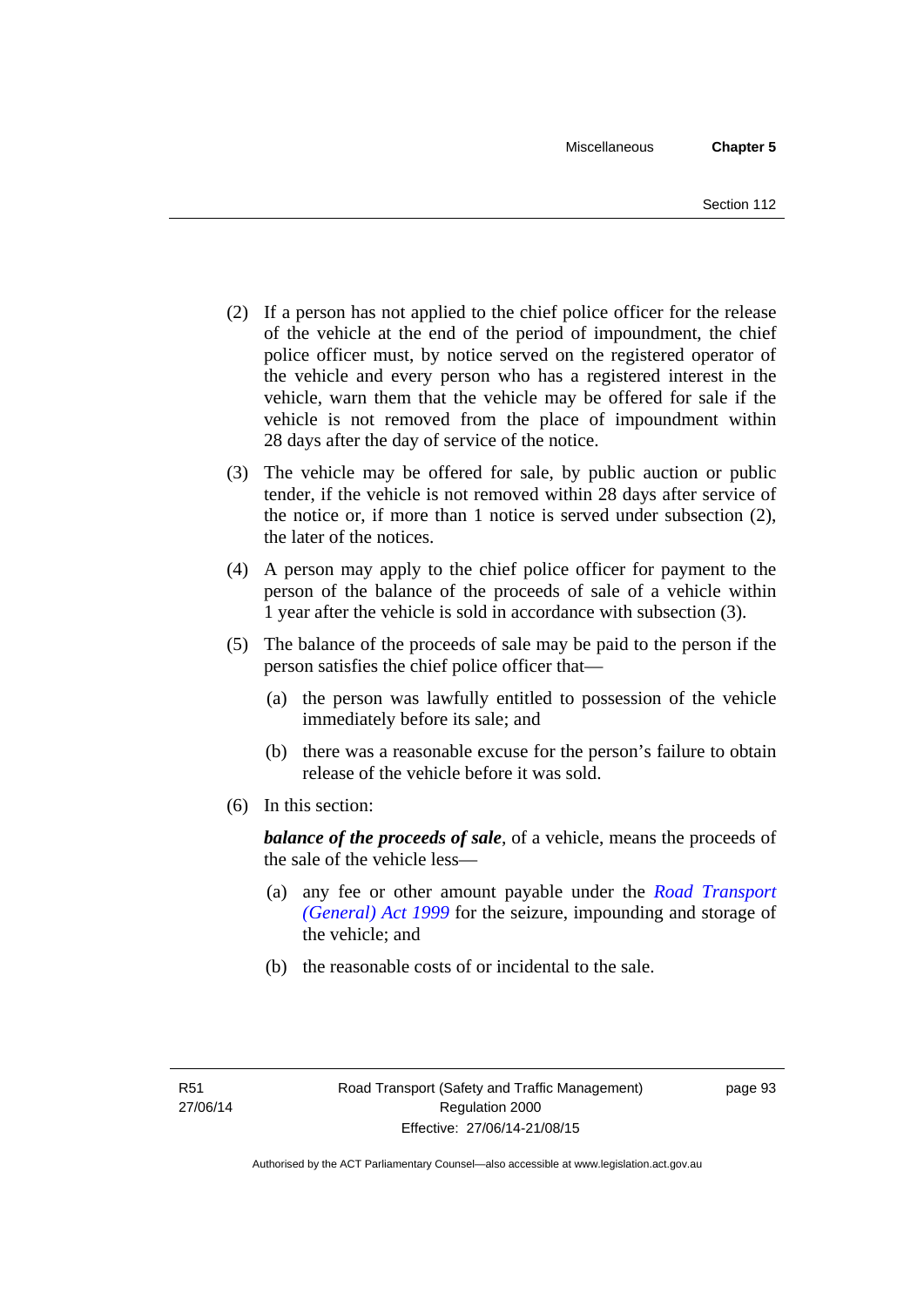(2) If a person has not applied to the chief police officer for the release of the vehicle at the end of the period of impoundment, the chief police officer must, by notice served on the registered operator of the vehicle and every person who has a registered interest in the vehicle, warn them that the vehicle may be offered for sale if the vehicle is not removed from the place of impoundment within 28 days after the day of service of the notice.

(3) The vehicle may be offered for sale, by public auction or public tender, if the vehicle is not removed within 28 days after service of the notice or, if more than 1 notice is served under subsection (2), the later of the notices.

(4) A person may apply to the chief police officer for payment to the person of the balance of the proceeds of sale of a vehicle within 1 year after the vehicle is sold in accordance with subsection (3).

(5) The balance of the proceeds of sale may be paid to the person if the person satisfies the chief police officer that—

(a) the person was lawfully entitled to possession of the vehicle immediately before its sale; and

(b) there was a reasonable excuse for the person's failure to obtain release of the vehicle before it was sold.

(6) In this section:

***balance of the proceeds of sale***, of a vehicle, means the proceeds of the sale of the vehicle less—

(a) any fee or other amount payable under the *Road Transport (General) Act 1999* for the seizure, impounding and storage of the vehicle; and

(b) the reasonable costs of or incidental to the sale.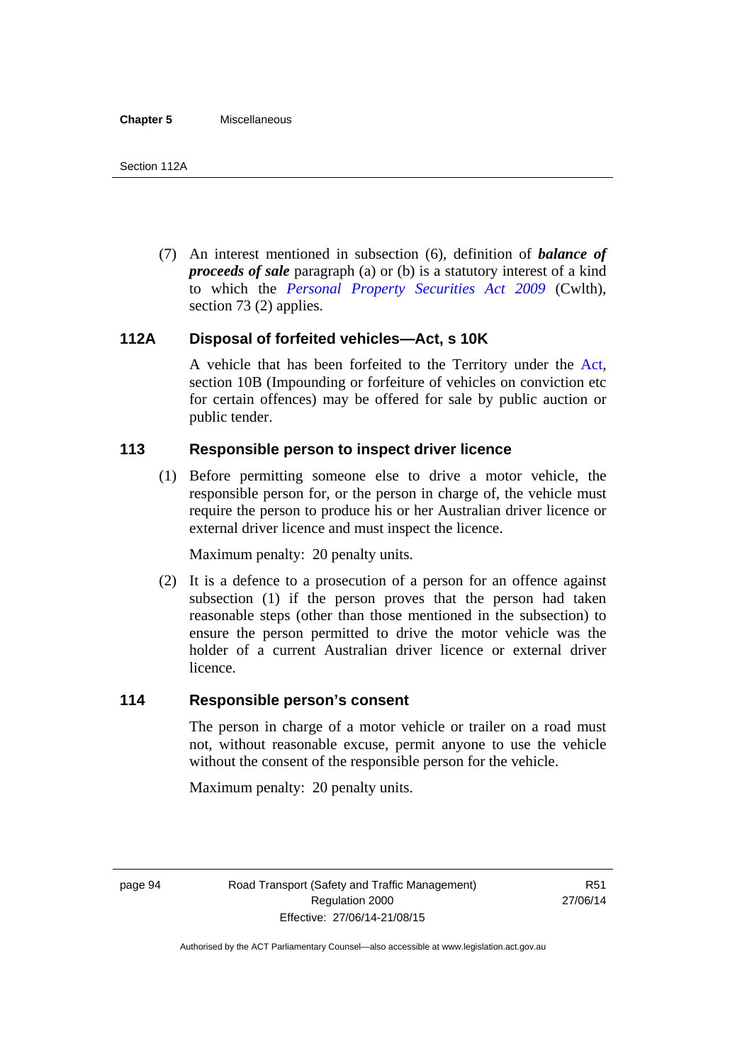(7) An interest mentioned in subsection (6), definition of ***balance of proceeds of sale*** paragraph (a) or (b) is a statutory interest of a kind to which the *Personal Property Securities Act 2009* (Cwlth), section 73 (2) applies.

### 112A Disposal of forfeited vehicles—Act, s 10K

A vehicle that has been forfeited to the Territory under the Act, section 10B (Impounding or forfeiture of vehicles on conviction etc for certain offences) may be offered for sale by public auction or public tender.

### 113 Responsible person to inspect driver licence

(1) Before permitting someone else to drive a motor vehicle, the responsible person for, or the person in charge of, the vehicle must require the person to produce his or her Australian driver licence or external driver licence and must inspect the licence.

Maximum penalty: 20 penalty units.

(2) It is a defence to a prosecution of a person for an offence against subsection (1) if the person proves that the person had taken reasonable steps (other than those mentioned in the subsection) to ensure the person permitted to drive the motor vehicle was the holder of a current Australian driver licence or external driver licence.

### 114 Responsible person's consent

The person in charge of a motor vehicle or trailer on a road must not, without reasonable excuse, permit anyone to use the vehicle without the consent of the responsible person for the vehicle.

Maximum penalty: 20 penalty units.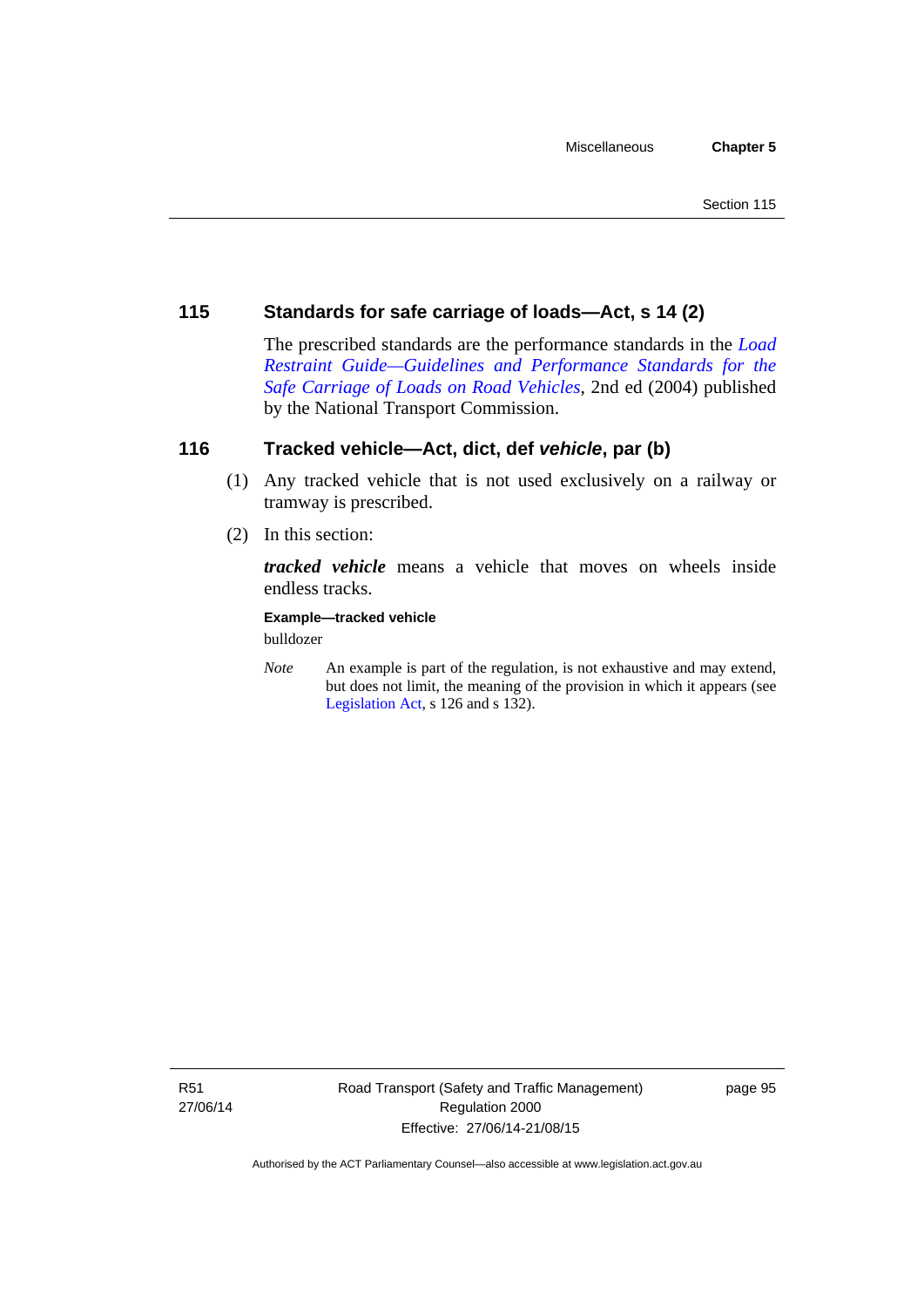## 115 Standards for safe carriage of loads—Act, s 14 (2)

The prescribed standards are the performance standards in the *Load Restraint Guide—Guidelines and Performance Standards for the Safe Carriage of Loads on Road Vehicles*, 2nd ed (2004) published by the National Transport Commission.

## 116 Tracked vehicle—Act, dict, def *vehicle*, par (b)

(1) Any tracked vehicle that is not used exclusively on a railway or tramway is prescribed.

(2) In this section:

***tracked vehicle*** means a vehicle that moves on wheels inside endless tracks.

**Example—tracked vehicle**

bulldozer

*Note* An example is part of the regulation, is not exhaustive and may extend, but does not limit, the meaning of the provision in which it appears (see Legislation Act, s 126 and s 132).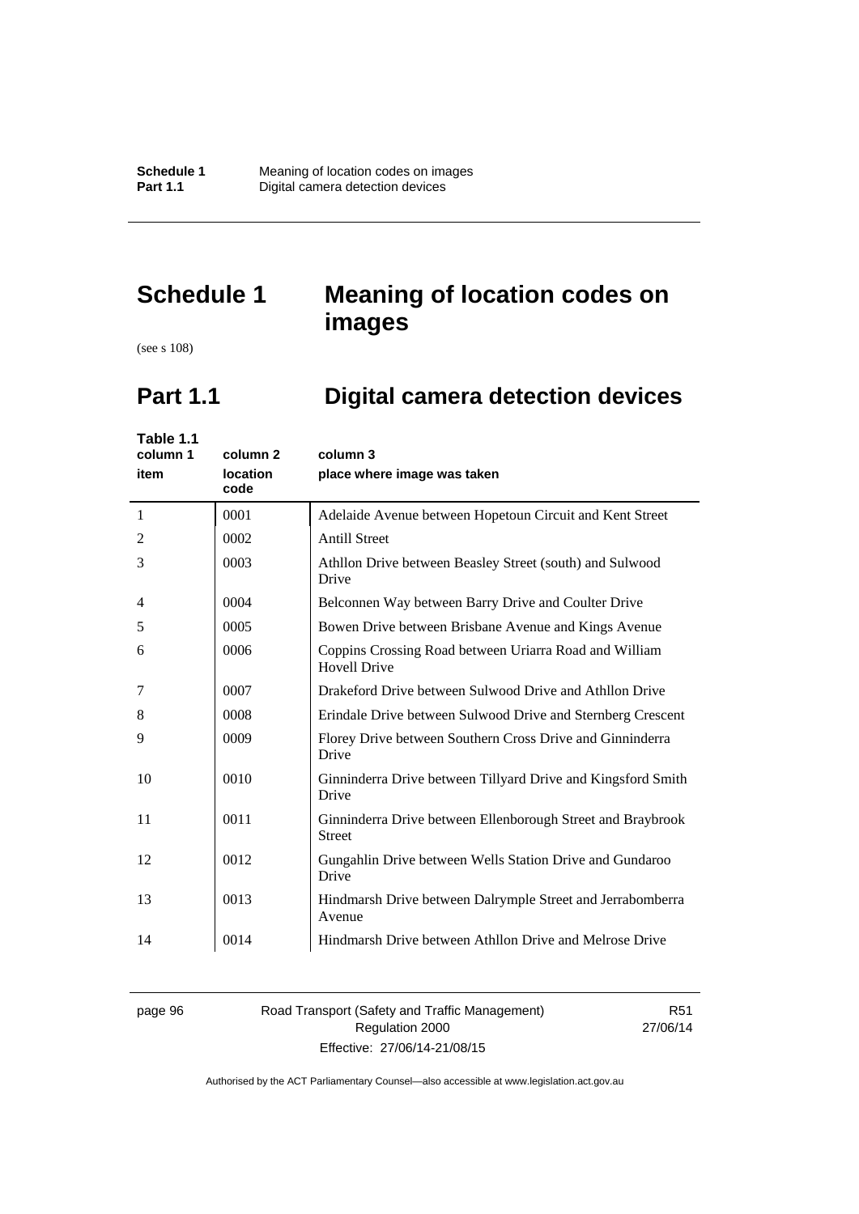# Schedule 1 Meaning of location codes on images

(see s 108)

## Part 1.1 Digital camera detection devices

**Table 1.1**

| column 1<br>item | column 2<br>location code | column 3<br>place where image was taken |
|---|---|---|
| 1 | 0001 | Adelaide Avenue between Hopetoun Circuit and Kent Street |
| 2 | 0002 | Antill Street |
| 3 | 0003 | Athllon Drive between Beasley Street (south) and Sulwood Drive |
| 4 | 0004 | Belconnen Way between Barry Drive and Coulter Drive |
| 5 | 0005 | Bowen Drive between Brisbane Avenue and Kings Avenue |
| 6 | 0006 | Coppins Crossing Road between Uriarra Road and William Hovell Drive |
| 7 | 0007 | Drakeford Drive between Sulwood Drive and Athllon Drive |
| 8 | 0008 | Erindale Drive between Sulwood Drive and Sternberg Crescent |
| 9 | 0009 | Florey Drive between Southern Cross Drive and Ginninderra Drive |
| 10 | 0010 | Ginninderra Drive between Tillyard Drive and Kingsford Smith Drive |
| 11 | 0011 | Ginninderra Drive between Ellenborough Street and Braybrook Street |
| 12 | 0012 | Gungahlin Drive between Wells Station Drive and Gundaroo Drive |
| 13 | 0013 | Hindmarsh Drive between Dalrymple Street and Jerrabomberra Avenue |
| 14 | 0014 | Hindmarsh Drive between Athllon Drive and Melrose Drive |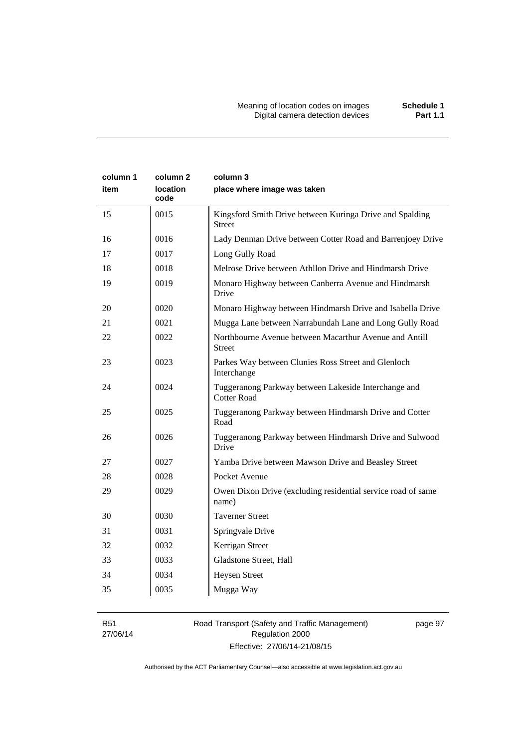| column 1<br>item | column 2<br>location code | column 3<br>place where image was taken |
|---|---|---|
| 15 | 0015 | Kingsford Smith Drive between Kuringa Drive and Spalding Street |
| 16 | 0016 | Lady Denman Drive between Cotter Road and Barrenjoey Drive |
| 17 | 0017 | Long Gully Road |
| 18 | 0018 | Melrose Drive between Athllon Drive and Hindmarsh Drive |
| 19 | 0019 | Monaro Highway between Canberra Avenue and Hindmarsh Drive |
| 20 | 0020 | Monaro Highway between Hindmarsh Drive and Isabella Drive |
| 21 | 0021 | Mugga Lane between Narrabundah Lane and Long Gully Road |
| 22 | 0022 | Northbourne Avenue between Macarthur Avenue and Antill Street |
| 23 | 0023 | Parkes Way between Clunies Ross Street and Glenloch Interchange |
| 24 | 0024 | Tuggeranong Parkway between Lakeside Interchange and Cotter Road |
| 25 | 0025 | Tuggeranong Parkway between Hindmarsh Drive and Cotter Road |
| 26 | 0026 | Tuggeranong Parkway between Hindmarsh Drive and Sulwood Drive |
| 27 | 0027 | Yamba Drive between Mawson Drive and Beasley Street |
| 28 | 0028 | Pocket Avenue |
| 29 | 0029 | Owen Dixon Drive (excluding residential service road of same name) |
| 30 | 0030 | Taverner Street |
| 31 | 0031 | Springvale Drive |
| 32 | 0032 | Kerrigan Street |
| 33 | 0033 | Gladstone Street, Hall |
| 34 | 0034 | Heysen Street |
| 35 | 0035 | Mugga Way |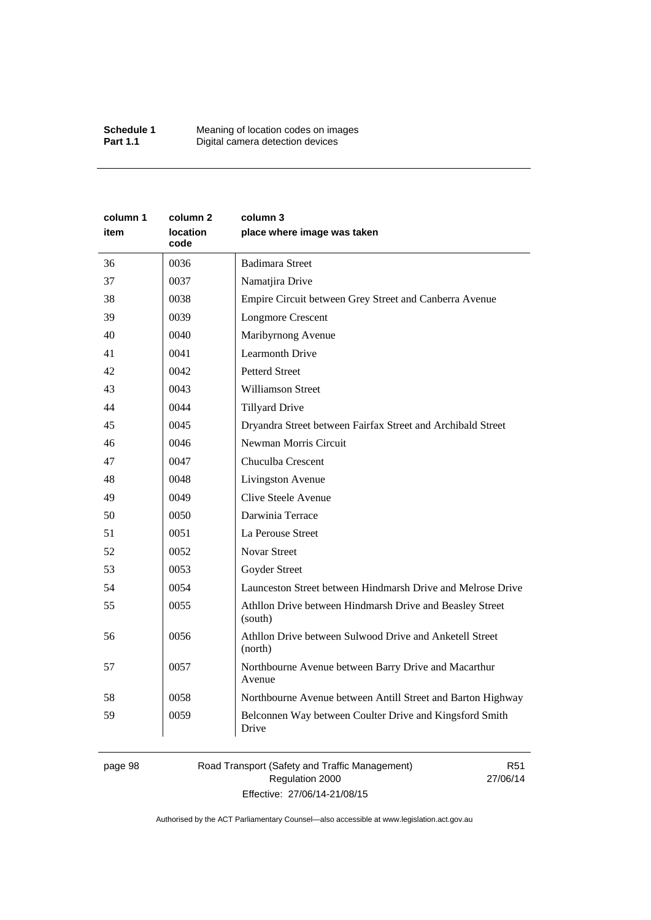| column 1 item | column 2 location code | column 3 place where image was taken |
|---|---|---|
| 36 | 0036 | Badimara Street |
| 37 | 0037 | Namatjira Drive |
| 38 | 0038 | Empire Circuit between Grey Street and Canberra Avenue |
| 39 | 0039 | Longmore Crescent |
| 40 | 0040 | Maribyrnong Avenue |
| 41 | 0041 | Learmonth Drive |
| 42 | 0042 | Petterd Street |
| 43 | 0043 | Williamson Street |
| 44 | 0044 | Tillyard Drive |
| 45 | 0045 | Dryandra Street between Fairfax Street and Archibald Street |
| 46 | 0046 | Newman Morris Circuit |
| 47 | 0047 | Chuculba Crescent |
| 48 | 0048 | Livingston Avenue |
| 49 | 0049 | Clive Steele Avenue |
| 50 | 0050 | Darwinia Terrace |
| 51 | 0051 | La Perouse Street |
| 52 | 0052 | Novar Street |
| 53 | 0053 | Goyder Street |
| 54 | 0054 | Launceston Street between Hindmarsh Drive and Melrose Drive |
| 55 | 0055 | Athllon Drive between Hindmarsh Drive and Beasley Street (south) |
| 56 | 0056 | Athllon Drive between Sulwood Drive and Anketell Street (north) |
| 57 | 0057 | Northbourne Avenue between Barry Drive and Macarthur Avenue |
| 58 | 0058 | Northbourne Avenue between Antill Street and Barton Highway |
| 59 | 0059 | Belconnen Way between Coulter Drive and Kingsford Smith Drive |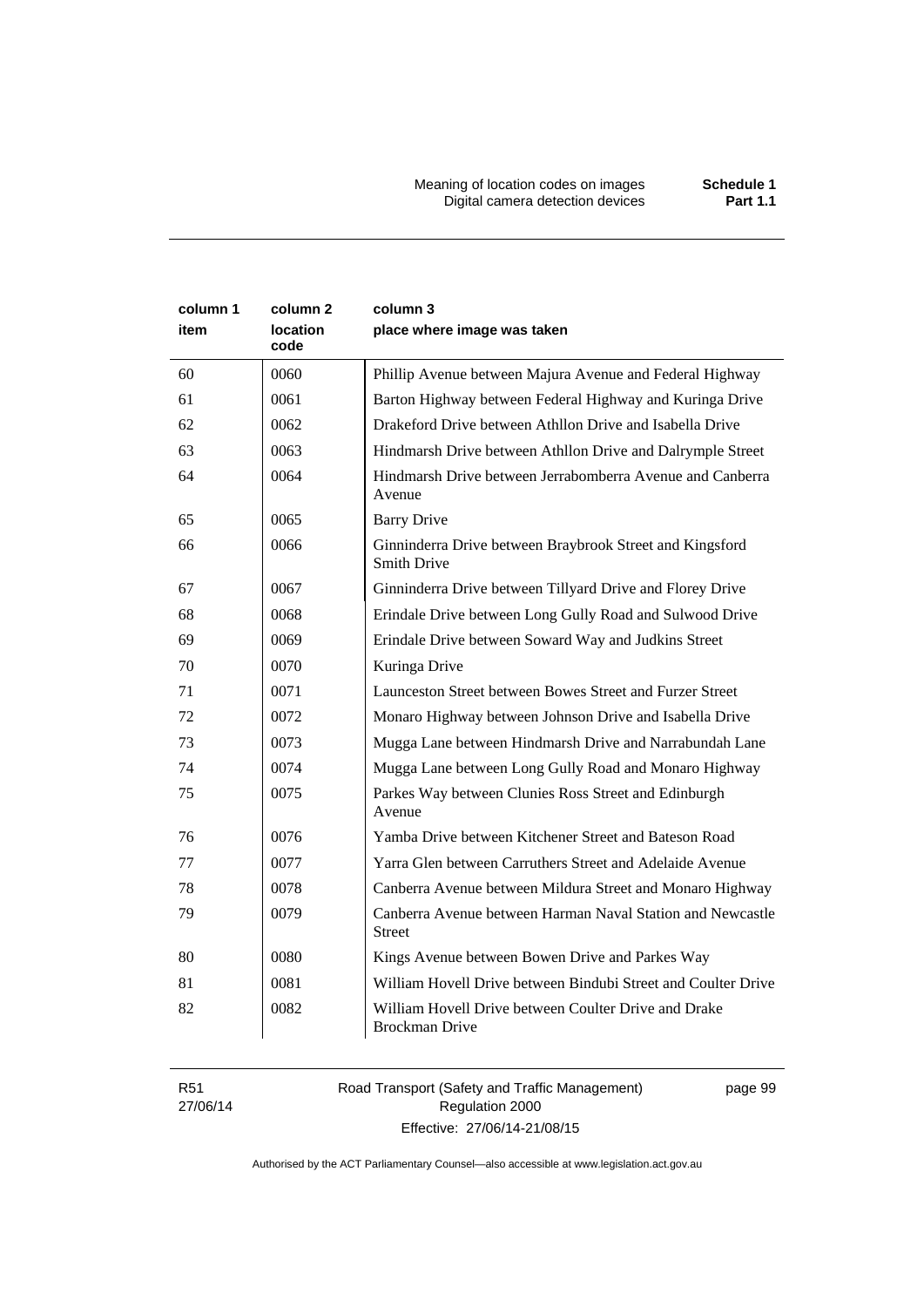| column 1 item | column 2 location code | column 3 place where image was taken |
|---|---|---|
| 60 | 0060 | Phillip Avenue between Majura Avenue and Federal Highway |
| 61 | 0061 | Barton Highway between Federal Highway and Kuringa Drive |
| 62 | 0062 | Drakeford Drive between Athllon Drive and Isabella Drive |
| 63 | 0063 | Hindmarsh Drive between Athllon Drive and Dalrymple Street |
| 64 | 0064 | Hindmarsh Drive between Jerrabomberra Avenue and Canberra Avenue |
| 65 | 0065 | Barry Drive |
| 66 | 0066 | Ginninderra Drive between Braybrook Street and Kingsford Smith Drive |
| 67 | 0067 | Ginninderra Drive between Tillyard Drive and Florey Drive |
| 68 | 0068 | Erindale Drive between Long Gully Road and Sulwood Drive |
| 69 | 0069 | Erindale Drive between Soward Way and Judkins Street |
| 70 | 0070 | Kuringa Drive |
| 71 | 0071 | Launceston Street between Bowes Street and Furzer Street |
| 72 | 0072 | Monaro Highway between Johnson Drive and Isabella Drive |
| 73 | 0073 | Mugga Lane between Hindmarsh Drive and Narrabundah Lane |
| 74 | 0074 | Mugga Lane between Long Gully Road and Monaro Highway |
| 75 | 0075 | Parkes Way between Clunies Ross Street and Edinburgh Avenue |
| 76 | 0076 | Yamba Drive between Kitchener Street and Bateson Road |
| 77 | 0077 | Yarra Glen between Carruthers Street and Adelaide Avenue |
| 78 | 0078 | Canberra Avenue between Mildura Street and Monaro Highway |
| 79 | 0079 | Canberra Avenue between Harman Naval Station and Newcastle Street |
| 80 | 0080 | Kings Avenue between Bowen Drive and Parkes Way |
| 81 | 0081 | William Hovell Drive between Bindubi Street and Coulter Drive |
| 82 | 0082 | William Hovell Drive between Coulter Drive and Drake Brockman Drive |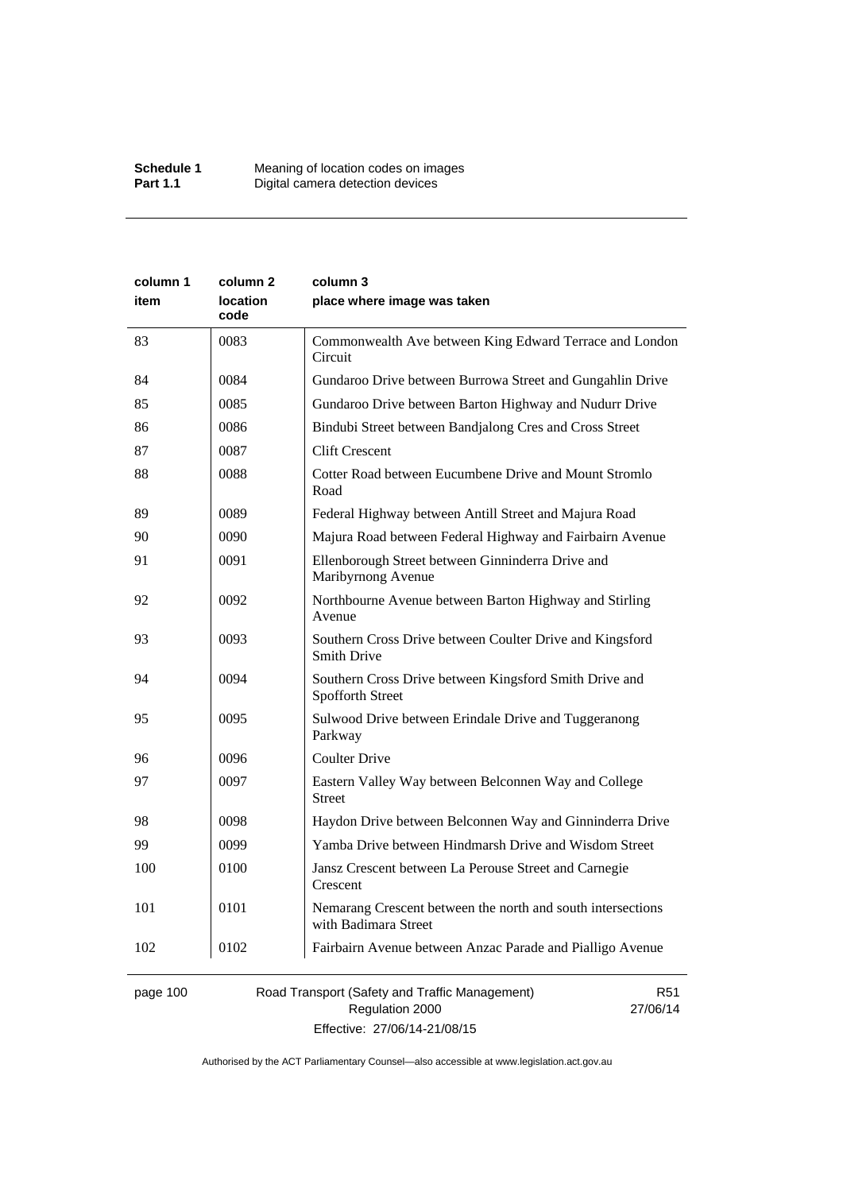| column 1 item | column 2 location code | column 3 place where image was taken |
|---|---|---|
| 83 | 0083 | Commonwealth Ave between King Edward Terrace and London Circuit |
| 84 | 0084 | Gundaroo Drive between Burrowa Street and Gungahlin Drive |
| 85 | 0085 | Gundaroo Drive between Barton Highway and Nudurr Drive |
| 86 | 0086 | Bindubi Street between Bandjalong Cres and Cross Street |
| 87 | 0087 | Clift Crescent |
| 88 | 0088 | Cotter Road between Eucumbene Drive and Mount Stromlo Road |
| 89 | 0089 | Federal Highway between Antill Street and Majura Road |
| 90 | 0090 | Majura Road between Federal Highway and Fairbairn Avenue |
| 91 | 0091 | Ellenborough Street between Ginninderra Drive and Maribyrnong Avenue |
| 92 | 0092 | Northbourne Avenue between Barton Highway and Stirling Avenue |
| 93 | 0093 | Southern Cross Drive between Coulter Drive and Kingsford Smith Drive |
| 94 | 0094 | Southern Cross Drive between Kingsford Smith Drive and Spofforth Street |
| 95 | 0095 | Sulwood Drive between Erindale Drive and Tuggeranong Parkway |
| 96 | 0096 | Coulter Drive |
| 97 | 0097 | Eastern Valley Way between Belconnen Way and College Street |
| 98 | 0098 | Haydon Drive between Belconnen Way and Ginninderra Drive |
| 99 | 0099 | Yamba Drive between Hindmarsh Drive and Wisdom Street |
| 100 | 0100 | Jansz Crescent between La Perouse Street and Carnegie Crescent |
| 101 | 0101 | Nemarang Crescent between the north and south intersections with Badimara Street |
| 102 | 0102 | Fairbairn Avenue between Anzac Parade and Pialligo Avenue |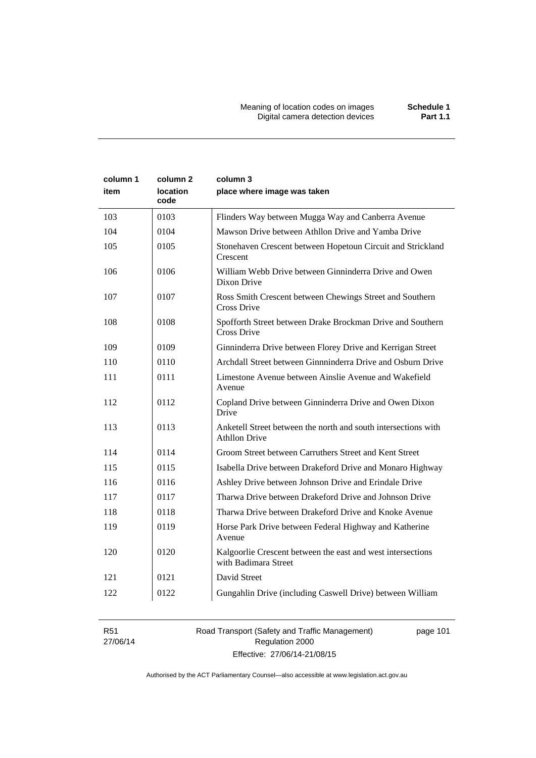| column 1 item | column 2 location code | column 3 place where image was taken |
|---|---|---|
| 103 | 0103 | Flinders Way between Mugga Way and Canberra Avenue |
| 104 | 0104 | Mawson Drive between Athllon Drive and Yamba Drive |
| 105 | 0105 | Stonehaven Crescent between Hopetoun Circuit and Strickland Crescent |
| 106 | 0106 | William Webb Drive between Ginninderra Drive and Owen Dixon Drive |
| 107 | 0107 | Ross Smith Crescent between Chewings Street and Southern Cross Drive |
| 108 | 0108 | Spofforth Street between Drake Brockman Drive and Southern Cross Drive |
| 109 | 0109 | Ginninderra Drive between Florey Drive and Kerrigan Street |
| 110 | 0110 | Archdall Street between Ginnninderra Drive and Osburn Drive |
| 111 | 0111 | Limestone Avenue between Ainslie Avenue and Wakefield Avenue |
| 112 | 0112 | Copland Drive between Ginninderra Drive and Owen Dixon Drive |
| 113 | 0113 | Anketell Street between the north and south intersections with Athllon Drive |
| 114 | 0114 | Groom Street between Carruthers Street and Kent Street |
| 115 | 0115 | Isabella Drive between Drakeford Drive and Monaro Highway |
| 116 | 0116 | Ashley Drive between Johnson Drive and Erindale Drive |
| 117 | 0117 | Tharwa Drive between Drakeford Drive and Johnson Drive |
| 118 | 0118 | Tharwa Drive between Drakeford Drive and Knoke Avenue |
| 119 | 0119 | Horse Park Drive between Federal Highway and Katherine Avenue |
| 120 | 0120 | Kalgoorlie Crescent between the east and west intersections with Badimara Street |
| 121 | 0121 | David Street |
| 122 | 0122 | Gungahlin Drive (including Caswell Drive) between William |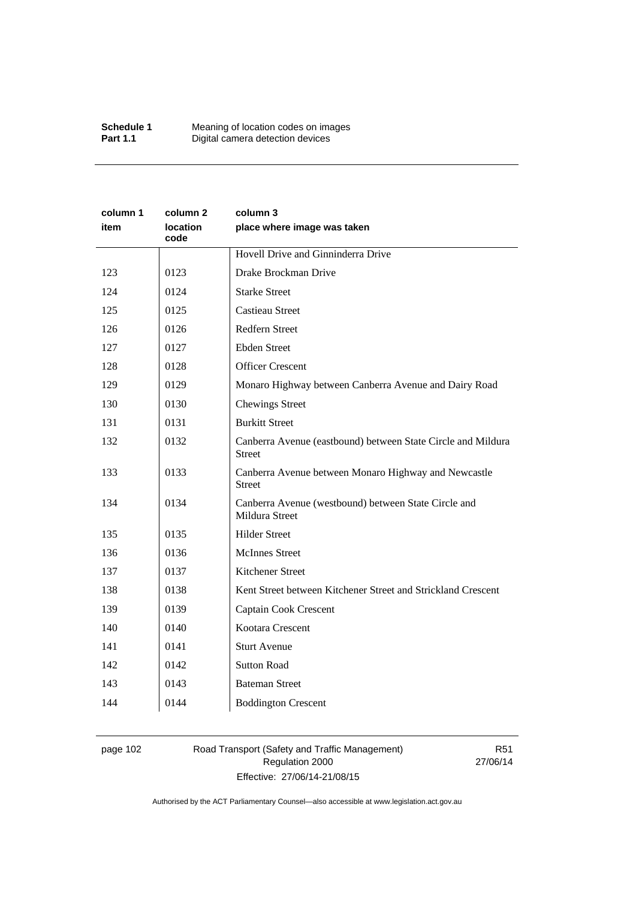| column 1 item | column 2 location code | column 3 place where image was taken |
|---|---|---|
| | | Hovell Drive and Ginninderra Drive |
| 123 | 0123 | Drake Brockman Drive |
| 124 | 0124 | Starke Street |
| 125 | 0125 | Castieau Street |
| 126 | 0126 | Redfern Street |
| 127 | 0127 | Ebden Street |
| 128 | 0128 | Officer Crescent |
| 129 | 0129 | Monaro Highway between Canberra Avenue and Dairy Road |
| 130 | 0130 | Chewings Street |
| 131 | 0131 | Burkitt Street |
| 132 | 0132 | Canberra Avenue (eastbound) between State Circle and Mildura Street |
| 133 | 0133 | Canberra Avenue between Monaro Highway and Newcastle Street |
| 134 | 0134 | Canberra Avenue (westbound) between State Circle and Mildura Street |
| 135 | 0135 | Hilder Street |
| 136 | 0136 | McInnes Street |
| 137 | 0137 | Kitchener Street |
| 138 | 0138 | Kent Street between Kitchener Street and Strickland Crescent |
| 139 | 0139 | Captain Cook Crescent |
| 140 | 0140 | Kootara Crescent |
| 141 | 0141 | Sturt Avenue |
| 142 | 0142 | Sutton Road |
| 143 | 0143 | Bateman Street |
| 144 | 0144 | Boddington Crescent |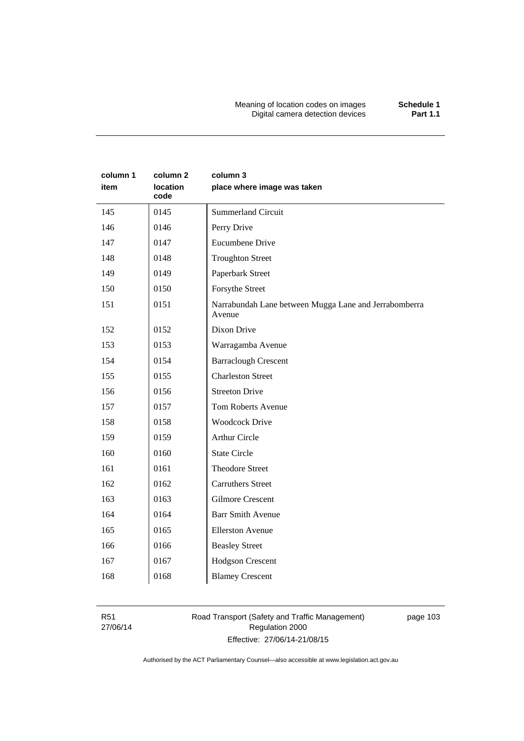| column 1 item | column 2 location code | column 3 place where image was taken |
|---|---|---|
| 145 | 0145 | Summerland Circuit |
| 146 | 0146 | Perry Drive |
| 147 | 0147 | Eucumbene Drive |
| 148 | 0148 | Troughton Street |
| 149 | 0149 | Paperbark Street |
| 150 | 0150 | Forsythe Street |
| 151 | 0151 | Narrabundah Lane between Mugga Lane and Jerrabomberra Avenue |
| 152 | 0152 | Dixon Drive |
| 153 | 0153 | Warragamba Avenue |
| 154 | 0154 | Barraclough Crescent |
| 155 | 0155 | Charleston Street |
| 156 | 0156 | Streeton Drive |
| 157 | 0157 | Tom Roberts Avenue |
| 158 | 0158 | Woodcock Drive |
| 159 | 0159 | Arthur Circle |
| 160 | 0160 | State Circle |
| 161 | 0161 | Theodore Street |
| 162 | 0162 | Carruthers Street |
| 163 | 0163 | Gilmore Crescent |
| 164 | 0164 | Barr Smith Avenue |
| 165 | 0165 | Ellerston Avenue |
| 166 | 0166 | Beasley Street |
| 167 | 0167 | Hodgson Crescent |
| 168 | 0168 | Blamey Crescent |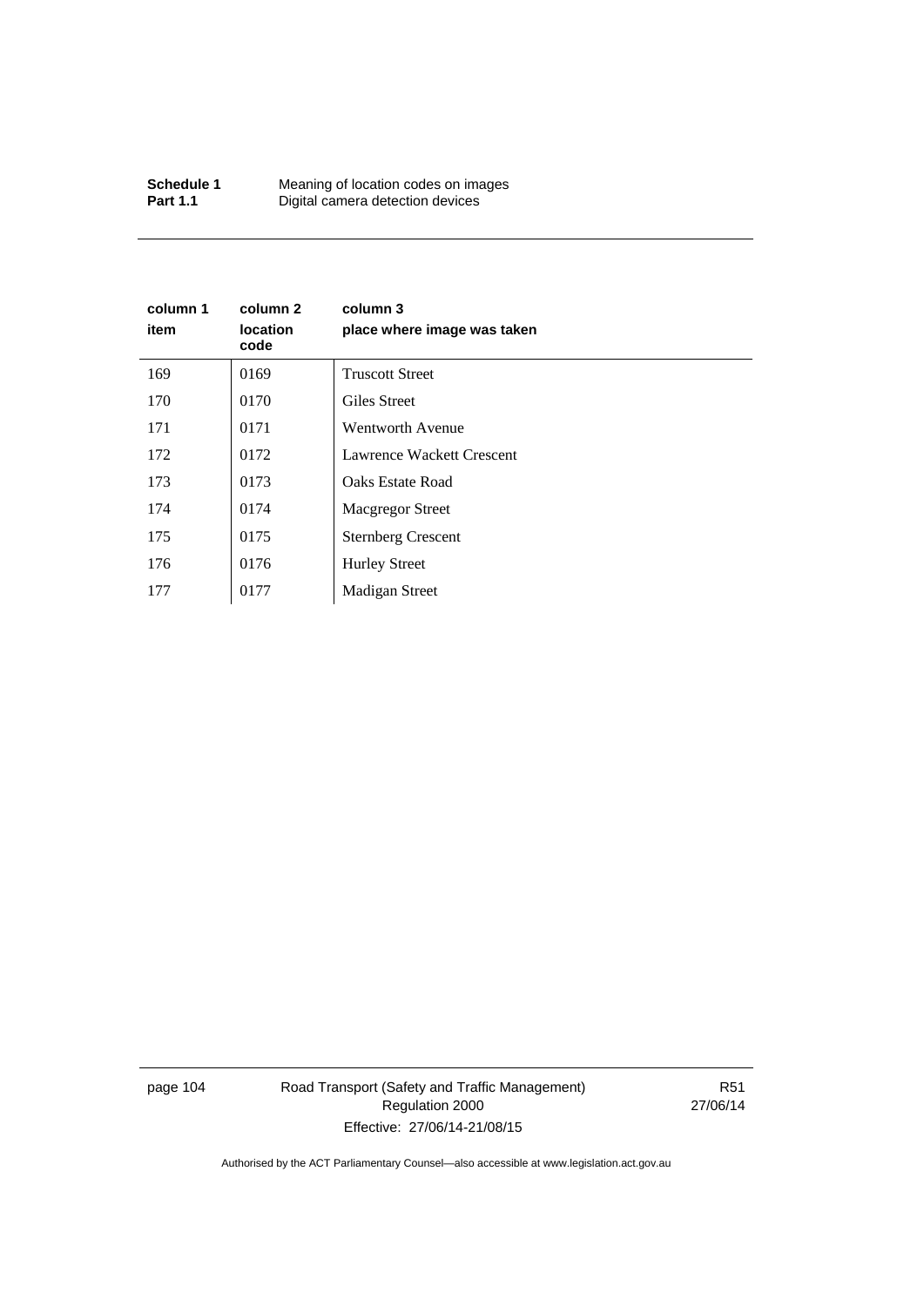| column 1 item | column 2 location code | column 3 place where image was taken |
|---|---|---|
| 169 | 0169 | Truscott Street |
| 170 | 0170 | Giles Street |
| 171 | 0171 | Wentworth Avenue |
| 172 | 0172 | Lawrence Wackett Crescent |
| 173 | 0173 | Oaks Estate Road |
| 174 | 0174 | Macgregor Street |
| 175 | 0175 | Sternberg Crescent |
| 176 | 0176 | Hurley Street |
| 177 | 0177 | Madigan Street |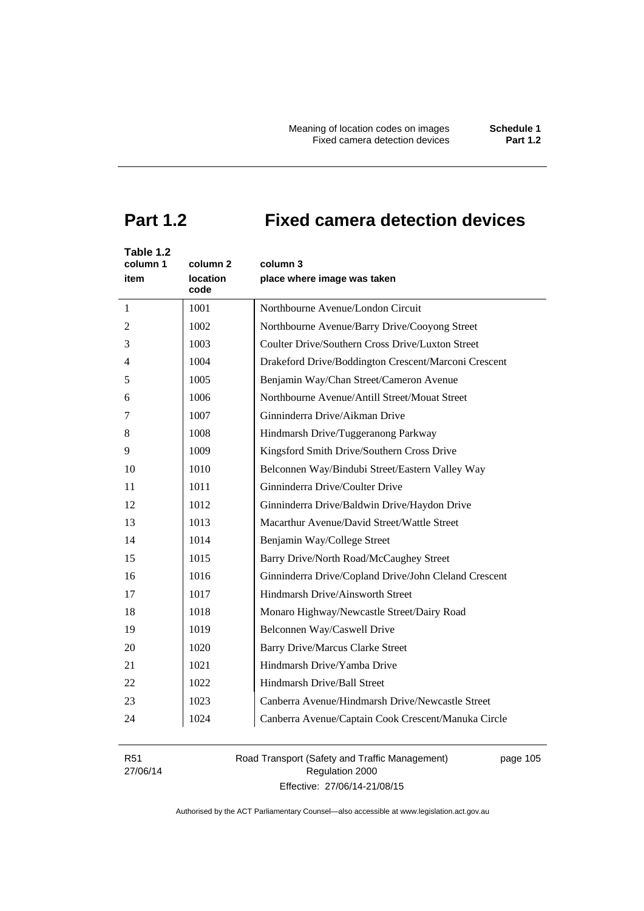# Part 1.2 Fixed camera detection devices

Table 1.2

| column 1<br>item | column 2<br>location code | column 3<br>place where image was taken |
|---|---|---|
| 1 | 1001 | Northbourne Avenue/London Circuit |
| 2 | 1002 | Northbourne Avenue/Barry Drive/Cooyong Street |
| 3 | 1003 | Coulter Drive/Southern Cross Drive/Luxton Street |
| 4 | 1004 | Drakeford Drive/Boddington Crescent/Marconi Crescent |
| 5 | 1005 | Benjamin Way/Chan Street/Cameron Avenue |
| 6 | 1006 | Northbourne Avenue/Antill Street/Mouat Street |
| 7 | 1007 | Ginninderra Drive/Aikman Drive |
| 8 | 1008 | Hindmarsh Drive/Tuggeranong Parkway |
| 9 | 1009 | Kingsford Smith Drive/Southern Cross Drive |
| 10 | 1010 | Belconnen Way/Bindubi Street/Eastern Valley Way |
| 11 | 1011 | Ginninderra Drive/Coulter Drive |
| 12 | 1012 | Ginninderra Drive/Baldwin Drive/Haydon Drive |
| 13 | 1013 | Macarthur Avenue/David Street/Wattle Street |
| 14 | 1014 | Benjamin Way/College Street |
| 15 | 1015 | Barry Drive/North Road/McCaughey Street |
| 16 | 1016 | Ginninderra Drive/Copland Drive/John Cleland Crescent |
| 17 | 1017 | Hindmarsh Drive/Ainsworth Street |
| 18 | 1018 | Monaro Highway/Newcastle Street/Dairy Road |
| 19 | 1019 | Belconnen Way/Caswell Drive |
| 20 | 1020 | Barry Drive/Marcus Clarke Street |
| 21 | 1021 | Hindmarsh Drive/Yamba Drive |
| 22 | 1022 | Hindmarsh Drive/Ball Street |
| 23 | 1023 | Canberra Avenue/Hindmarsh Drive/Newcastle Street |
| 24 | 1024 | Canberra Avenue/Captain Cook Crescent/Manuka Circle |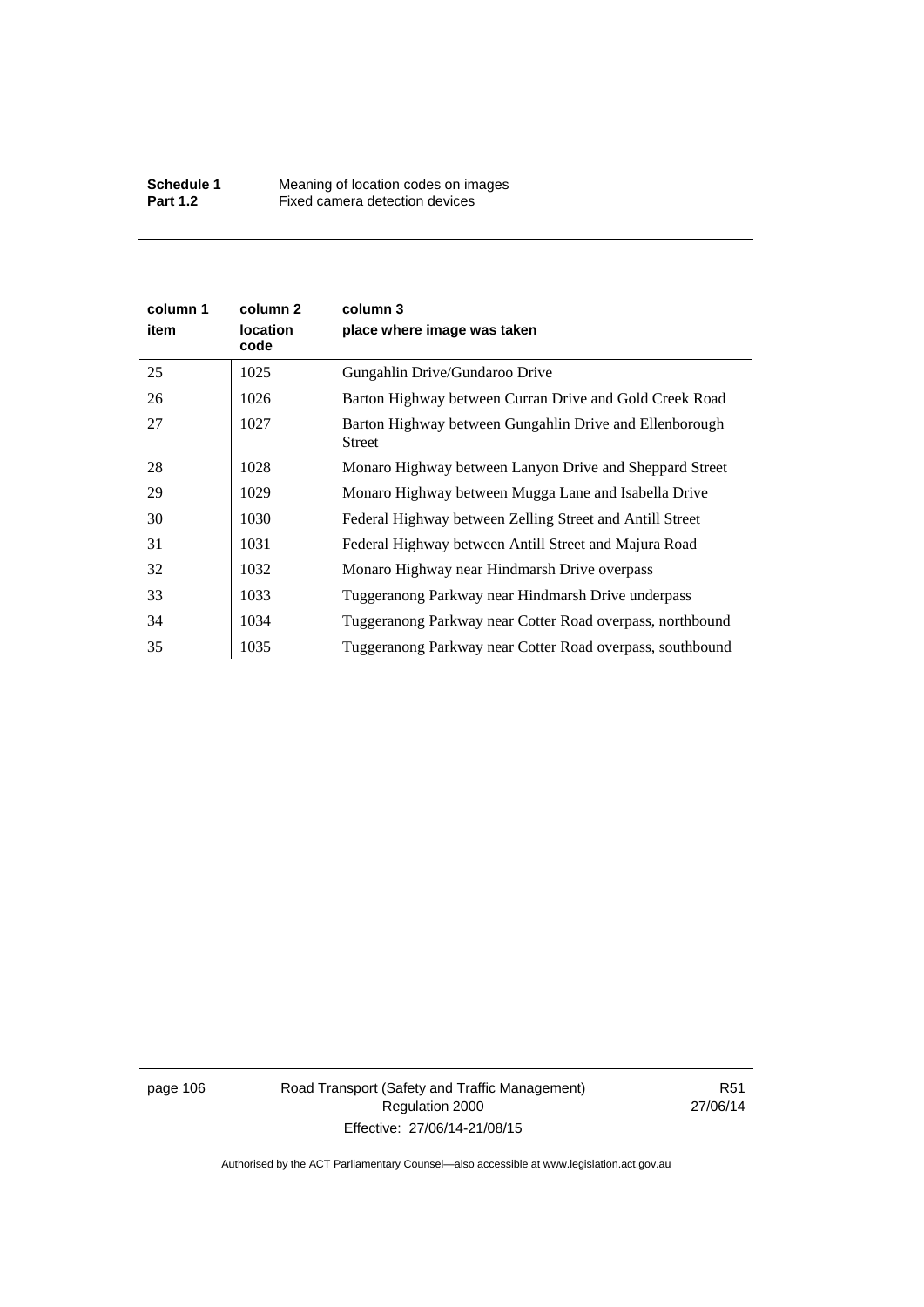| column 1 item | column 2 location code | column 3 place where image was taken |
|---|---|---|
| 25 | 1025 | Gungahlin Drive/Gundaroo Drive |
| 26 | 1026 | Barton Highway between Curran Drive and Gold Creek Road |
| 27 | 1027 | Barton Highway between Gungahlin Drive and Ellenborough Street |
| 28 | 1028 | Monaro Highway between Lanyon Drive and Sheppard Street |
| 29 | 1029 | Monaro Highway between Mugga Lane and Isabella Drive |
| 30 | 1030 | Federal Highway between Zelling Street and Antill Street |
| 31 | 1031 | Federal Highway between Antill Street and Majura Road |
| 32 | 1032 | Monaro Highway near Hindmarsh Drive overpass |
| 33 | 1033 | Tuggeranong Parkway near Hindmarsh Drive underpass |
| 34 | 1034 | Tuggeranong Parkway near Cotter Road overpass, northbound |
| 35 | 1035 | Tuggeranong Parkway near Cotter Road overpass, southbound |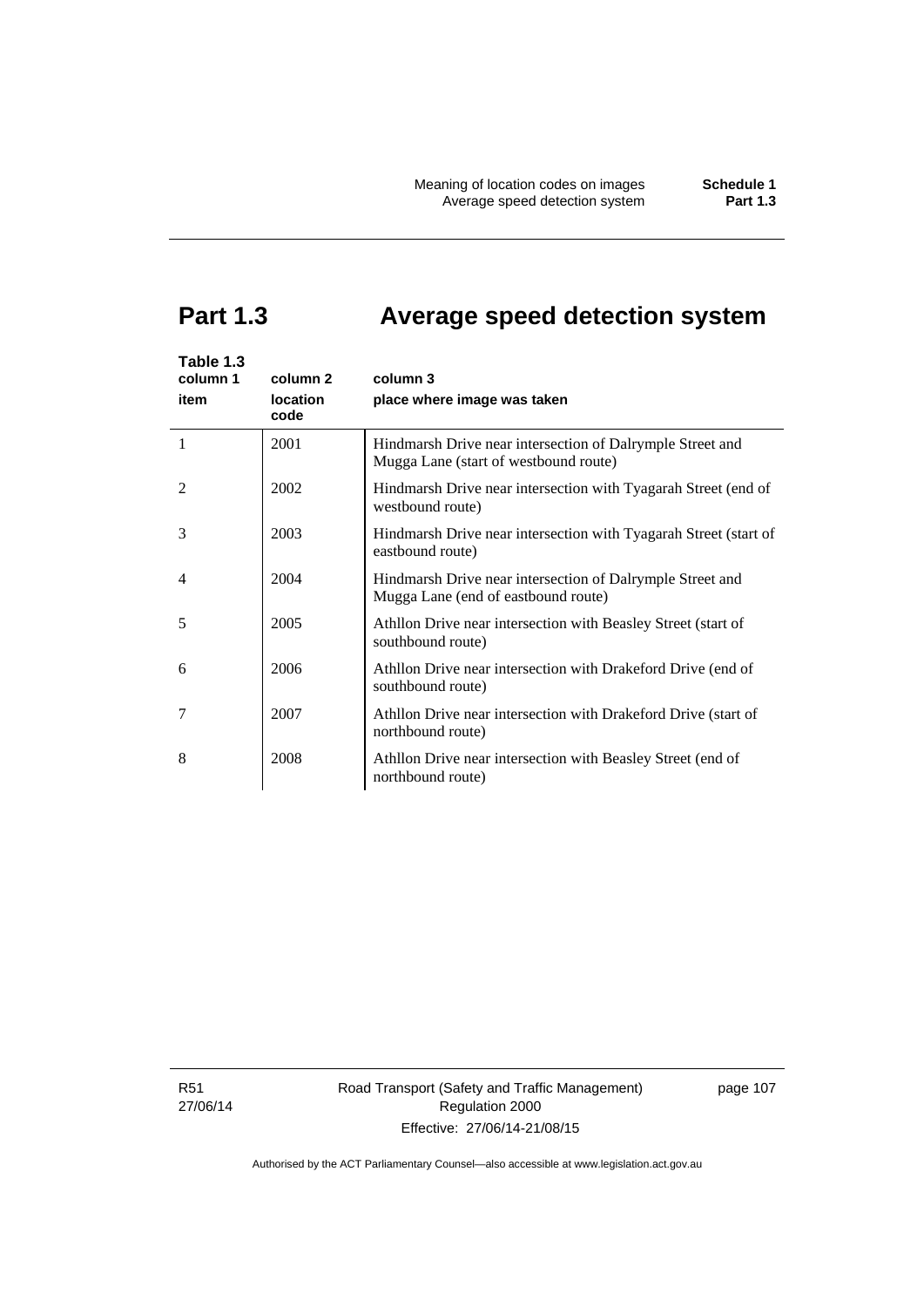# Part 1.3 Average speed detection system

**Table 1.3**

| column 1 item | column 2 location code | column 3 place where image was taken |
|---|---|---|
| 1 | 2001 | Hindmarsh Drive near intersection of Dalrymple Street and Mugga Lane (start of westbound route) |
| 2 | 2002 | Hindmarsh Drive near intersection with Tyagarah Street (end of westbound route) |
| 3 | 2003 | Hindmarsh Drive near intersection with Tyagarah Street (start of eastbound route) |
| 4 | 2004 | Hindmarsh Drive near intersection of Dalrymple Street and Mugga Lane (end of eastbound route) |
| 5 | 2005 | Athllon Drive near intersection with Beasley Street (start of southbound route) |
| 6 | 2006 | Athllon Drive near intersection with Drakeford Drive (end of southbound route) |
| 7 | 2007 | Athllon Drive near intersection with Drakeford Drive (start of northbound route) |
| 8 | 2008 | Athllon Drive near intersection with Beasley Street (end of northbound route) |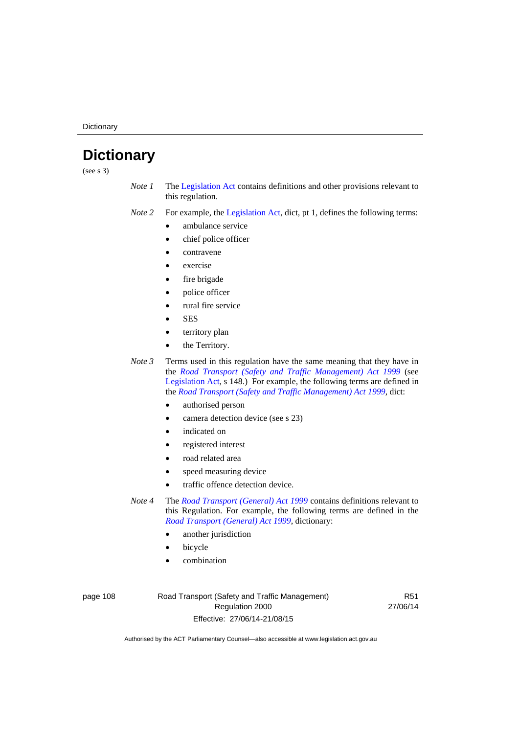# Dictionary

(see s 3)

*Note 1* The Legislation Act contains definitions and other provisions relevant to this regulation.

*Note 2* For example, the Legislation Act, dict, pt 1, defines the following terms:

- ambulance service
- chief police officer
- contravene
- exercise
- fire brigade
- police officer
- rural fire service
- SES
- territory plan
- the Territory.

*Note 3* Terms used in this regulation have the same meaning that they have in the *Road Transport (Safety and Traffic Management) Act 1999* (see Legislation Act, s 148.) For example, the following terms are defined in the *Road Transport (Safety and Traffic Management) Act 1999*, dict:

- authorised person
- camera detection device (see s 23)
- indicated on
- registered interest
- road related area
- speed measuring device
- traffic offence detection device.

*Note 4* The *Road Transport (General) Act 1999* contains definitions relevant to this Regulation. For example, the following terms are defined in the *Road Transport (General) Act 1999*, dictionary:

- another jurisdiction
- bicycle
- combination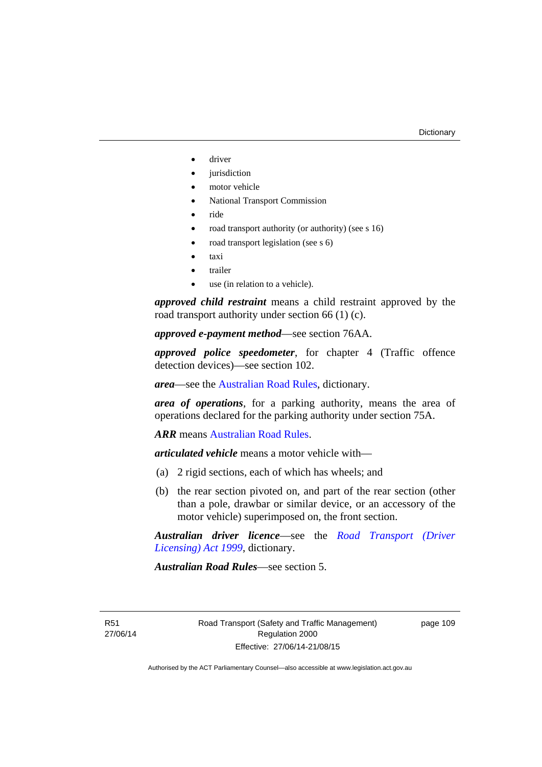- driver
- jurisdiction
- motor vehicle
- National Transport Commission
- ride
- road transport authority (or authority) (see s 16)
- road transport legislation (see s 6)
- taxi
- trailer
- use (in relation to a vehicle).

***approved child restraint*** means a child restraint approved by the road transport authority under section 66 (1) (c).

***approved e-payment method***—see section 76AA.

***approved police speedometer***, for chapter 4 (Traffic offence detection devices)—see section 102.

***area***—see the Australian Road Rules, dictionary.

***area of operations***, for a parking authority, means the area of operations declared for the parking authority under section 75A.

***ARR*** means Australian Road Rules.

***articulated vehicle*** means a motor vehicle with—

(a) 2 rigid sections, each of which has wheels; and

(b) the rear section pivoted on, and part of the rear section (other than a pole, drawbar or similar device, or an accessory of the motor vehicle) superimposed on, the front section.

***Australian driver licence***—see the *Road Transport (Driver Licensing) Act 1999*, dictionary.

***Australian Road Rules***—see section 5.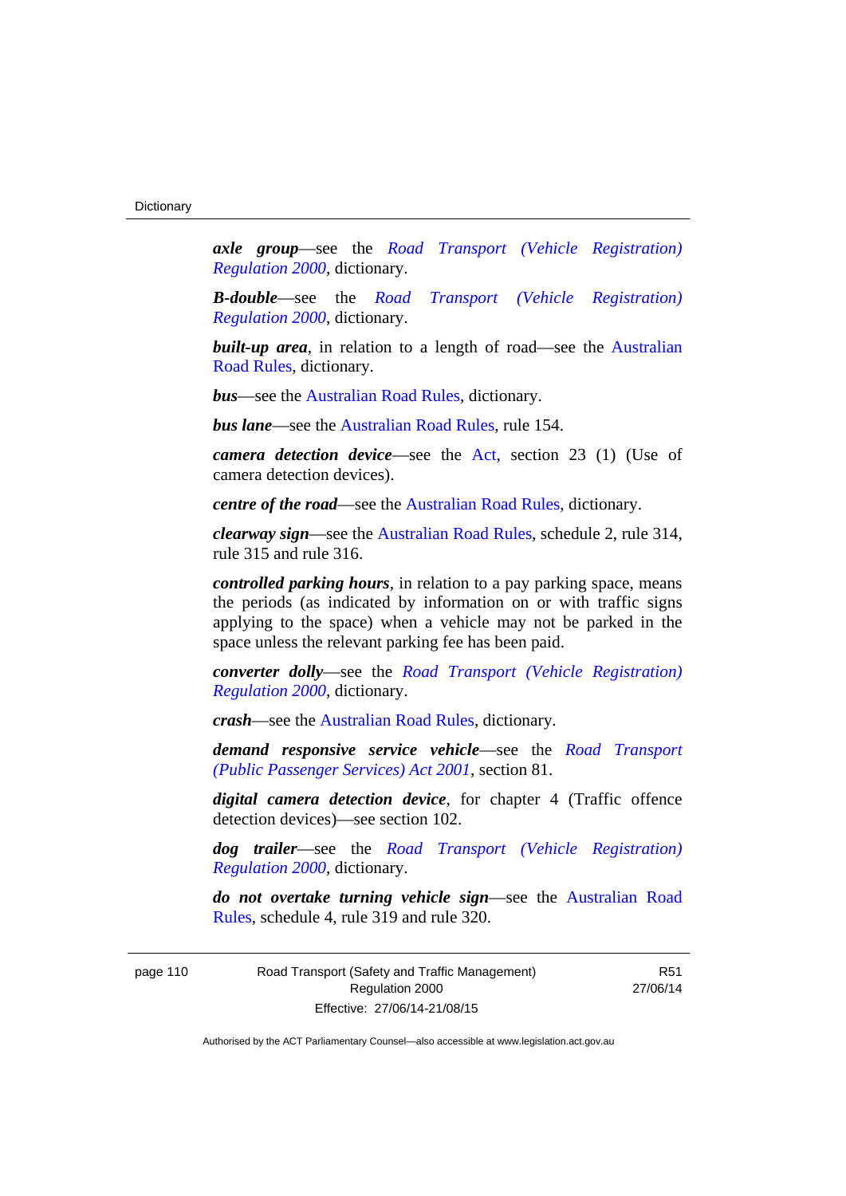***axle group***—see the *Road Transport (Vehicle Registration) Regulation 2000*, dictionary.

***B-double***—see the *Road Transport (Vehicle Registration) Regulation 2000*, dictionary.

***built-up area***, in relation to a length of road—see the Australian Road Rules, dictionary.

***bus***—see the Australian Road Rules, dictionary.

***bus lane***—see the Australian Road Rules, rule 154.

***camera detection device***—see the Act, section 23 (1) (Use of camera detection devices).

***centre of the road***—see the Australian Road Rules, dictionary.

***clearway sign***—see the Australian Road Rules, schedule 2, rule 314, rule 315 and rule 316.

***controlled parking hours***, in relation to a pay parking space, means the periods (as indicated by information on or with traffic signs applying to the space) when a vehicle may not be parked in the space unless the relevant parking fee has been paid.

***converter dolly***—see the *Road Transport (Vehicle Registration) Regulation 2000*, dictionary.

***crash***—see the Australian Road Rules, dictionary.

***demand responsive service vehicle***—see the *Road Transport (Public Passenger Services) Act 2001*, section 81.

***digital camera detection device***, for chapter 4 (Traffic offence detection devices)—see section 102.

***dog trailer***—see the *Road Transport (Vehicle Registration) Regulation 2000*, dictionary.

***do not overtake turning vehicle sign***—see the Australian Road Rules, schedule 4, rule 319 and rule 320.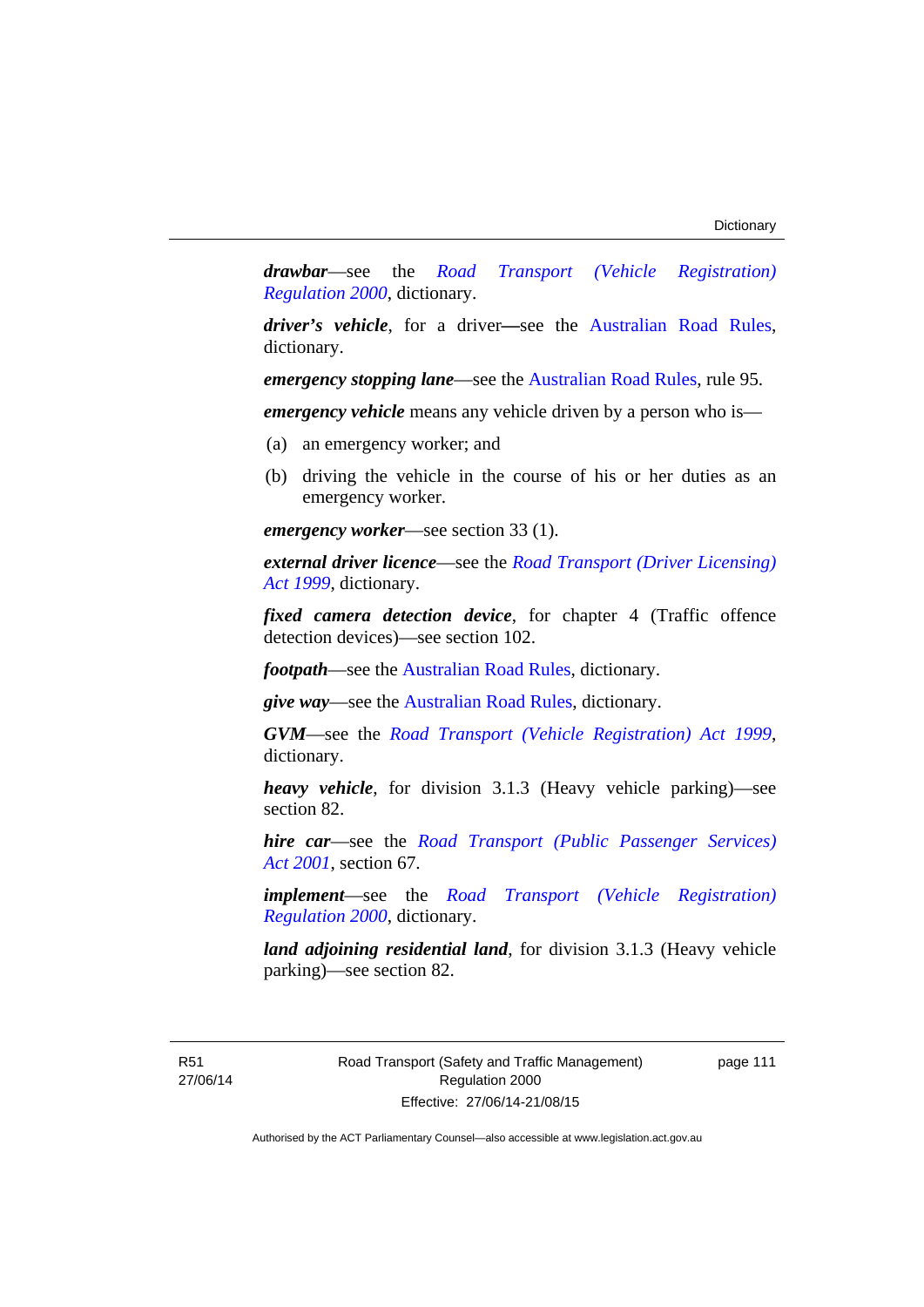***drawbar***—see the *Road Transport (Vehicle Registration) Regulation 2000*, dictionary.

***driver's vehicle***, for a driver—see the Australian Road Rules, dictionary.

***emergency stopping lane***—see the Australian Road Rules, rule 95.

***emergency vehicle*** means any vehicle driven by a person who is—

(a) an emergency worker; and

(b) driving the vehicle in the course of his or her duties as an emergency worker.

***emergency worker***—see section 33 (1).

***external driver licence***—see the *Road Transport (Driver Licensing) Act 1999*, dictionary.

***fixed camera detection device***, for chapter 4 (Traffic offence detection devices)—see section 102.

***footpath***—see the Australian Road Rules, dictionary.

***give way***—see the Australian Road Rules, dictionary.

***GVM***—see the *Road Transport (Vehicle Registration) Act 1999*, dictionary.

***heavy vehicle***, for division 3.1.3 (Heavy vehicle parking)—see section 82.

***hire car***—see the *Road Transport (Public Passenger Services) Act 2001*, section 67.

***implement***—see the *Road Transport (Vehicle Registration) Regulation 2000*, dictionary.

***land adjoining residential land***, for division 3.1.3 (Heavy vehicle parking)—see section 82.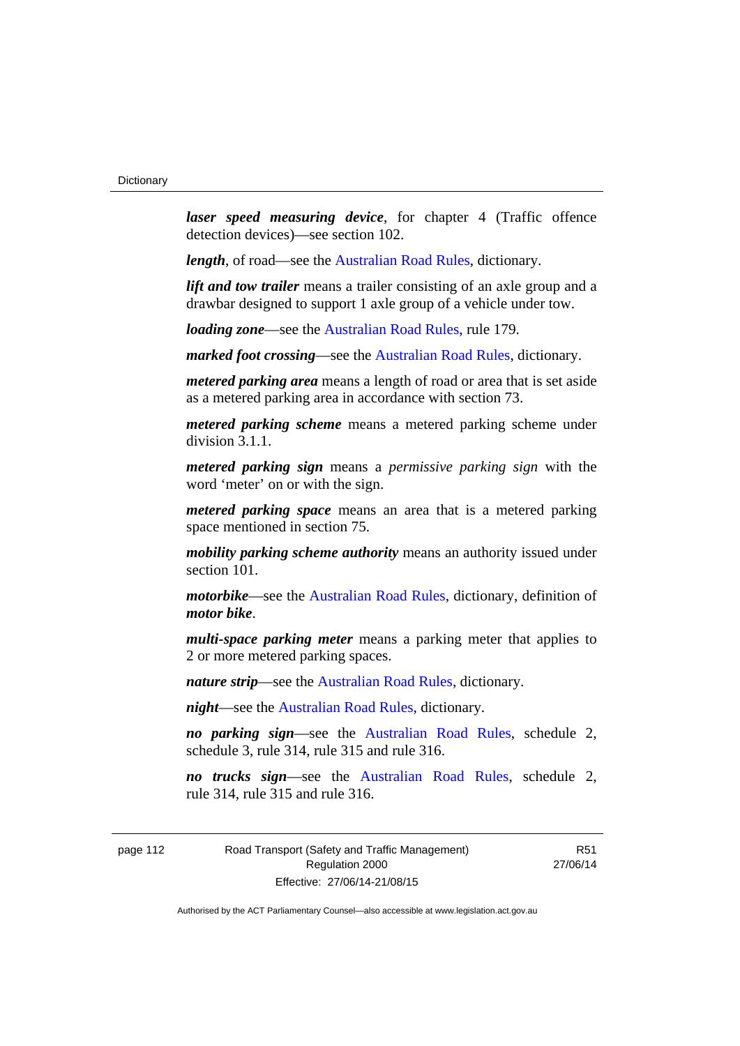***laser speed measuring device***, for chapter 4 (Traffic offence detection devices)—see section 102.

***length***, of road—see the Australian Road Rules, dictionary.

***lift and tow trailer*** means a trailer consisting of an axle group and a drawbar designed to support 1 axle group of a vehicle under tow.

***loading zone***—see the Australian Road Rules, rule 179.

***marked foot crossing***—see the Australian Road Rules, dictionary.

***metered parking area*** means a length of road or area that is set aside as a metered parking area in accordance with section 73.

***metered parking scheme*** means a metered parking scheme under division 3.1.1.

***metered parking sign*** means a *permissive parking sign* with the word 'meter' on or with the sign.

***metered parking space*** means an area that is a metered parking space mentioned in section 75.

***mobility parking scheme authority*** means an authority issued under section 101.

***motorbike***—see the Australian Road Rules, dictionary, definition of ***motor bike***.

***multi-space parking meter*** means a parking meter that applies to 2 or more metered parking spaces.

***nature strip***—see the Australian Road Rules, dictionary.

***night***—see the Australian Road Rules, dictionary.

***no parking sign***—see the Australian Road Rules, schedule 2, schedule 3, rule 314, rule 315 and rule 316.

***no trucks sign***—see the Australian Road Rules, schedule 2, rule 314, rule 315 and rule 316.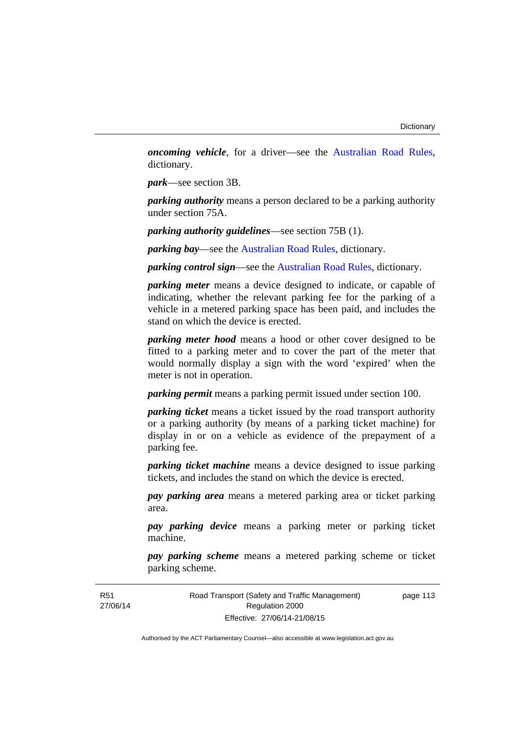***oncoming vehicle***, for a driver—see the Australian Road Rules, dictionary.

***park***—see section 3B.

***parking authority*** means a person declared to be a parking authority under section 75A.

***parking authority guidelines***—see section 75B (1).

***parking bay***—see the Australian Road Rules, dictionary.

***parking control sign***—see the Australian Road Rules, dictionary.

***parking meter*** means a device designed to indicate, or capable of indicating, whether the relevant parking fee for the parking of a vehicle in a metered parking space has been paid, and includes the stand on which the device is erected.

***parking meter hood*** means a hood or other cover designed to be fitted to a parking meter and to cover the part of the meter that would normally display a sign with the word 'expired' when the meter is not in operation.

***parking permit*** means a parking permit issued under section 100.

***parking ticket*** means a ticket issued by the road transport authority or a parking authority (by means of a parking ticket machine) for display in or on a vehicle as evidence of the prepayment of a parking fee.

***parking ticket machine*** means a device designed to issue parking tickets, and includes the stand on which the device is erected.

***pay parking area*** means a metered parking area or ticket parking area.

***pay parking device*** means a parking meter or parking ticket machine.

***pay parking scheme*** means a metered parking scheme or ticket parking scheme.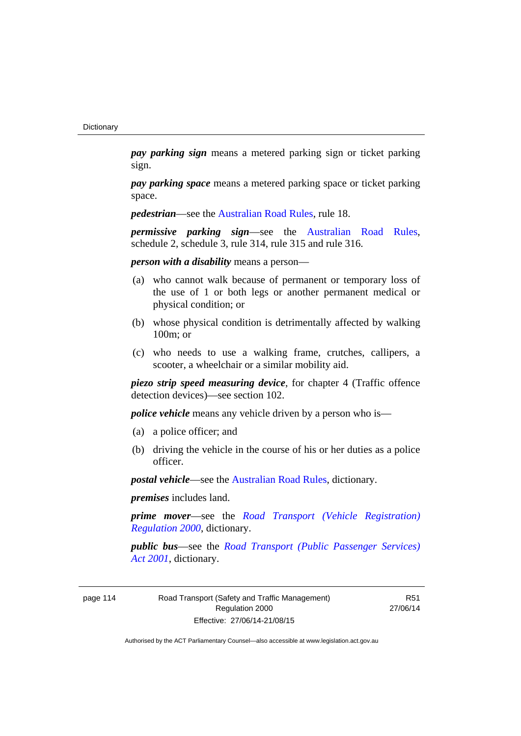***pay parking sign*** means a metered parking sign or ticket parking sign.

***pay parking space*** means a metered parking space or ticket parking space.

***pedestrian***—see the Australian Road Rules, rule 18.

***permissive parking sign***—see the Australian Road Rules, schedule 2, schedule 3, rule 314, rule 315 and rule 316.

***person with a disability*** means a person—

(a) who cannot walk because of permanent or temporary loss of the use of 1 or both legs or another permanent medical or physical condition; or

(b) whose physical condition is detrimentally affected by walking 100m; or

(c) who needs to use a walking frame, crutches, callipers, a scooter, a wheelchair or a similar mobility aid.

***piezo strip speed measuring device***, for chapter 4 (Traffic offence detection devices)—see section 102.

***police vehicle*** means any vehicle driven by a person who is—

(a) a police officer; and

(b) driving the vehicle in the course of his or her duties as a police officer.

***postal vehicle***—see the Australian Road Rules, dictionary.

***premises*** includes land.

***prime mover***—see the *Road Transport (Vehicle Registration) Regulation 2000*, dictionary.

***public bus***—see the *Road Transport (Public Passenger Services) Act 2001*, dictionary.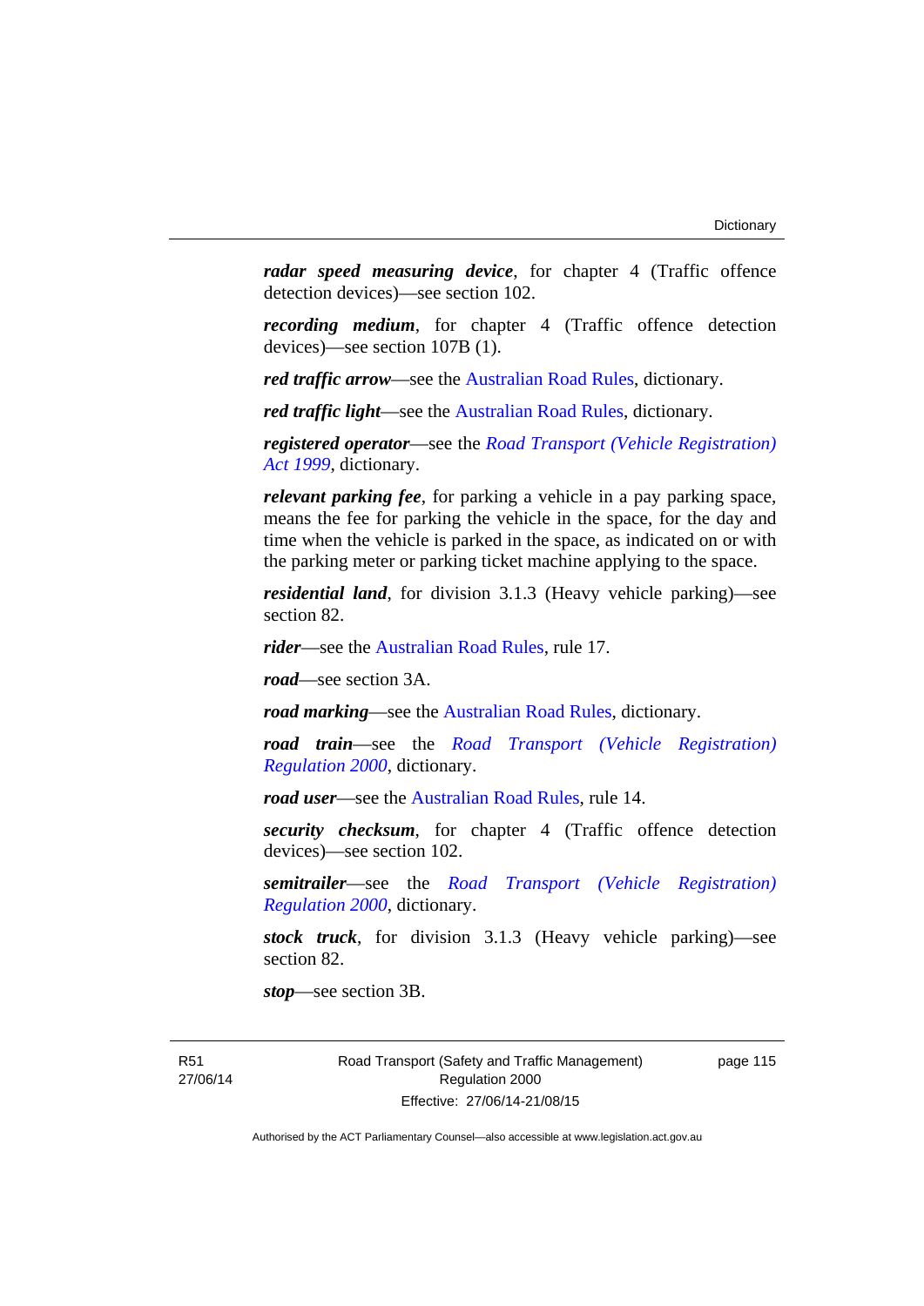***radar speed measuring device***, for chapter 4 (Traffic offence detection devices)—see section 102.

***recording medium***, for chapter 4 (Traffic offence detection devices)—see section 107B (1).

***red traffic arrow***—see the Australian Road Rules, dictionary.

***red traffic light***—see the Australian Road Rules, dictionary.

***registered operator***—see the *Road Transport (Vehicle Registration) Act 1999*, dictionary.

***relevant parking fee***, for parking a vehicle in a pay parking space, means the fee for parking the vehicle in the space, for the day and time when the vehicle is parked in the space, as indicated on or with the parking meter or parking ticket machine applying to the space.

***residential land***, for division 3.1.3 (Heavy vehicle parking)—see section 82.

***rider***—see the Australian Road Rules, rule 17.

***road***—see section 3A.

***road marking***—see the Australian Road Rules, dictionary.

***road train***—see the *Road Transport (Vehicle Registration) Regulation 2000*, dictionary.

***road user***—see the Australian Road Rules, rule 14.

***security checksum***, for chapter 4 (Traffic offence detection devices)—see section 102.

***semitrailer***—see the *Road Transport (Vehicle Registration) Regulation 2000*, dictionary.

***stock truck***, for division 3.1.3 (Heavy vehicle parking)—see section 82.

***stop***—see section 3B.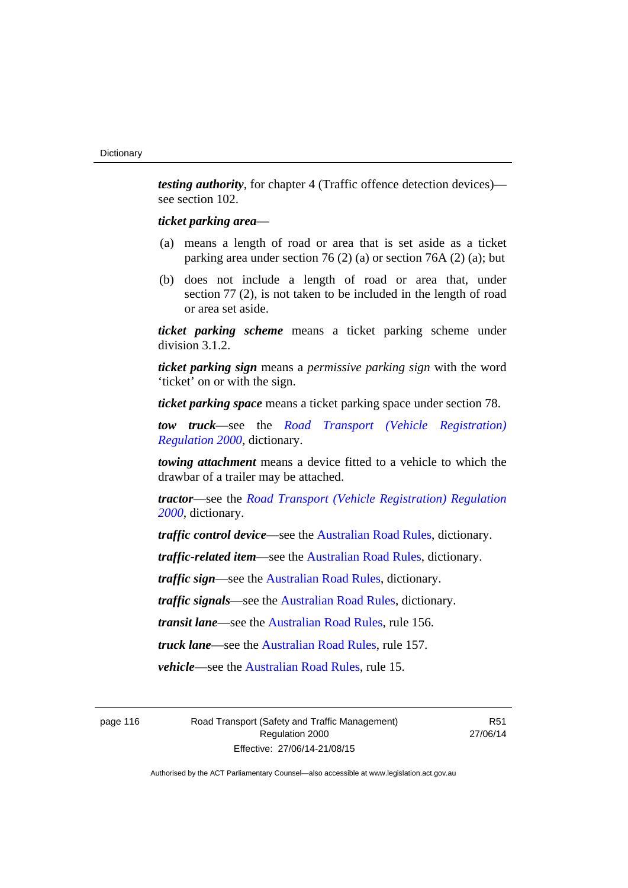***testing authority***, for chapter 4 (Traffic offence detection devices)—see section 102.

***ticket parking area***—

(a) means a length of road or area that is set aside as a ticket parking area under section 76 (2) (a) or section 76A (2) (a); but

(b) does not include a length of road or area that, under section 77 (2), is not taken to be included in the length of road or area set aside.

***ticket parking scheme*** means a ticket parking scheme under division 3.1.2.

***ticket parking sign*** means a *permissive parking sign* with the word 'ticket' on or with the sign.

***ticket parking space*** means a ticket parking space under section 78.

***tow truck***—see the *Road Transport (Vehicle Registration) Regulation 2000*, dictionary.

***towing attachment*** means a device fitted to a vehicle to which the drawbar of a trailer may be attached.

***tractor***—see the *Road Transport (Vehicle Registration) Regulation 2000*, dictionary.

***traffic control device***—see the Australian Road Rules, dictionary.

***traffic-related item***—see the Australian Road Rules, dictionary.

***traffic sign***—see the Australian Road Rules, dictionary.

***traffic signals***—see the Australian Road Rules, dictionary.

***transit lane***—see the Australian Road Rules, rule 156.

***truck lane***—see the Australian Road Rules, rule 157.

***vehicle***—see the Australian Road Rules, rule 15.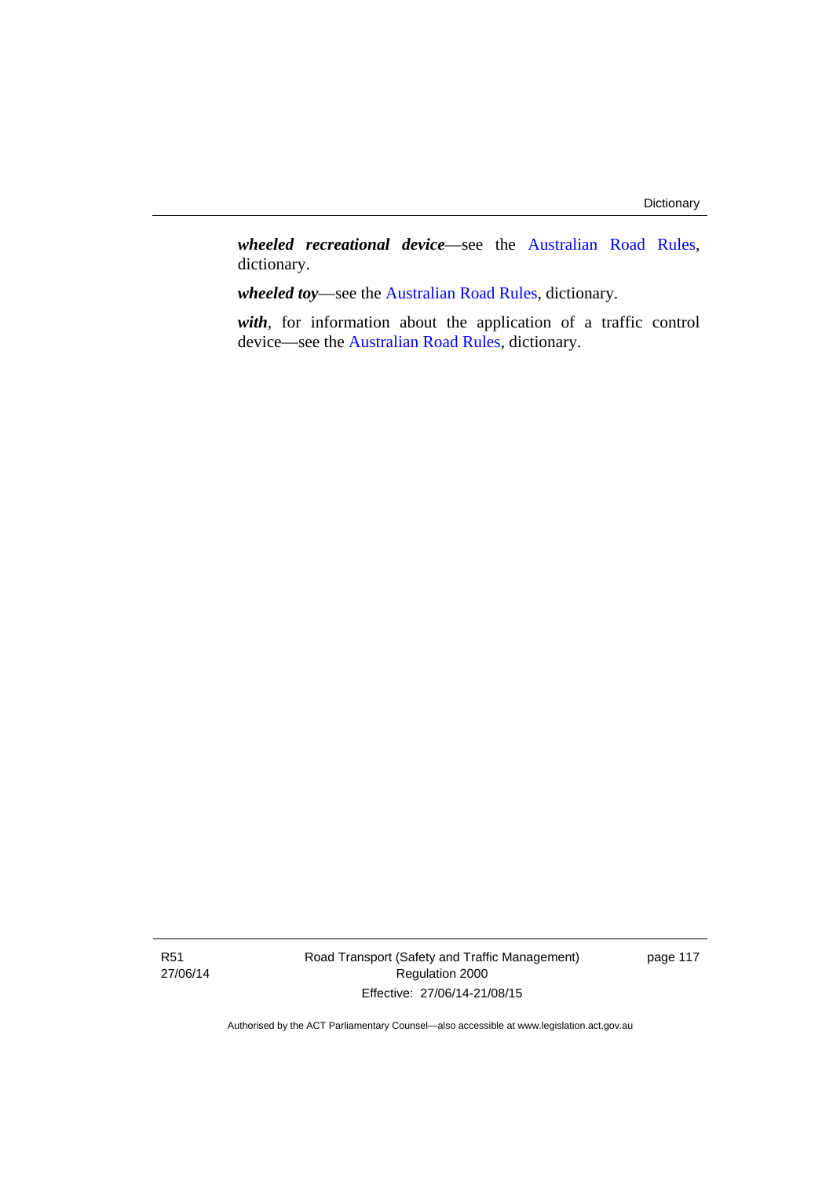***wheeled recreational device***—see the Australian Road Rules, dictionary.

***wheeled toy***—see the Australian Road Rules, dictionary.

***with***, for information about the application of a traffic control device—see the Australian Road Rules, dictionary.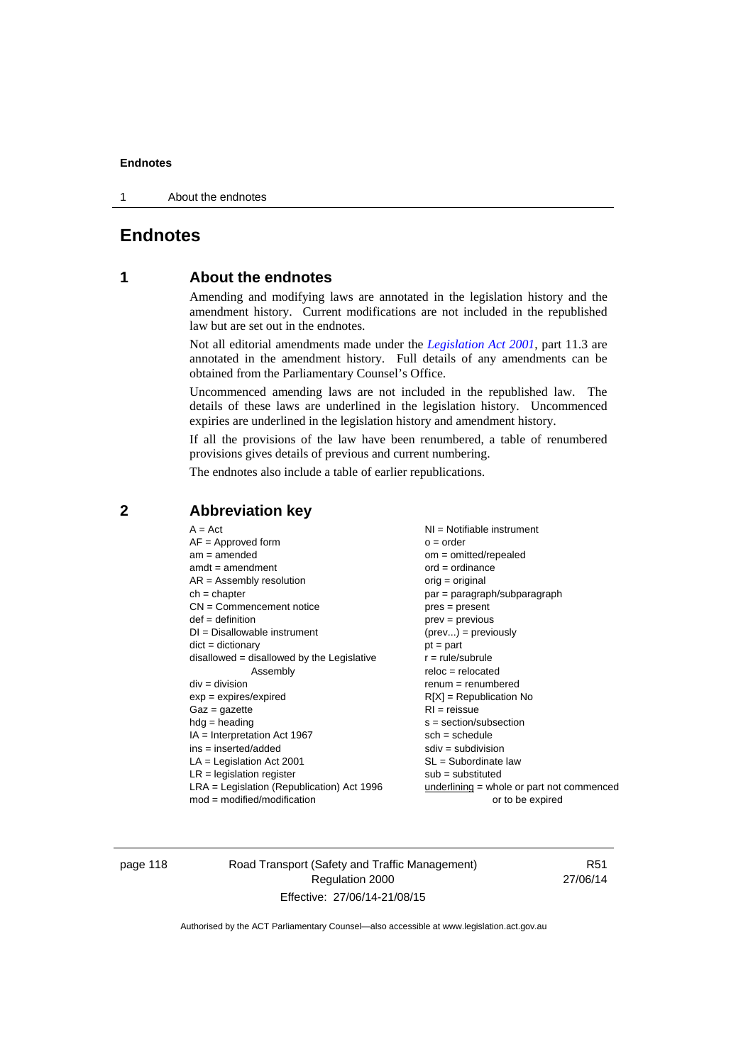# Endnotes

## 1 About the endnotes

Amending and modifying laws are annotated in the legislation history and the amendment history. Current modifications are not included in the republished law but are set out in the endnotes.

Not all editorial amendments made under the *Legislation Act 2001*, part 11.3 are annotated in the amendment history. Full details of any amendments can be obtained from the Parliamentary Counsel's Office.

Uncommenced amending laws are not included in the republished law. The details of these laws are underlined in the legislation history. Uncommenced expiries are underlined in the legislation history and amendment history.

If all the provisions of the law have been renumbered, a table of renumbered provisions gives details of previous and current numbering.

The endnotes also include a table of earlier republications.

## 2 Abbreviation key

A = Act
AF = Approved form
am = amended
amdt = amendment
AR = Assembly resolution
ch = chapter
CN = Commencement notice
def = definition
DI = Disallowable instrument
dict = dictionary
disallowed = disallowed by the Legislative Assembly
div = division
exp = expires/expired
Gaz = gazette
hdg = heading
IA = Interpretation Act 1967
ins = inserted/added
LA = Legislation Act 2001
LR = legislation register
LRA = Legislation (Republication) Act 1996
mod = modified/modification
NI = Notifiable instrument
o = order
om = omitted/repealed
ord = ordinance
orig = original
par = paragraph/subparagraph
pres = present
prev = previous
(prev...) = previously
pt = part
r = rule/subrule
reloc = relocated
renum = renumbered
R[X] = Republication No
RI = reissue
s = section/subsection
sch = schedule
sdiv = subdivision
SL = Subordinate law
sub = substituted
underlining = whole or part not commenced or to be expired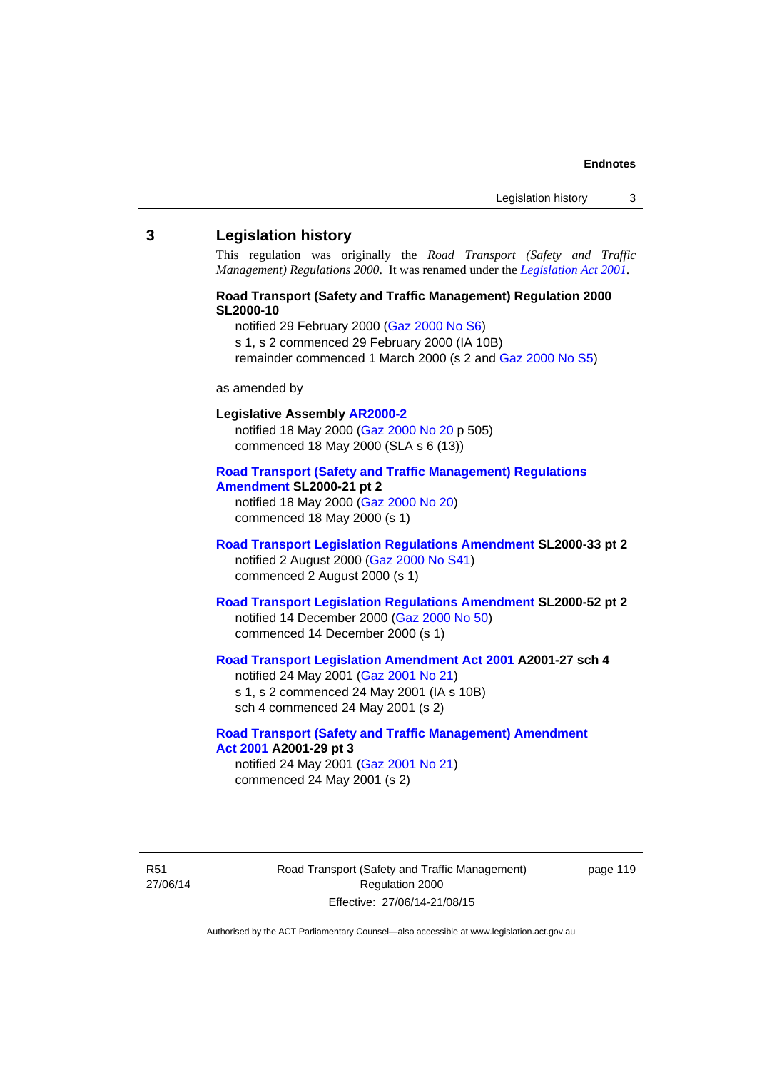## 3 Legislation history

This regulation was originally the *Road Transport (Safety and Traffic Management) Regulations 2000*. It was renamed under the *Legislation Act 2001*.

**Road Transport (Safety and Traffic Management) Regulation 2000 SL2000-10**

notified 29 February 2000 (Gaz 2000 No S6)
s 1, s 2 commenced 29 February 2000 (IA 10B)
remainder commenced 1 March 2000 (s 2 and Gaz 2000 No S5)

as amended by

**Legislative Assembly AR2000-2**

notified 18 May 2000 (Gaz 2000 No 20 p 505)
commenced 18 May 2000 (SLA s 6 (13))

**Road Transport (Safety and Traffic Management) Regulations Amendment SL2000-21 pt 2**

notified 18 May 2000 (Gaz 2000 No 20)
commenced 18 May 2000 (s 1)

**Road Transport Legislation Regulations Amendment SL2000-33 pt 2**

notified 2 August 2000 (Gaz 2000 No S41)
commenced 2 August 2000 (s 1)

**Road Transport Legislation Regulations Amendment SL2000-52 pt 2**

notified 14 December 2000 (Gaz 2000 No 50)
commenced 14 December 2000 (s 1)

**Road Transport Legislation Amendment Act 2001 A2001-27 sch 4**

notified 24 May 2001 (Gaz 2001 No 21)
s 1, s 2 commenced 24 May 2001 (IA s 10B)
sch 4 commenced 24 May 2001 (s 2)

**Road Transport (Safety and Traffic Management) Amendment Act 2001 A2001-29 pt 3**

notified 24 May 2001 (Gaz 2001 No 21)
commenced 24 May 2001 (s 2)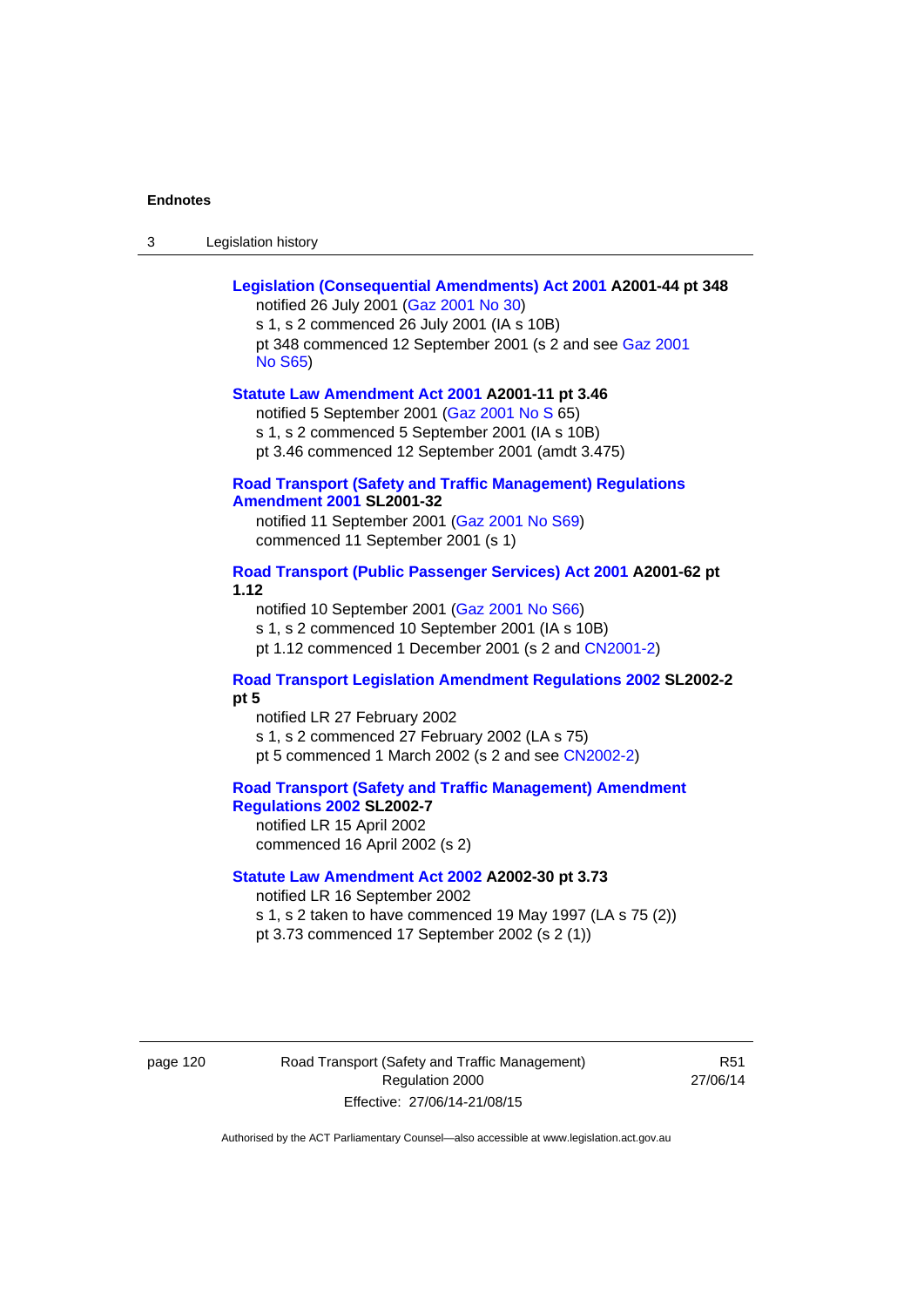**Legislation (Consequential Amendments) Act 2001 A2001-44 pt 348**

notified 26 July 2001 (Gaz 2001 No 30)

s 1, s 2 commenced 26 July 2001 (IA s 10B)

pt 348 commenced 12 September 2001 (s 2 and see Gaz 2001 No S65)

**Statute Law Amendment Act 2001 A2001-11 pt 3.46**

notified 5 September 2001 (Gaz 2001 No S 65)

s 1, s 2 commenced 5 September 2001 (IA s 10B)

pt 3.46 commenced 12 September 2001 (amdt 3.475)

**Road Transport (Safety and Traffic Management) Regulations Amendment 2001 SL2001-32**

notified 11 September 2001 (Gaz 2001 No S69)

commenced 11 September 2001 (s 1)

**Road Transport (Public Passenger Services) Act 2001 A2001-62 pt 1.12**

notified 10 September 2001 (Gaz 2001 No S66)

s 1, s 2 commenced 10 September 2001 (IA s 10B)

pt 1.12 commenced 1 December 2001 (s 2 and CN2001-2)

**Road Transport Legislation Amendment Regulations 2002 SL2002-2 pt 5**

notified LR 27 February 2002

s 1, s 2 commenced 27 February 2002 (LA s 75)

pt 5 commenced 1 March 2002 (s 2 and see CN2002-2)

**Road Transport (Safety and Traffic Management) Amendment Regulations 2002 SL2002-7**

notified LR 15 April 2002

commenced 16 April 2002 (s 2)

**Statute Law Amendment Act 2002 A2002-30 pt 3.73**

notified LR 16 September 2002

s 1, s 2 taken to have commenced 19 May 1997 (LA s 75 (2))

pt 3.73 commenced 17 September 2002 (s 2 (1))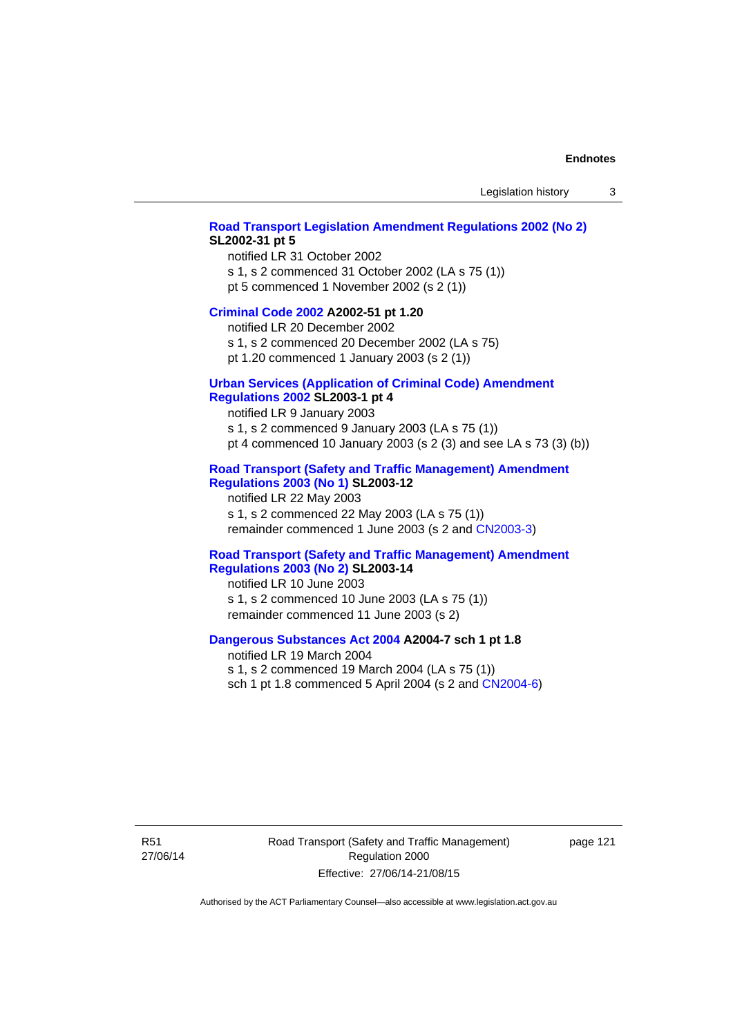**Road Transport Legislation Amendment Regulations 2002 (No 2) SL2002-31 pt 5**

notified LR 31 October 2002

s 1, s 2 commenced 31 October 2002 (LA s 75 (1))

pt 5 commenced 1 November 2002 (s 2 (1))

**Criminal Code 2002 A2002-51 pt 1.20**

notified LR 20 December 2002

s 1, s 2 commenced 20 December 2002 (LA s 75)

pt 1.20 commenced 1 January 2003 (s 2 (1))

**Urban Services (Application of Criminal Code) Amendment Regulations 2002 SL2003-1 pt 4**

notified LR 9 January 2003

s 1, s 2 commenced 9 January 2003 (LA s 75 (1))

pt 4 commenced 10 January 2003 (s 2 (3) and see LA s 73 (3) (b))

**Road Transport (Safety and Traffic Management) Amendment Regulations 2003 (No 1) SL2003-12**

notified LR 22 May 2003

s 1, s 2 commenced 22 May 2003 (LA s 75 (1))

remainder commenced 1 June 2003 (s 2 and CN2003-3)

**Road Transport (Safety and Traffic Management) Amendment Regulations 2003 (No 2) SL2003-14**

notified LR 10 June 2003

s 1, s 2 commenced 10 June 2003 (LA s 75 (1))

remainder commenced 11 June 2003 (s 2)

**Dangerous Substances Act 2004 A2004-7 sch 1 pt 1.8**

notified LR 19 March 2004

s 1, s 2 commenced 19 March 2004 (LA s 75 (1))

sch 1 pt 1.8 commenced 5 April 2004 (s 2 and CN2004-6)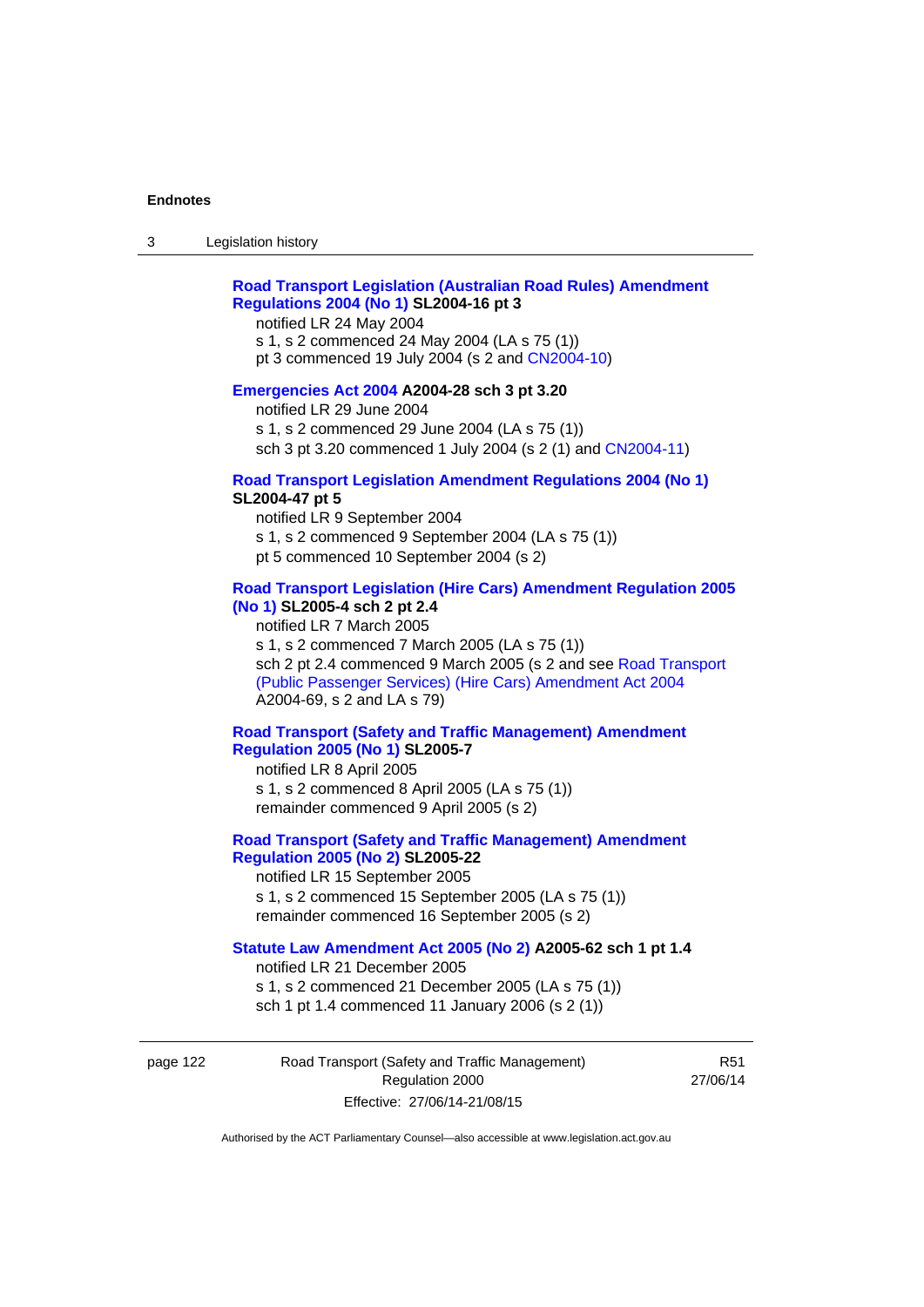**Road Transport Legislation (Australian Road Rules) Amendment Regulations 2004 (No 1) SL2004-16 pt 3**

notified LR 24 May 2004
s 1, s 2 commenced 24 May 2004 (LA s 75 (1))
pt 3 commenced 19 July 2004 (s 2 and CN2004-10)

**Emergencies Act 2004 A2004-28 sch 3 pt 3.20**

notified LR 29 June 2004
s 1, s 2 commenced 29 June 2004 (LA s 75 (1))
sch 3 pt 3.20 commenced 1 July 2004 (s 2 (1) and CN2004-11)

**Road Transport Legislation Amendment Regulations 2004 (No 1) SL2004-47 pt 5**

notified LR 9 September 2004
s 1, s 2 commenced 9 September 2004 (LA s 75 (1))
pt 5 commenced 10 September 2004 (s 2)

**Road Transport Legislation (Hire Cars) Amendment Regulation 2005 (No 1) SL2005-4 sch 2 pt 2.4**

notified LR 7 March 2005
s 1, s 2 commenced 7 March 2005 (LA s 75 (1))
sch 2 pt 2.4 commenced 9 March 2005 (s 2 and see Road Transport (Public Passenger Services) (Hire Cars) Amendment Act 2004 A2004-69, s 2 and LA s 79)

**Road Transport (Safety and Traffic Management) Amendment Regulation 2005 (No 1) SL2005-7**

notified LR 8 April 2005
s 1, s 2 commenced 8 April 2005 (LA s 75 (1))
remainder commenced 9 April 2005 (s 2)

**Road Transport (Safety and Traffic Management) Amendment Regulation 2005 (No 2) SL2005-22**

notified LR 15 September 2005
s 1, s 2 commenced 15 September 2005 (LA s 75 (1))
remainder commenced 16 September 2005 (s 2)

**Statute Law Amendment Act 2005 (No 2) A2005-62 sch 1 pt 1.4**

notified LR 21 December 2005
s 1, s 2 commenced 21 December 2005 (LA s 75 (1))
sch 1 pt 1.4 commenced 11 January 2006 (s 2 (1))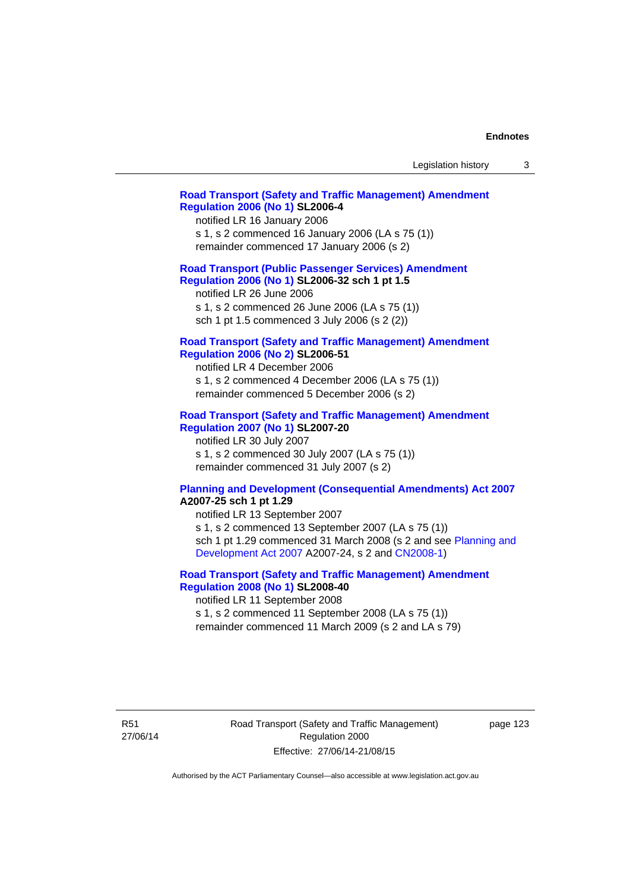**Road Transport (Safety and Traffic Management) Amendment Regulation 2006 (No 1) SL2006-4**

notified LR 16 January 2006
s 1, s 2 commenced 16 January 2006 (LA s 75 (1))
remainder commenced 17 January 2006 (s 2)

**Road Transport (Public Passenger Services) Amendment Regulation 2006 (No 1) SL2006-32 sch 1 pt 1.5**

notified LR 26 June 2006
s 1, s 2 commenced 26 June 2006 (LA s 75 (1))
sch 1 pt 1.5 commenced 3 July 2006 (s 2 (2))

**Road Transport (Safety and Traffic Management) Amendment Regulation 2006 (No 2) SL2006-51**

notified LR 4 December 2006
s 1, s 2 commenced 4 December 2006 (LA s 75 (1))
remainder commenced 5 December 2006 (s 2)

**Road Transport (Safety and Traffic Management) Amendment Regulation 2007 (No 1) SL2007-20**

notified LR 30 July 2007
s 1, s 2 commenced 30 July 2007 (LA s 75 (1))
remainder commenced 31 July 2007 (s 2)

**Planning and Development (Consequential Amendments) Act 2007 A2007-25 sch 1 pt 1.29**

notified LR 13 September 2007
s 1, s 2 commenced 13 September 2007 (LA s 75 (1))
sch 1 pt 1.29 commenced 31 March 2008 (s 2 and see Planning and Development Act 2007 A2007-24, s 2 and CN2008-1)

**Road Transport (Safety and Traffic Management) Amendment Regulation 2008 (No 1) SL2008-40**

notified LR 11 September 2008
s 1, s 2 commenced 11 September 2008 (LA s 75 (1))
remainder commenced 11 March 2009 (s 2 and LA s 79)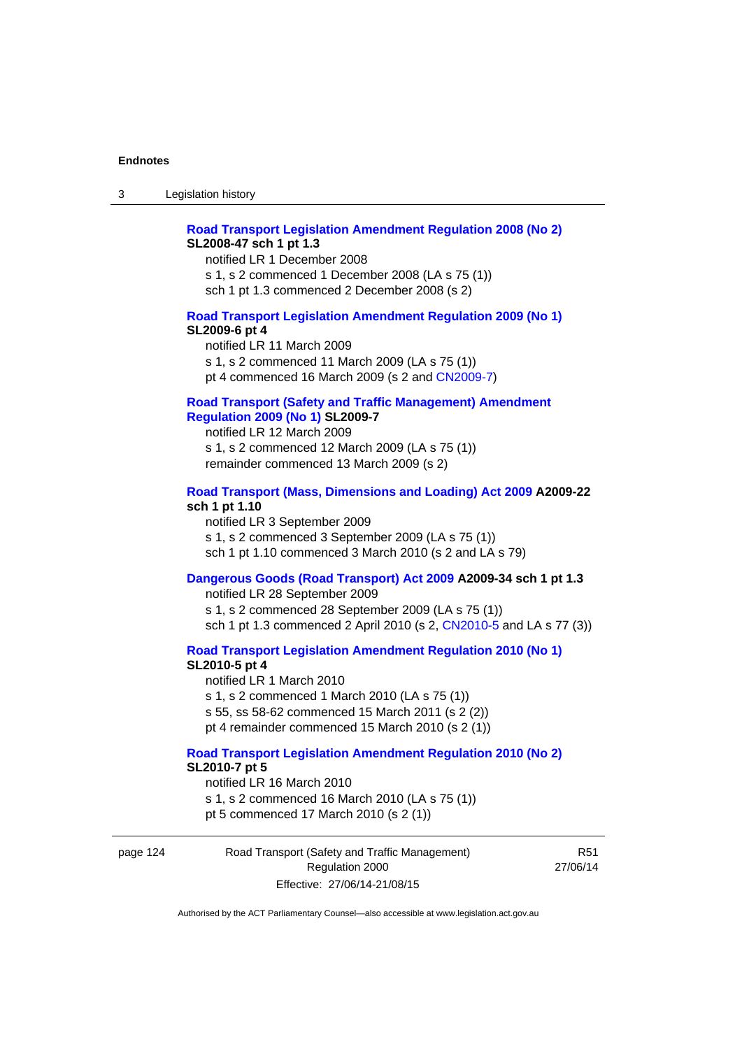**Road Transport Legislation Amendment Regulation 2008 (No 2)**
**SL2008-47 sch 1 pt 1.3**

notified LR 1 December 2008
s 1, s 2 commenced 1 December 2008 (LA s 75 (1))
sch 1 pt 1.3 commenced 2 December 2008 (s 2)

**Road Transport Legislation Amendment Regulation 2009 (No 1)**
**SL2009-6 pt 4**

notified LR 11 March 2009
s 1, s 2 commenced 11 March 2009 (LA s 75 (1))
pt 4 commenced 16 March 2009 (s 2 and CN2009-7)

**Road Transport (Safety and Traffic Management) Amendment Regulation 2009 (No 1) SL2009-7**

notified LR 12 March 2009
s 1, s 2 commenced 12 March 2009 (LA s 75 (1))
remainder commenced 13 March 2009 (s 2)

**Road Transport (Mass, Dimensions and Loading) Act 2009 A2009-22 sch 1 pt 1.10**

notified LR 3 September 2009
s 1, s 2 commenced 3 September 2009 (LA s 75 (1))
sch 1 pt 1.10 commenced 3 March 2010 (s 2 and LA s 79)

**Dangerous Goods (Road Transport) Act 2009 A2009-34 sch 1 pt 1.3**

notified LR 28 September 2009
s 1, s 2 commenced 28 September 2009 (LA s 75 (1))
sch 1 pt 1.3 commenced 2 April 2010 (s 2, CN2010-5 and LA s 77 (3))

**Road Transport Legislation Amendment Regulation 2010 (No 1)**
**SL2010-5 pt 4**

notified LR 1 March 2010
s 1, s 2 commenced 1 March 2010 (LA s 75 (1))
s 55, ss 58-62 commenced 15 March 2011 (s 2 (2))
pt 4 remainder commenced 15 March 2010 (s 2 (1))

**Road Transport Legislation Amendment Regulation 2010 (No 2)**
**SL2010-7 pt 5**

notified LR 16 March 2010
s 1, s 2 commenced 16 March 2010 (LA s 75 (1))
pt 5 commenced 17 March 2010 (s 2 (1))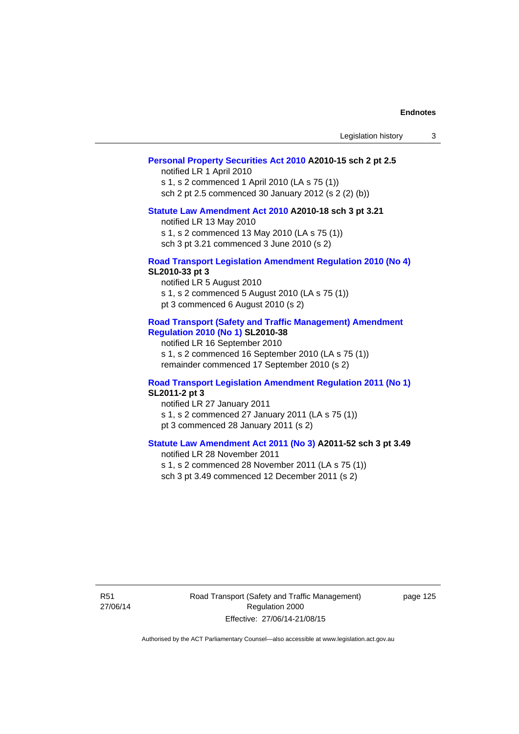**Personal Property Securities Act 2010 A2010-15 sch 2 pt 2.5**

notified LR 1 April 2010

s 1, s 2 commenced 1 April 2010 (LA s 75 (1))

sch 2 pt 2.5 commenced 30 January 2012 (s 2 (2) (b))

**Statute Law Amendment Act 2010 A2010-18 sch 3 pt 3.21**

notified LR 13 May 2010

s 1, s 2 commenced 13 May 2010 (LA s 75 (1))

sch 3 pt 3.21 commenced 3 June 2010 (s 2)

**Road Transport Legislation Amendment Regulation 2010 (No 4) SL2010-33 pt 3**

notified LR 5 August 2010

s 1, s 2 commenced 5 August 2010 (LA s 75 (1))

pt 3 commenced 6 August 2010 (s 2)

**Road Transport (Safety and Traffic Management) Amendment Regulation 2010 (No 1) SL2010-38**

notified LR 16 September 2010

s 1, s 2 commenced 16 September 2010 (LA s 75 (1))

remainder commenced 17 September 2010 (s 2)

**Road Transport Legislation Amendment Regulation 2011 (No 1) SL2011-2 pt 3**

notified LR 27 January 2011

s 1, s 2 commenced 27 January 2011 (LA s 75 (1))

pt 3 commenced 28 January 2011 (s 2)

**Statute Law Amendment Act 2011 (No 3) A2011-52 sch 3 pt 3.49**

notified LR 28 November 2011

s 1, s 2 commenced 28 November 2011 (LA s 75 (1))

sch 3 pt 3.49 commenced 12 December 2011 (s 2)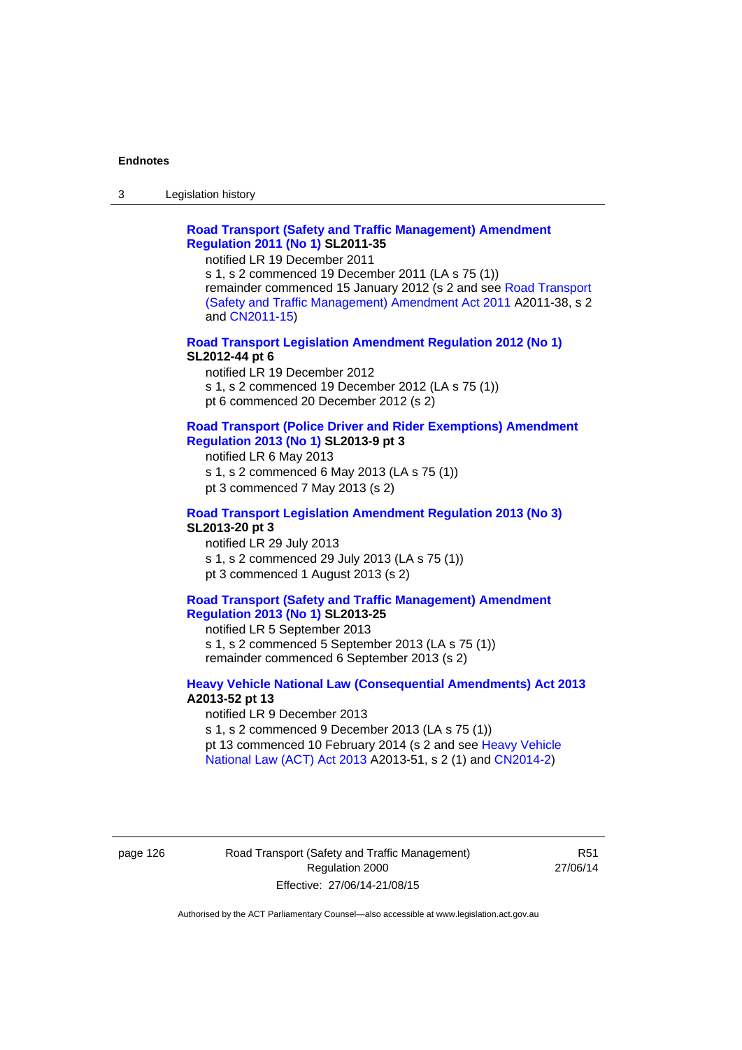**Road Transport (Safety and Traffic Management) Amendment Regulation 2011 (No 1) SL2011-35**

notified LR 19 December 2011

s 1, s 2 commenced 19 December 2011 (LA s 75 (1))

remainder commenced 15 January 2012 (s 2 and see Road Transport (Safety and Traffic Management) Amendment Act 2011 A2011-38, s 2 and CN2011-15)

**Road Transport Legislation Amendment Regulation 2012 (No 1) SL2012-44 pt 6**

notified LR 19 December 2012

s 1, s 2 commenced 19 December 2012 (LA s 75 (1))

pt 6 commenced 20 December 2012 (s 2)

**Road Transport (Police Driver and Rider Exemptions) Amendment Regulation 2013 (No 1) SL2013-9 pt 3**

notified LR 6 May 2013

s 1, s 2 commenced 6 May 2013 (LA s 75 (1))

pt 3 commenced 7 May 2013 (s 2)

**Road Transport Legislation Amendment Regulation 2013 (No 3) SL2013-20 pt 3**

notified LR 29 July 2013

s 1, s 2 commenced 29 July 2013 (LA s 75 (1))

pt 3 commenced 1 August 2013 (s 2)

**Road Transport (Safety and Traffic Management) Amendment Regulation 2013 (No 1) SL2013-25**

notified LR 5 September 2013

s 1, s 2 commenced 5 September 2013 (LA s 75 (1))

remainder commenced 6 September 2013 (s 2)

**Heavy Vehicle National Law (Consequential Amendments) Act 2013 A2013-52 pt 13**

notified LR 9 December 2013

s 1, s 2 commenced 9 December 2013 (LA s 75 (1))

pt 13 commenced 10 February 2014 (s 2 and see Heavy Vehicle National Law (ACT) Act 2013 A2013-51, s 2 (1) and CN2014-2)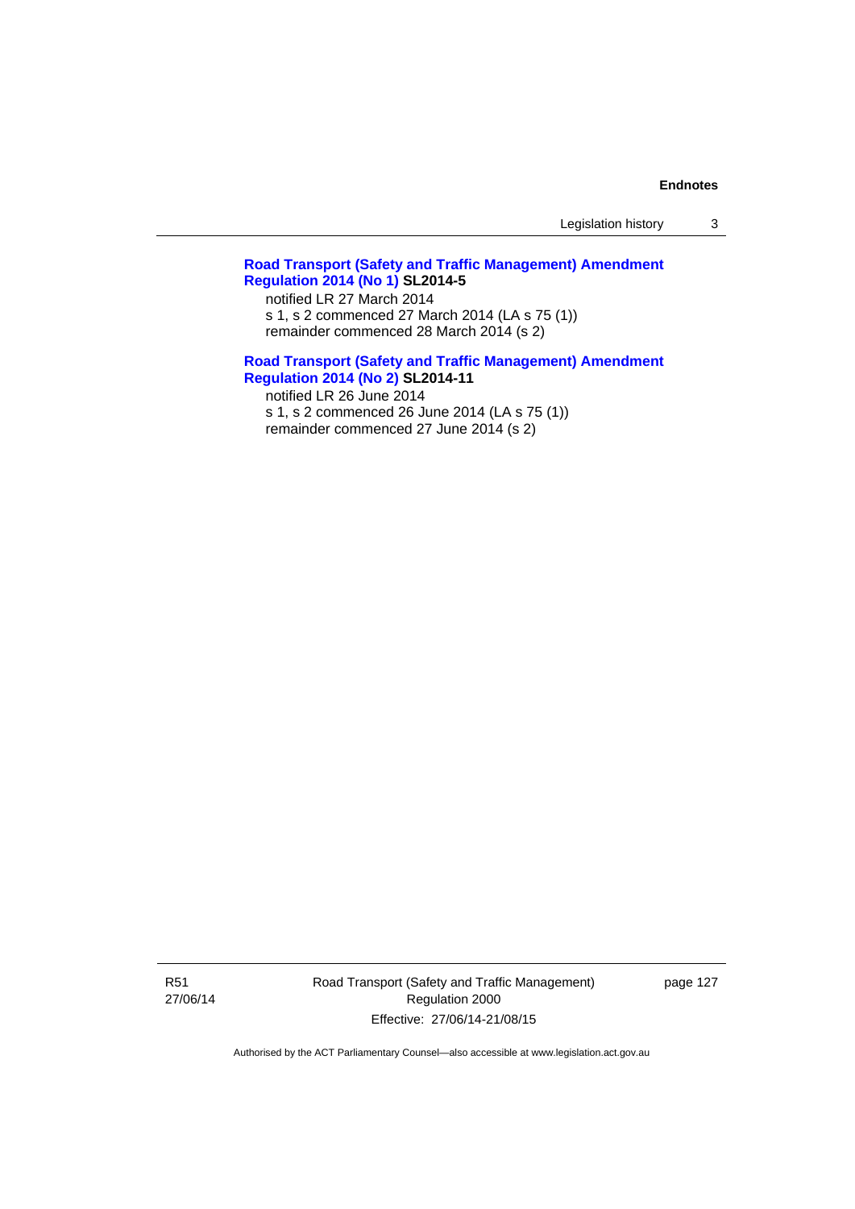**Road Transport (Safety and Traffic Management) Amendment Regulation 2014 (No 1) SL2014-5**

notified LR 27 March 2014
s 1, s 2 commenced 27 March 2014 (LA s 75 (1))
remainder commenced 28 March 2014 (s 2)

**Road Transport (Safety and Traffic Management) Amendment Regulation 2014 (No 2) SL2014-11**

notified LR 26 June 2014
s 1, s 2 commenced 26 June 2014 (LA s 75 (1))
remainder commenced 27 June 2014 (s 2)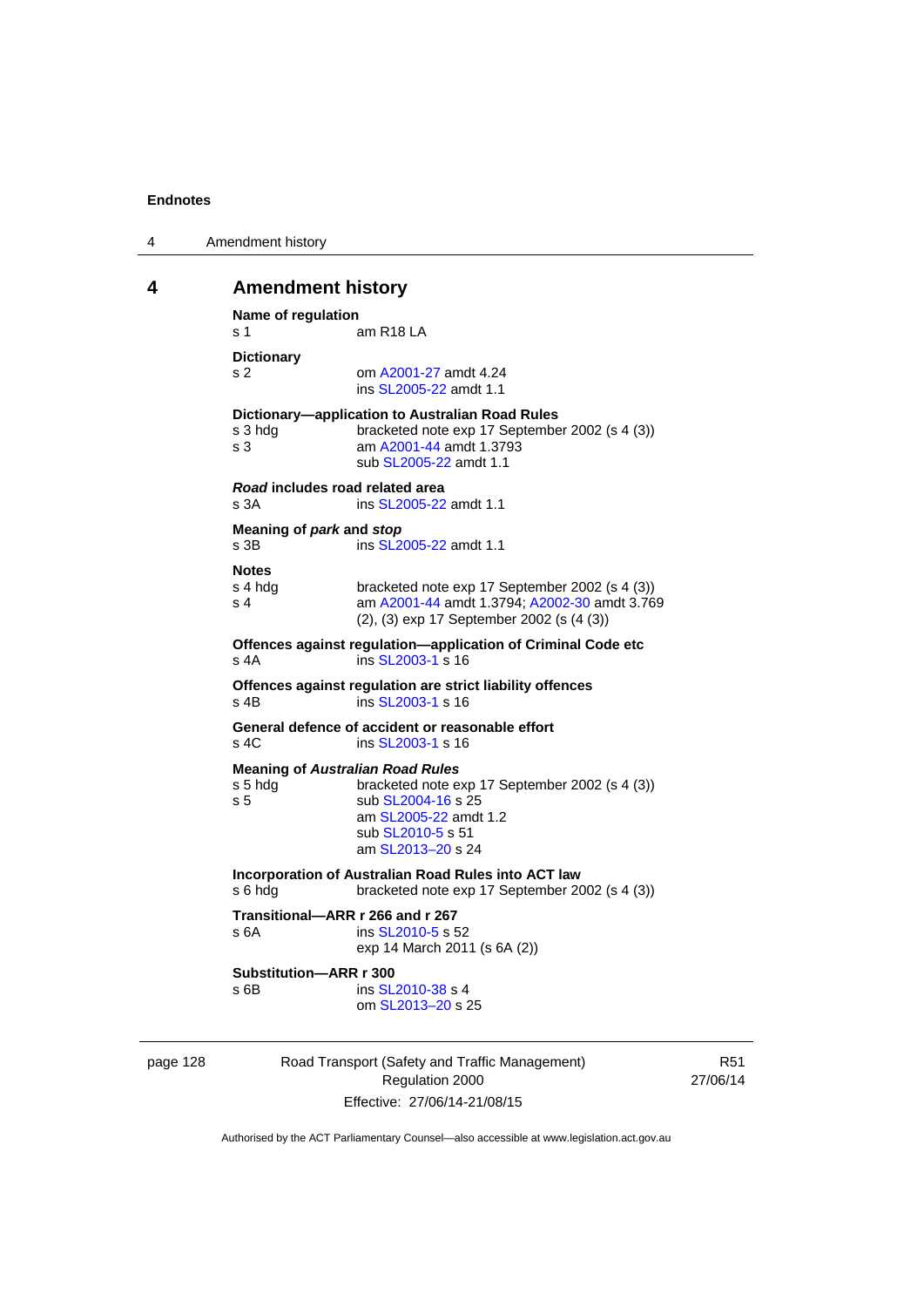## 4 Amendment history

**Name of regulation**
s 1 am R18 LA

**Dictionary**
s 2 om A2001-27 amdt 4.24
ins SL2005-22 amdt 1.1

**Dictionary—application to Australian Road Rules**
s 3 hdg bracketed note exp 17 September 2002 (s 4 (3))
s 3 am A2001-44 amdt 1.3793
sub SL2005-22 amdt 1.1

***Road* includes road related area**
s 3A ins SL2005-22 amdt 1.1

**Meaning of *park* and *stop***
s 3B ins SL2005-22 amdt 1.1

**Notes**
s 4 hdg bracketed note exp 17 September 2002 (s 4 (3))
s 4 am A2001-44 amdt 1.3794; A2002-30 amdt 3.769
(2), (3) exp 17 September 2002 (s (4 (3))

**Offences against regulation—application of Criminal Code etc**
s 4A ins SL2003-1 s 16

**Offences against regulation are strict liability offences**
s 4B ins SL2003-1 s 16

**General defence of accident or reasonable effort**
s 4C ins SL2003-1 s 16

**Meaning of *Australian Road Rules***
s 5 hdg bracketed note exp 17 September 2002 (s 4 (3))
s 5 sub SL2004-16 s 25
am SL2005-22 amdt 1.2
sub SL2010-5 s 51
am SL2013–20 s 24

**Incorporation of Australian Road Rules into ACT law**
s 6 hdg bracketed note exp 17 September 2002 (s 4 (3))

**Transitional—ARR r 266 and r 267**
s 6A ins SL2010-5 s 52
exp 14 March 2011 (s 6A (2))

**Substitution—ARR r 300**
s 6B ins SL2010-38 s 4
om SL2013–20 s 25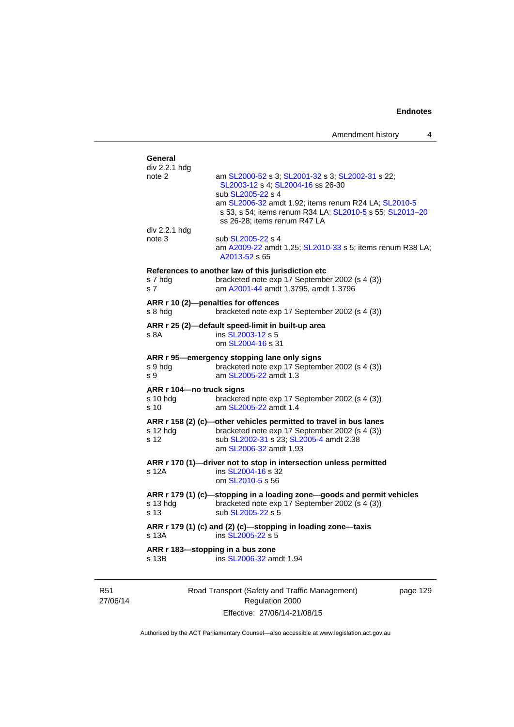**General**

div 2.2.1 hdg
note 2 — am SL2000-52 s 3; SL2001-32 s 3; SL2002-31 s 22; SL2003-12 s 4; SL2004-16 ss 26-30
sub SL2005-22 s 4
am SL2006-32 amdt 1.92; items renum R24 LA; SL2010-5 s 53, s 54; items renum R34 LA; SL2010-5 s 55; SL2013–20 ss 26-28; items renum R47 LA

div 2.2.1 hdg
note 3 — sub SL2005-22 s 4
am A2009-22 amdt 1.25; SL2010-33 s 5; items renum R38 LA; A2013-52 s 65

**References to another law of this jurisdiction etc**

s 7 hdg — bracketed note exp 17 September 2002 (s 4 (3))
s 7 — am A2001-44 amdt 1.3795, amdt 1.3796

**ARR r 10 (2)—penalties for offences**

s 8 hdg — bracketed note exp 17 September 2002 (s 4 (3))

**ARR r 25 (2)—default speed-limit in built-up area**

s 8A — ins SL2003-12 s 5
om SL2004-16 s 31

**ARR r 95—emergency stopping lane only signs**

s 9 hdg — bracketed note exp 17 September 2002 (s 4 (3))
s 9 — am SL2005-22 amdt 1.3

**ARR r 104—no truck signs**

s 10 hdg — bracketed note exp 17 September 2002 (s 4 (3))
s 10 — am SL2005-22 amdt 1.4

**ARR r 158 (2) (c)—other vehicles permitted to travel in bus lanes**

s 12 hdg — bracketed note exp 17 September 2002 (s 4 (3))
s 12 — sub SL2002-31 s 23; SL2005-4 amdt 2.38
am SL2006-32 amdt 1.93

**ARR r 170 (1)—driver not to stop in intersection unless permitted**

s 12A — ins SL2004-16 s 32
om SL2010-5 s 56

**ARR r 179 (1) (c)—stopping in a loading zone—goods and permit vehicles**

s 13 hdg — bracketed note exp 17 September 2002 (s 4 (3))
s 13 — sub SL2005-22 s 5

**ARR r 179 (1) (c) and (2) (c)—stopping in loading zone—taxis**

s 13A — ins SL2005-22 s 5

**ARR r 183—stopping in a bus zone**

s 13B — ins SL2006-32 amdt 1.94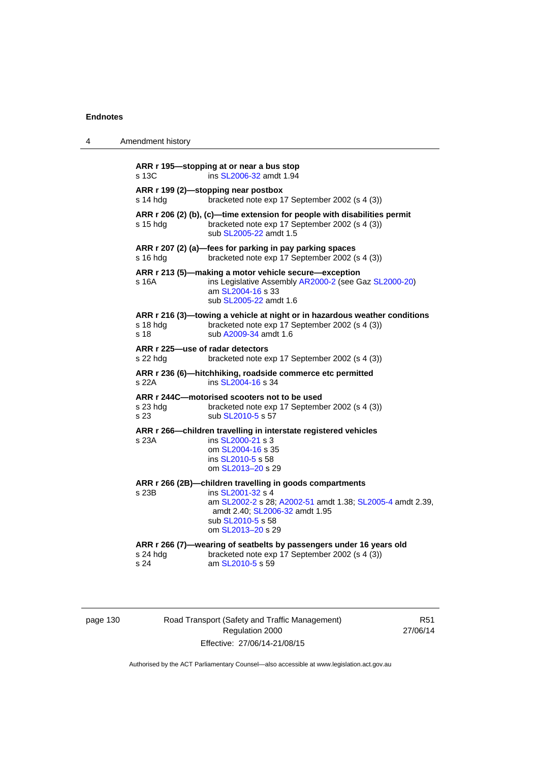**ARR r 195—stopping at or near a bus stop**
s 13C ins SL2006-32 amdt 1.94

**ARR r 199 (2)—stopping near postbox**
s 14 hdg bracketed note exp 17 September 2002 (s 4 (3))

**ARR r 206 (2) (b), (c)—time extension for people with disabilities permit**
s 15 hdg bracketed note exp 17 September 2002 (s 4 (3))
sub SL2005-22 amdt 1.5

**ARR r 207 (2) (a)—fees for parking in pay parking spaces**
s 16 hdg bracketed note exp 17 September 2002 (s 4 (3))

**ARR r 213 (5)—making a motor vehicle secure—exception**
s 16A ins Legislative Assembly AR2000-2 (see Gaz SL2000-20)
am SL2004-16 s 33
sub SL2005-22 amdt 1.6

**ARR r 216 (3)—towing a vehicle at night or in hazardous weather conditions**
s 18 hdg bracketed note exp 17 September 2002 (s 4 (3))
s 18 sub A2009-34 amdt 1.6

**ARR r 225—use of radar detectors**
s 22 hdg bracketed note exp 17 September 2002 (s 4 (3))

**ARR r 236 (6)—hitchhiking, roadside commerce etc permitted**
s 22A ins SL2004-16 s 34

**ARR r 244C—motorised scooters not to be used**
s 23 hdg bracketed note exp 17 September 2002 (s 4 (3))
s 23 sub SL2010-5 s 57

**ARR r 266—children travelling in interstate registered vehicles**
s 23A ins SL2000-21 s 3
om SL2004-16 s 35
ins SL2010-5 s 58
om SL2013–20 s 29

**ARR r 266 (2B)—children travelling in goods compartments**
s 23B ins SL2001-32 s 4
am SL2002-2 s 28; A2002-51 amdt 1.38; SL2005-4 amdt 2.39, amdt 2.40; SL2006-32 amdt 1.95
sub SL2010-5 s 58
om SL2013–20 s 29

**ARR r 266 (7)—wearing of seatbelts by passengers under 16 years old**
s 24 hdg bracketed note exp 17 September 2002 (s 4 (3))
s 24 am SL2010-5 s 59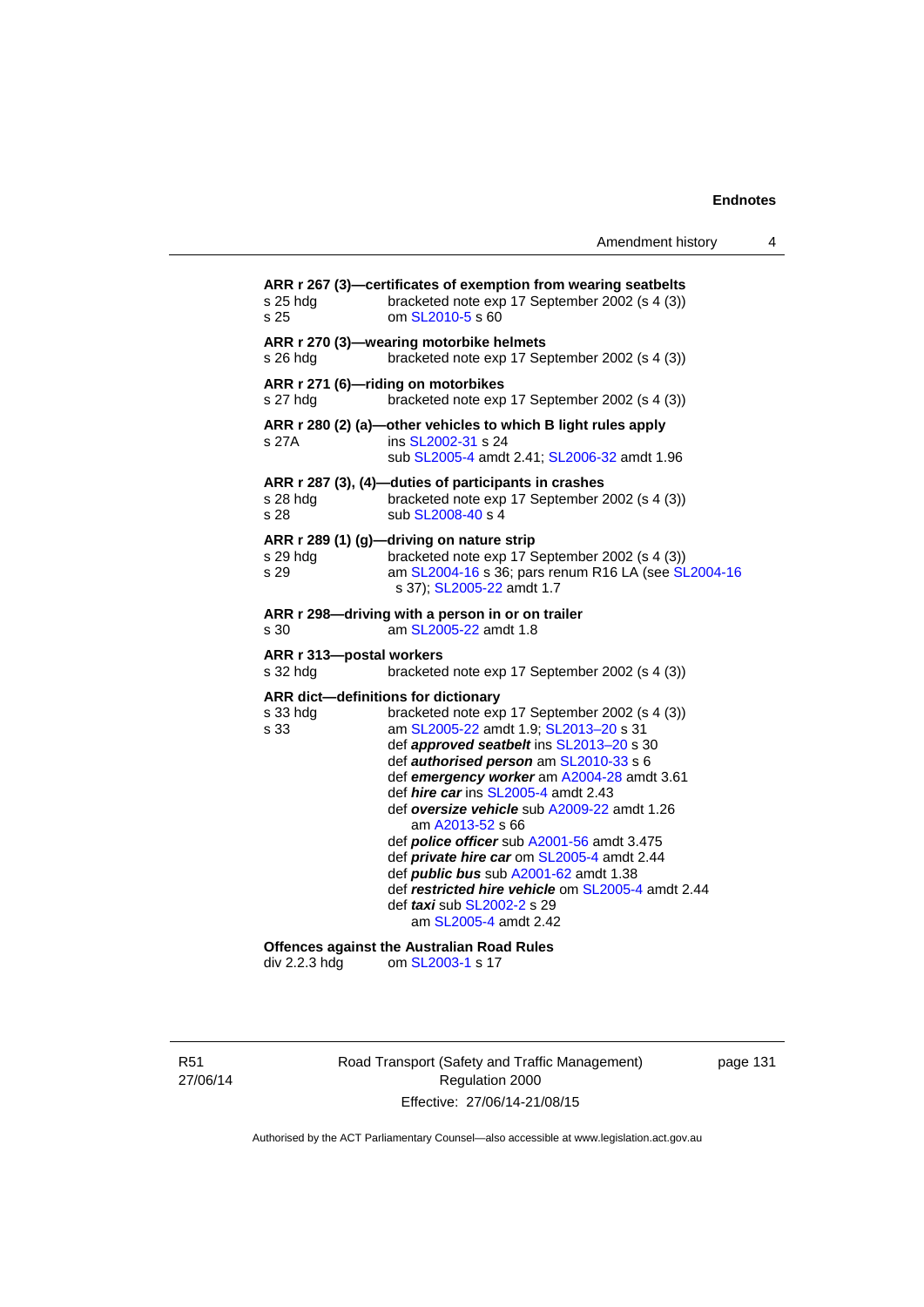**ARR r 267 (3)—certificates of exemption from wearing seatbelts**
s 25 hdg bracketed note exp 17 September 2002 (s 4 (3))
s 25 om SL2010-5 s 60

**ARR r 270 (3)—wearing motorbike helmets**
s 26 hdg bracketed note exp 17 September 2002 (s 4 (3))

**ARR r 271 (6)—riding on motorbikes**
s 27 hdg bracketed note exp 17 September 2002 (s 4 (3))

**ARR r 280 (2) (a)—other vehicles to which B light rules apply**
s 27A ins SL2002-31 s 24
sub SL2005-4 amdt 2.41; SL2006-32 amdt 1.96

**ARR r 287 (3), (4)—duties of participants in crashes**
s 28 hdg bracketed note exp 17 September 2002 (s 4 (3))
s 28 sub SL2008-40 s 4

**ARR r 289 (1) (g)—driving on nature strip**
s 29 hdg bracketed note exp 17 September 2002 (s 4 (3))
s 29 am SL2004-16 s 36; pars renum R16 LA (see SL2004-16 s 37); SL2005-22 amdt 1.7

**ARR r 298—driving with a person in or on trailer**
s 30 am SL2005-22 amdt 1.8

**ARR r 313—postal workers**
s 32 hdg bracketed note exp 17 September 2002 (s 4 (3))

**ARR dict—definitions for dictionary**
s 33 hdg bracketed note exp 17 September 2002 (s 4 (3))
s 33 am SL2005-22 amdt 1.9; SL2013–20 s 31
def ***approved seatbelt*** ins SL2013–20 s 30
def ***authorised person*** am SL2010-33 s 6
def ***emergency worker*** am A2004-28 amdt 3.61
def ***hire car*** ins SL2005-4 amdt 2.43
def ***oversize vehicle*** sub A2009-22 amdt 1.26
am A2013-52 s 66
def ***police officer*** sub A2001-56 amdt 3.475
def ***private hire car*** om SL2005-4 amdt 2.44
def ***public bus*** sub A2001-62 amdt 1.38
def ***restricted hire vehicle*** om SL2005-4 amdt 2.44
def ***taxi*** sub SL2002-2 s 29
am SL2005-4 amdt 2.42

**Offences against the Australian Road Rules**
div 2.2.3 hdg om SL2003-1 s 17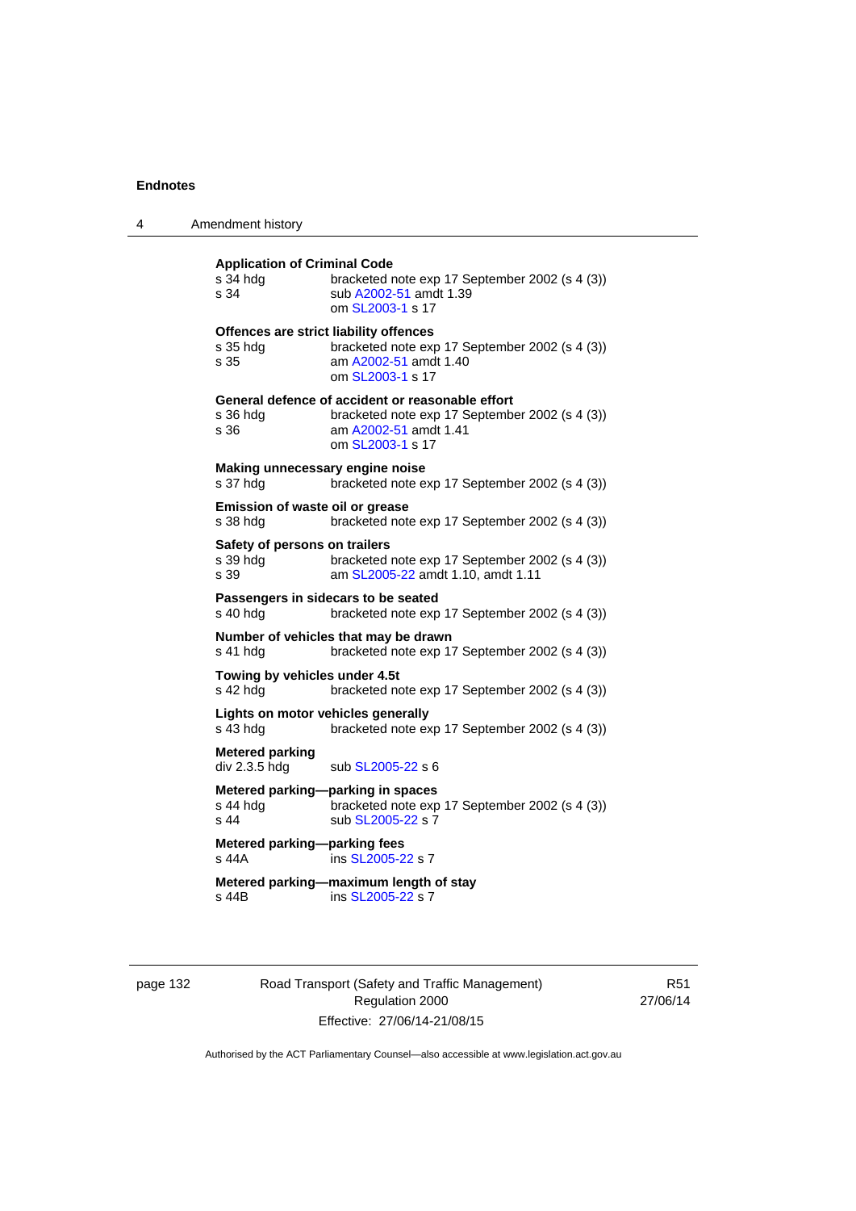**Application of Criminal Code**

| | |
|---|---|
| s 34 hdg | bracketed note exp 17 September 2002 (s 4 (3)) |
| s 34 | sub A2002-51 amdt 1.39<br>om SL2003-1 s 17 |

**Offences are strict liability offences**

| | |
|---|---|
| s 35 hdg | bracketed note exp 17 September 2002 (s 4 (3)) |
| s 35 | am A2002-51 amdt 1.40<br>om SL2003-1 s 17 |

**General defence of accident or reasonable effort**

| | |
|---|---|
| s 36 hdg | bracketed note exp 17 September 2002 (s 4 (3)) |
| s 36 | am A2002-51 amdt 1.41<br>om SL2003-1 s 17 |

**Making unnecessary engine noise**

| | |
|---|---|
| s 37 hdg | bracketed note exp 17 September 2002 (s 4 (3)) |

**Emission of waste oil or grease**

| | |
|---|---|
| s 38 hdg | bracketed note exp 17 September 2002 (s 4 (3)) |

**Safety of persons on trailers**

| | |
|---|---|
| s 39 hdg | bracketed note exp 17 September 2002 (s 4 (3)) |
| s 39 | am SL2005-22 amdt 1.10, amdt 1.11 |

**Passengers in sidecars to be seated**

| | |
|---|---|
| s 40 hdg | bracketed note exp 17 September 2002 (s 4 (3)) |

**Number of vehicles that may be drawn**

| | |
|---|---|
| s 41 hdg | bracketed note exp 17 September 2002 (s 4 (3)) |

**Towing by vehicles under 4.5t**

| | |
|---|---|
| s 42 hdg | bracketed note exp 17 September 2002 (s 4 (3)) |

**Lights on motor vehicles generally**

| | |
|---|---|
| s 43 hdg | bracketed note exp 17 September 2002 (s 4 (3)) |

**Metered parking**

| | |
|---|---|
| div 2.3.5 hdg | sub SL2005-22 s 6 |

**Metered parking—parking in spaces**

| | |
|---|---|
| s 44 hdg | bracketed note exp 17 September 2002 (s 4 (3)) |
| s 44 | sub SL2005-22 s 7 |

**Metered parking—parking fees**

| | |
|---|---|
| s 44A | ins SL2005-22 s 7 |

**Metered parking—maximum length of stay**

| | |
|---|---|
| s 44B | ins SL2005-22 s 7 |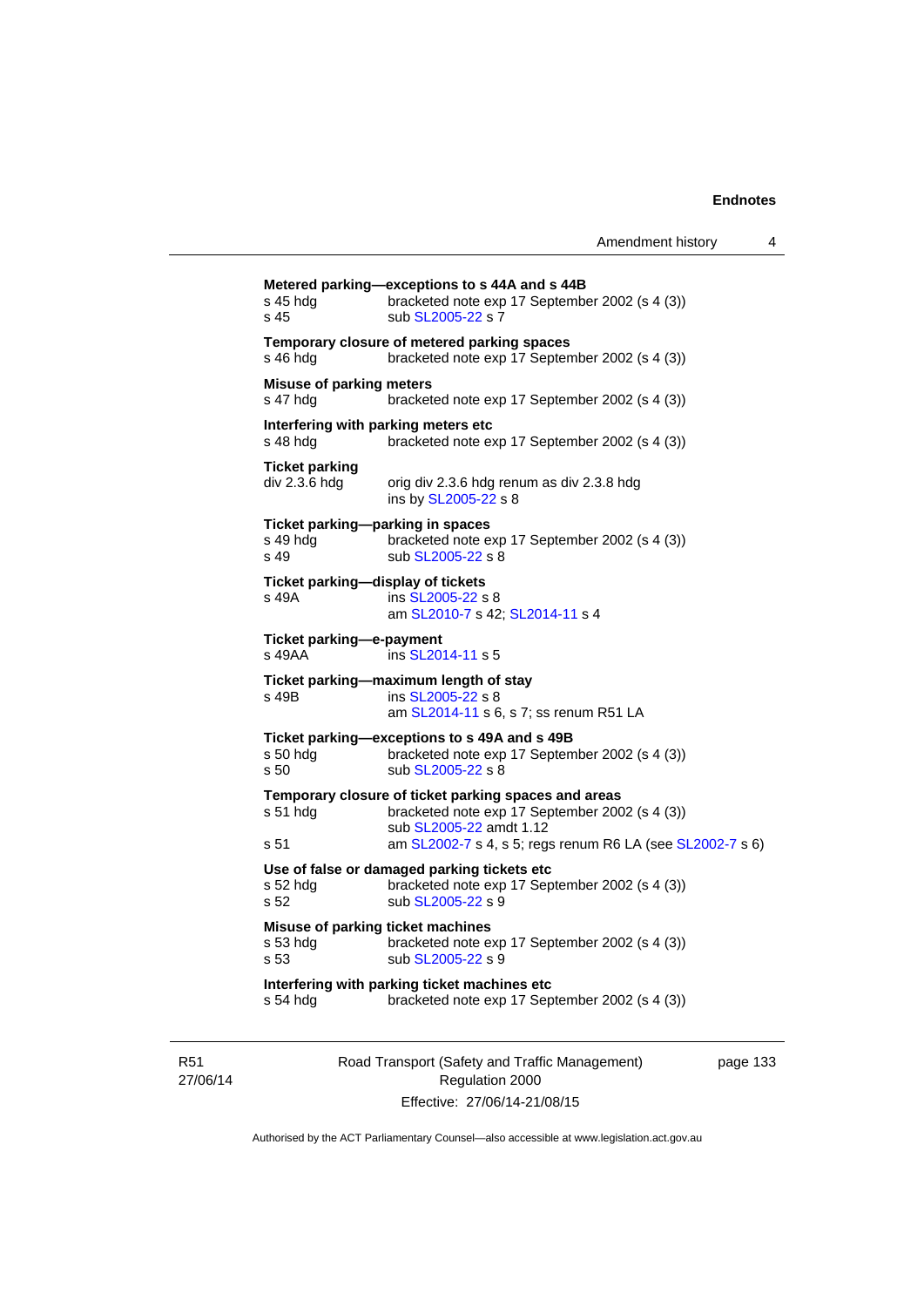**Metered parking—exceptions to s 44A and s 44B**
s 45 hdg bracketed note exp 17 September 2002 (s 4 (3))
s 45 sub SL2005-22 s 7

**Temporary closure of metered parking spaces**
s 46 hdg bracketed note exp 17 September 2002 (s 4 (3))

**Misuse of parking meters**
s 47 hdg bracketed note exp 17 September 2002 (s 4 (3))

**Interfering with parking meters etc**
s 48 hdg bracketed note exp 17 September 2002 (s 4 (3))

**Ticket parking**
div 2.3.6 hdg orig div 2.3.6 hdg renum as div 2.3.8 hdg
ins by SL2005-22 s 8

**Ticket parking—parking in spaces**
s 49 hdg bracketed note exp 17 September 2002 (s 4 (3))
s 49 sub SL2005-22 s 8

**Ticket parking—display of tickets**
s 49A ins SL2005-22 s 8
am SL2010-7 s 42; SL2014-11 s 4

**Ticket parking—e-payment**
s 49AA ins SL2014-11 s 5

**Ticket parking—maximum length of stay**
s 49B ins SL2005-22 s 8
am SL2014-11 s 6, s 7; ss renum R51 LA

**Ticket parking—exceptions to s 49A and s 49B**
s 50 hdg bracketed note exp 17 September 2002 (s 4 (3))
s 50 sub SL2005-22 s 8

**Temporary closure of ticket parking spaces and areas**
s 51 hdg bracketed note exp 17 September 2002 (s 4 (3))
sub SL2005-22 amdt 1.12
s 51 am SL2002-7 s 4, s 5; regs renum R6 LA (see SL2002-7 s 6)

**Use of false or damaged parking tickets etc**
s 52 hdg bracketed note exp 17 September 2002 (s 4 (3))
s 52 sub SL2005-22 s 9

**Misuse of parking ticket machines**
s 53 hdg bracketed note exp 17 September 2002 (s 4 (3))
s 53 sub SL2005-22 s 9

**Interfering with parking ticket machines etc**
s 54 hdg bracketed note exp 17 September 2002 (s 4 (3))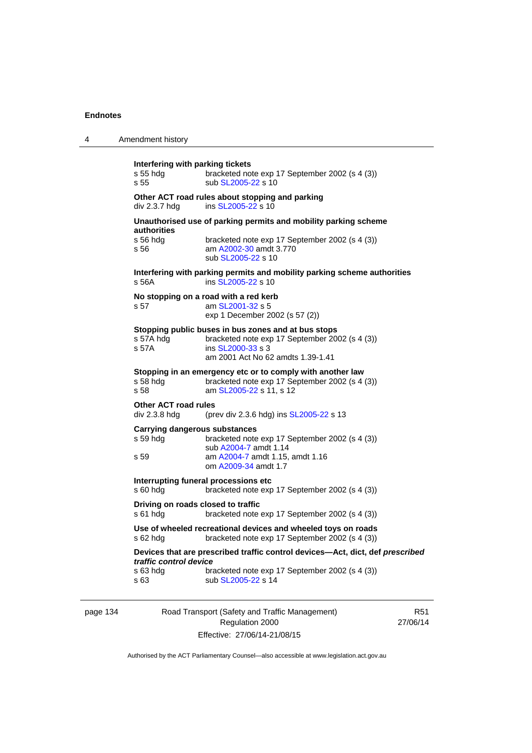**Interfering with parking tickets**

s 55 hdg bracketed note exp 17 September 2002 (s 4 (3))
s 55 sub SL2005-22 s 10

**Other ACT road rules about stopping and parking**

div 2.3.7 hdg ins SL2005-22 s 10

**Unauthorised use of parking permits and mobility parking scheme authorities**

s 56 hdg bracketed note exp 17 September 2002 (s 4 (3))
s 56 am A2002-30 amdt 3.770
sub SL2005-22 s 10

**Interfering with parking permits and mobility parking scheme authorities**

s 56A ins SL2005-22 s 10

**No stopping on a road with a red kerb**

s 57 am SL2001-32 s 5
exp 1 December 2002 (s 57 (2))

**Stopping public buses in bus zones and at bus stops**

s 57A hdg bracketed note exp 17 September 2002 (s 4 (3))
s 57A ins SL2000-33 s 3
am 2001 Act No 62 amdts 1.39-1.41

**Stopping in an emergency etc or to comply with another law**

s 58 hdg bracketed note exp 17 September 2002 (s 4 (3))
s 58 am SL2005-22 s 11, s 12

**Other ACT road rules**

div 2.3.8 hdg (prev div 2.3.6 hdg) ins SL2005-22 s 13

**Carrying dangerous substances**

s 59 hdg bracketed note exp 17 September 2002 (s 4 (3))
sub A2004-7 amdt 1.14
s 59 am A2004-7 amdt 1.15, amdt 1.16
om A2009-34 amdt 1.7

**Interrupting funeral processions etc**

s 60 hdg bracketed note exp 17 September 2002 (s 4 (3))

**Driving on roads closed to traffic**

s 61 hdg bracketed note exp 17 September 2002 (s 4 (3))

**Use of wheeled recreational devices and wheeled toys on roads**

s 62 hdg bracketed note exp 17 September 2002 (s 4 (3))

**Devices that are prescribed traffic control devices—Act, dict, def *prescribed traffic control device***

s 63 hdg bracketed note exp 17 September 2002 (s 4 (3))
s 63 sub SL2005-22 s 14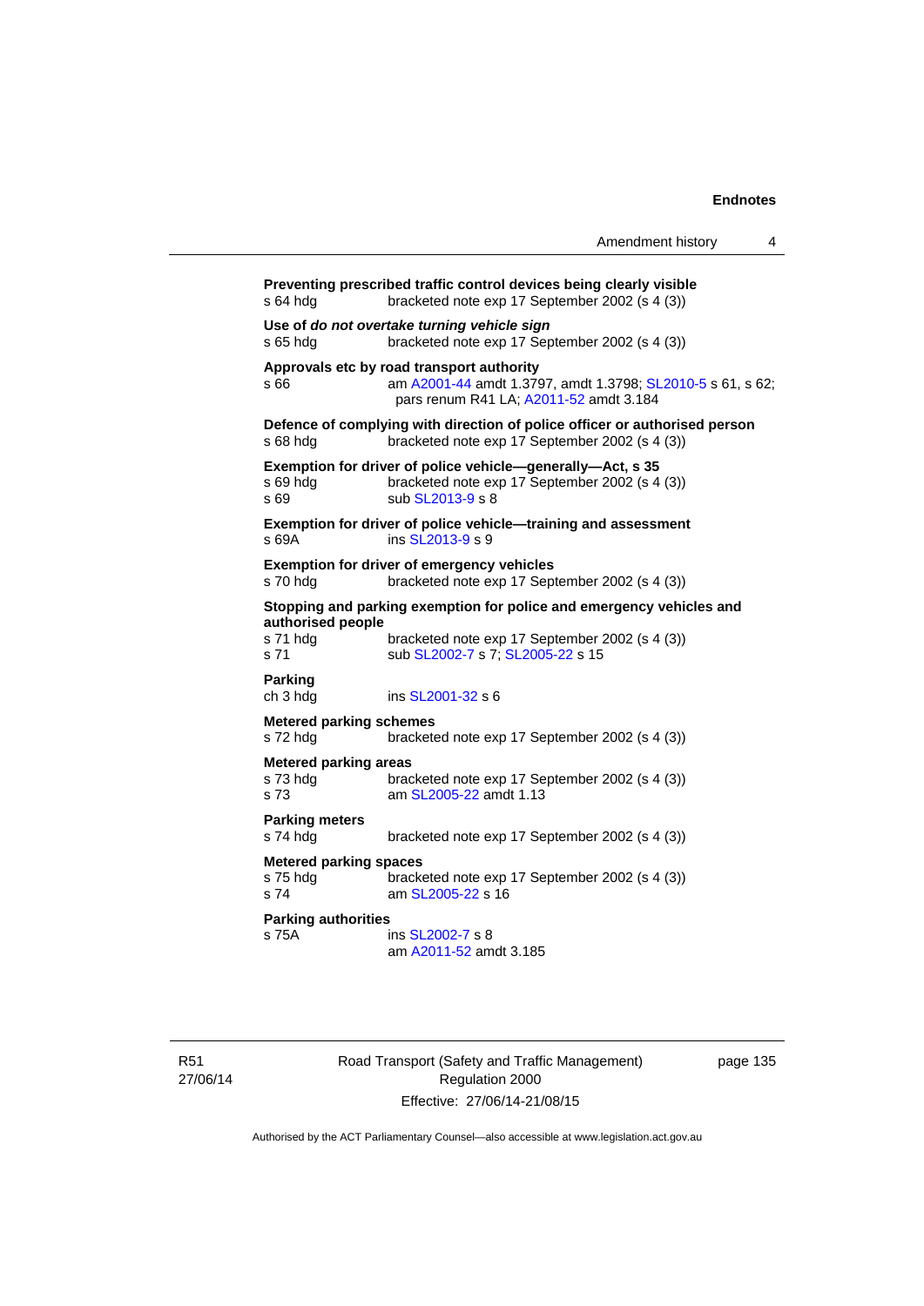**Preventing prescribed traffic control devices being clearly visible**
s 64 hdg bracketed note exp 17 September 2002 (s 4 (3))

**Use of *do not overtake turning vehicle sign***
s 65 hdg bracketed note exp 17 September 2002 (s 4 (3))

**Approvals etc by road transport authority**
s 66 am A2001-44 amdt 1.3797, amdt 1.3798; SL2010-5 s 61, s 62; pars renum R41 LA; A2011-52 amdt 3.184

**Defence of complying with direction of police officer or authorised person**
s 68 hdg bracketed note exp 17 September 2002 (s 4 (3))

**Exemption for driver of police vehicle—generally—Act, s 35**
s 69 hdg bracketed note exp 17 September 2002 (s 4 (3))
s 69 sub SL2013-9 s 8

**Exemption for driver of police vehicle—training and assessment**
s 69A ins SL2013-9 s 9

**Exemption for driver of emergency vehicles**
s 70 hdg bracketed note exp 17 September 2002 (s 4 (3))

**Stopping and parking exemption for police and emergency vehicles and authorised people**
s 71 hdg bracketed note exp 17 September 2002 (s 4 (3))
s 71 sub SL2002-7 s 7; SL2005-22 s 15

**Parking**
ch 3 hdg ins SL2001-32 s 6

**Metered parking schemes**
s 72 hdg bracketed note exp 17 September 2002 (s 4 (3))

**Metered parking areas**
s 73 hdg bracketed note exp 17 September 2002 (s 4 (3))
s 73 am SL2005-22 amdt 1.13

**Parking meters**
s 74 hdg bracketed note exp 17 September 2002 (s 4 (3))

**Metered parking spaces**
s 75 hdg bracketed note exp 17 September 2002 (s 4 (3))
s 74 am SL2005-22 s 16

**Parking authorities**
s 75A ins SL2002-7 s 8
am A2011-52 amdt 3.185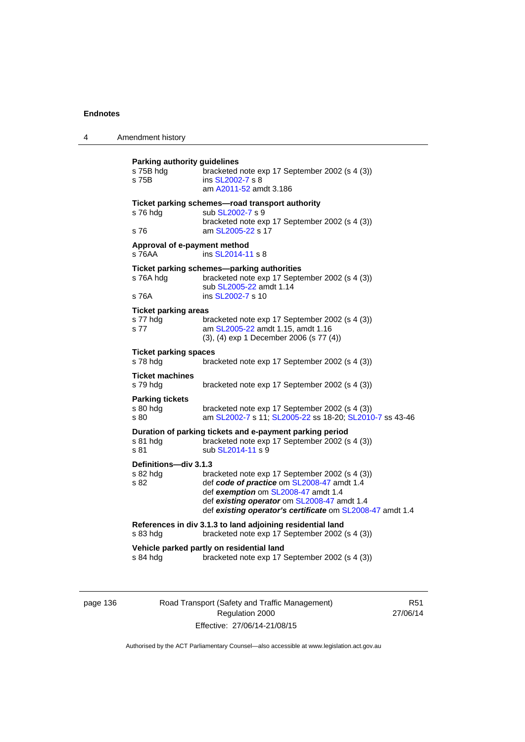**Parking authority guidelines**

s 75B hdg bracketed note exp 17 September 2002 (s 4 (3))
s 75B ins SL2002-7 s 8
am A2011-52 amdt 3.186

**Ticket parking schemes—road transport authority**

s 76 hdg sub SL2002-7 s 9
bracketed note exp 17 September 2002 (s 4 (3))
s 76 am SL2005-22 s 17

**Approval of e-payment method**

s 76AA ins SL2014-11 s 8

**Ticket parking schemes—parking authorities**

s 76A hdg bracketed note exp 17 September 2002 (s 4 (3))
sub SL2005-22 amdt 1.14
s 76A ins SL2002-7 s 10

**Ticket parking areas**

s 77 hdg bracketed note exp 17 September 2002 (s 4 (3))
s 77 am SL2005-22 amdt 1.15, amdt 1.16
(3), (4) exp 1 December 2006 (s 77 (4))

**Ticket parking spaces**

s 78 hdg bracketed note exp 17 September 2002 (s 4 (3))

**Ticket machines**

s 79 hdg bracketed note exp 17 September 2002 (s 4 (3))

**Parking tickets**

s 80 hdg bracketed note exp 17 September 2002 (s 4 (3))
s 80 am SL2002-7 s 11; SL2005-22 ss 18-20; SL2010-7 ss 43-46

**Duration of parking tickets and e-payment parking period**

s 81 hdg bracketed note exp 17 September 2002 (s 4 (3))
s 81 sub SL2014-11 s 9

**Definitions—div 3.1.3**

s 82 hdg bracketed note exp 17 September 2002 (s 4 (3))
s 82 def ***code of practice*** om SL2008-47 amdt 1.4
def ***exemption*** om SL2008-47 amdt 1.4
def ***existing operator*** om SL2008-47 amdt 1.4
def ***existing operator's certificate*** om SL2008-47 amdt 1.4

**References in div 3.1.3 to land adjoining residential land**

s 83 hdg bracketed note exp 17 September 2002 (s 4 (3))

**Vehicle parked partly on residential land**

s 84 hdg bracketed note exp 17 September 2002 (s 4 (3))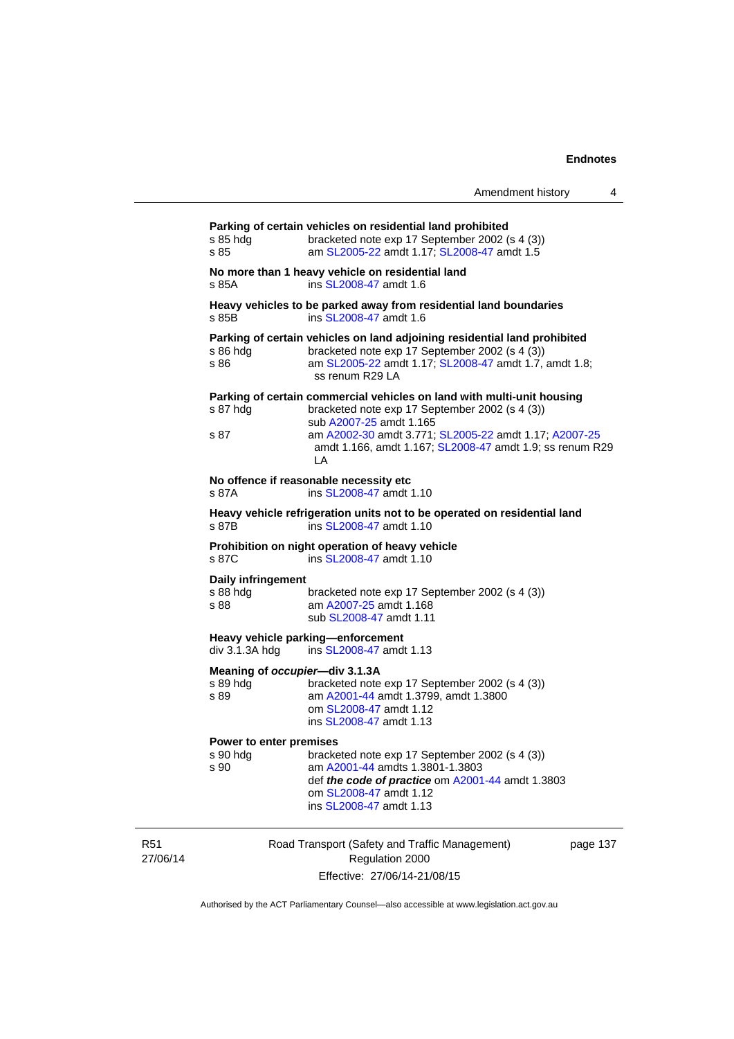**Parking of certain vehicles on residential land prohibited**

s 85 hdg bracketed note exp 17 September 2002 (s 4 (3))
s 85 am SL2005-22 amdt 1.17; SL2008-47 amdt 1.5

**No more than 1 heavy vehicle on residential land**

s 85A ins SL2008-47 amdt 1.6

**Heavy vehicles to be parked away from residential land boundaries**

s 85B ins SL2008-47 amdt 1.6

**Parking of certain vehicles on land adjoining residential land prohibited**

s 86 hdg bracketed note exp 17 September 2002 (s 4 (3))
s 86 am SL2005-22 amdt 1.17; SL2008-47 amdt 1.7, amdt 1.8; ss renum R29 LA

**Parking of certain commercial vehicles on land with multi-unit housing**

s 87 hdg bracketed note exp 17 September 2002 (s 4 (3))
sub A2007-25 amdt 1.165
s 87 am A2002-30 amdt 3.771; SL2005-22 amdt 1.17; A2007-25 amdt 1.166, amdt 1.167; SL2008-47 amdt 1.9; ss renum R29 LA

**No offence if reasonable necessity etc**

s 87A ins SL2008-47 amdt 1.10

**Heavy vehicle refrigeration units not to be operated on residential land**

s 87B ins SL2008-47 amdt 1.10

**Prohibition on night operation of heavy vehicle**

s 87C ins SL2008-47 amdt 1.10

**Daily infringement**

s 88 hdg bracketed note exp 17 September 2002 (s 4 (3))
s 88 am A2007-25 amdt 1.168
sub SL2008-47 amdt 1.11

**Heavy vehicle parking—enforcement**

div 3.1.3A hdg ins SL2008-47 amdt 1.13

**Meaning of *occupier*—div 3.1.3A**

s 89 hdg bracketed note exp 17 September 2002 (s 4 (3))
s 89 am A2001-44 amdt 1.3799, amdt 1.3800
om SL2008-47 amdt 1.12
ins SL2008-47 amdt 1.13

**Power to enter premises**

s 90 hdg bracketed note exp 17 September 2002 (s 4 (3))
s 90 am A2001-44 amdts 1.3801-1.3803
def ***the code of practice*** om A2001-44 amdt 1.3803
om SL2008-47 amdt 1.12
ins SL2008-47 amdt 1.13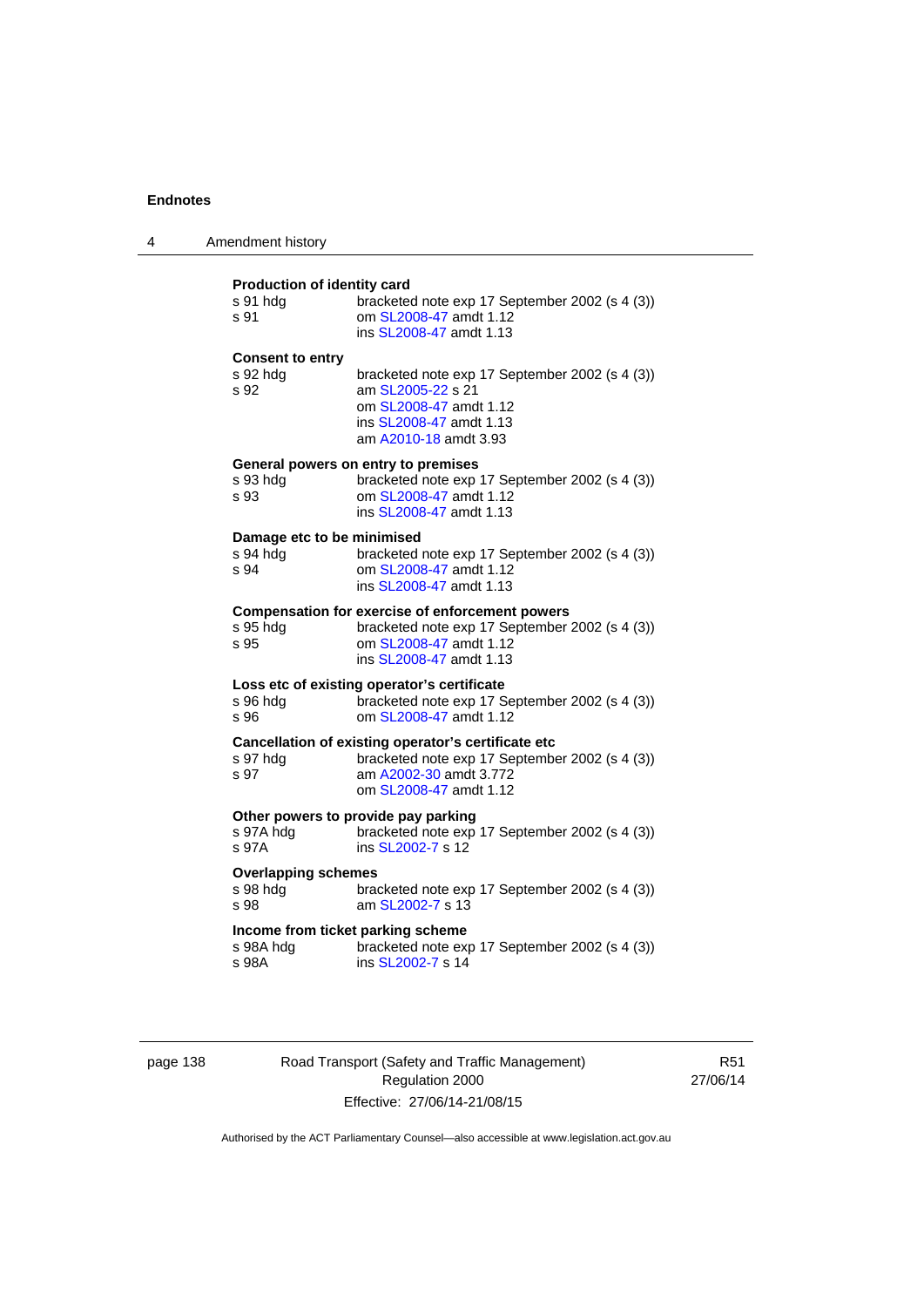**Production of identity card**
s 91 hdg    bracketed note exp 17 September 2002 (s 4 (3))
s 91    om SL2008-47 amdt 1.12
    ins SL2008-47 amdt 1.13

**Consent to entry**
s 92 hdg    bracketed note exp 17 September 2002 (s 4 (3))
s 92    am SL2005-22 s 21
    om SL2008-47 amdt 1.12
    ins SL2008-47 amdt 1.13
    am A2010-18 amdt 3.93

**General powers on entry to premises**
s 93 hdg    bracketed note exp 17 September 2002 (s 4 (3))
s 93    om SL2008-47 amdt 1.12
    ins SL2008-47 amdt 1.13

**Damage etc to be minimised**
s 94 hdg    bracketed note exp 17 September 2002 (s 4 (3))
s 94    om SL2008-47 amdt 1.12
    ins SL2008-47 amdt 1.13

**Compensation for exercise of enforcement powers**
s 95 hdg    bracketed note exp 17 September 2002 (s 4 (3))
s 95    om SL2008-47 amdt 1.12
    ins SL2008-47 amdt 1.13

**Loss etc of existing operator's certificate**
s 96 hdg    bracketed note exp 17 September 2002 (s 4 (3))
s 96    om SL2008-47 amdt 1.12

**Cancellation of existing operator's certificate etc**
s 97 hdg    bracketed note exp 17 September 2002 (s 4 (3))
s 97    am A2002-30 amdt 3.772
    om SL2008-47 amdt 1.12

**Other powers to provide pay parking**
s 97A hdg    bracketed note exp 17 September 2002 (s 4 (3))
s 97A    ins SL2002-7 s 12

**Overlapping schemes**
s 98 hdg    bracketed note exp 17 September 2002 (s 4 (3))
s 98    am SL2002-7 s 13

**Income from ticket parking scheme**
s 98A hdg    bracketed note exp 17 September 2002 (s 4 (3))
s 98A    ins SL2002-7 s 14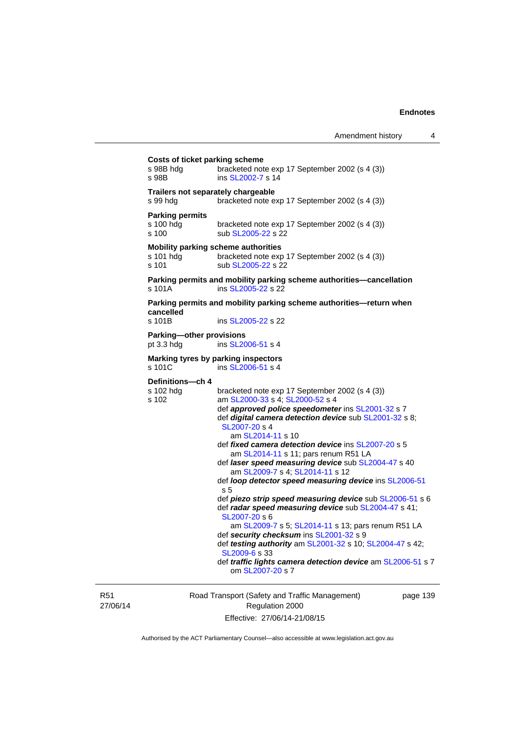**Costs of ticket parking scheme**

s 98B hdg bracketed note exp 17 September 2002 (s 4 (3))
s 98B ins SL2002-7 s 14

**Trailers not separately chargeable**

s 99 hdg bracketed note exp 17 September 2002 (s 4 (3))

**Parking permits**

s 100 hdg bracketed note exp 17 September 2002 (s 4 (3))
s 100 sub SL2005-22 s 22

**Mobility parking scheme authorities**

s 101 hdg bracketed note exp 17 September 2002 (s 4 (3))
s 101 sub SL2005-22 s 22

**Parking permits and mobility parking scheme authorities—cancellation**

s 101A ins SL2005-22 s 22

**Parking permits and mobility parking scheme authorities—return when cancelled**

s 101B ins SL2005-22 s 22

**Parking—other provisions**

pt 3.3 hdg ins SL2006-51 s 4

**Marking tyres by parking inspectors**

s 101C ins SL2006-51 s 4

**Definitions—ch 4**

s 102 hdg bracketed note exp 17 September 2002 (s 4 (3))
s 102 am SL2000-33 s 4; SL2000-52 s 4
def ***approved police speedometer*** ins SL2001-32 s 7
def ***digital camera detection device*** sub SL2001-32 s 8; SL2007-20 s 4
am SL2014-11 s 10
def ***fixed camera detection device*** ins SL2007-20 s 5
am SL2014-11 s 11; pars renum R51 LA
def ***laser speed measuring device*** sub SL2004-47 s 40
am SL2009-7 s 4; SL2014-11 s 12
def ***loop detector speed measuring device*** ins SL2006-51 s 5
def ***piezo strip speed measuring device*** sub SL2006-51 s 6
def ***radar speed measuring device*** sub SL2004-47 s 41; SL2007-20 s 6
am SL2009-7 s 5; SL2014-11 s 13; pars renum R51 LA
def ***security checksum*** ins SL2001-32 s 9
def ***testing authority*** am SL2001-32 s 10; SL2004-47 s 42; SL2009-6 s 33
def ***traffic lights camera detection device*** am SL2006-51 s 7
om SL2007-20 s 7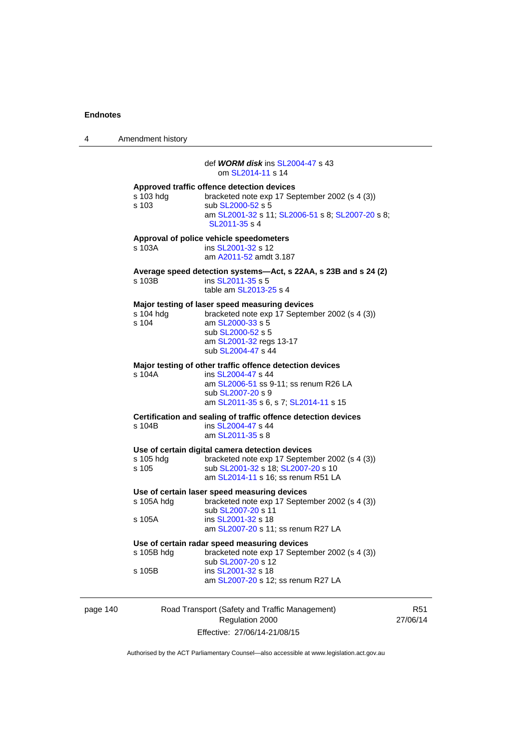def ***WORM disk*** ins SL2004-47 s 43
om SL2014-11 s 14

**Approved traffic offence detection devices**

s 103 hdg bracketed note exp 17 September 2002 (s 4 (3))
s 103 sub SL2000-52 s 5
am SL2001-32 s 11; SL2006-51 s 8; SL2007-20 s 8; SL2011-35 s 4

**Approval of police vehicle speedometers**

s 103A ins SL2001-32 s 12
am A2011-52 amdt 3.187

**Average speed detection systems—Act, s 22AA, s 23B and s 24 (2)**

s 103B ins SL2011-35 s 5
table am SL2013-25 s 4

**Major testing of laser speed measuring devices**

s 104 hdg bracketed note exp 17 September 2002 (s 4 (3))
s 104 am SL2000-33 s 5
sub SL2000-52 s 5
am SL2001-32 regs 13-17
sub SL2004-47 s 44

**Major testing of other traffic offence detection devices**

s 104A ins SL2004-47 s 44
am SL2006-51 ss 9-11; ss renum R26 LA
sub SL2007-20 s 9
am SL2011-35 s 6, s 7; SL2014-11 s 15

**Certification and sealing of traffic offence detection devices**

s 104B ins SL2004-47 s 44
am SL2011-35 s 8

**Use of certain digital camera detection devices**

s 105 hdg bracketed note exp 17 September 2002 (s 4 (3))
s 105 sub SL2001-32 s 18; SL2007-20 s 10
am SL2014-11 s 16; ss renum R51 LA

**Use of certain laser speed measuring devices**

s 105A hdg bracketed note exp 17 September 2002 (s 4 (3))
sub SL2007-20 s 11
s 105A ins SL2001-32 s 18
am SL2007-20 s 11; ss renum R27 LA

**Use of certain radar speed measuring devices**

s 105B hdg bracketed note exp 17 September 2002 (s 4 (3))
sub SL2007-20 s 12
s 105B ins SL2001-32 s 18
am SL2007-20 s 12; ss renum R27 LA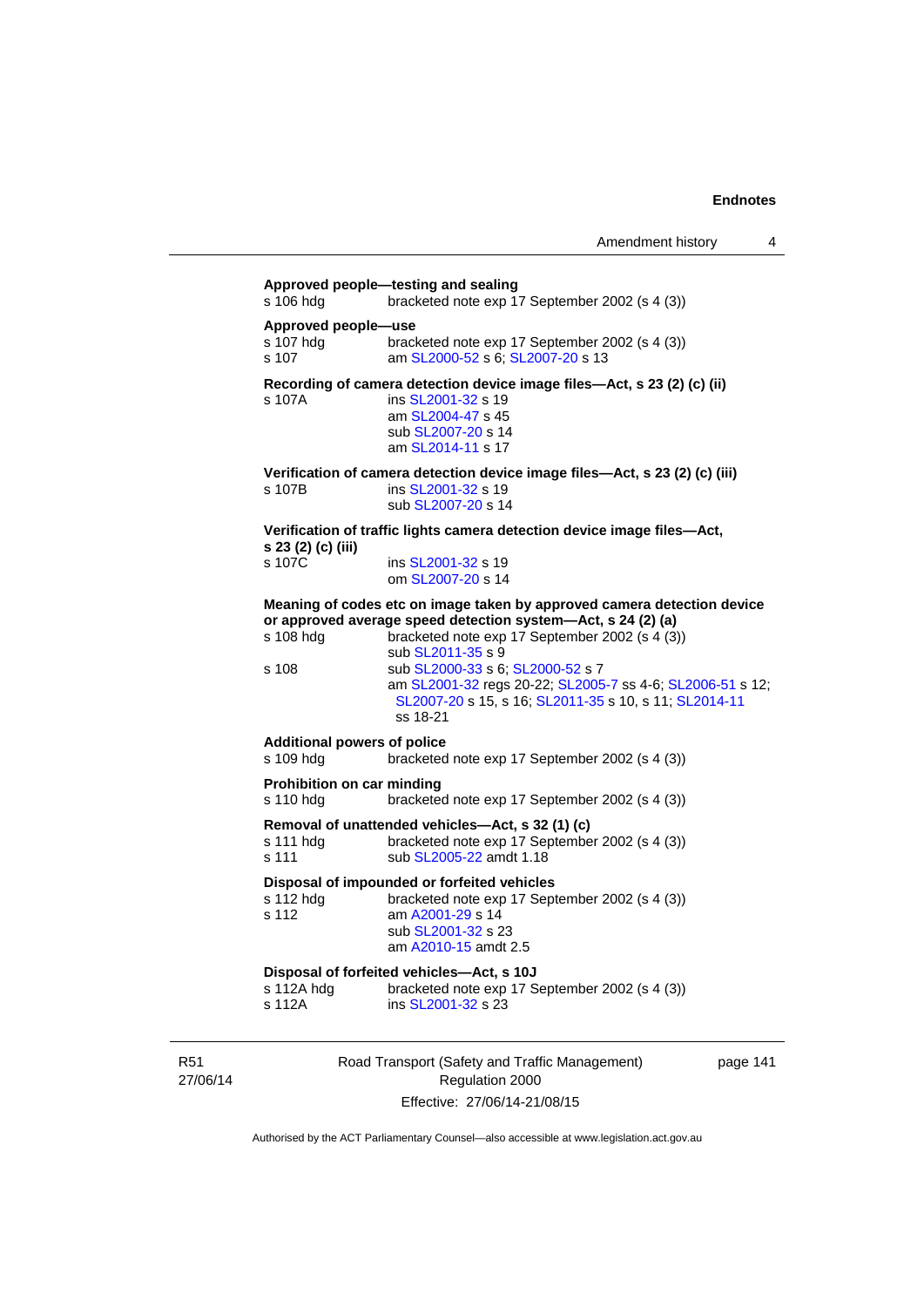**Approved people—testing and sealing**

s 106 hdg bracketed note exp 17 September 2002 (s 4 (3))

**Approved people—use**

s 107 hdg bracketed note exp 17 September 2002 (s 4 (3))
s 107 am SL2000-52 s 6; SL2007-20 s 13

**Recording of camera detection device image files—Act, s 23 (2) (c) (ii)**

s 107A ins SL2001-32 s 19
am SL2004-47 s 45
sub SL2007-20 s 14
am SL2014-11 s 17

**Verification of camera detection device image files—Act, s 23 (2) (c) (iii)**

s 107B ins SL2001-32 s 19
sub SL2007-20 s 14

**Verification of traffic lights camera detection device image files—Act, s 23 (2) (c) (iii)**

s 107C ins SL2001-32 s 19
om SL2007-20 s 14

**Meaning of codes etc on image taken by approved camera detection device or approved average speed detection system—Act, s 24 (2) (a)**

s 108 hdg bracketed note exp 17 September 2002 (s 4 (3))
sub SL2011-35 s 9
s 108 sub SL2000-33 s 6; SL2000-52 s 7
am SL2001-32 regs 20-22; SL2005-7 ss 4-6; SL2006-51 s 12; SL2007-20 s 15, s 16; SL2011-35 s 10, s 11; SL2014-11 ss 18-21

**Additional powers of police**

s 109 hdg bracketed note exp 17 September 2002 (s 4 (3))

**Prohibition on car minding**

s 110 hdg bracketed note exp 17 September 2002 (s 4 (3))

**Removal of unattended vehicles—Act, s 32 (1) (c)**

s 111 hdg bracketed note exp 17 September 2002 (s 4 (3))
s 111 sub SL2005-22 amdt 1.18

**Disposal of impounded or forfeited vehicles**

s 112 hdg bracketed note exp 17 September 2002 (s 4 (3))
s 112 am A2001-29 s 14
sub SL2001-32 s 23
am A2010-15 amdt 2.5

**Disposal of forfeited vehicles—Act, s 10J**

s 112A hdg bracketed note exp 17 September 2002 (s 4 (3))
s 112A ins SL2001-32 s 23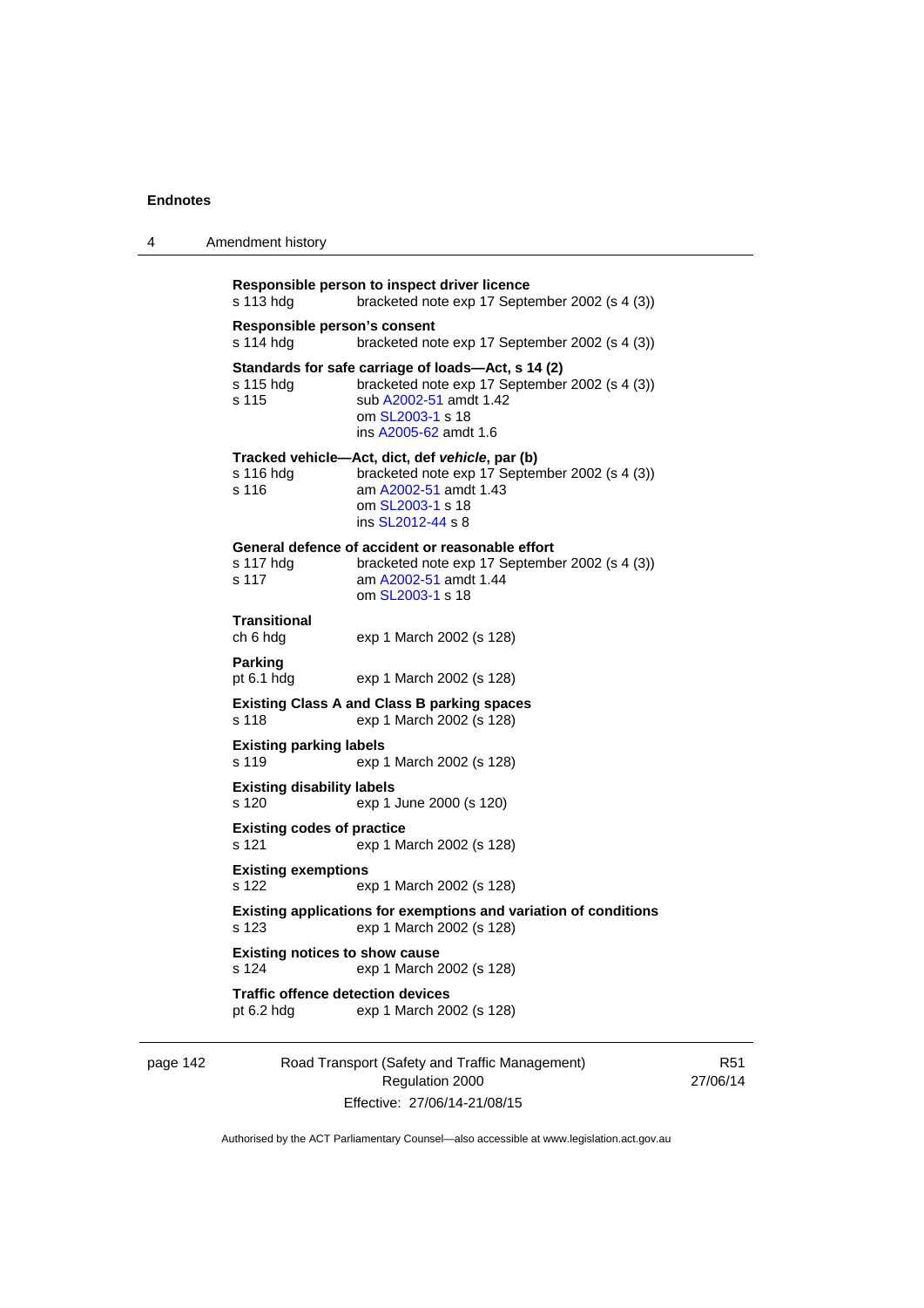**Responsible person to inspect driver licence**
s 113 hdg bracketed note exp 17 September 2002 (s 4 (3))

**Responsible person's consent**
s 114 hdg bracketed note exp 17 September 2002 (s 4 (3))

**Standards for safe carriage of loads—Act, s 14 (2)**
s 115 hdg bracketed note exp 17 September 2002 (s 4 (3))
s 115 sub A2002-51 amdt 1.42
om SL2003-1 s 18
ins A2005-62 amdt 1.6

**Tracked vehicle—Act, dict, def *vehicle*, par (b)**
s 116 hdg bracketed note exp 17 September 2002 (s 4 (3))
s 116 am A2002-51 amdt 1.43
om SL2003-1 s 18
ins SL2012-44 s 8

**General defence of accident or reasonable effort**
s 117 hdg bracketed note exp 17 September 2002 (s 4 (3))
s 117 am A2002-51 amdt 1.44
om SL2003-1 s 18

**Transitional**
ch 6 hdg exp 1 March 2002 (s 128)

**Parking**
pt 6.1 hdg exp 1 March 2002 (s 128)

**Existing Class A and Class B parking spaces**
s 118 exp 1 March 2002 (s 128)

**Existing parking labels**
s 119 exp 1 March 2002 (s 128)

**Existing disability labels**
s 120 exp 1 June 2000 (s 120)

**Existing codes of practice**
s 121 exp 1 March 2002 (s 128)

**Existing exemptions**
s 122 exp 1 March 2002 (s 128)

**Existing applications for exemptions and variation of conditions**
s 123 exp 1 March 2002 (s 128)

**Existing notices to show cause**
s 124 exp 1 March 2002 (s 128)

**Traffic offence detection devices**
pt 6.2 hdg exp 1 March 2002 (s 128)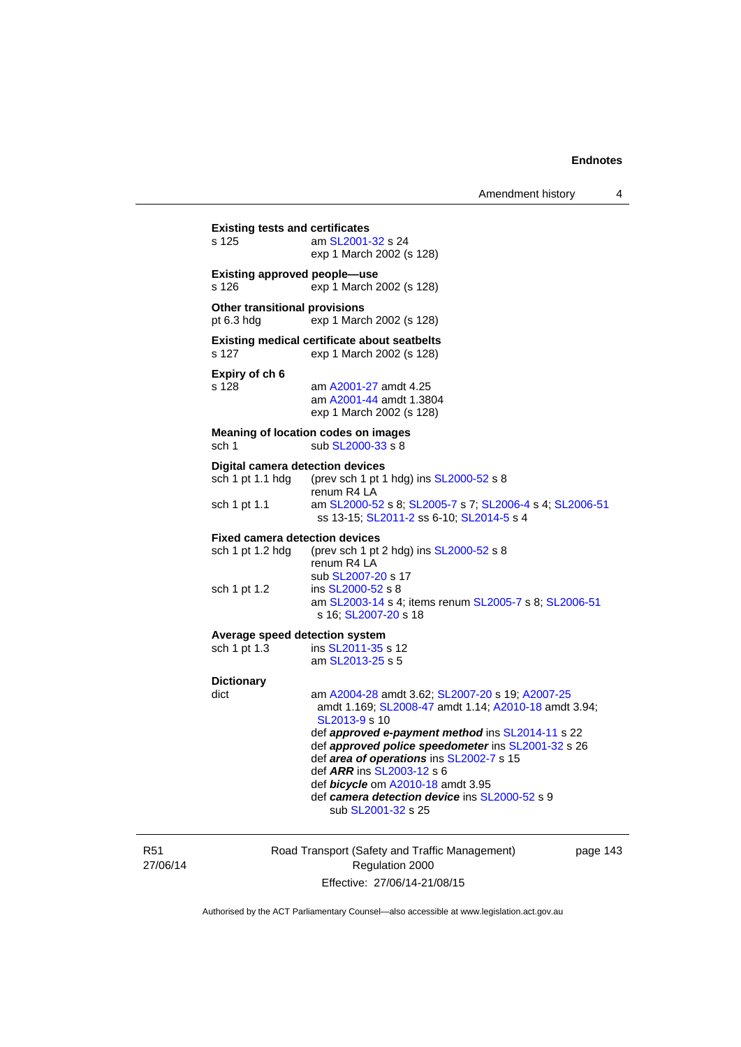**Existing tests and certificates**

s 125 — am SL2001-32 s 24
exp 1 March 2002 (s 128)

**Existing approved people—use**

s 126 — exp 1 March 2002 (s 128)

**Other transitional provisions**

pt 6.3 hdg — exp 1 March 2002 (s 128)

**Existing medical certificate about seatbelts**

s 127 — exp 1 March 2002 (s 128)

**Expiry of ch 6**

s 128 — am A2001-27 amdt 4.25
am A2001-44 amdt 1.3804
exp 1 March 2002 (s 128)

**Meaning of location codes on images**

sch 1 — sub SL2000-33 s 8

**Digital camera detection devices**

sch 1 pt 1.1 hdg — (prev sch 1 pt 1 hdg) ins SL2000-52 s 8
renum R4 LA

sch 1 pt 1.1 — am SL2000-52 s 8; SL2005-7 s 7; SL2006-4 s 4; SL2006-51 ss 13-15; SL2011-2 ss 6-10; SL2014-5 s 4

**Fixed camera detection devices**

sch 1 pt 1.2 hdg — (prev sch 1 pt 2 hdg) ins SL2000-52 s 8
renum R4 LA
sub SL2007-20 s 17

sch 1 pt 1.2 — ins SL2000-52 s 8
am SL2003-14 s 4; items renum SL2005-7 s 8; SL2006-51 s 16; SL2007-20 s 18

**Average speed detection system**

sch 1 pt 1.3 — ins SL2011-35 s 12
am SL2013-25 s 5

**Dictionary**

dict — am A2004-28 amdt 3.62; SL2007-20 s 19; A2007-25 amdt 1.169; SL2008-47 amdt 1.14; A2010-18 amdt 3.94; SL2013-9 s 10
def ***approved e-payment method*** ins SL2014-11 s 22
def ***approved police speedometer*** ins SL2001-32 s 26
def ***area of operations*** ins SL2002-7 s 15
def ***ARR*** ins SL2003-12 s 6
def ***bicycle*** om A2010-18 amdt 3.95
def ***camera detection device*** ins SL2000-52 s 9
sub SL2001-32 s 25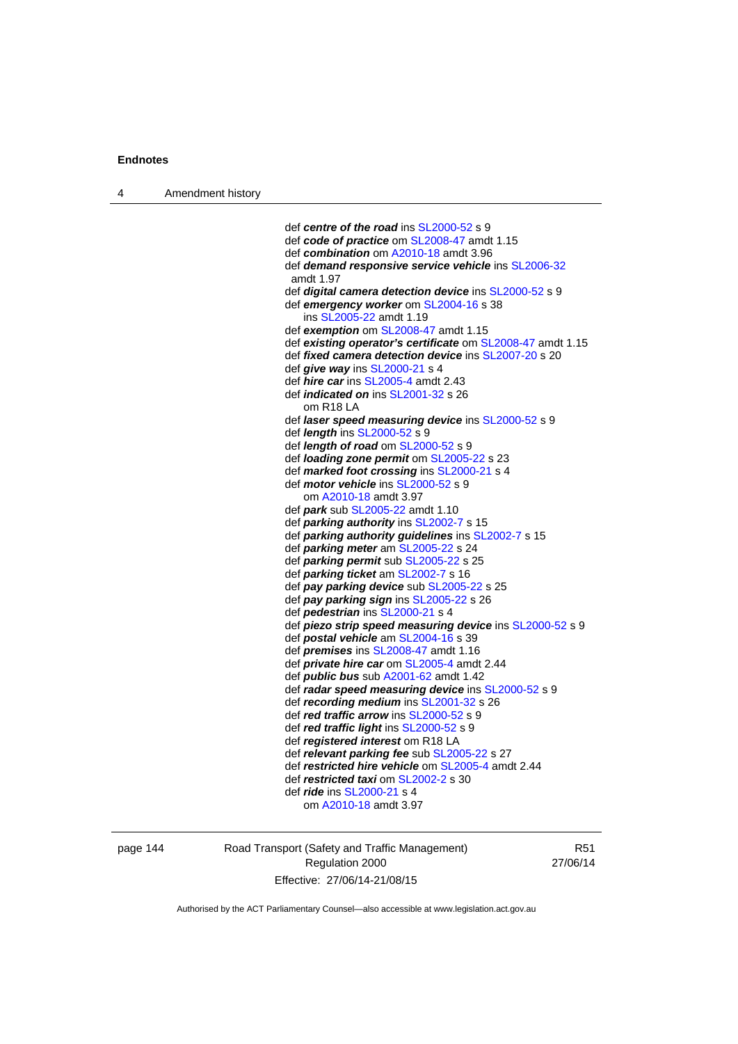def ***centre of the road*** ins SL2000-52 s 9
def ***code of practice*** om SL2008-47 amdt 1.15
def ***combination*** om A2010-18 amdt 3.96
def ***demand responsive service vehicle*** ins SL2006-32 amdt 1.97
def ***digital camera detection device*** ins SL2000-52 s 9
def ***emergency worker*** om SL2004-16 s 38
    ins SL2005-22 amdt 1.19
def ***exemption*** om SL2008-47 amdt 1.15
def ***existing operator's certificate*** om SL2008-47 amdt 1.15
def ***fixed camera detection device*** ins SL2007-20 s 20
def ***give way*** ins SL2000-21 s 4
def ***hire car*** ins SL2005-4 amdt 2.43
def ***indicated on*** ins SL2001-32 s 26
    om R18 LA
def ***laser speed measuring device*** ins SL2000-52 s 9
def ***length*** ins SL2000-52 s 9
def ***length of road*** om SL2000-52 s 9
def ***loading zone permit*** om SL2005-22 s 23
def ***marked foot crossing*** ins SL2000-21 s 4
def ***motor vehicle*** ins SL2000-52 s 9
    om A2010-18 amdt 3.97
def ***park*** sub SL2005-22 amdt 1.10
def ***parking authority*** ins SL2002-7 s 15
def ***parking authority guidelines*** ins SL2002-7 s 15
def ***parking meter*** am SL2005-22 s 24
def ***parking permit*** sub SL2005-22 s 25
def ***parking ticket*** am SL2002-7 s 16
def ***pay parking device*** sub SL2005-22 s 25
def ***pay parking sign*** ins SL2005-22 s 26
def ***pedestrian*** ins SL2000-21 s 4
def ***piezo strip speed measuring device*** ins SL2000-52 s 9
def ***postal vehicle*** am SL2004-16 s 39
def ***premises*** ins SL2008-47 amdt 1.16
def ***private hire car*** om SL2005-4 amdt 2.44
def ***public bus*** sub A2001-62 amdt 1.42
def ***radar speed measuring device*** ins SL2000-52 s 9
def ***recording medium*** ins SL2001-32 s 26
def ***red traffic arrow*** ins SL2000-52 s 9
def ***red traffic light*** ins SL2000-52 s 9
def ***registered interest*** om R18 LA
def ***relevant parking fee*** sub SL2005-22 s 27
def ***restricted hire vehicle*** om SL2005-4 amdt 2.44
def ***restricted taxi*** om SL2002-2 s 30
def ***ride*** ins SL2000-21 s 4
    om A2010-18 amdt 3.97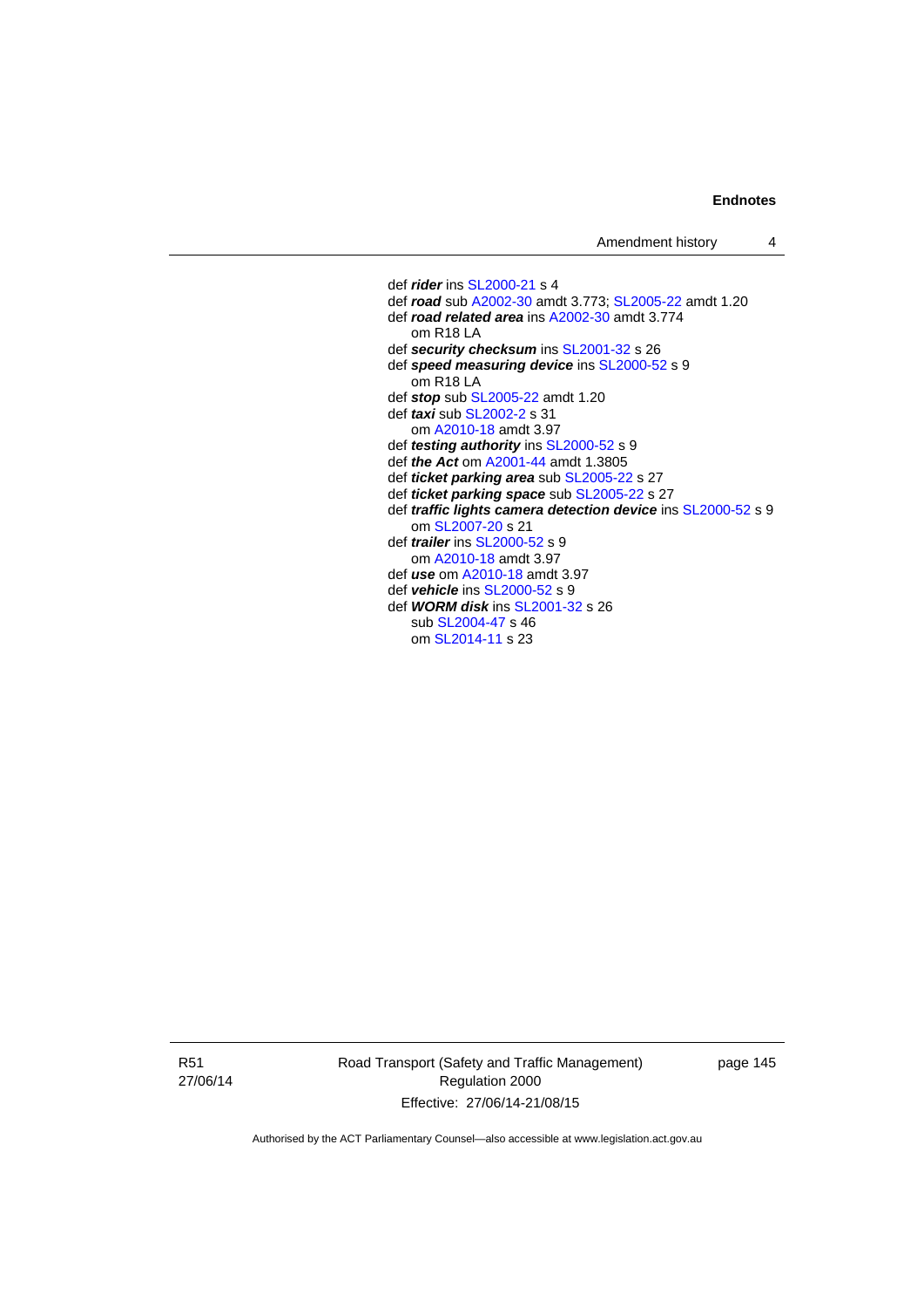def ***rider*** ins SL2000-21 s 4
def ***road*** sub A2002-30 amdt 3.773; SL2005-22 amdt 1.20
def ***road related area*** ins A2002-30 amdt 3.774
  om R18 LA
def ***security checksum*** ins SL2001-32 s 26
def ***speed measuring device*** ins SL2000-52 s 9
  om R18 LA
def ***stop*** sub SL2005-22 amdt 1.20
def ***taxi*** sub SL2002-2 s 31
  om A2010-18 amdt 3.97
def ***testing authority*** ins SL2000-52 s 9
def ***the Act*** om A2001-44 amdt 1.3805
def ***ticket parking area*** sub SL2005-22 s 27
def ***ticket parking space*** sub SL2005-22 s 27
def ***traffic lights camera detection device*** ins SL2000-52 s 9
  om SL2007-20 s 21
def ***trailer*** ins SL2000-52 s 9
  om A2010-18 amdt 3.97
def ***use*** om A2010-18 amdt 3.97
def ***vehicle*** ins SL2000-52 s 9
def ***WORM disk*** ins SL2001-32 s 26
  sub SL2004-47 s 46
  om SL2014-11 s 23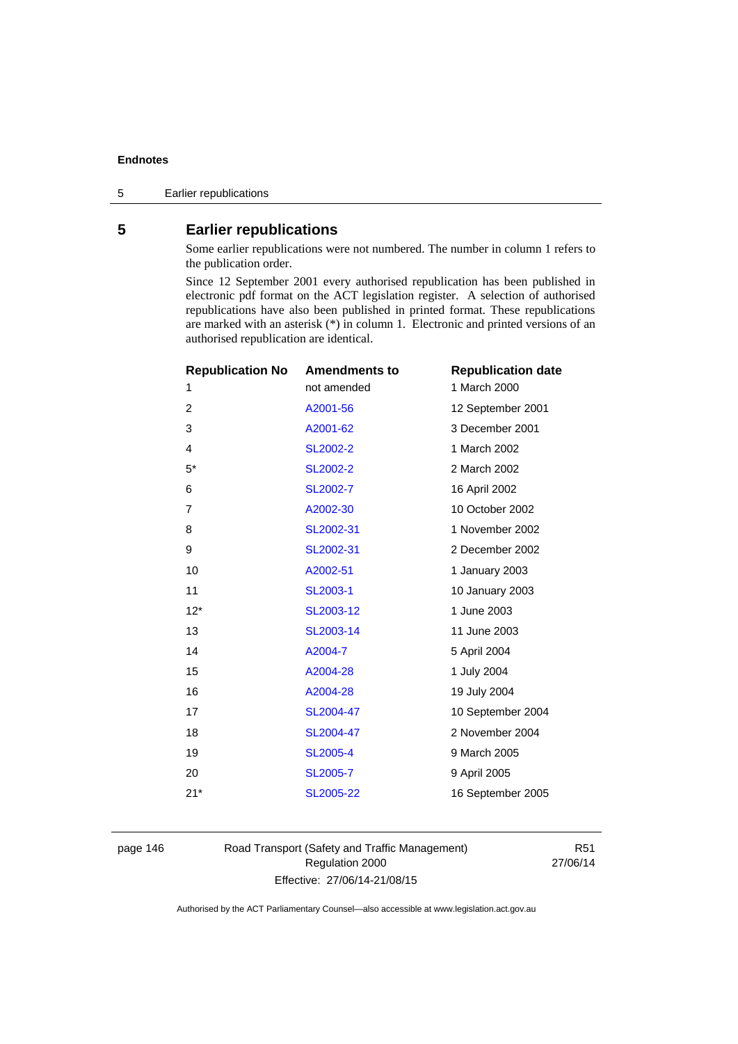## 5 Earlier republications

Some earlier republications were not numbered. The number in column 1 refers to the publication order.

Since 12 September 2001 every authorised republication has been published in electronic pdf format on the ACT legislation register. A selection of authorised republications have also been published in printed format. These republications are marked with an asterisk (*) in column 1. Electronic and printed versions of an authorised republication are identical.

| Republication No | Amendments to | Republication date |
|---|---|---|
| 1 | not amended | 1 March 2000 |
| 2 | A2001-56 | 12 September 2001 |
| 3 | A2001-62 | 3 December 2001 |
| 4 | SL2002-2 | 1 March 2002 |
| 5* | SL2002-2 | 2 March 2002 |
| 6 | SL2002-7 | 16 April 2002 |
| 7 | A2002-30 | 10 October 2002 |
| 8 | SL2002-31 | 1 November 2002 |
| 9 | SL2002-31 | 2 December 2002 |
| 10 | A2002-51 | 1 January 2003 |
| 11 | SL2003-1 | 10 January 2003 |
| 12* | SL2003-12 | 1 June 2003 |
| 13 | SL2003-14 | 11 June 2003 |
| 14 | A2004-7 | 5 April 2004 |
| 15 | A2004-28 | 1 July 2004 |
| 16 | A2004-28 | 19 July 2004 |
| 17 | SL2004-47 | 10 September 2004 |
| 18 | SL2004-47 | 2 November 2004 |
| 19 | SL2005-4 | 9 March 2005 |
| 20 | SL2005-7 | 9 April 2005 |
| 21* | SL2005-22 | 16 September 2005 |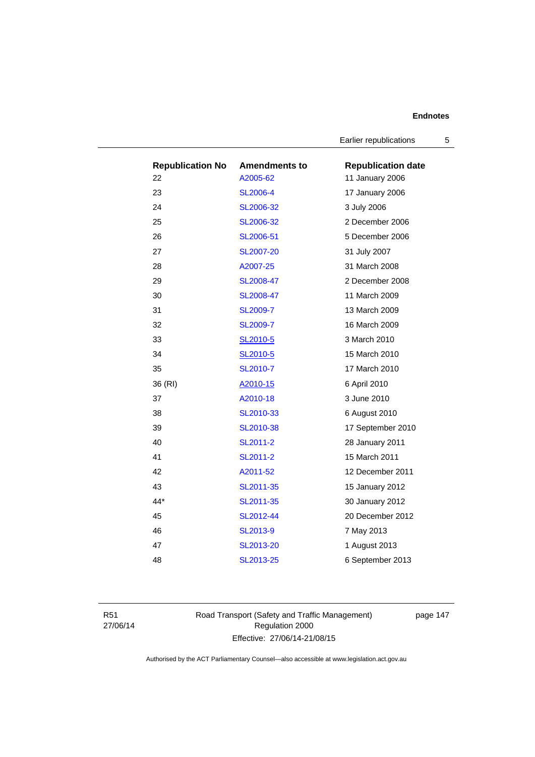| Republication No | Amendments to | Republication date |
|---|---|---|
| 22 | A2005-62 | 11 January 2006 |
| 23 | SL2006-4 | 17 January 2006 |
| 24 | SL2006-32 | 3 July 2006 |
| 25 | SL2006-32 | 2 December 2006 |
| 26 | SL2006-51 | 5 December 2006 |
| 27 | SL2007-20 | 31 July 2007 |
| 28 | A2007-25 | 31 March 2008 |
| 29 | SL2008-47 | 2 December 2008 |
| 30 | SL2008-47 | 11 March 2009 |
| 31 | SL2009-7 | 13 March 2009 |
| 32 | SL2009-7 | 16 March 2009 |
| 33 | SL2010-5 | 3 March 2010 |
| 34 | SL2010-5 | 15 March 2010 |
| 35 | SL2010-7 | 17 March 2010 |
| 36 (RI) | A2010-15 | 6 April 2010 |
| 37 | A2010-18 | 3 June 2010 |
| 38 | SL2010-33 | 6 August 2010 |
| 39 | SL2010-38 | 17 September 2010 |
| 40 | SL2011-2 | 28 January 2011 |
| 41 | SL2011-2 | 15 March 2011 |
| 42 | A2011-52 | 12 December 2011 |
| 43 | SL2011-35 | 15 January 2012 |
| 44* | SL2011-35 | 30 January 2012 |
| 45 | SL2012-44 | 20 December 2012 |
| 46 | SL2013-9 | 7 May 2013 |
| 47 | SL2013-20 | 1 August 2013 |
| 48 | SL2013-25 | 6 September 2013 |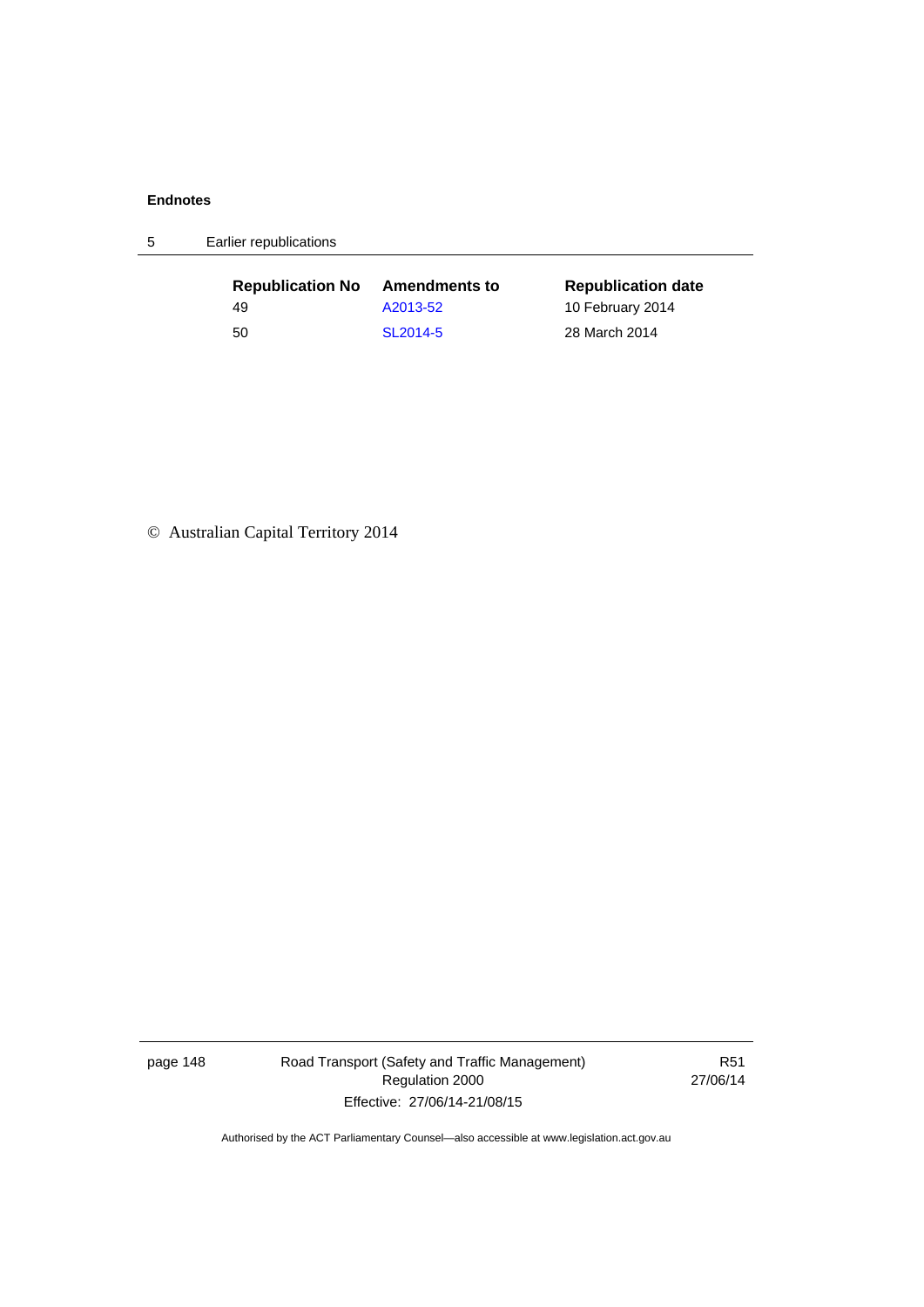| Republication No | Amendments to | Republication date |
|---|---|---|
| 49 | A2013-52 | 10 February 2014 |
| 50 | SL2014-5 | 28 March 2014 |

© Australian Capital Territory 2014